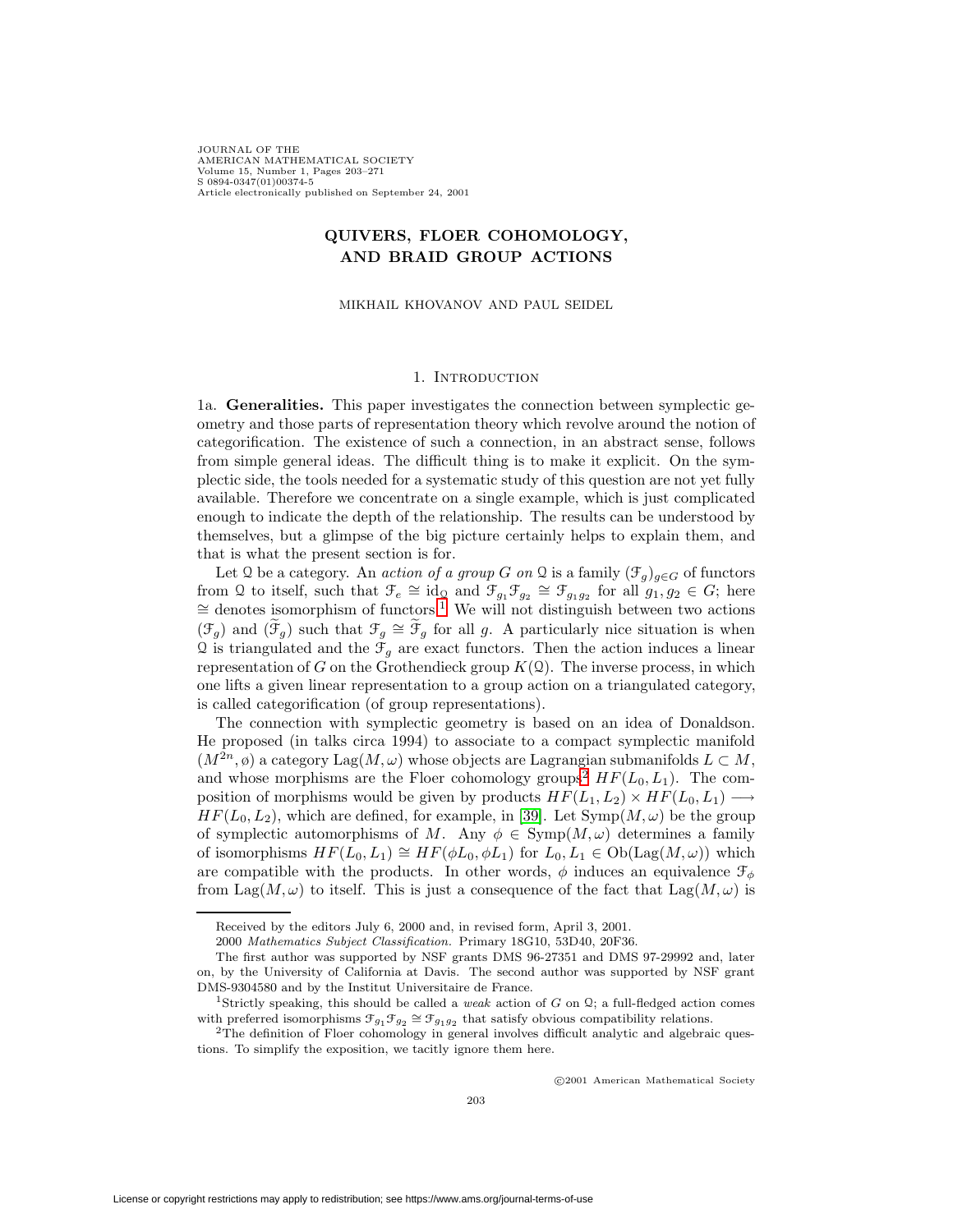# QUIVERS, FLOER COHOMOLOGY, AND BRAID GROUP ACTIONS

MIKHAIL KHOVANOV AND PAUL SEIDEL

## 1. Introduction

1a. **Generalities.** This paper investigates the connection between symplectic geometry and those parts of representation theory which revolve around the notion of categorification. The existence of such a connection, in an abstract sense, follows from simple general ideas. The difficult thing is to make it explicit. On the symplectic side, the tools needed for a systematic study of this question are not yet fully available. Therefore we concentrate on a single example, which is just complicated enough to indicate the depth of the relationship. The results can be understood by themselves, but a glimpse of the big picture certainly helps to explain them, and that is what the present section is for.

Let $\mathcal{Q}$ be a category. An *action of a group $G$ on* $\mathcal{Q}$ is a family $(\mathcal{F}_g)_{g \in G}$ of functors from $\mathcal{Q}$ to itself, such that $\mathcal{F}_e \cong \mathrm{id}_{\mathcal{Q}}$ and $\mathcal{F}_{g_1}\mathcal{F}_{g_2} \cong \mathcal{F}_{g_1 g_2}$ for all $g_1, g_2 \in G$; here $\cong$ denotes isomorphism of functors.[1] We will not distinguish between two actions $(\mathcal{F}_g)$ and $(\widetilde{\mathcal{F}}_g)$ such that $\mathcal{F}_g \cong \widetilde{\mathcal{F}}_g$ for all $g$. A particularly nice situation is when $\mathcal{Q}$ is triangulated and the $\mathcal{F}_g$ are exact functors. Then the action induces a linear representation of $G$ on the Grothendieck group $K(\mathcal{Q})$. The inverse process, in which one lifts a given linear representation to a group action on a triangulated category, is called categorification (of group representations).

The connection with symplectic geometry is based on an idea of Donaldson. He proposed (in talks circa 1994) to associate to a compact symplectic manifold $(M^{2n}, \omega)$ a category $\mathrm{Lag}(M, \omega)$ whose objects are Lagrangian submanifolds $L \subset M$, and whose morphisms are the Floer cohomology groups[2] $HF(L_0, L_1)$. The composition of morphisms would be given by products $HF(L_1, L_2) \times HF(L_0, L_1) \longrightarrow HF(L_0, L_2)$, which are defined, for example, in [39]. Let $\mathrm{Symp}(M, \omega)$ be the group of symplectic automorphisms of $M$. Any $\phi \in \mathrm{Symp}(M, \omega)$ determines a family of isomorphisms $HF(L_0, L_1) \cong HF(\phi L_0, \phi L_1)$ for $L_0, L_1 \in \mathrm{Ob}(\mathrm{Lag}(M, \omega))$ which are compatible with the products. In other words, $\phi$ induces an equivalence $\mathcal{F}_\phi$ from $\mathrm{Lag}(M, \omega)$ to itself. This is just a consequence of the fact that $\mathrm{Lag}(M, \omega)$ is

---

Received by the editors July 6, 2000 and, in revised form, April 3, 2001.

2000 *Mathematics Subject Classification.* Primary 18G10, 53D40, 20F36.

The first author was supported by NSF grants DMS 96-27351 and DMS 97-29992 and, later on, by the University of California at Davis. The second author was supported by NSF grant DMS-9304580 and by the Institut Universitaire de France.

[1] Strictly speaking, this should be called a *weak* action of $G$ on $\mathcal{Q}$; a full-fledged action comes with preferred isomorphisms $\mathcal{F}_{g_1}\mathcal{F}_{g_2} \cong \mathcal{F}_{g_1 g_2}$ that satisfy obvious compatibility relations.

[2] The definition of Floer cohomology in general involves difficult analytic and algebraic questions. To simplify the exposition, we tacitly ignore them here.

©2001 American Mathematical Society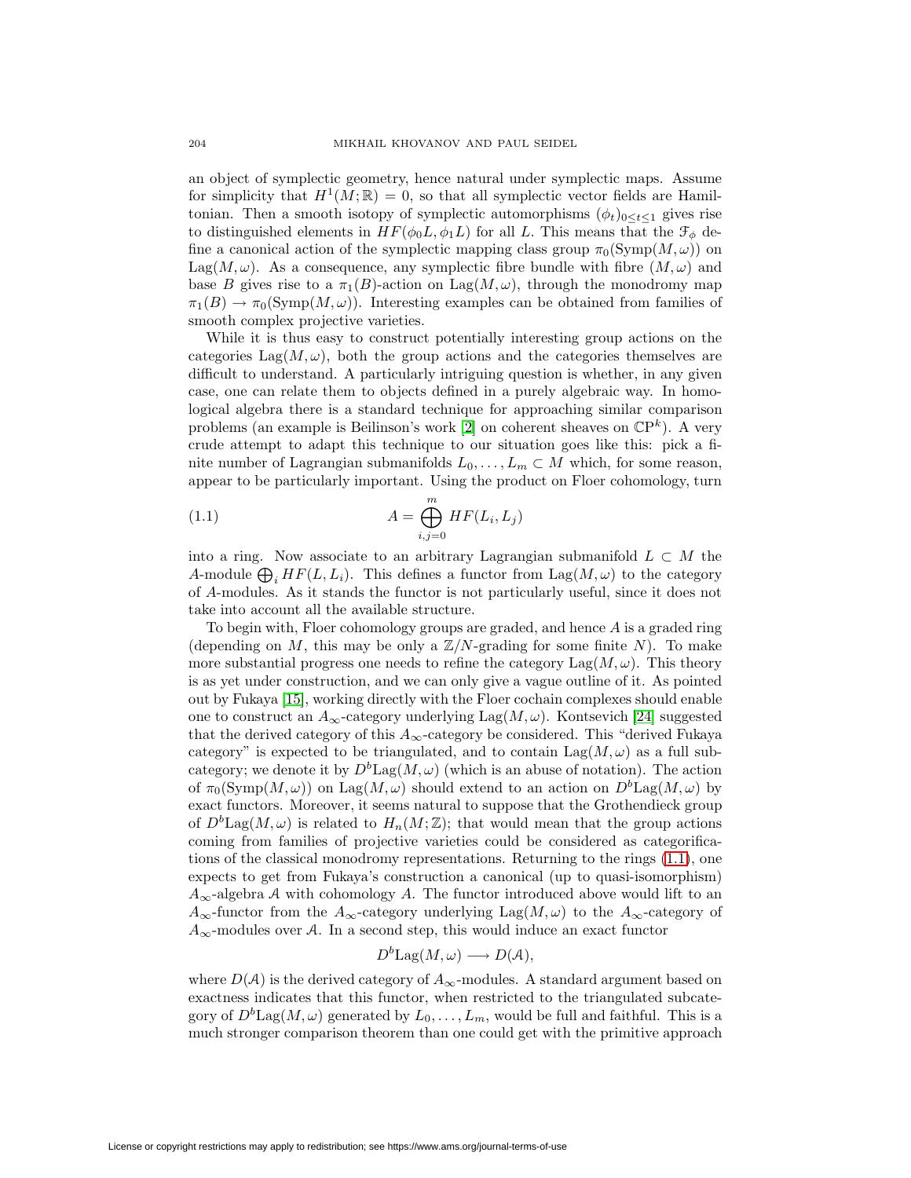an object of symplectic geometry, hence natural under symplectic maps. Assume for simplicity that $H^1(M;\mathbb{R}) = 0$, so that all symplectic vector fields are Hamiltonian. Then a smooth isotopy of symplectic automorphisms $(\phi_t)_{0\leq t\leq 1}$ gives rise to distinguished elements in $HF(\phi_0 L, \phi_1 L)$ for all $L$. This means that the $\mathcal{F}_\phi$ define a canonical action of the symplectic mapping class group $\pi_0(\mathrm{Symp}(M,\omega))$ on $\mathrm{Lag}(M,\omega)$. As a consequence, any symplectic fibre bundle with fibre $(M,\omega)$ and base $B$ gives rise to a $\pi_1(B)$-action on $\mathrm{Lag}(M,\omega)$, through the monodromy map $\pi_1(B) \to \pi_0(\mathrm{Symp}(M,\omega))$. Interesting examples can be obtained from families of smooth complex projective varieties.

While it is thus easy to construct potentially interesting group actions on the categories $\mathrm{Lag}(M,\omega)$, both the group actions and the categories themselves are difficult to understand. A particularly intriguing question is whether, in any given case, one can relate them to objects defined in a purely algebraic way. In homological algebra there is a standard technique for approaching similar comparison problems (an example is Beilinson's work [2] on coherent sheaves on $\mathbb{CP}^k$). A very crude attempt to adapt this technique to our situation goes like this: pick a finite number of Lagrangian submanifolds $L_0, \dots, L_m \subset M$ which, for some reason, appear to be particularly important. Using the product on Floer cohomology, turn

$$A = \bigoplus_{i,j=0}^{m} HF(L_i, L_j) \tag{1.1}$$

into a ring. Now associate to an arbitrary Lagrangian submanifold $L \subset M$ the $A$-module $\bigoplus_i HF(L, L_i)$. This defines a functor from $\mathrm{Lag}(M,\omega)$ to the category of $A$-modules. As it stands the functor is not particularly useful, since it does not take into account all the available structure.

To begin with, Floer cohomology groups are graded, and hence $A$ is a graded ring (depending on $M$, this may be only a $\mathbb{Z}/N$-grading for some finite $N$). To make more substantial progress one needs to refine the category $\mathrm{Lag}(M,\omega)$. This theory is as yet under construction, and we can only give a vague outline of it. As pointed out by Fukaya [15], working directly with the Floer cochain complexes should enable one to construct an $A_\infty$-category underlying $\mathrm{Lag}(M,\omega)$. Kontsevich [24] suggested that the derived category of this $A_\infty$-category be considered. This "derived Fukaya category" is expected to be triangulated, and to contain $\mathrm{Lag}(M,\omega)$ as a full subcategory; we denote it by $D^b\mathrm{Lag}(M,\omega)$ (which is an abuse of notation). The action of $\pi_0(\mathrm{Symp}(M,\omega))$ on $\mathrm{Lag}(M,\omega)$ should extend to an action on $D^b\mathrm{Lag}(M,\omega)$ by exact functors. Moreover, it seems natural to suppose that the Grothendieck group of $D^b\mathrm{Lag}(M,\omega)$ is related to $H_n(M;\mathbb{Z})$; that would mean that the group actions coming from families of projective varieties could be considered as categorifications of the classical monodromy representations. Returning to the rings (1.1), one expects to get from Fukaya's construction a canonical (up to quasi-isomorphism) $A_\infty$-algebra $\mathcal{A}$ with cohomology $A$. The functor introduced above would lift to an $A_\infty$-functor from the $A_\infty$-category underlying $\mathrm{Lag}(M,\omega)$ to the $A_\infty$-category of $A_\infty$-modules over $\mathcal{A}$. In a second step, this would induce an exact functor

$$D^b\mathrm{Lag}(M,\omega) \longrightarrow D(\mathcal{A}),$$

where $D(\mathcal{A})$ is the derived category of $A_\infty$-modules. A standard argument based on exactness indicates that this functor, when restricted to the triangulated subcategory of $D^b\mathrm{Lag}(M,\omega)$ generated by $L_0, \dots, L_m$, would be full and faithful. This is a much stronger comparison theorem than one could get with the primitive approach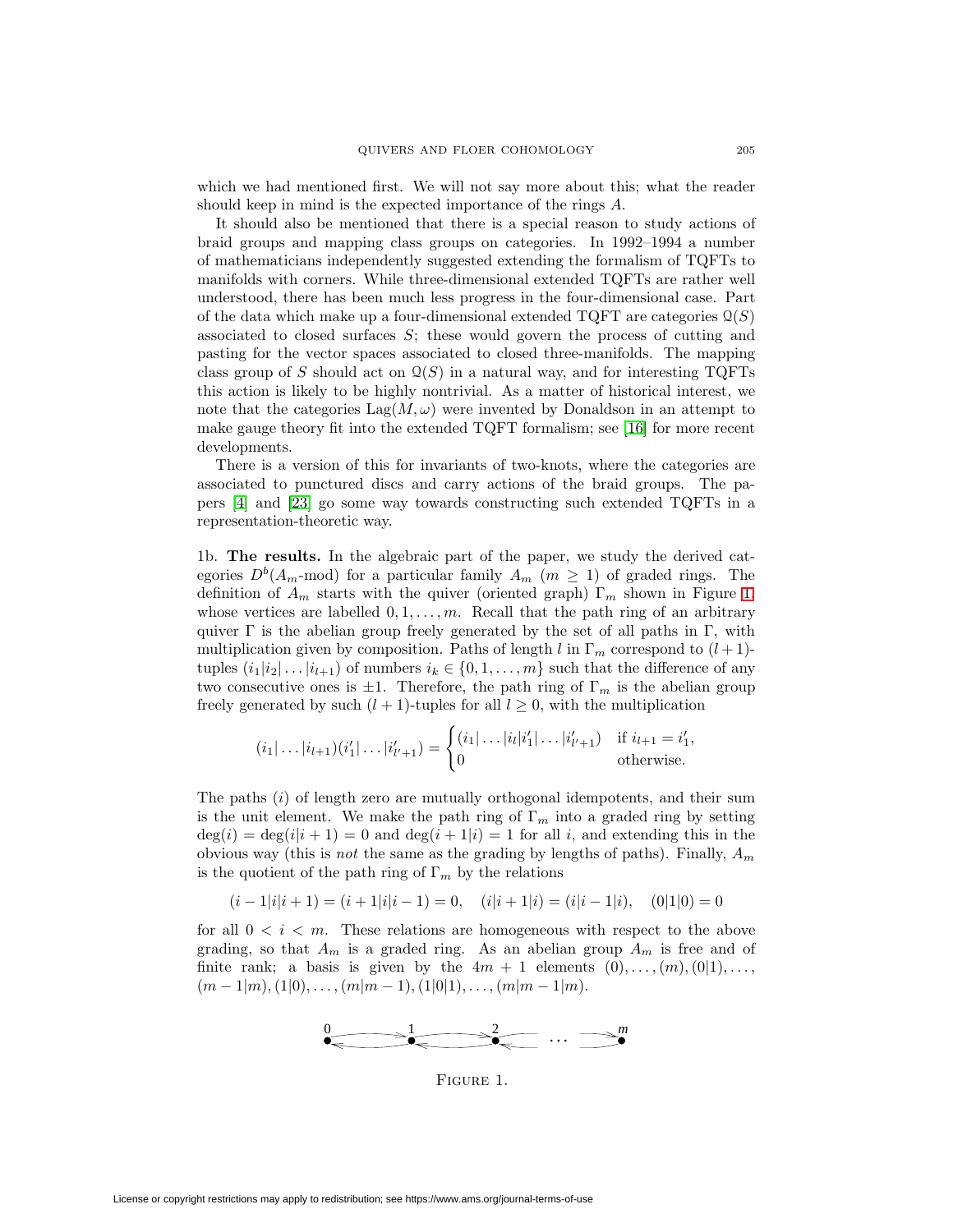which we had mentioned first. We will not say more about this; what the reader should keep in mind is the expected importance of the rings $A$.

It should also be mentioned that there is a special reason to study actions of braid groups and mapping class groups on categories. In 1992–1994 a number of mathematicians independently suggested extending the formalism of TQFTs to manifolds with corners. While three-dimensional extended TQFTs are rather well understood, there has been much less progress in the four-dimensional case. Part of the data which make up a four-dimensional extended TQFT are categories $\mathcal{Q}(S)$ associated to closed surfaces $S$; these would govern the process of cutting and pasting for the vector spaces associated to closed three-manifolds. The mapping class group of $S$ should act on $\mathcal{Q}(S)$ in a natural way, and for interesting TQFTs this action is likely to be highly nontrivial. As a matter of historical interest, we note that the categories $\mathrm{Lag}(M, \omega)$ were invented by Donaldson in an attempt to make gauge theory fit into the extended TQFT formalism; see [16] for more recent developments.

There is a version of this for invariants of two-knots, where the categories are associated to punctured discs and carry actions of the braid groups. The papers [4] and [23] go some way towards constructing such extended TQFTs in a representation-theoretic way.

1b. **The results.** In the algebraic part of the paper, we study the derived categories $D^b(A_m\text{-mod})$ for a particular family $A_m$ ($m \geq 1$) of graded rings. The definition of $A_m$ starts with the quiver (oriented graph) $\Gamma_m$ shown in Figure 1, whose vertices are labelled $0, 1, \dots, m$. Recall that the path ring of an arbitrary quiver $\Gamma$ is the abelian group freely generated by the set of all paths in $\Gamma$, with multiplication given by composition. Paths of length $l$ in $\Gamma_m$ correspond to $(l+1)$-tuples $(i_1|i_2|\dots|i_{l+1})$ of numbers $i_k \in \{0, 1, \dots, m\}$ such that the difference of any two consecutive ones is $\pm 1$. Therefore, the path ring of $\Gamma_m$ is the abelian group freely generated by such $(l+1)$-tuples for all $l \geq 0$, with the multiplication

$$(i_1|\dots|i_{l+1})(i'_1|\dots|i'_{l'+1}) = \begin{cases} (i_1|\dots|i_l|i'_1|\dots|i'_{l'+1}) & \text{if } i_{l+1} = i'_1, \\ 0 & \text{otherwise.} \end{cases}$$

The paths $(i)$ of length zero are mutually orthogonal idempotents, and their sum is the unit element. We make the path ring of $\Gamma_m$ into a graded ring by setting $\deg(i) = \deg(i|i+1) = 0$ and $\deg(i+1|i) = 1$ for all $i$, and extending this in the obvious way (this is *not* the same as the grading by lengths of paths). Finally, $A_m$ is the quotient of the path ring of $\Gamma_m$ by the relations

$$(i-1|i|i+1) = (i+1|i|i-1) = 0, \quad (i|i+1|i) = (i|i-1|i), \quad (0|1|0) = 0$$

for all $0 < i < m$. These relations are homogeneous with respect to the above grading, so that $A_m$ is a graded ring. As an abelian group $A_m$ is free and of finite rank; a basis is given by the $4m+1$ elements $(0), \dots, (m), (0|1), \dots, (m-1|m), (1|0), \dots, (m|m-1), (1|0|1), \dots, (m|m-1|m)$.

FIGURE 1.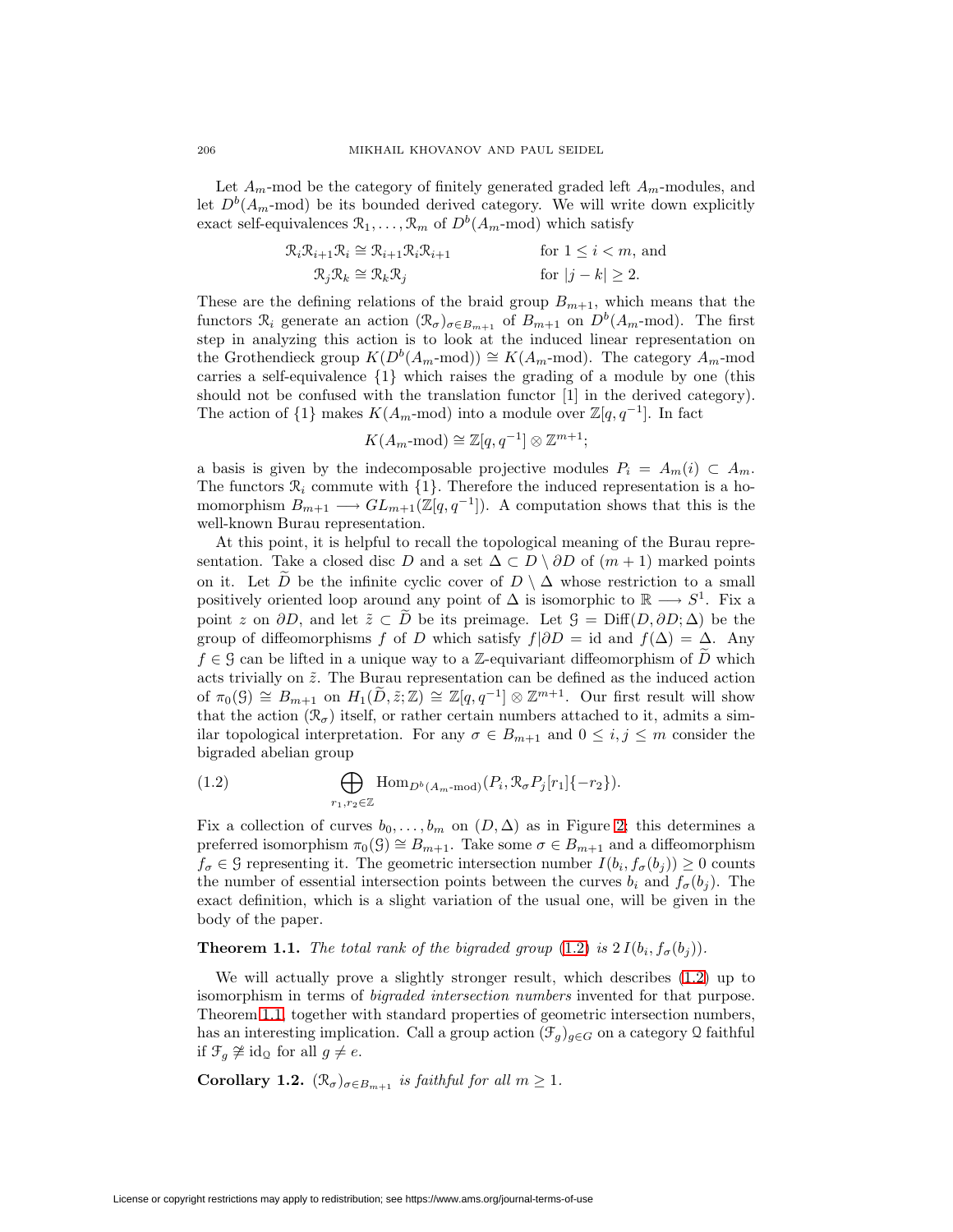Let $A_m$-mod be the category of finitely generated graded left $A_m$-modules, and let $D^b(A_m\text{-mod})$ be its bounded derived category. We will write down explicitly exact self-equivalences $\mathcal{R}_1, \dots, \mathcal{R}_m$ of $D^b(A_m\text{-mod})$ which satisfy

$$
\begin{aligned}
\mathcal{R}_i\mathcal{R}_{i+1}\mathcal{R}_i &\cong \mathcal{R}_{i+1}\mathcal{R}_i\mathcal{R}_{i+1} && \text{for } 1 \leq i < m, \text{ and} \\
\mathcal{R}_j\mathcal{R}_k &\cong \mathcal{R}_k\mathcal{R}_j && \text{for } |j-k| \geq 2.
\end{aligned}
$$

These are the defining relations of the braid group $B_{m+1}$, which means that the functors $\mathcal{R}_i$ generate an action $(\mathcal{R}_\sigma)_{\sigma \in B_{m+1}}$ of $B_{m+1}$ on $D^b(A_m\text{-mod})$. The first step in analyzing this action is to look at the induced linear representation on the Grothendieck group $K(D^b(A_m\text{-mod})) \cong K(A_m\text{-mod})$. The category $A_m$-mod carries a self-equivalence $\{1\}$ which raises the grading of a module by one (this should not be confused with the translation functor $[1]$ in the derived category). The action of $\{1\}$ makes $K(A_m\text{-mod})$ into a module over $\mathbb{Z}[q, q^{-1}]$. In fact

$$K(A_m\text{-mod}) \cong \mathbb{Z}[q, q^{-1}] \otimes \mathbb{Z}^{m+1};$$

a basis is given by the indecomposable projective modules $P_i = A_m(i) \subset A_m$. The functors $\mathcal{R}_i$ commute with $\{1\}$. Therefore the induced representation is a homomorphism $B_{m+1} \longrightarrow GL_{m+1}(\mathbb{Z}[q, q^{-1}])$. A computation shows that this is the well-known Burau representation.

At this point, it is helpful to recall the topological meaning of the Burau representation. Take a closed disc $D$ and a set $\Delta \subset D \setminus \partial D$ of $(m+1)$ marked points on it. Let $\widetilde{D}$ be the infinite cyclic cover of $D \setminus \Delta$ whose restriction to a small positively oriented loop around any point of $\Delta$ is isomorphic to $\mathbb{R} \longrightarrow S^1$. Fix a point $z$ on $\partial D$, and let $\tilde{z} \subset \widetilde{D}$ be its preimage. Let $\mathcal{G} = \mathrm{Diff}(D, \partial D; \Delta)$ be the group of diffeomorphisms $f$ of $D$ which satisfy $f|\partial D = \mathrm{id}$ and $f(\Delta) = \Delta$. Any $f \in \mathcal{G}$ can be lifted in a unique way to a $\mathbb{Z}$-equivariant diffeomorphism of $\widetilde{D}$ which acts trivially on $\tilde{z}$. The Burau representation can be defined as the induced action of $\pi_0(\mathcal{G}) \cong B_{m+1}$ on $H_1(\widetilde{D}, \tilde{z}; \mathbb{Z}) \cong \mathbb{Z}[q, q^{-1}] \otimes \mathbb{Z}^{m+1}$. Our first result will show that the action $(\mathcal{R}_\sigma)$ itself, or rather certain numbers attached to it, admits a similar topological interpretation. For any $\sigma \in B_{m+1}$ and $0 \leq i, j \leq m$ consider the bigraded abelian group

$$
\bigoplus_{r_1, r_2 \in \mathbb{Z}} \mathrm{Hom}_{D^b(A_m\text{-mod})}(P_i, \mathcal{R}_\sigma P_j[r_1]\{-r_2\}). \tag{1.2}
$$

Fix a collection of curves $b_0, \dots, b_m$ on $(D, \Delta)$ as in Figure 2; this determines a preferred isomorphism $\pi_0(\mathcal{G}) \cong B_{m+1}$. Take some $\sigma \in B_{m+1}$ and a diffeomorphism $f_\sigma \in \mathcal{G}$ representing it. The geometric intersection number $I(b_i, f_\sigma(b_j)) \geq 0$ counts the number of essential intersection points between the curves $b_i$ and $f_\sigma(b_j)$. The exact definition, which is a slight variation of the usual one, will be given in the body of the paper.

**Theorem 1.1.** *The total rank of the bigraded group* (1.2) *is* $2\,I(b_i, f_\sigma(b_j))$.

We will actually prove a slightly stronger result, which describes (1.2) up to isomorphism in terms of *bigraded intersection numbers* invented for that purpose. Theorem 1.1, together with standard properties of geometric intersection numbers, has an interesting implication. Call a group action $(\mathcal{F}_g)_{g \in G}$ on a category $\mathcal{Q}$ faithful if $\mathcal{F}_g \not\cong \mathrm{id}_{\mathcal{Q}}$ for all $g \neq e$.

**Corollary 1.2.** $(\mathcal{R}_\sigma)_{\sigma \in B_{m+1}}$ *is faithful for all* $m \geq 1$.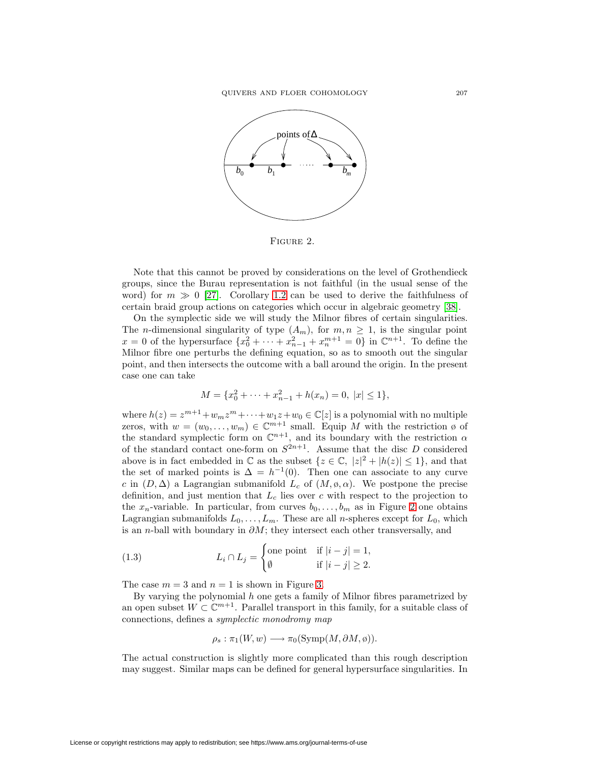FIGURE 2.

Note that this cannot be proved by considerations on the level of Grothendieck groups, since the Burau representation is not faithful (in the usual sense of the word) for $m \gg 0$ [27]. Corollary 1.2 can be used to derive the faithfulness of certain braid group actions on categories which occur in algebraic geometry [38].

On the symplectic side we will study the Milnor fibres of certain singularities. The $n$-dimensional singularity of type $(A_m)$, for $m, n \geq 1$, is the singular point $x = 0$ of the hypersurface $\{x_0^2 + \cdots + x_{n-1}^2 + x_n^{m+1} = 0\}$ in $\mathbb{C}^{n+1}$. To define the Milnor fibre one perturbs the defining equation, so as to smooth out the singular point, and then intersects the outcome with a ball around the origin. In the present case one can take

$$M = \{x_0^2 + \cdots + x_{n-1}^2 + h(x_n) = 0,\ |x| \leq 1\},$$

where $h(z) = z^{m+1} + w_m z^m + \cdots + w_1 z + w_0 \in \mathbb{C}[z]$ is a polynomial with no multiple zeros, with $w = (w_0, \ldots, w_m) \in \mathbb{C}^{m+1}$ small. Equip $M$ with the restriction $\o$ of the standard symplectic form on $\mathbb{C}^{n+1}$, and its boundary with the restriction $\alpha$ of the standard contact one-form on $S^{2n+1}$. Assume that the disc $D$ considered above is in fact embedded in $\mathbb{C}$ as the subset $\{z \in \mathbb{C},\ |z|^2 + |h(z)| \leq 1\}$, and that the set of marked points is $\Delta = h^{-1}(0)$. Then one can associate to any curve $c$ in $(D, \Delta)$ a Lagrangian submanifold $L_c$ of $(M, \o, \alpha)$. We postpone the precise definition, and just mention that $L_c$ lies over $c$ with respect to the projection to the $x_n$-variable. In particular, from curves $b_0, \ldots, b_m$ as in Figure 2 one obtains Lagrangian submanifolds $L_0, \ldots, L_m$. These are all $n$-spheres except for $L_0$, which is an $n$-ball with boundary in $\partial M$; they intersect each other transversally, and

$$L_i \cap L_j = \begin{cases} \text{one point} & \text{if } |i - j| = 1, \\ \emptyset & \text{if } |i - j| \geq 2. \end{cases} \tag{1.3}$$

The case $m = 3$ and $n = 1$ is shown in Figure 3.

By varying the polynomial $h$ one gets a family of Milnor fibres parametrized by an open subset $W \subset \mathbb{C}^{m+1}$. Parallel transport in this family, for a suitable class of connections, defines a *symplectic monodromy map*

$$\rho_s : \pi_1(W, w) \longrightarrow \pi_0(\mathrm{Symp}(M, \partial M, \o)).$$

The actual construction is slightly more complicated than this rough description may suggest. Similar maps can be defined for general hypersurface singularities. In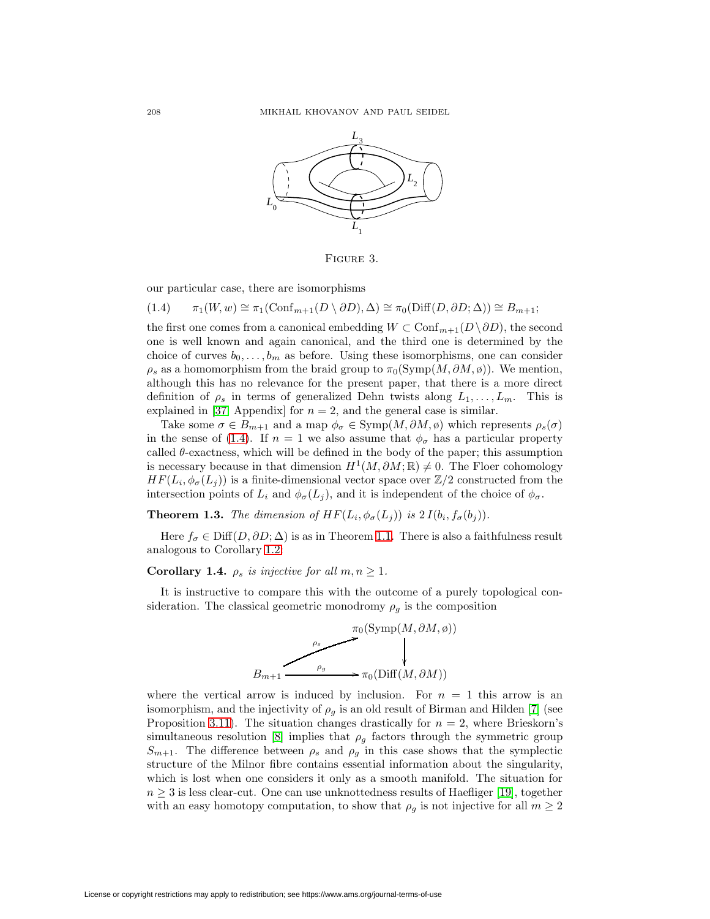FIGURE 3.

our particular case, there are isomorphisms

$$\pi_1(W, w) \cong \pi_1(\mathrm{Conf}_{m+1}(D \setminus \partial D), \Delta) \cong \pi_0(\mathrm{Diff}(D, \partial D; \Delta)) \cong B_{m+1}; \tag{1.4}$$

the first one comes from a canonical embedding $W \subset \mathrm{Conf}_{m+1}(D \setminus \partial D)$, the second one is well known and again canonical, and the third one is determined by the choice of curves $b_0, \dots, b_m$ as before. Using these isomorphisms, one can consider $\rho_s$ as a homomorphism from the braid group to $\pi_0(\mathrm{Symp}(M, \partial M, \emptyset))$. We mention, although this has no relevance for the present paper, that there is a more direct definition of $\rho_s$ in terms of generalized Dehn twists along $L_1, \dots, L_m$. This is explained in [37, Appendix] for $n = 2$, and the general case is similar.

Take some $\sigma \in B_{m+1}$ and a map $\phi_\sigma \in \mathrm{Symp}(M, \partial M, \emptyset)$ which represents $\rho_s(\sigma)$ in the sense of (1.4). If $n = 1$ we also assume that $\phi_\sigma$ has a particular property called $\theta$-exactness, which will be defined in the body of the paper; this assumption is necessary because in that dimension $H^1(M, \partial M; \mathbb{R}) \neq 0$. The Floer cohomology $HF(L_i, \phi_\sigma(L_j))$ is a finite-dimensional vector space over $\mathbb{Z}/2$ constructed from the intersection points of $L_i$ and $\phi_\sigma(L_j)$, and it is independent of the choice of $\phi_\sigma$.

**Theorem 1.3.** *The dimension of $HF(L_i, \phi_\sigma(L_j))$ is $2\, I(b_i, f_\sigma(b_j))$.*

Here $f_\sigma \in \mathrm{Diff}(D, \partial D; \Delta)$ is as in Theorem 1.1. There is also a faithfulness result analogous to Corollary 1.2.

**Corollary 1.4.** *$\rho_s$ is injective for all $m, n \geq 1$.*

It is instructive to compare this with the outcome of a purely topological consideration. The classical geometric monodromy $\rho_g$ is the composition

$$\begin{array}{ccc} & & \pi_0(\mathrm{Symp}(M, \partial M, \emptyset)) \\ & \overset{\rho_s}{\nearrow} & \downarrow \\ B_{m+1} & \xrightarrow{\rho_g} & \pi_0(\mathrm{Diff}(M, \partial M)) \end{array}$$

where the vertical arrow is induced by inclusion. For $n = 1$ this arrow is an isomorphism, and the injectivity of $\rho_g$ is an old result of Birman and Hilden [7] (see Proposition 3.11). The situation changes drastically for $n = 2$, where Brieskorn's simultaneous resolution [8] implies that $\rho_g$ factors through the symmetric group $S_{m+1}$. The difference between $\rho_s$ and $\rho_g$ in this case shows that the symplectic structure of the Milnor fibre contains essential information about the singularity, which is lost when one considers it only as a smooth manifold. The situation for $n \geq 3$ is less clear-cut. One can use unknottedness results of Haefliger [19], together with an easy homotopy computation, to show that $\rho_g$ is not injective for all $m \geq 2$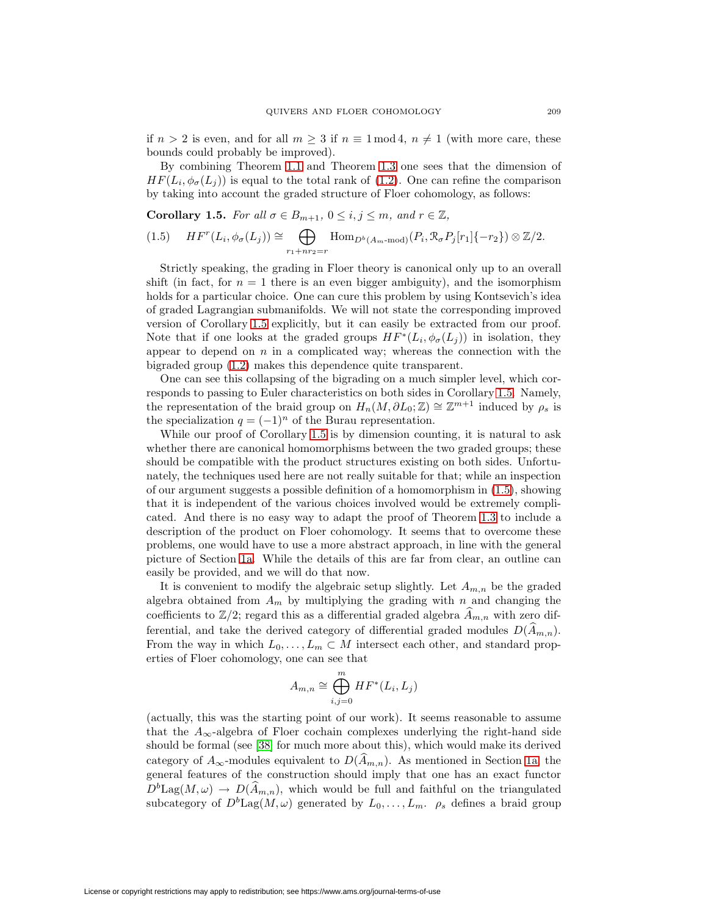if $n > 2$ is even, and for all $m \geq 3$ if $n \equiv 1 \bmod 4$, $n \neq 1$ (with more care, these bounds could probably be improved).

By combining Theorem 1.1 and Theorem 1.3 one sees that the dimension of $HF(L_i, \phi_\sigma(L_j))$ is equal to the total rank of (1.2). One can refine the comparison by taking into account the graded structure of Floer cohomology, as follows:

**Corollary 1.5.** *For all $\sigma \in B_{m+1}$, $0 \leq i, j \leq m$, and $r \in \mathbb{Z}$,*

$$HF^r(L_i, \phi_\sigma(L_j)) \cong \bigoplus_{r_1 + nr_2 = r} \mathrm{Hom}_{D^b(A_m\text{-mod})}(P_i, \mathcal{R}_\sigma P_j[r_1]\{-r_2\}) \otimes \mathbb{Z}/2. \tag{1.5}$$

Strictly speaking, the grading in Floer theory is canonical only up to an overall shift (in fact, for $n = 1$ there is an even bigger ambiguity), and the isomorphism holds for a particular choice. One can cure this problem by using Kontsevich's idea of graded Lagrangian submanifolds. We will not state the corresponding improved version of Corollary 1.5 explicitly, but it can easily be extracted from our proof. Note that if one looks at the graded groups $HF^*(L_i, \phi_\sigma(L_j))$ in isolation, they appear to depend on $n$ in a complicated way; whereas the connection with the bigraded group (1.2) makes this dependence quite transparent.

One can see this collapsing of the bigrading on a much simpler level, which corresponds to passing to Euler characteristics on both sides in Corollary 1.5. Namely, the representation of the braid group on $H_n(M, \partial L_0; \mathbb{Z}) \cong \mathbb{Z}^{m+1}$ induced by $\rho_s$ is the specialization $q = (-1)^n$ of the Burau representation.

While our proof of Corollary 1.5 is by dimension counting, it is natural to ask whether there are canonical homomorphisms between the two graded groups; these should be compatible with the product structures existing on both sides. Unfortunately, the techniques used here are not really suitable for that; while an inspection of our argument suggests a possible definition of a homomorphism in (1.5), showing that it is independent of the various choices involved would be extremely complicated. And there is no easy way to adapt the proof of Theorem 1.3 to include a description of the product on Floer cohomology. It seems that to overcome these problems, one would have to use a more abstract approach, in line with the general picture of Section 1a. While the details of this are far from clear, an outline can easily be provided, and we will do that now.

It is convenient to modify the algebraic setup slightly. Let $A_{m,n}$ be the graded algebra obtained from $A_m$ by multiplying the grading with $n$ and changing the coefficients to $\mathbb{Z}/2$; regard this as a differential graded algebra $\widehat{A}_{m,n}$ with zero differential, and take the derived category of differential graded modules $D(\widehat{A}_{m,n})$. From the way in which $L_0, \dots, L_m \subset M$ intersect each other, and standard properties of Floer cohomology, one can see that

$$A_{m,n} \cong \bigoplus_{i,j=0}^{m} HF^*(L_i, L_j)$$

(actually, this was the starting point of our work). It seems reasonable to assume that the $A_\infty$-algebra of Floer cochain complexes underlying the right-hand side should be formal (see [38] for much more about this), which would make its derived category of $A_\infty$-modules equivalent to $D(\widehat{A}_{m,n})$. As mentioned in Section 1a, the general features of the construction should imply that one has an exact functor $D^b\mathrm{Lag}(M, \omega) \to D(\widehat{A}_{m,n})$, which would be full and faithful on the triangulated subcategory of $D^b\mathrm{Lag}(M, \omega)$ generated by $L_0, \dots, L_m$. $\rho_s$ defines a braid group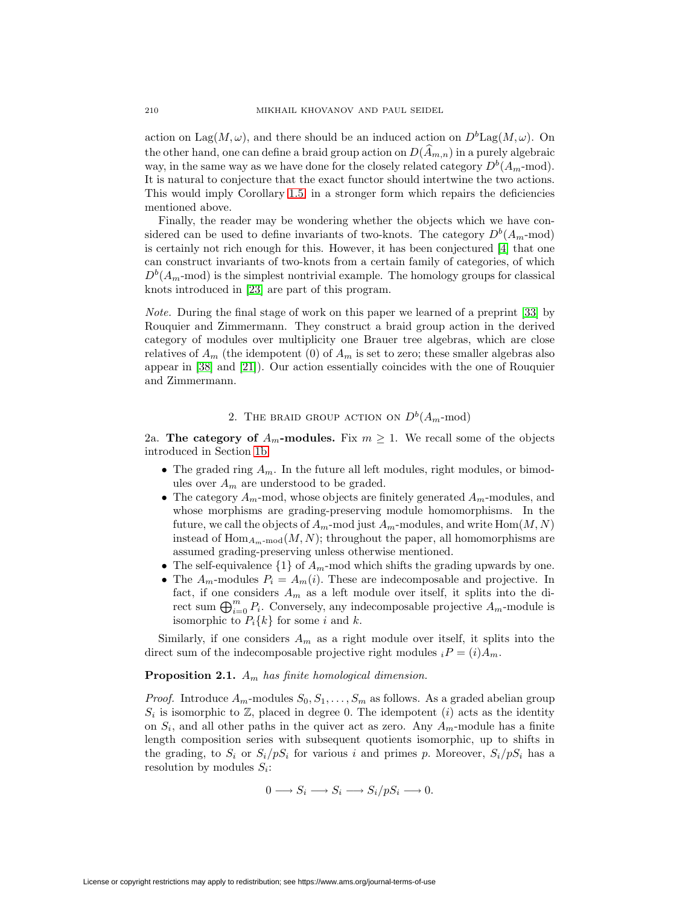action on $\mathrm{Lag}(M, \omega)$, and there should be an induced action on $D^b\mathrm{Lag}(M, \omega)$. On the other hand, one can define a braid group action on $D(\widehat{A}_{m,n})$ in a purely algebraic way, in the same way as we have done for the closely related category $D^b(A_m\text{-mod})$. It is natural to conjecture that the exact functor should intertwine the two actions. This would imply Corollary 1.5 in a stronger form which repairs the deficiencies mentioned above.

Finally, the reader may be wondering whether the objects which we have considered can be used to define invariants of two-knots. The category $D^b(A_m\text{-mod})$ is certainly not rich enough for this. However, it has been conjectured [4] that one can construct invariants of two-knots from a certain family of categories, of which $D^b(A_m\text{-mod})$ is the simplest nontrivial example. The homology groups for classical knots introduced in [23] are part of this program.

*Note.* During the final stage of work on this paper we learned of a preprint [33] by Rouquier and Zimmermann. They construct a braid group action in the derived category of modules over multiplicity one Brauer tree algebras, which are close relatives of $A_m$ (the idempotent $(0)$ of $A_m$ is set to zero; these smaller algebras also appear in [38] and [21]). Our action essentially coincides with the one of Rouquier and Zimmermann.

## 2. The braid group action on $D^b(A_m\text{-mod})$

2a. **The category of $A_m$-modules.** Fix $m \geq 1$. We recall some of the objects introduced in Section 1b.

- The graded ring $A_m$. In the future all left modules, right modules, or bimodules over $A_m$ are understood to be graded.
- The category $A_m$-mod, whose objects are finitely generated $A_m$-modules, and whose morphisms are grading-preserving module homomorphisms. In the future, we call the objects of $A_m$-mod just $A_m$-modules, and write $\mathrm{Hom}(M, N)$ instead of $\mathrm{Hom}_{A_m\text{-mod}}(M, N)$; throughout the paper, all homomorphisms are assumed grading-preserving unless otherwise mentioned.
- The self-equivalence $\{1\}$ of $A_m$-mod which shifts the grading upwards by one.
- The $A_m$-modules $P_i = A_m(i)$. These are indecomposable and projective. In fact, if one considers $A_m$ as a left module over itself, it splits into the direct sum $\bigoplus_{i=0}^m P_i$. Conversely, any indecomposable projective $A_m$-module is isomorphic to $P_i\{k\}$ for some $i$ and $k$.

Similarly, if one considers $A_m$ as a right module over itself, it splits into the direct sum of the indecomposable projective right modules ${}_iP = (i)A_m$.

**Proposition 2.1.** *$A_m$ has finite homological dimension.*

*Proof.* Introduce $A_m$-modules $S_0, S_1, \dots, S_m$ as follows. As a graded abelian group $S_i$ is isomorphic to $\mathbb{Z}$, placed in degree 0. The idempotent $(i)$ acts as the identity on $S_i$, and all other paths in the quiver act as zero. Any $A_m$-module has a finite length composition series with subsequent quotients isomorphic, up to shifts in the grading, to $S_i$ or $S_i/pS_i$ for various $i$ and primes $p$. Moreover, $S_i/pS_i$ has a resolution by modules $S_i$:

$$0 \longrightarrow S_i \longrightarrow S_i \longrightarrow S_i/pS_i \longrightarrow 0.$$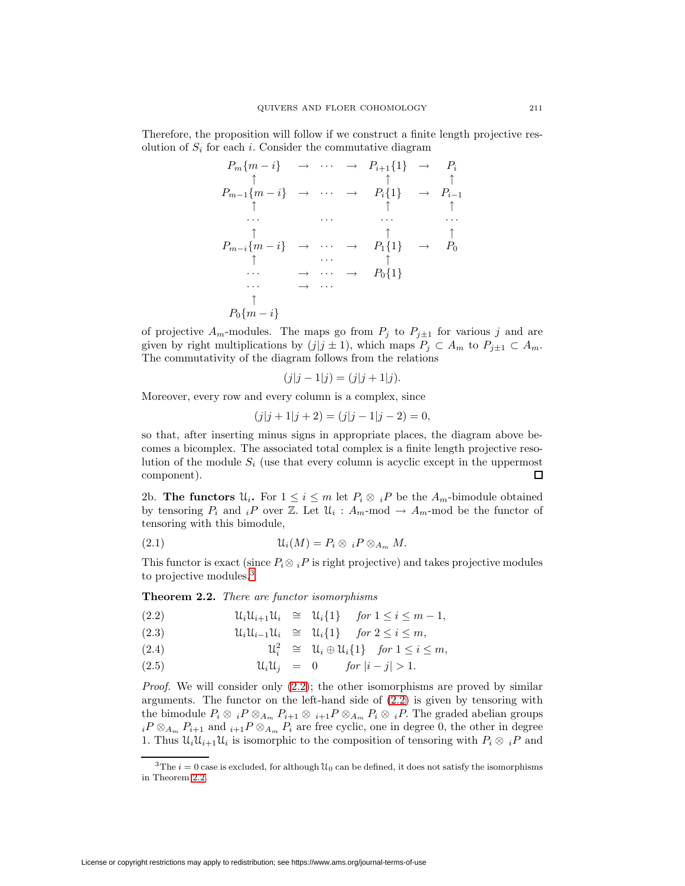Therefore, the proposition will follow if we construct a finite length projective resolution of $S_i$ for each $i$. Consider the commutative diagram

$$
\begin{array}{ccccccc}
P_m\{m-i\} & \rightarrow & \cdots & \rightarrow & P_{i+1}\{1\} & \rightarrow & P_i \\
\uparrow & & & & \uparrow & & \uparrow \\
P_{m-1}\{m-i\} & \rightarrow & \cdots & \rightarrow & P_i\{1\} & \rightarrow & P_{i-1} \\
\uparrow & & & & \uparrow & & \uparrow \\
\cdots & & \cdots & & \cdots & & \cdots \\
\uparrow & & & & \uparrow & & \uparrow \\
P_{m-i}\{m-i\} & \rightarrow & \cdots & \rightarrow & P_1\{1\} & \rightarrow & P_0 \\
\uparrow & & \cdots & & \uparrow & & \\
\cdots & \rightarrow & \cdots & \rightarrow & P_0\{1\} & & \\
\cdots & \rightarrow & \cdots & & & & \\
\uparrow & & & & & & \\
P_0\{m-i\} & & & & & &
\end{array}
$$

of projective $A_m$-modules. The maps go from $P_j$ to $P_{j\pm 1}$ for various $j$ and are given by right multiplications by $(j|j\pm 1)$, which maps $P_j \subset A_m$ to $P_{j\pm 1} \subset A_m$. The commutativity of the diagram follows from the relations

$$(j|j-1|j) = (j|j+1|j).$$

Moreover, every row and every column is a complex, since

$$(j|j+1|j+2) = (j|j-1|j-2) = 0,$$

so that, after inserting minus signs in appropriate places, the diagram above becomes a bicomplex. The associated total complex is a finite length projective resolution of the module $S_i$ (use that every column is acyclic except in the uppermost component). □

2b. **The functors $\mathcal{U}_i$.** For $1 \le i \le m$ let $P_i \otimes {}_iP$ be the $A_m$-bimodule obtained by tensoring $P_i$ and ${}_iP$ over $\mathbb{Z}$. Let $\mathcal{U}_i : A_m\text{-mod} \to A_m\text{-mod}$ be the functor of tensoring with this bimodule,

$$\mathcal{U}_i(M) = P_i \otimes {}_iP \otimes_{A_m} M. \tag{2.1}$$

This functor is exact (since $P_i \otimes {}_iP$ is right projective) and takes projective modules to projective modules.[3]

**Theorem 2.2.** *There are functor isomorphisms*

$$\mathcal{U}_i\mathcal{U}_{i+1}\mathcal{U}_i \cong \mathcal{U}_i\{1\} \quad \textit{for } 1 \le i \le m-1, \tag{2.2}$$

$$\mathcal{U}_i\mathcal{U}_{i-1}\mathcal{U}_i \cong \mathcal{U}_i\{1\} \quad \textit{for } 2 \le i \le m, \tag{2.3}$$

$$\mathcal{U}_i^2 \cong \mathcal{U}_i \oplus \mathcal{U}_i\{1\} \quad \textit{for } 1 \le i \le m, \tag{2.4}$$

$$\mathcal{U}_i\mathcal{U}_j = 0 \quad \textit{for } |i-j| > 1. \tag{2.5}$$

*Proof.* We will consider only (2.2); the other isomorphisms are proved by similar arguments. The functor on the left-hand side of (2.2) is given by tensoring with the bimodule $P_i \otimes {}_iP \otimes_{A_m} P_{i+1} \otimes {}_{i+1}P \otimes_{A_m} P_i \otimes {}_iP$. The graded abelian groups ${}_iP \otimes_{A_m} P_{i+1}$ and ${}_{i+1}P \otimes_{A_m} P_i$ are free cyclic, one in degree 0, the other in degree 1. Thus $\mathcal{U}_i\mathcal{U}_{i+1}\mathcal{U}_i$ is isomorphic to the composition of tensoring with $P_i \otimes {}_iP$ and

[3] The $i = 0$ case is excluded, for although $\mathcal{U}_0$ can be defined, it does not satisfy the isomorphisms in Theorem 2.2.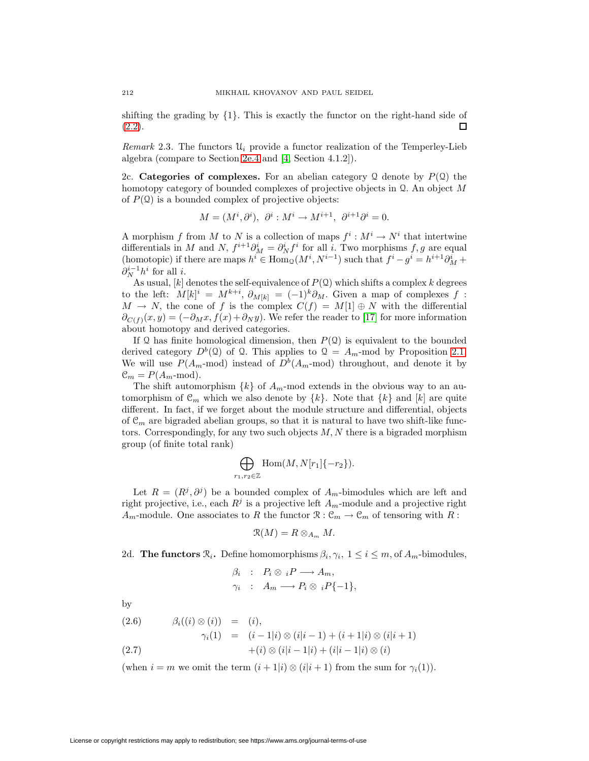shifting the grading by $\{1\}$. This is exactly the functor on the right-hand side of (2.2). ☐

*Remark* 2.3. The functors $\mathcal{U}_i$ provide a functor realization of the Temperley-Lieb algebra (compare to Section 2e.4 and [4, Section 4.1.2]).

2c. **Categories of complexes.** For an abelian category $\mathcal{Q}$ denote by $P(\mathcal{Q})$ the homotopy category of bounded complexes of projective objects in $\mathcal{Q}$. An object $M$ of $P(\mathcal{Q})$ is a bounded complex of projective objects:

$$M = (M^i, \partial^i), \ \ \partial^i : M^i \to M^{i+1}, \ \ \partial^{i+1}\partial^i = 0.$$

A morphism $f$ from $M$ to $N$ is a collection of maps $f^i : M^i \to N^i$ that intertwine differentials in $M$ and $N$, $f^{i+1}\partial^i_M = \partial^i_N f^i$ for all $i$. Two morphisms $f, g$ are equal (homotopic) if there are maps $h^i \in \mathrm{Hom}_{\mathcal{Q}}(M^i, N^{i-1})$ such that $f^i - g^i = h^{i+1}\partial^i_M + \partial^{i-1}_N h^i$ for all $i$.

As usual, $[k]$ denotes the self-equivalence of $P(\mathcal{Q})$ which shifts a complex $k$ degrees to the left: $M[k]^i = M^{k+i}$, $\partial_{M[k]} = (-1)^k \partial_M$. Given a map of complexes $f : M \to N$, the cone of $f$ is the complex $C(f) = M[1] \oplus N$ with the differential $\partial_{C(f)}(x, y) = (-\partial_M x, f(x) + \partial_N y)$. We refer the reader to [17] for more information about homotopy and derived categories.

If $\mathcal{Q}$ has finite homological dimension, then $P(\mathcal{Q})$ is equivalent to the bounded derived category $D^b(\mathcal{Q})$ of $\mathcal{Q}$. This applies to $\mathcal{Q} = A_m$-mod by Proposition 2.1. We will use $P(A_m\text{-mod})$ instead of $D^b(A_m\text{-mod})$ throughout, and denote it by $\mathcal{C}_m = P(A_m\text{-mod})$.

The shift automorphism $\{k\}$ of $A_m$-mod extends in the obvious way to an automorphism of $\mathcal{C}_m$ which we also denote by $\{k\}$. Note that $\{k\}$ and $[k]$ are quite different. In fact, if we forget about the module structure and differential, objects of $\mathcal{C}_m$ are bigraded abelian groups, so that it is natural to have two shift-like functors. Correspondingly, for any two such objects $M, N$ there is a bigraded morphism group (of finite total rank)

$$\bigoplus_{r_1, r_2 \in \mathbb{Z}} \mathrm{Hom}(M, N[r_1]\{-r_2\}).$$

Let $R = (R^j, \partial^j)$ be a bounded complex of $A_m$-bimodules which are left and right projective, i.e., each $R^j$ is a projective left $A_m$-module and a projective right $A_m$-module. One associates to $R$ the functor $\mathcal{R} : \mathcal{C}_m \to \mathcal{C}_m$ of tensoring with $R$ :

$$\mathcal{R}(M) = R \otimes_{A_m} M.$$

2d. **The functors $\mathcal{R}_i$.** Define homomorphisms $\beta_i, \gamma_i$, $1 \le i \le m$, of $A_m$-bimodules,

$$\begin{aligned} \beta_i &: \ P_i \otimes {}_iP \longrightarrow A_m, \\ \gamma_i &: \ A_m \longrightarrow P_i \otimes {}_iP\{-1\}, \end{aligned}$$

by

$$\beta_i((i) \otimes (i)) = (i), \tag{2.6}$$

$$\begin{aligned} \gamma_i(1) = \ & (i-1|i) \otimes (i|i-1) + (i+1|i) \otimes (i|i+1) \\ & + (i) \otimes (i|i-1|i) + (i|i-1|i) \otimes (i) \end{aligned} \tag{2.7}$$

(when $i = m$ we omit the term $(i+1|i) \otimes (i|i+1)$ from the sum for $\gamma_i(1)$).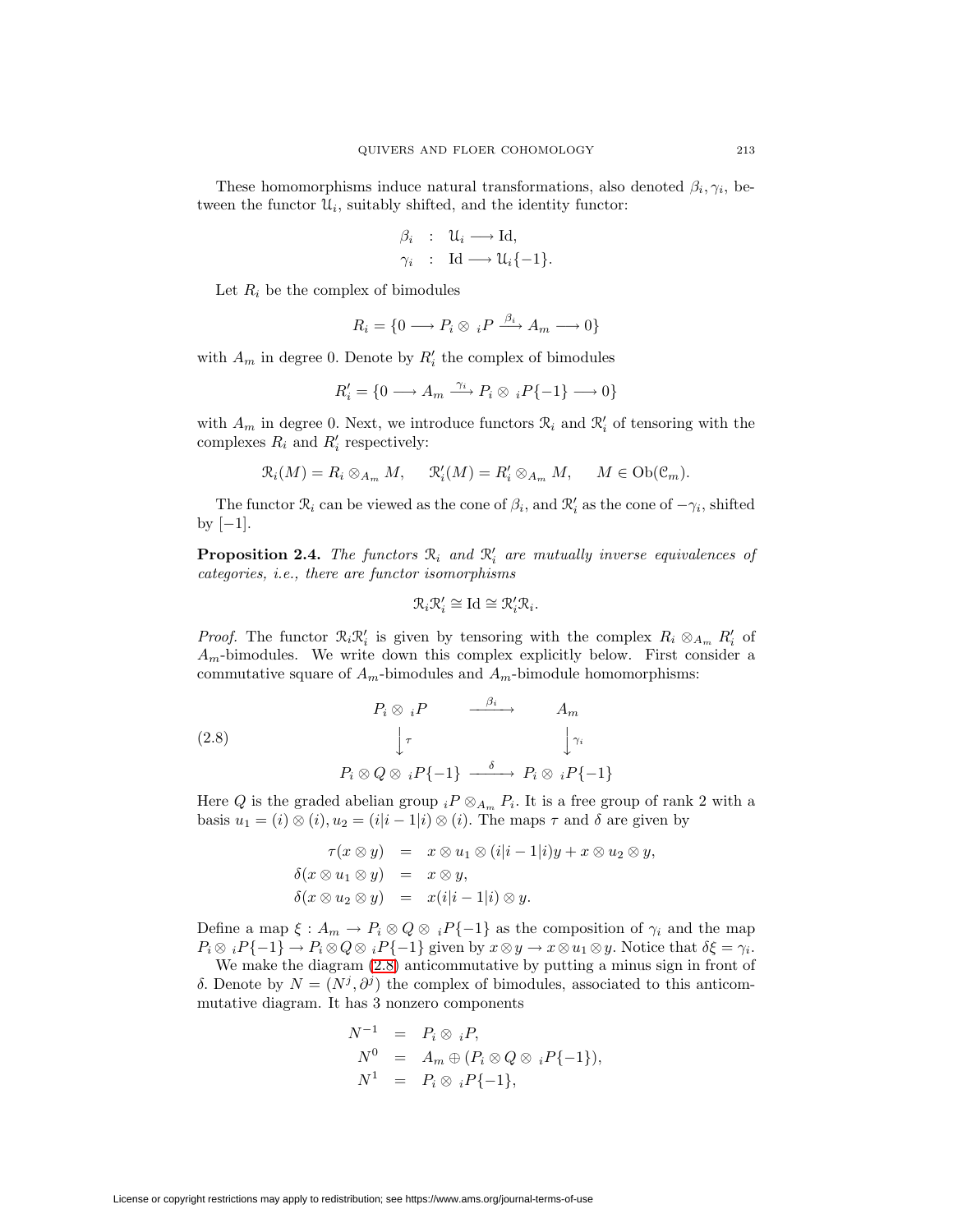These homomorphisms induce natural transformations, also denoted $\beta_i, \gamma_i$, between the functor $\mathcal{U}_i$, suitably shifted, and the identity functor:

$$
\begin{aligned}
\beta_i &: \mathcal{U}_i \longrightarrow \mathrm{Id}, \\
\gamma_i &: \mathrm{Id} \longrightarrow \mathcal{U}_i\{-1\}.
\end{aligned}
$$

Let $R_i$ be the complex of bimodules

$$
R_i = \{0 \longrightarrow P_i \otimes {}_iP \xrightarrow{\beta_i} A_m \longrightarrow 0\}
$$

with $A_m$ in degree 0. Denote by $R'_i$ the complex of bimodules

$$
R'_i = \{0 \longrightarrow A_m \xrightarrow{\gamma_i} P_i \otimes {}_iP\{-1\} \longrightarrow 0\}
$$

with $A_m$ in degree 0. Next, we introduce functors $\mathcal{R}_i$ and $\mathcal{R}'_i$ of tensoring with the complexes $R_i$ and $R'_i$ respectively:

$$
\mathcal{R}_i(M) = R_i \otimes_{A_m} M, \qquad \mathcal{R}'_i(M) = R'_i \otimes_{A_m} M, \qquad M \in \mathrm{Ob}(\mathcal{C}_m).
$$

The functor $\mathcal{R}_i$ can be viewed as the cone of $\beta_i$, and $\mathcal{R}'_i$ as the cone of $-\gamma_i$, shifted by $[-1]$.

**Proposition 2.4.** *The functors $\mathcal{R}_i$ and $\mathcal{R}'_i$ are mutually inverse equivalences of categories, i.e., there are functor isomorphisms*

$$
\mathcal{R}_i\mathcal{R}'_i \cong \mathrm{Id} \cong \mathcal{R}'_i\mathcal{R}_i.
$$

*Proof.* The functor $\mathcal{R}_i\mathcal{R}'_i$ is given by tensoring with the complex $R_i \otimes_{A_m} R'_i$ of $A_m$-bimodules. We write down this complex explicitly below. First consider a commutative square of $A_m$-bimodules and $A_m$-bimodule homomorphisms:

$$
\begin{array}{ccc}
P_i \otimes {}_iP & \xrightarrow{\beta_i} & A_m \\
\Big\downarrow \tau & & \Big\downarrow \gamma_i \\
P_i \otimes Q \otimes {}_iP\{-1\} & \xrightarrow{\delta} & P_i \otimes {}_iP\{-1\}
\end{array}
\tag{2.8}
$$

Here $Q$ is the graded abelian group ${}_iP \otimes_{A_m} P_i$. It is a free group of rank 2 with a basis $u_1 = (i) \otimes (i), u_2 = (i|i-1|i) \otimes (i)$. The maps $\tau$ and $\delta$ are given by

$$
\begin{aligned}
\tau(x \otimes y) &= x \otimes u_1 \otimes (i|i-1|i)y + x \otimes u_2 \otimes y, \\
\delta(x \otimes u_1 \otimes y) &= x \otimes y, \\
\delta(x \otimes u_2 \otimes y) &= x(i|i-1|i) \otimes y.
\end{aligned}
$$

Define a map $\xi : A_m \to P_i \otimes Q \otimes {}_iP\{-1\}$ as the composition of $\gamma_i$ and the map $P_i \otimes {}_iP\{-1\} \to P_i \otimes Q \otimes {}_iP\{-1\}$ given by $x \otimes y \to x \otimes u_1 \otimes y$. Notice that $\delta\xi = \gamma_i$.

We make the diagram (2.8) anticommutative by putting a minus sign in front of $\delta$. Denote by $N = (N^j, \partial^j)$ the complex of bimodules, associated to this anticommutative diagram. It has 3 nonzero components

$$
\begin{aligned}
N^{-1} &= P_i \otimes {}_iP, \\
N^0 &= A_m \oplus (P_i \otimes Q \otimes {}_iP\{-1\}), \\
N^1 &= P_i \otimes {}_iP\{-1\},
\end{aligned}
$$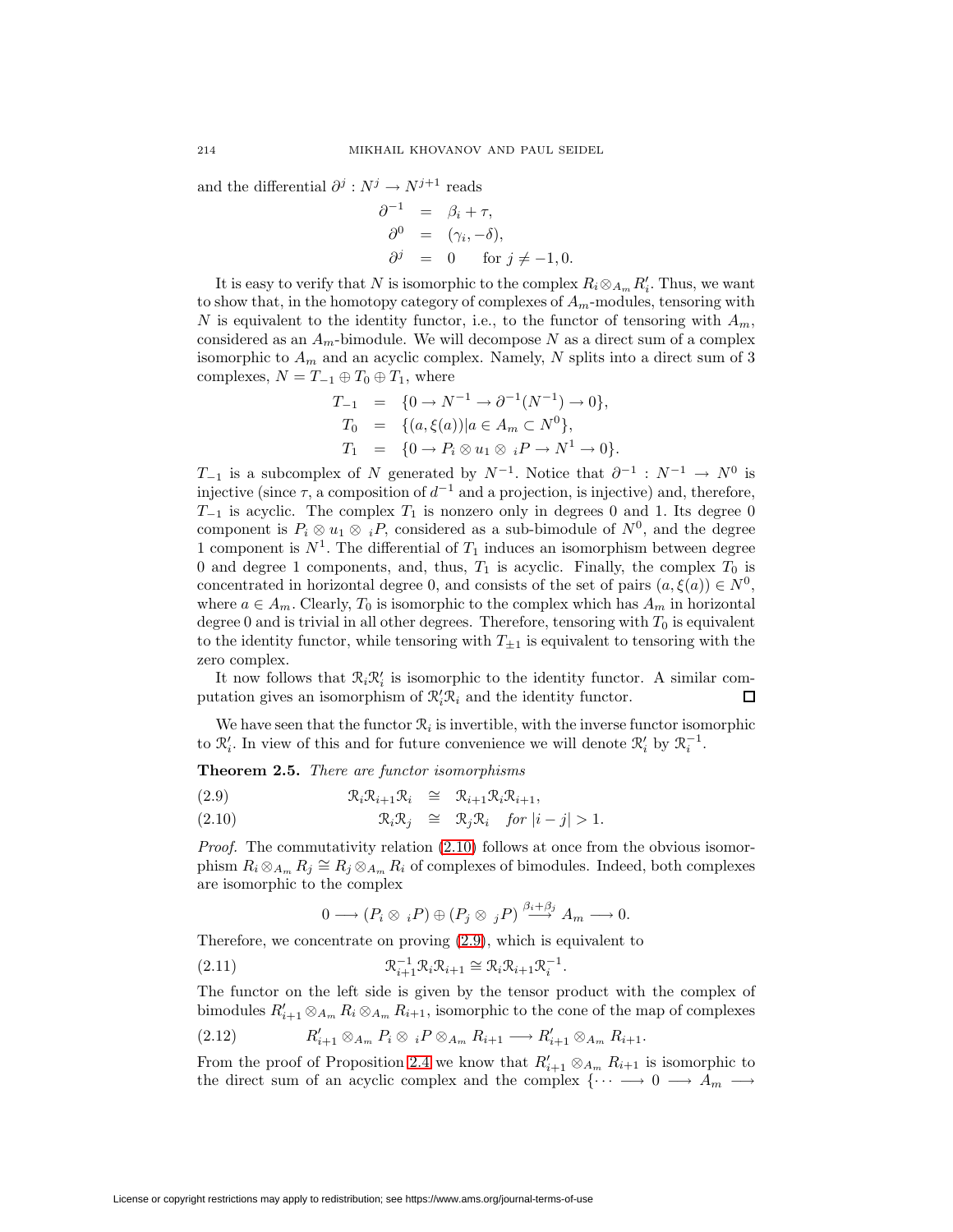and the differential $\partial^j : N^j \to N^{j+1}$ reads

$$
\begin{aligned}
\partial^{-1} &= \beta_i + \tau, \\
\partial^0 &= (\gamma_i, -\delta), \\
\partial^j &= 0 \qquad \text{for } j \neq -1, 0.
\end{aligned}
$$

It is easy to verify that $N$ is isomorphic to the complex $R_i \otimes_{A_m} R_i'$. Thus, we want to show that, in the homotopy category of complexes of $A_m$-modules, tensoring with $N$ is equivalent to the identity functor, i.e., to the functor of tensoring with $A_m$, considered as an $A_m$-bimodule. We will decompose $N$ as a direct sum of a complex isomorphic to $A_m$ and an acyclic complex. Namely, $N$ splits into a direct sum of 3 complexes, $N = T_{-1} \oplus T_0 \oplus T_1$, where

$$
\begin{aligned}
T_{-1} &= \{0 \to N^{-1} \to \partial^{-1}(N^{-1}) \to 0\}, \\
T_0 &= \{(a, \xi(a)) | a \in A_m \subset N^0\}, \\
T_1 &= \{0 \to P_i \otimes u_1 \otimes {}_iP \to N^1 \to 0\}.
\end{aligned}
$$

$T_{-1}$ is a subcomplex of $N$ generated by $N^{-1}$. Notice that $\partial^{-1} : N^{-1} \to N^0$ is injective (since $\tau$, a composition of $d^{-1}$ and a projection, is injective) and, therefore, $T_{-1}$ is acyclic. The complex $T_1$ is nonzero only in degrees 0 and 1. Its degree 0 component is $P_i \otimes u_1 \otimes {}_iP$, considered as a sub-bimodule of $N^0$, and the degree 1 component is $N^1$. The differential of $T_1$ induces an isomorphism between degree 0 and degree 1 components, and, thus, $T_1$ is acyclic. Finally, the complex $T_0$ is concentrated in horizontal degree 0, and consists of the set of pairs $(a, \xi(a)) \in N^0$, where $a \in A_m$. Clearly, $T_0$ is isomorphic to the complex which has $A_m$ in horizontal degree 0 and is trivial in all other degrees. Therefore, tensoring with $T_0$ is equivalent to the identity functor, while tensoring with $T_{\pm 1}$ is equivalent to tensoring with the zero complex.

It now follows that $\mathcal{R}_i \mathcal{R}_i'$ is isomorphic to the identity functor. A similar computation gives an isomorphism of $\mathcal{R}_i' \mathcal{R}_i$ and the identity functor. $\square$

We have seen that the functor $\mathcal{R}_i$ is invertible, with the inverse functor isomorphic to $\mathcal{R}_i'$. In view of this and for future convenience we will denote $\mathcal{R}_i'$ by $\mathcal{R}_i^{-1}$.

**Theorem 2.5.** *There are functor isomorphisms*

$$
\mathcal{R}_i \mathcal{R}_{i+1} \mathcal{R}_i \cong \mathcal{R}_{i+1} \mathcal{R}_i \mathcal{R}_{i+1}, \tag{2.9}
$$

$$
\mathcal{R}_i \mathcal{R}_j \cong \mathcal{R}_j \mathcal{R}_i \quad \text{for } |i-j| > 1. \tag{2.10}
$$

*Proof.* The commutativity relation (2.10) follows at once from the obvious isomorphism $R_i \otimes_{A_m} R_j \cong R_j \otimes_{A_m} R_i$ of complexes of bimodules. Indeed, both complexes are isomorphic to the complex

$$
0 \longrightarrow (P_i \otimes {}_iP) \oplus (P_j \otimes {}_jP) \xrightarrow{\beta_i + \beta_j} A_m \longrightarrow 0.
$$

Therefore, we concentrate on proving (2.9), which is equivalent to

$$
\mathcal{R}_{i+1}^{-1} \mathcal{R}_i \mathcal{R}_{i+1} \cong \mathcal{R}_i \mathcal{R}_{i+1} \mathcal{R}_i^{-1}. \tag{2.11}
$$

The functor on the left side is given by the tensor product with the complex of bimodules $R_{i+1}' \otimes_{A_m} R_i \otimes_{A_m} R_{i+1}$, isomorphic to the cone of the map of complexes

$$
R_{i+1}' \otimes_{A_m} P_i \otimes {}_iP \otimes_{A_m} R_{i+1} \longrightarrow R_{i+1}' \otimes_{A_m} R_{i+1}. \tag{2.12}
$$

From the proof of Proposition 2.4 we know that $R_{i+1}' \otimes_{A_m} R_{i+1}$ is isomorphic to the direct sum of an acyclic complex and the complex $\{\cdots \longrightarrow 0 \longrightarrow A_m \longrightarrow$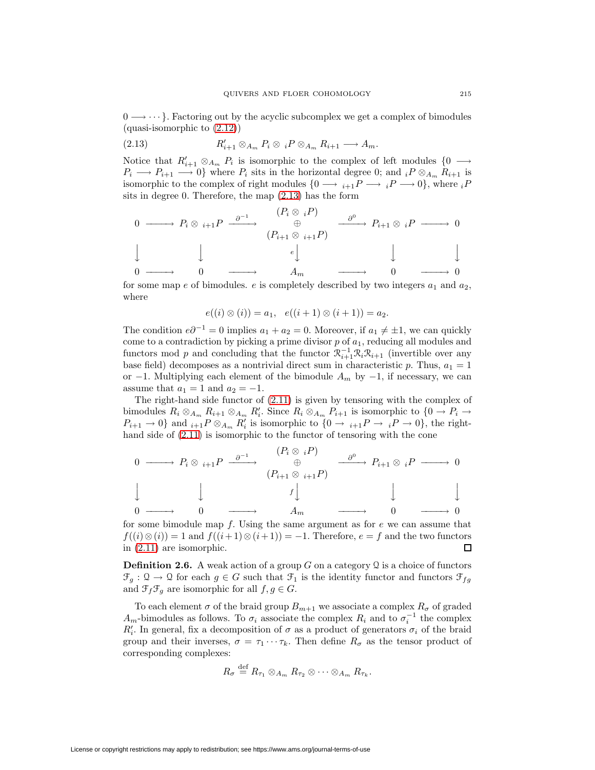$0 \longrightarrow \cdots\}$. Factoring out by the acyclic subcomplex we get a complex of bimodules (quasi-isomorphic to (2.12))

$$R'_{i+1} \otimes_{A_m} P_i \otimes {}_iP \otimes_{A_m} R_{i+1} \longrightarrow A_m. \tag{2.13}$$

Notice that $R'_{i+1} \otimes_{A_m} P_i$ is isomorphic to the complex of left modules $\{0 \longrightarrow P_i \longrightarrow P_{i+1} \longrightarrow 0\}$ where $P_i$ sits in the horizontal degree 0; and ${}_iP \otimes_{A_m} R_{i+1}$ is isomorphic to the complex of right modules $\{0 \longrightarrow {}_{i+1}P \longrightarrow {}_iP \longrightarrow 0\}$, where ${}_iP$ sits in degree 0. Therefore, the map (2.13) has the form

$$\begin{array}{ccccccccc}
0 & \longrightarrow & P_i \otimes {}_{i+1}P & \xrightarrow{\partial^{-1}} & \begin{array}{c}(P_i \otimes {}_iP)\\ \oplus \\ (P_{i+1} \otimes {}_{i+1}P)\end{array} & \xrightarrow{\partial^0} & P_{i+1} \otimes {}_iP & \longrightarrow & 0 \\
\downarrow & & \downarrow & & \downarrow{\scriptstyle e} & & \downarrow & & \downarrow \\
0 & \longrightarrow & 0 & \longrightarrow & A_m & \longrightarrow & 0 & \longrightarrow & 0
\end{array}$$

for some map $e$ of bimodules. $e$ is completely described by two integers $a_1$ and $a_2$, where

$$e((i) \otimes (i)) = a_1, \quad e((i+1) \otimes (i+1)) = a_2.$$

The condition $e\partial^{-1} = 0$ implies $a_1 + a_2 = 0$. Moreover, if $a_1 \neq \pm 1$, we can quickly come to a contradiction by picking a prime divisor $p$ of $a_1$, reducing all modules and functors mod $p$ and concluding that the functor $\mathcal{R}_{i+1}^{-1}\mathcal{R}_i\mathcal{R}_{i+1}$ (invertible over any base field) decomposes as a nontrivial direct sum in characteristic $p$. Thus, $a_1 = 1$ or $-1$. Multiplying each element of the bimodule $A_m$ by $-1$, if necessary, we can assume that $a_1 = 1$ and $a_2 = -1$.

The right-hand side functor of (2.11) is given by tensoring with the complex of bimodules $R_i \otimes_{A_m} R_{i+1} \otimes_{A_m} R'_i$. Since $R_i \otimes_{A_m} P_{i+1}$ is isomorphic to $\{0 \to P_i \to P_{i+1} \to 0\}$ and ${}_{i+1}P \otimes_{A_m} R'_i$ is isomorphic to $\{0 \to {}_{i+1}P \to {}_iP \to 0\}$, the right-hand side of (2.11) is isomorphic to the functor of tensoring with the cone

$$\begin{array}{ccccccccc}
0 & \longrightarrow & P_i \otimes {}_{i+1}P & \xrightarrow{\partial^{-1}} & \begin{array}{c}(P_i \otimes {}_iP)\\ \oplus \\ (P_{i+1} \otimes {}_{i+1}P)\end{array} & \xrightarrow{\partial^0} & P_{i+1} \otimes {}_iP & \longrightarrow & 0 \\
\downarrow & & \downarrow & & \downarrow{\scriptstyle f} & & \downarrow & & \downarrow \\
0 & \longrightarrow & 0 & \longrightarrow & A_m & \longrightarrow & 0 & \longrightarrow & 0
\end{array}$$

for some bimodule map $f$. Using the same argument as for $e$ we can assume that $f((i) \otimes (i)) = 1$ and $f((i+1) \otimes (i+1)) = -1$. Therefore, $e = f$ and the two functors in (2.11) are isomorphic. ∎

**Definition 2.6.** A weak action of a group $G$ on a category $\mathcal{Q}$ is a choice of functors $\mathcal{F}_g : \mathcal{Q} \to \mathcal{Q}$ for each $g \in G$ such that $\mathcal{F}_1$ is the identity functor and functors $\mathcal{F}_{fg}$ and $\mathcal{F}_f\mathcal{F}_g$ are isomorphic for all $f, g \in G$.

To each element $\sigma$ of the braid group $B_{m+1}$ we associate a complex $R_\sigma$ of graded $A_m$-bimodules as follows. To $\sigma_i$ associate the complex $R_i$ and to $\sigma_i^{-1}$ the complex $R'_i$. In general, fix a decomposition of $\sigma$ as a product of generators $\sigma_i$ of the braid group and their inverses, $\sigma = \tau_1 \cdots \tau_k$. Then define $R_\sigma$ as the tensor product of corresponding complexes:

$$R_\sigma \overset{\text{def}}{=} R_{\tau_1} \otimes_{A_m} R_{\tau_2} \otimes \cdots \otimes_{A_m} R_{\tau_k}.$$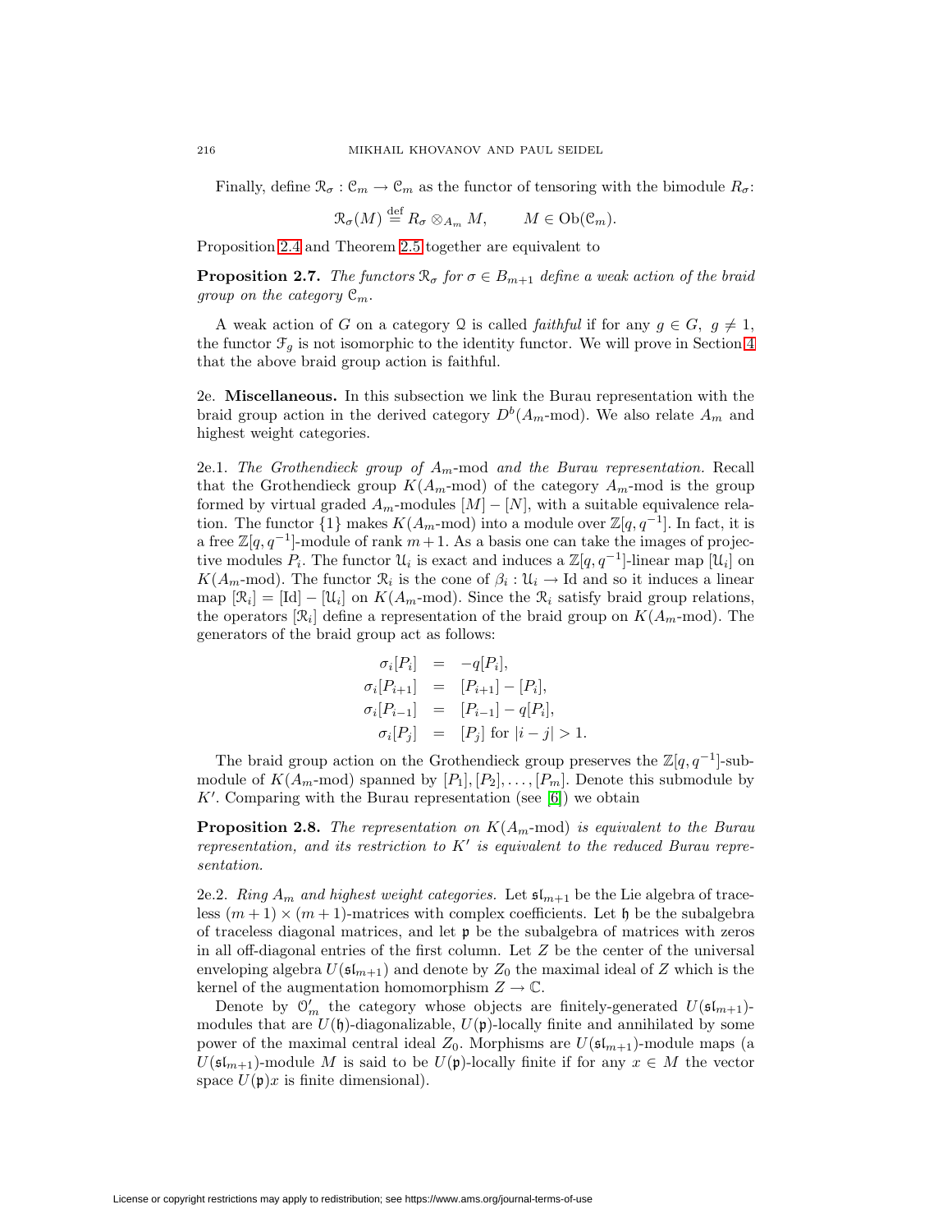Finally, define $\mathcal{R}_\sigma : \mathcal{C}_m \to \mathcal{C}_m$ as the functor of tensoring with the bimodule $R_\sigma$:

$$\mathcal{R}_\sigma(M) \stackrel{\text{def}}{=} R_\sigma \otimes_{A_m} M, \qquad M \in \mathrm{Ob}(\mathcal{C}_m).$$

Proposition 2.4 and Theorem 2.5 together are equivalent to

**Proposition 2.7.** *The functors $\mathcal{R}_\sigma$ for $\sigma \in B_{m+1}$ define a weak action of the braid group on the category $\mathcal{C}_m$.*

A weak action of $G$ on a category $\mathcal{Q}$ is called *faithful* if for any $g \in G,\ g \neq 1$, the functor $\mathcal{F}_g$ is not isomorphic to the identity functor. We will prove in Section 4 that the above braid group action is faithful.

2e. **Miscellaneous.** In this subsection we link the Burau representation with the braid group action in the derived category $D^b(A_m\text{-mod})$. We also relate $A_m$ and highest weight categories.

2e.1. *The Grothendieck group of* $A_m$-mod *and the Burau representation.* Recall that the Grothendieck group $K(A_m\text{-mod})$ of the category $A_m$-mod is the group formed by virtual graded $A_m$-modules $[M] - [N]$, with a suitable equivalence relation. The functor $\{1\}$ makes $K(A_m\text{-mod})$ into a module over $\mathbb{Z}[q, q^{-1}]$. In fact, it is a free $\mathbb{Z}[q, q^{-1}]$-module of rank $m+1$. As a basis one can take the images of projective modules $P_i$. The functor $\mathcal{U}_i$ is exact and induces a $\mathbb{Z}[q, q^{-1}]$-linear map $[\mathcal{U}_i]$ on $K(A_m\text{-mod})$. The functor $\mathcal{R}_i$ is the cone of $\beta_i : \mathcal{U}_i \to \mathrm{Id}$ and so it induces a linear map $[\mathcal{R}_i] = [\mathrm{Id}] - [\mathcal{U}_i]$ on $K(A_m\text{-mod})$. Since the $\mathcal{R}_i$ satisfy braid group relations, the operators $[\mathcal{R}_i]$ define a representation of the braid group on $K(A_m\text{-mod})$. The generators of the braid group act as follows:

$$\begin{aligned}
\sigma_i[P_i] &= -q[P_i], \\
\sigma_i[P_{i+1}] &= [P_{i+1}] - [P_i], \\
\sigma_i[P_{i-1}] &= [P_{i-1}] - q[P_i], \\
\sigma_i[P_j] &= [P_j] \text{ for } |i-j| > 1.
\end{aligned}$$

The braid group action on the Grothendieck group preserves the $\mathbb{Z}[q, q^{-1}]$-submodule of $K(A_m\text{-mod})$ spanned by $[P_1], [P_2], \ldots, [P_m]$. Denote this submodule by $K'$. Comparing with the Burau representation (see [6]) we obtain

**Proposition 2.8.** *The representation on* $K(A_m\text{-mod})$ *is equivalent to the Burau representation, and its restriction to $K'$ is equivalent to the reduced Burau representation.*

2e.2. *Ring $A_m$ and highest weight categories.* Let $\mathfrak{sl}_{m+1}$ be the Lie algebra of traceless $(m+1) \times (m+1)$-matrices with complex coefficients. Let $\mathfrak{h}$ be the subalgebra of traceless diagonal matrices, and let $\mathfrak{p}$ be the subalgebra of matrices with zeros in all off-diagonal entries of the first column. Let $Z$ be the center of the universal enveloping algebra $U(\mathfrak{sl}_{m+1})$ and denote by $Z_0$ the maximal ideal of $Z$ which is the kernel of the augmentation homomorphism $Z \to \mathbb{C}$.

Denote by $\mathcal{O}'_m$ the category whose objects are finitely-generated $U(\mathfrak{sl}_{m+1})$-modules that are $U(\mathfrak{h})$-diagonalizable, $U(\mathfrak{p})$-locally finite and annihilated by some power of the maximal central ideal $Z_0$. Morphisms are $U(\mathfrak{sl}_{m+1})$-module maps (a $U(\mathfrak{sl}_{m+1})$-module $M$ is said to be $U(\mathfrak{p})$-locally finite if for any $x \in M$ the vector space $U(\mathfrak{p})x$ is finite dimensional).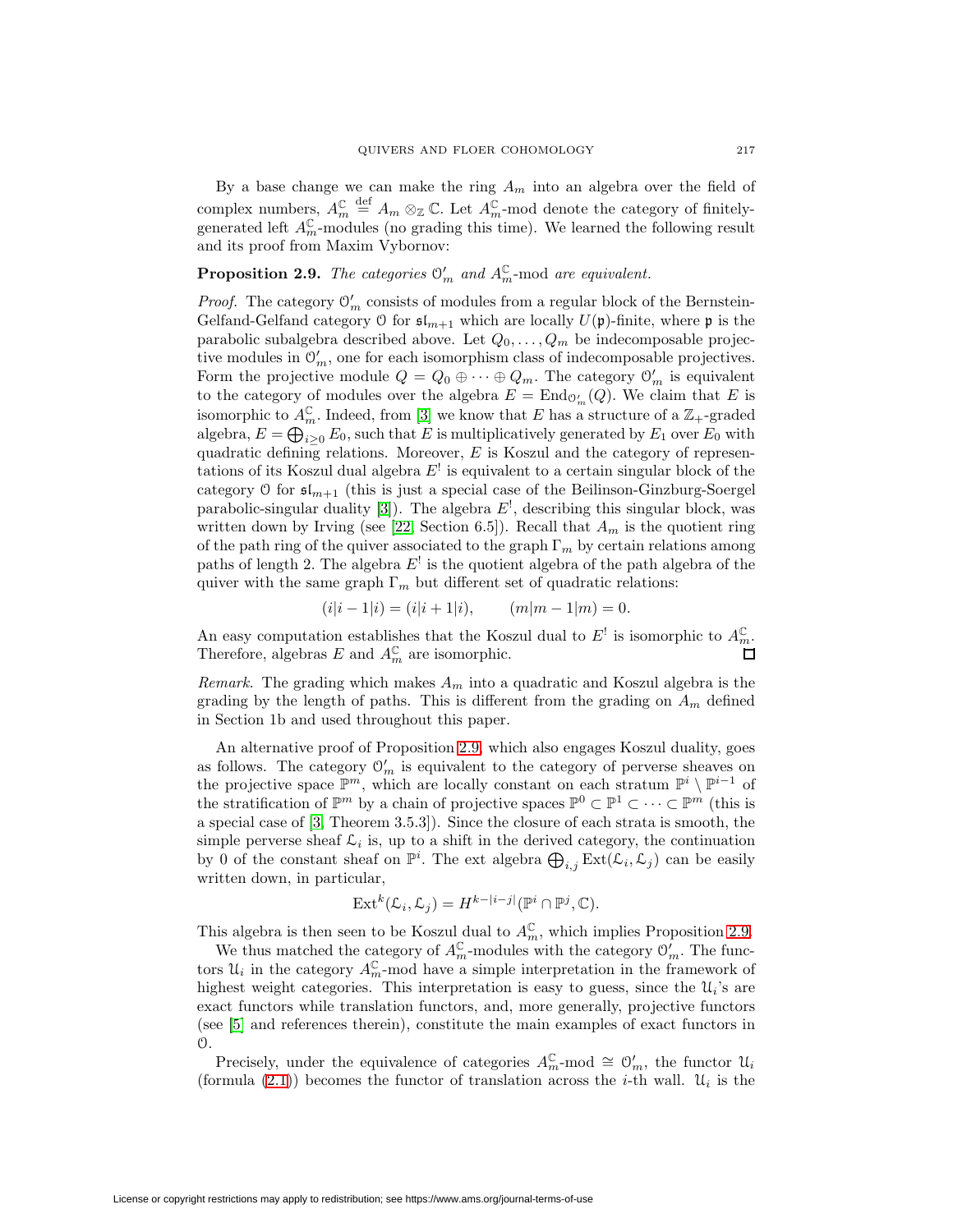By a base change we can make the ring $A_m$ into an algebra over the field of complex numbers, $A_m^{\mathbb{C}} \stackrel{\text{def}}{=} A_m \otimes_{\mathbb{Z}} \mathbb{C}$. Let $A_m^{\mathbb{C}}$-mod denote the category of finitely-generated left $A_m^{\mathbb{C}}$-modules (no grading this time). We learned the following result and its proof from Maxim Vybornov:

**Proposition 2.9.** *The categories $\mathcal{O}'_m$ and $A_m^{\mathbb{C}}$-mod are equivalent.*

*Proof.* The category $\mathcal{O}'_m$ consists of modules from a regular block of the Bernstein-Gelfand-Gelfand category $\mathcal{O}$ for $\mathfrak{sl}_{m+1}$ which are locally $U(\mathfrak{p})$-finite, where $\mathfrak{p}$ is the parabolic subalgebra described above. Let $Q_0, \dots, Q_m$ be indecomposable projective modules in $\mathcal{O}'_m$, one for each isomorphism class of indecomposable projectives. Form the projective module $Q = Q_0 \oplus \dots \oplus Q_m$. The category $\mathcal{O}'_m$ is equivalent to the category of modules over the algebra $E = \mathrm{End}_{\mathcal{O}'_m}(Q)$. We claim that $E$ is isomorphic to $A_m^{\mathbb{C}}$. Indeed, from [3] we know that $E$ has a structure of a $\mathbb{Z}_+$-graded algebra, $E = \bigoplus_{i \geq 0} E_0$, such that $E$ is multiplicatively generated by $E_1$ over $E_0$ with quadratic defining relations. Moreover, $E$ is Koszul and the category of representations of its Koszul dual algebra $E^!$ is equivalent to a certain singular block of the category $\mathcal{O}$ for $\mathfrak{sl}_{m+1}$ (this is just a special case of the Beilinson-Ginzburg-Soergel parabolic-singular duality [3]). The algebra $E^!$, describing this singular block, was written down by Irving (see [22, Section 6.5]). Recall that $A_m$ is the quotient ring of the path ring of the quiver associated to the graph $\Gamma_m$ by certain relations among paths of length 2. The algebra $E^!$ is the quotient algebra of the path algebra of the quiver with the same graph $\Gamma_m$ but different set of quadratic relations:

$$(i|i-1|i) = (i|i+1|i), \qquad (m|m-1|m) = 0.$$

An easy computation establishes that the Koszul dual to $E^!$ is isomorphic to $A_m^{\mathbb{C}}$. Therefore, algebras $E$ and $A_m^{\mathbb{C}}$ are isomorphic. $\square$

*Remark.* The grading which makes $A_m$ into a quadratic and Koszul algebra is the grading by the length of paths. This is different from the grading on $A_m$ defined in Section 1b and used throughout this paper.

An alternative proof of Proposition 2.9, which also engages Koszul duality, goes as follows. The category $\mathcal{O}'_m$ is equivalent to the category of perverse sheaves on the projective space $\mathbb{P}^m$, which are locally constant on each stratum $\mathbb{P}^i \setminus \mathbb{P}^{i-1}$ of the stratification of $\mathbb{P}^m$ by a chain of projective spaces $\mathbb{P}^0 \subset \mathbb{P}^1 \subset \dots \subset \mathbb{P}^m$ (this is a special case of [3, Theorem 3.5.3]). Since the closure of each strata is smooth, the simple perverse sheaf $\mathcal{L}_i$ is, up to a shift in the derived category, the continuation by 0 of the constant sheaf on $\mathbb{P}^i$. The ext algebra $\bigoplus_{i,j} \mathrm{Ext}(\mathcal{L}_i, \mathcal{L}_j)$ can be easily written down, in particular,

$$\mathrm{Ext}^k(\mathcal{L}_i, \mathcal{L}_j) = H^{k-|i-j|}(\mathbb{P}^i \cap \mathbb{P}^j, \mathbb{C}).$$

This algebra is then seen to be Koszul dual to $A_m^{\mathbb{C}}$, which implies Proposition 2.9.

We thus matched the category of $A_m^{\mathbb{C}}$-modules with the category $\mathcal{O}'_m$. The functors $\mathcal{U}_i$ in the category $A_m^{\mathbb{C}}$-mod have a simple interpretation in the framework of highest weight categories. This interpretation is easy to guess, since the $\mathcal{U}_i$'s are exact functors while translation functors, and, more generally, projective functors (see [5] and references therein), constitute the main examples of exact functors in $\mathcal{O}$.

Precisely, under the equivalence of categories $A_m^{\mathbb{C}}\text{-mod} \cong \mathcal{O}'_m$, the functor $\mathcal{U}_i$ (formula (2.1)) becomes the functor of translation across the $i$-th wall. $\mathcal{U}_i$ is the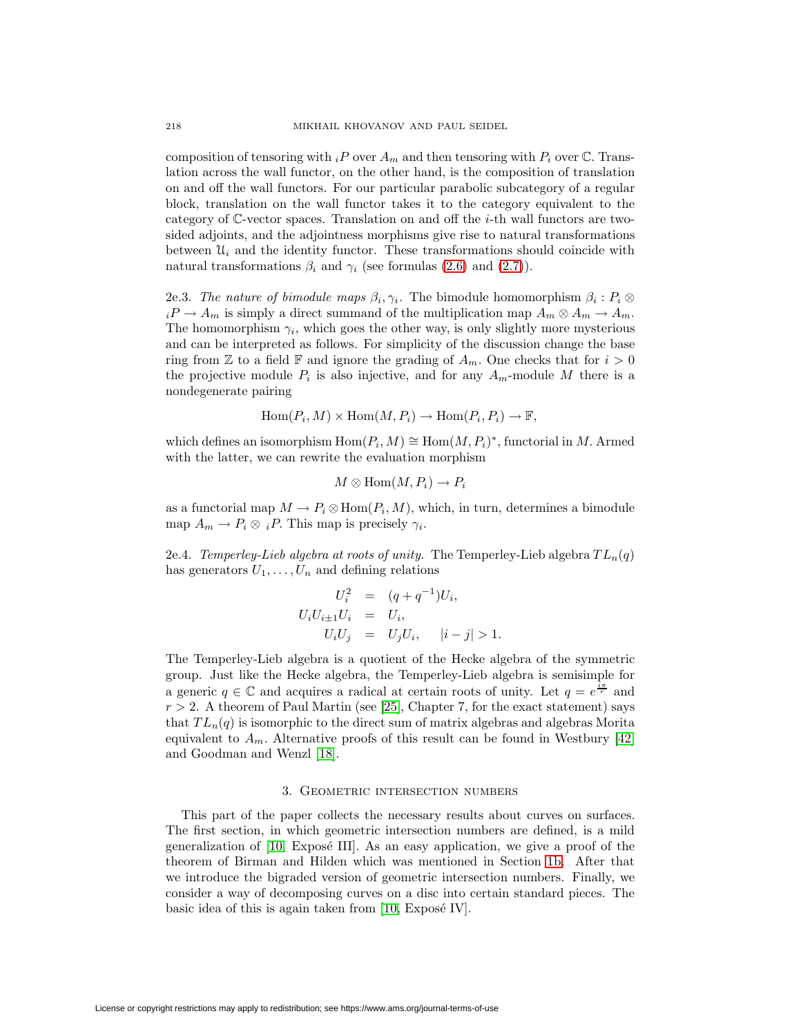composition of tensoring with ${}_iP$ over $A_m$ and then tensoring with $P_i$ over $\mathbb{C}$. Translation across the wall functor, on the other hand, is the composition of translation on and off the wall functors. For our particular parabolic subcategory of a regular block, translation on the wall functor takes it to the category equivalent to the category of $\mathbb{C}$-vector spaces. Translation on and off the $i$-th wall functors are two-sided adjoints, and the adjointness morphisms give rise to natural transformations between $\mathcal{U}_i$ and the identity functor. These transformations should coincide with natural transformations $\beta_i$ and $\gamma_i$ (see formulas (2.6) and (2.7)).

2e.3. *The nature of bimodule maps $\beta_i, \gamma_i$.* The bimodule homomorphism $\beta_i : P_i \otimes {}_iP \to A_m$ is simply a direct summand of the multiplication map $A_m \otimes A_m \to A_m$. The homomorphism $\gamma_i$, which goes the other way, is only slightly more mysterious and can be interpreted as follows. For simplicity of the discussion change the base ring from $\mathbb{Z}$ to a field $\mathbb{F}$ and ignore the grading of $A_m$. One checks that for $i > 0$ the projective module $P_i$ is also injective, and for any $A_m$-module $M$ there is a nondegenerate pairing

$$\mathrm{Hom}(P_i, M) \times \mathrm{Hom}(M, P_i) \to \mathrm{Hom}(P_i, P_i) \to \mathbb{F},$$

which defines an isomorphism $\mathrm{Hom}(P_i, M) \cong \mathrm{Hom}(M, P_i)^*$, functorial in $M$. Armed with the latter, we can rewrite the evaluation morphism

$$M \otimes \mathrm{Hom}(M, P_i) \to P_i$$

as a functorial map $M \to P_i \otimes \mathrm{Hom}(P_i, M)$, which, in turn, determines a bimodule map $A_m \to P_i \otimes {}_iP$. This map is precisely $\gamma_i$.

2e.4. *Temperley-Lieb algebra at roots of unity.* The Temperley-Lieb algebra $TL_n(q)$ has generators $U_1, \dots, U_n$ and defining relations

$$\begin{aligned} U_i^2 &= (q + q^{-1})U_i, \\ U_i U_{i\pm 1} U_i &= U_i, \\ U_i U_j &= U_j U_i, \qquad |i - j| > 1. \end{aligned}$$

The Temperley-Lieb algebra is a quotient of the Hecke algebra of the symmetric group. Just like the Hecke algebra, the Temperley-Lieb algebra is semisimple for a generic $q \in \mathbb{C}$ and acquires a radical at certain roots of unity. Let $q = e^{\frac{i\pi}{r}}$ and $r > 2$. A theorem of Paul Martin (see [25], Chapter 7, for the exact statement) says that $TL_n(q)$ is isomorphic to the direct sum of matrix algebras and algebras Morita equivalent to $A_m$. Alternative proofs of this result can be found in Westbury [42] and Goodman and Wenzl [18].

## 3. Geometric intersection numbers

This part of the paper collects the necessary results about curves on surfaces. The first section, in which geometric intersection numbers are defined, is a mild generalization of [10, Exposé III]. As an easy application, we give a proof of the theorem of Birman and Hilden which was mentioned in Section 1b. After that we introduce the bigraded version of geometric intersection numbers. Finally, we consider a way of decomposing curves on a disc into certain standard pieces. The basic idea of this is again taken from [10, Exposé IV].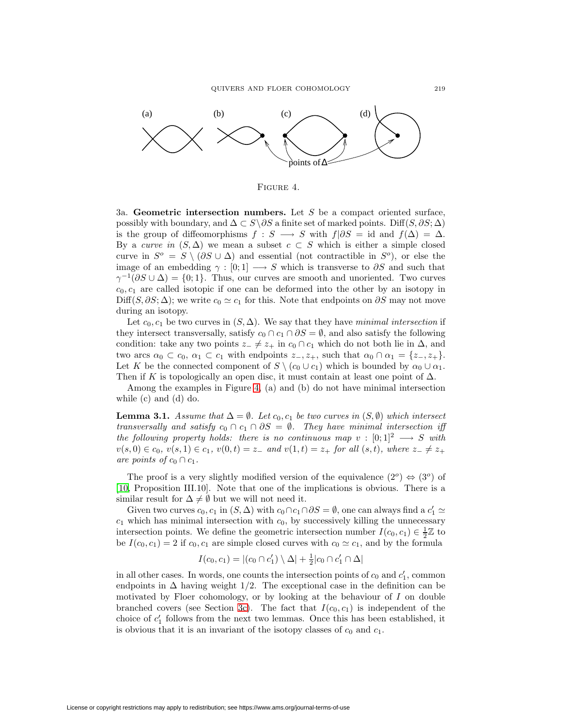(a) (b) (c) (d)

points of $\Delta$

Figure 4.

3a. **Geometric intersection numbers.** Let $S$ be a compact oriented surface, possibly with boundary, and $\Delta \subset S \setminus \partial S$ a finite set of marked points. $\mathrm{Diff}(S, \partial S; \Delta)$ is the group of diffeomorphisms $f : S \longrightarrow S$ with $f|\partial S = \mathrm{id}$ and $f(\Delta) = \Delta$. By a *curve in* $(S, \Delta)$ we mean a subset $c \subset S$ which is either a simple closed curve in $S^o = S \setminus (\partial S \cup \Delta)$ and essential (not contractible in $S^o$), or else the image of an embedding $\gamma : [0;1] \longrightarrow S$ which is transverse to $\partial S$ and such that $\gamma^{-1}(\partial S \cup \Delta) = \{0;1\}$. Thus, our curves are smooth and unoriented. Two curves $c_0, c_1$ are called isotopic if one can be deformed into the other by an isotopy in $\mathrm{Diff}(S, \partial S; \Delta)$; we write $c_0 \simeq c_1$ for this. Note that endpoints on $\partial S$ may not move during an isotopy.

Let $c_0, c_1$ be two curves in $(S, \Delta)$. We say that they have *minimal intersection* if they intersect transversally, satisfy $c_0 \cap c_1 \cap \partial S = \emptyset$, and also satisfy the following condition: take any two points $z_- \neq z_+$ in $c_0 \cap c_1$ which do not both lie in $\Delta$, and two arcs $\alpha_0 \subset c_0$, $\alpha_1 \subset c_1$ with endpoints $z_-, z_+$, such that $\alpha_0 \cap \alpha_1 = \{z_-, z_+\}$. Let $K$ be the connected component of $S \setminus (c_0 \cup c_1)$ which is bounded by $\alpha_0 \cup \alpha_1$. Then if $K$ is topologically an open disc, it must contain at least one point of $\Delta$.

Among the examples in Figure 4, (a) and (b) do not have minimal intersection while (c) and (d) do.

**Lemma 3.1.** *Assume that $\Delta = \emptyset$. Let $c_0, c_1$ be two curves in $(S, \emptyset)$ which intersect transversally and satisfy $c_0 \cap c_1 \cap \partial S = \emptyset$. They have minimal intersection iff the following property holds: there is no continuous map $v : [0;1]^2 \longrightarrow S$ with $v(s,0) \in c_0$, $v(s,1) \in c_1$, $v(0,t) = z_-$ and $v(1,t) = z_+$ for all $(s,t)$, where $z_- \neq z_+$ are points of $c_0 \cap c_1$.*

The proof is a very slightly modified version of the equivalence $(2^o) \Leftrightarrow (3^o)$ of [10, Proposition III.10]. Note that one of the implications is obvious. There is a similar result for $\Delta \neq \emptyset$ but we will not need it.

Given two curves $c_0, c_1$ in $(S, \Delta)$ with $c_0 \cap c_1 \cap \partial S = \emptyset$, one can always find a $c_1' \simeq c_1$ which has minimal intersection with $c_0$, by successively killing the unnecessary intersection points. We define the geometric intersection number $I(c_0, c_1) \in \frac{1}{2}\mathbb{Z}$ to be $I(c_0, c_1) = 2$ if $c_0, c_1$ are simple closed curves with $c_0 \simeq c_1$, and by the formula

$$I(c_0, c_1) = |(c_0 \cap c_1') \setminus \Delta| + \tfrac{1}{2}|c_0 \cap c_1' \cap \Delta|$$

in all other cases. In words, one counts the intersection points of $c_0$ and $c_1'$, common endpoints in $\Delta$ having weight $1/2$. The exceptional case in the definition can be motivated by Floer cohomology, or by looking at the behaviour of $I$ on double branched covers (see Section 3c). The fact that $I(c_0, c_1)$ is independent of the choice of $c_1'$ follows from the next two lemmas. Once this has been established, it is obvious that it is an invariant of the isotopy classes of $c_0$ and $c_1$.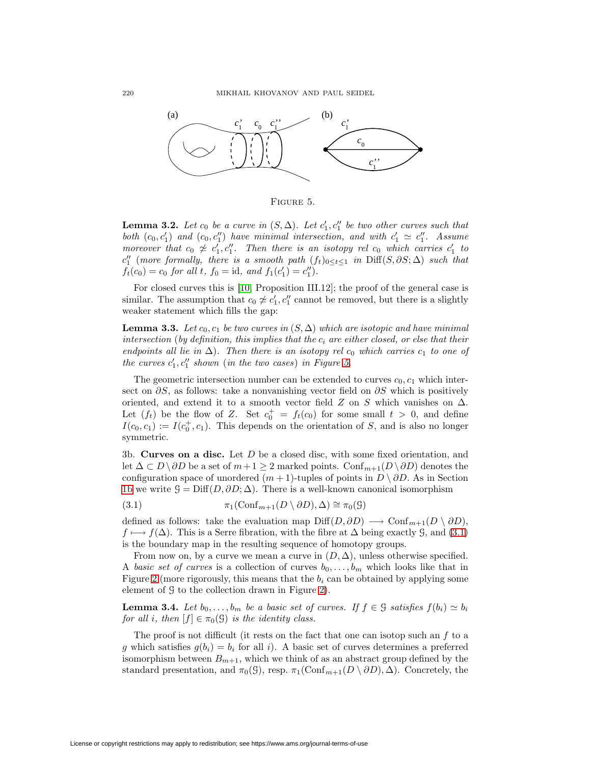Figure 5.

**Lemma 3.2.** *Let $c_0$ be a curve in $(S,\Delta)$. Let $c_1', c_1''$ be two other curves such that both $(c_0,c_1')$ and $(c_0,c_1'')$ have minimal intersection, and with $c_1' \simeq c_1''$. Assume moreover that $c_0 \not\simeq c_1', c_1''$. Then there is an isotopy rel $c_0$ which carries $c_1'$ to $c_1''$ (more formally, there is a smooth path $(f_t)_{0\leq t\leq 1}$ in $\mathrm{Diff}(S,\partial S;\Delta)$ such that $f_t(c_0) = c_0$ for all $t$, $f_0 = \mathrm{id}$, and $f_1(c_1') = c_1''$).*

For closed curves this is [10, Proposition III.12]; the proof of the general case is similar. The assumption that $c_0 \not\simeq c_1', c_1''$ cannot be removed, but there is a slightly weaker statement which fills the gap:

**Lemma 3.3.** *Let $c_0, c_1$ be two curves in $(S,\Delta)$ which are isotopic and have minimal intersection (by definition, this implies that the $c_i$ are either closed, or else that their endpoints all lie in $\Delta$). Then there is an isotopy rel $c_0$ which carries $c_1$ to one of the curves $c_1', c_1''$ shown (in the two cases) in Figure 5.*

The geometric intersection number can be extended to curves $c_0, c_1$ which intersect on $\partial S$, as follows: take a nonvanishing vector field on $\partial S$ which is positively oriented, and extend it to a smooth vector field $Z$ on $S$ which vanishes on $\Delta$. Let $(f_t)$ be the flow of $Z$. Set $c_0^+ = f_t(c_0)$ for some small $t > 0$, and define $I(c_0, c_1) := I(c_0^+, c_1)$. This depends on the orientation of $S$, and is also no longer symmetric.

3b. **Curves on a disc.** Let $D$ be a closed disc, with some fixed orientation, and let $\Delta \subset D \setminus \partial D$ be a set of $m+1 \geq 2$ marked points. $\mathrm{Conf}_{m+1}(D\setminus\partial D)$ denotes the configuration space of unordered $(m+1)$-tuples of points in $D\setminus\partial D$. As in Section 1b we write $\mathcal{G} = \mathrm{Diff}(D,\partial D;\Delta)$. There is a well-known canonical isomorphism

$$\pi_1(\mathrm{Conf}_{m+1}(D\setminus\partial D),\Delta) \cong \pi_0(\mathcal{G}) \tag{3.1}$$

defined as follows: take the evaluation map $\mathrm{Diff}(D,\partial D) \longrightarrow \mathrm{Conf}_{m+1}(D\setminus\partial D)$, $f \longmapsto f(\Delta)$. This is a Serre fibration, with the fibre at $\Delta$ being exactly $\mathcal{G}$, and (3.1) is the boundary map in the resulting sequence of homotopy groups.

From now on, by a curve we mean a curve in $(D,\Delta)$, unless otherwise specified. A *basic set of curves* is a collection of curves $b_0,\dots,b_m$ which looks like that in Figure 2 (more rigorously, this means that the $b_i$ can be obtained by applying some element of $\mathcal{G}$ to the collection drawn in Figure 2).

**Lemma 3.4.** *Let $b_0,\dots,b_m$ be a basic set of curves. If $f \in \mathcal{G}$ satisfies $f(b_i) \simeq b_i$ for all $i$, then $[f] \in \pi_0(\mathcal{G})$ is the identity class.*

The proof is not difficult (it rests on the fact that one can isotop such an $f$ to a $g$ which satisfies $g(b_i) = b_i$ for all $i$). A basic set of curves determines a preferred isomorphism between $B_{m+1}$, which we think of as an abstract group defined by the standard presentation, and $\pi_0(\mathcal{G})$, resp. $\pi_1(\mathrm{Conf}_{m+1}(D\setminus\partial D),\Delta)$. Concretely, the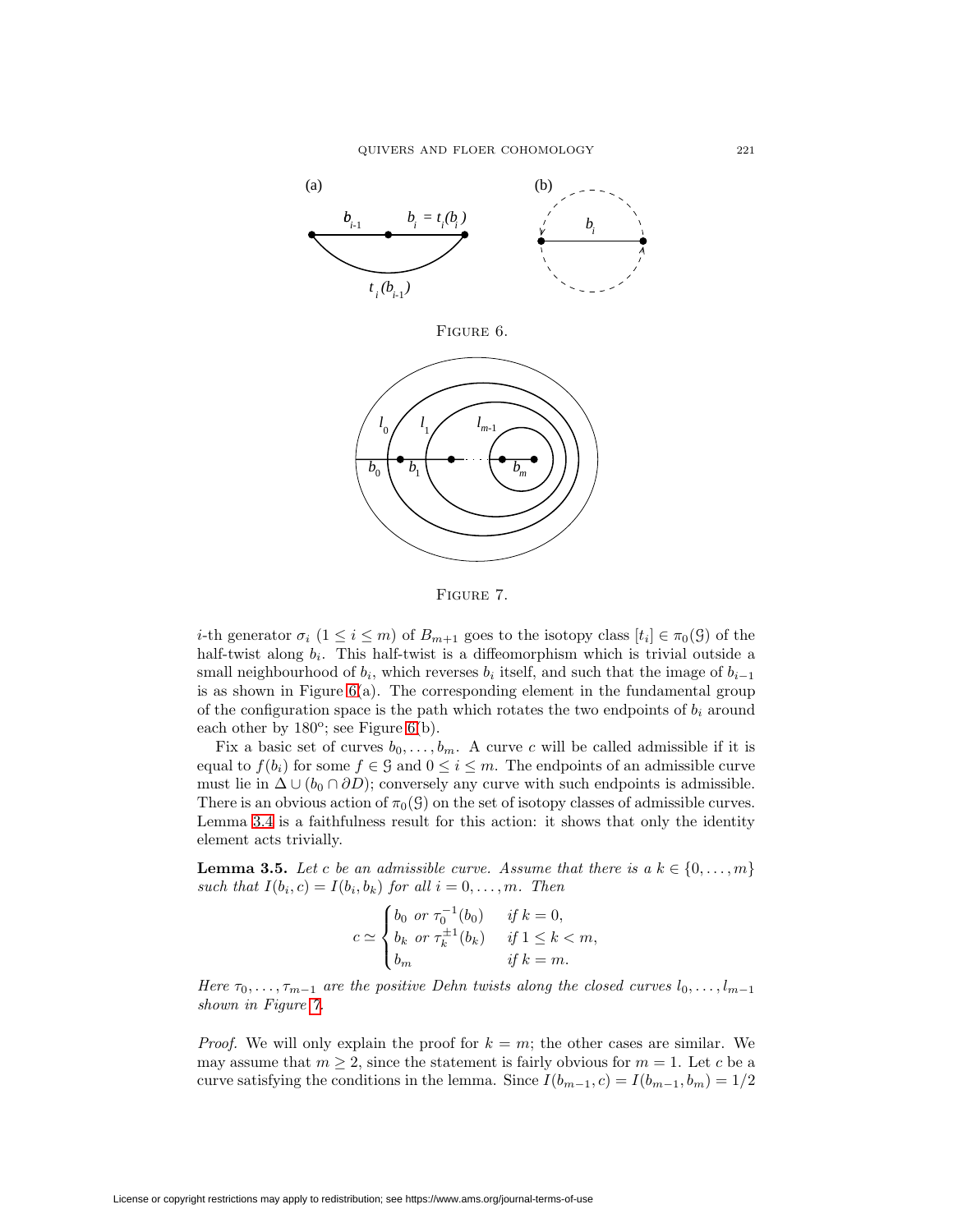FIGURE 6.

FIGURE 7.

$i$-th generator $\sigma_i$ ($1 \leq i \leq m$) of $B_{m+1}$ goes to the isotopy class $[t_i] \in \pi_0(\mathcal{G})$ of the half-twist along $b_i$. This half-twist is a diffeomorphism which is trivial outside a small neighbourhood of $b_i$, which reverses $b_i$ itself, and such that the image of $b_{i-1}$ is as shown in Figure 6(a). The corresponding element in the fundamental group of the configuration space is the path which rotates the two endpoints of $b_i$ around each other by $180^o$; see Figure 6(b).

Fix a basic set of curves $b_0, \dots, b_m$. A curve $c$ will be called admissible if it is equal to $f(b_i)$ for some $f \in \mathcal{G}$ and $0 \leq i \leq m$. The endpoints of an admissible curve must lie in $\Delta \cup (b_0 \cap \partial D)$; conversely any curve with such endpoints is admissible. There is an obvious action of $\pi_0(\mathcal{G})$ on the set of isotopy classes of admissible curves. Lemma 3.4 is a faithfulness result for this action: it shows that only the identity element acts trivially.

**Lemma 3.5.** *Let $c$ be an admissible curve. Assume that there is a $k \in \{0, \dots, m\}$ such that $I(b_i, c) = I(b_i, b_k)$ for all $i = 0, \dots, m$. Then*

$$c \simeq \begin{cases} b_0 \text{ or } \tau_0^{-1}(b_0) & \text{if } k = 0, \\ b_k \text{ or } \tau_k^{\pm 1}(b_k) & \text{if } 1 \leq k < m, \\ b_m & \text{if } k = m. \end{cases}$$

*Here $\tau_0, \dots, \tau_{m-1}$ are the positive Dehn twists along the closed curves $l_0, \dots, l_{m-1}$ shown in Figure 7.*

*Proof.* We will only explain the proof for $k = m$; the other cases are similar. We may assume that $m \geq 2$, since the statement is fairly obvious for $m = 1$. Let $c$ be a curve satisfying the conditions in the lemma. Since $I(b_{m-1}, c) = I(b_{m-1}, b_m) = 1/2$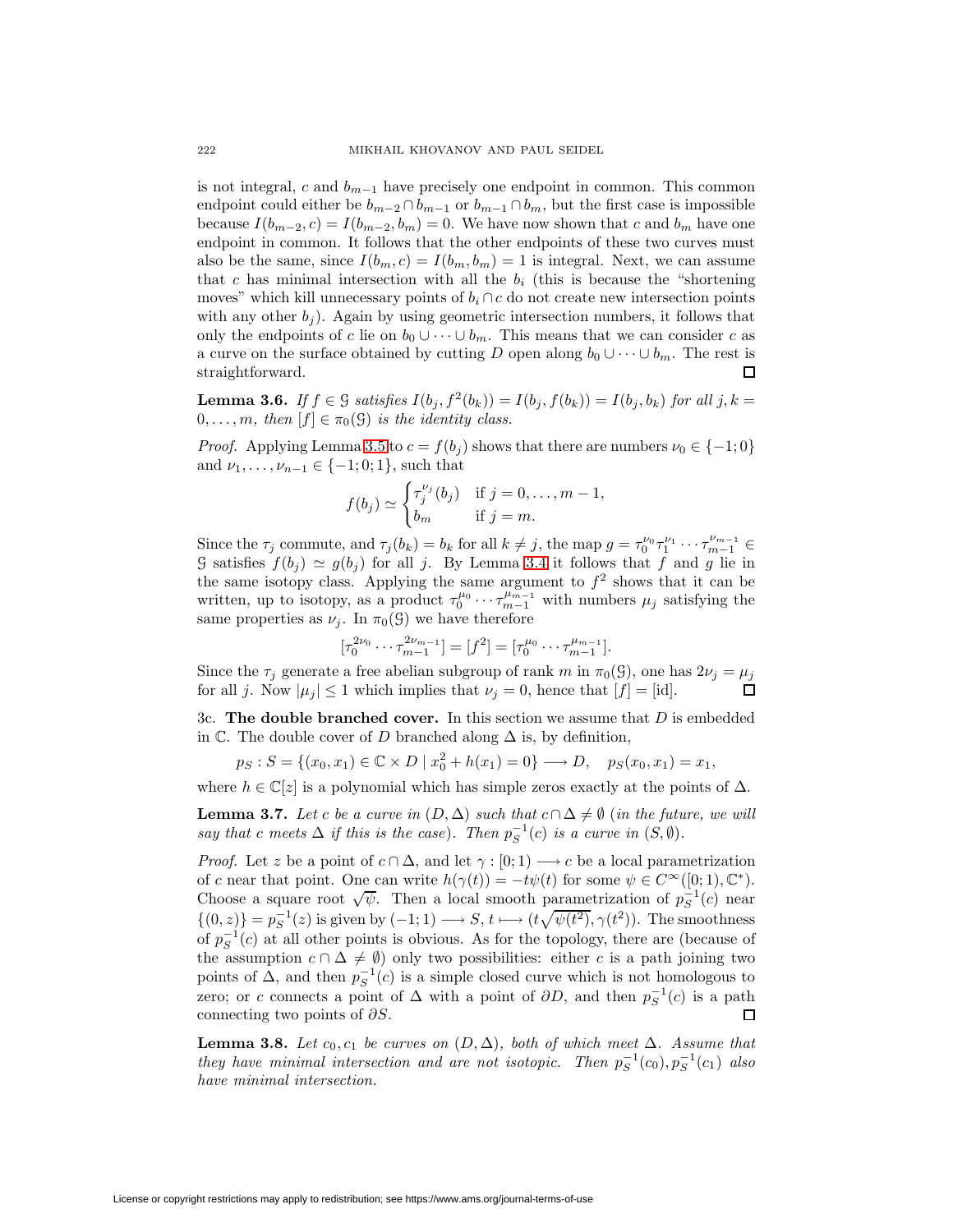is not integral, $c$ and $b_{m-1}$ have precisely one endpoint in common. This common endpoint could either be $b_{m-2} \cap b_{m-1}$ or $b_{m-1} \cap b_m$, but the first case is impossible because $I(b_{m-2}, c) = I(b_{m-2}, b_m) = 0$. We have now shown that $c$ and $b_m$ have one endpoint in common. It follows that the other endpoints of these two curves must also be the same, since $I(b_m, c) = I(b_m, b_m) = 1$ is integral. Next, we can assume that $c$ has minimal intersection with all the $b_i$ (this is because the "shortening moves" which kill unnecessary points of $b_i \cap c$ do not create new intersection points with any other $b_j$). Again by using geometric intersection numbers, it follows that only the endpoints of $c$ lie on $b_0 \cup \cdots \cup b_m$. This means that we can consider $c$ as a curve on the surface obtained by cutting $D$ open along $b_0 \cup \cdots \cup b_m$. The rest is straightforward. □

**Lemma 3.6.** *If $f \in \mathcal{G}$ satisfies $I(b_j, f^2(b_k)) = I(b_j, f(b_k)) = I(b_j, b_k)$ for all $j, k = 0, \dots, m$, then $[f] \in \pi_0(\mathcal{G})$ is the identity class.*

*Proof.* Applying Lemma 3.5 to $c = f(b_j)$ shows that there are numbers $\nu_0 \in \{-1; 0\}$ and $\nu_1, \dots, \nu_{n-1} \in \{-1; 0; 1\}$, such that

$$f(b_j) \simeq \begin{cases} \tau_j^{\nu_j}(b_j) & \text{if } j = 0, \dots, m-1, \\ b_m & \text{if } j = m. \end{cases}$$

Since the $\tau_j$ commute, and $\tau_j(b_k) = b_k$ for all $k \neq j$, the map $g = \tau_0^{\nu_0} \tau_1^{\nu_1} \cdots \tau_{m-1}^{\nu_{m-1}} \in \mathcal{G}$ satisfies $f(b_j) \simeq g(b_j)$ for all $j$. By Lemma 3.4 it follows that $f$ and $g$ lie in the same isotopy class. Applying the same argument to $f^2$ shows that it can be written, up to isotopy, as a product $\tau_0^{\mu_0} \cdots \tau_{m-1}^{\mu_{m-1}}$ with numbers $\mu_j$ satisfying the same properties as $\nu_j$. In $\pi_0(\mathcal{G})$ we have therefore

$$[\tau_0^{2\nu_0} \cdots \tau_{m-1}^{2\nu_{m-1}}] = [f^2] = [\tau_0^{\mu_0} \cdots \tau_{m-1}^{\mu_{m-1}}].$$

Since the $\tau_j$ generate a free abelian subgroup of rank $m$ in $\pi_0(\mathcal{G})$, one has $2\nu_j = \mu_j$ for all $j$. Now $|\mu_j| \leq 1$ which implies that $\nu_j = 0$, hence that $[f] = [\text{id}]$. □

3c. **The double branched cover.** In this section we assume that $D$ is embedded in $\mathbb{C}$. The double cover of $D$ branched along $\Delta$ is, by definition,

$$p_S : S = \{(x_0, x_1) \in \mathbb{C} \times D \mid x_0^2 + h(x_1) = 0\} \longrightarrow D, \quad p_S(x_0, x_1) = x_1,$$

where $h \in \mathbb{C}[z]$ is a polynomial which has simple zeros exactly at the points of $\Delta$.

**Lemma 3.7.** *Let $c$ be a curve in $(D, \Delta)$ such that $c \cap \Delta \neq \emptyset$ (in the future, we will say that $c$ meets $\Delta$ if this is the case). Then $p_S^{-1}(c)$ is a curve in $(S, \emptyset)$.*

*Proof.* Let $z$ be a point of $c \cap \Delta$, and let $\gamma : [0; 1) \longrightarrow c$ be a local parametrization of $c$ near that point. One can write $h(\gamma(t)) = -t\psi(t)$ for some $\psi \in C^\infty([0; 1), \mathbb{C}^*)$. Choose a square root $\sqrt{\psi}$. Then a local smooth parametrization of $p_S^{-1}(c)$ near $\{(0, z)\} = p_S^{-1}(z)$ is given by $(-1; 1) \longrightarrow S$, $t \longmapsto (t\sqrt{\psi(t^2)}, \gamma(t^2))$. The smoothness of $p_S^{-1}(c)$ at all other points is obvious. As for the topology, there are (because of the assumption $c \cap \Delta \neq \emptyset$) only two possibilities: either $c$ is a path joining two points of $\Delta$, and then $p_S^{-1}(c)$ is a simple closed curve which is not homologous to zero; or $c$ connects a point of $\Delta$ with a point of $\partial D$, and then $p_S^{-1}(c)$ is a path connecting two points of $\partial S$. □

**Lemma 3.8.** *Let $c_0, c_1$ be curves on $(D, \Delta)$, both of which meet $\Delta$. Assume that they have minimal intersection and are not isotopic. Then $p_S^{-1}(c_0), p_S^{-1}(c_1)$ also have minimal intersection.*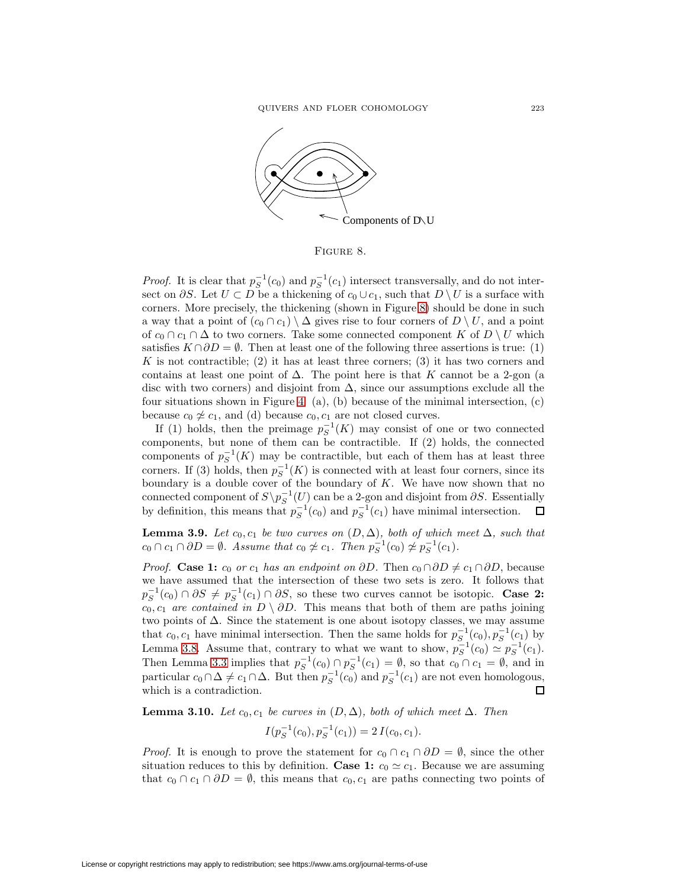Components of D\U

Figure 8.

*Proof.* It is clear that $p_S^{-1}(c_0)$ and $p_S^{-1}(c_1)$ intersect transversally, and do not intersect on $\partial S$. Let $U \subset D$ be a thickening of $c_0 \cup c_1$, such that $D \setminus U$ is a surface with corners. More precisely, the thickening (shown in Figure 8) should be done in such a way that a point of $(c_0 \cap c_1) \setminus \Delta$ gives rise to four corners of $D \setminus U$, and a point of $c_0 \cap c_1 \cap \Delta$ to two corners. Take some connected component $K$ of $D \setminus U$ which satisfies $K \cap \partial D = \emptyset$. Then at least one of the following three assertions is true: (1) $K$ is not contractible; (2) it has at least three corners; (3) it has two corners and contains at least one point of $\Delta$. The point here is that $K$ cannot be a 2-gon (a disc with two corners) and disjoint from $\Delta$, since our assumptions exclude all the four situations shown in Figure 4: (a), (b) because of the minimal intersection, (c) because $c_0 \not\simeq c_1$, and (d) because $c_0, c_1$ are not closed curves.

If (1) holds, then the preimage $p_S^{-1}(K)$ may consist of one or two connected components, but none of them can be contractible. If (2) holds, the connected components of $p_S^{-1}(K)$ may be contractible, but each of them has at least three corners. If (3) holds, then $p_S^{-1}(K)$ is connected with at least four corners, since its boundary is a double cover of the boundary of $K$. We have now shown that no connected component of $S \setminus p_S^{-1}(U)$ can be a 2-gon and disjoint from $\partial S$. Essentially by definition, this means that $p_S^{-1}(c_0)$ and $p_S^{-1}(c_1)$ have minimal intersection. □

**Lemma 3.9.** *Let $c_0, c_1$ be two curves on $(D, \Delta)$, both of which meet $\Delta$, such that $c_0 \cap c_1 \cap \partial D = \emptyset$. Assume that $c_0 \not\simeq c_1$. Then $p_S^{-1}(c_0) \not\simeq p_S^{-1}(c_1)$.*

*Proof.* **Case 1:** *$c_0$ or $c_1$ has an endpoint on $\partial D$.* Then $c_0 \cap \partial D \neq c_1 \cap \partial D$, because we have assumed that the intersection of these two sets is zero. It follows that $p_S^{-1}(c_0) \cap \partial S \neq p_S^{-1}(c_1) \cap \partial S$, so these two curves cannot be isotopic. **Case 2:** *$c_0, c_1$ are contained in $D \setminus \partial D$.* This means that both of them are paths joining two points of $\Delta$. Since the statement is one about isotopy classes, we may assume that $c_0, c_1$ have minimal intersection. Then the same holds for $p_S^{-1}(c_0), p_S^{-1}(c_1)$ by Lemma 3.8. Assume that, contrary to what we want to show, $p_S^{-1}(c_0) \simeq p_S^{-1}(c_1)$. Then Lemma 3.3 implies that $p_S^{-1}(c_0) \cap p_S^{-1}(c_1) = \emptyset$, so that $c_0 \cap c_1 = \emptyset$, and in particular $c_0 \cap \Delta \neq c_1 \cap \Delta$. But then $p_S^{-1}(c_0)$ and $p_S^{-1}(c_1)$ are not even homologous, which is a contradiction. □

**Lemma 3.10.** *Let $c_0, c_1$ be curves in $(D, \Delta)$, both of which meet $\Delta$. Then*

$$I(p_S^{-1}(c_0), p_S^{-1}(c_1)) = 2\, I(c_0, c_1).$$

*Proof.* It is enough to prove the statement for $c_0 \cap c_1 \cap \partial D = \emptyset$, since the other situation reduces to this by definition. **Case 1:** $c_0 \simeq c_1$. Because we are assuming that $c_0 \cap c_1 \cap \partial D = \emptyset$, this means that $c_0, c_1$ are paths connecting two points of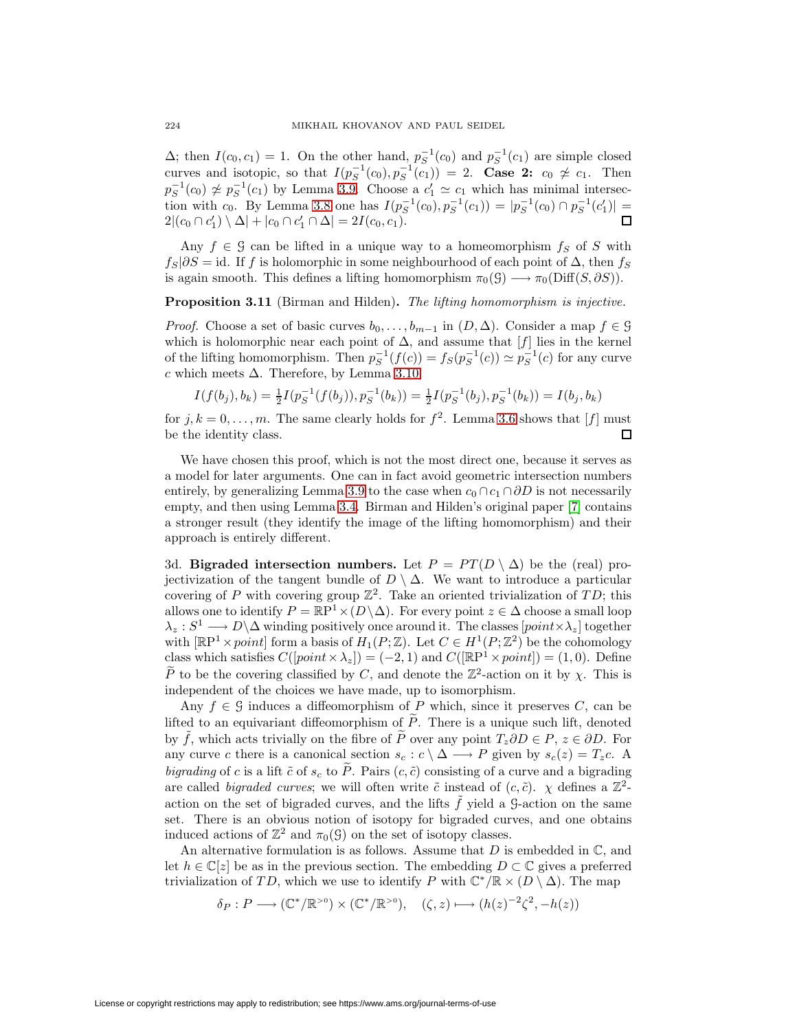$\Delta$; then $I(c_0, c_1) = 1$. On the other hand, $p_S^{-1}(c_0)$ and $p_S^{-1}(c_1)$ are simple closed curves and isotopic, so that $I(p_S^{-1}(c_0), p_S^{-1}(c_1)) = 2$. **Case 2:** $c_0 \not\simeq c_1$. Then $p_S^{-1}(c_0) \not\simeq p_S^{-1}(c_1)$ by Lemma 3.9. Choose a $c_1' \simeq c_1$ which has minimal intersection with $c_0$. By Lemma 3.8 one has $I(p_S^{-1}(c_0), p_S^{-1}(c_1)) = |p_S^{-1}(c_0) \cap p_S^{-1}(c_1')| = 2|(c_0 \cap c_1') \setminus \Delta| + |c_0 \cap c_1' \cap \Delta| = 2I(c_0, c_1)$. □

Any $f \in \mathcal{G}$ can be lifted in a unique way to a homeomorphism $f_S$ of $S$ with $f_S|\partial S = \mathrm{id}$. If $f$ is holomorphic in some neighbourhood of each point of $\Delta$, then $f_S$ is again smooth. This defines a lifting homomorphism $\pi_0(\mathcal{G}) \longrightarrow \pi_0(\mathrm{Diff}(S, \partial S))$.

**Proposition 3.11** (Birman and Hilden)**.** *The lifting homomorphism is injective.*

*Proof.* Choose a set of basic curves $b_0, \dots, b_{m-1}$ in $(D, \Delta)$. Consider a map $f \in \mathcal{G}$ which is holomorphic near each point of $\Delta$, and assume that $[f]$ lies in the kernel of the lifting homomorphism. Then $p_S^{-1}(f(c)) = f_S(p_S^{-1}(c)) \simeq p_S^{-1}(c)$ for any curve $c$ which meets $\Delta$. Therefore, by Lemma 3.10

$$I(f(b_j), b_k) = \tfrac{1}{2} I(p_S^{-1}(f(b_j)), p_S^{-1}(b_k)) = \tfrac{1}{2} I(p_S^{-1}(b_j), p_S^{-1}(b_k)) = I(b_j, b_k)$$

for $j, k = 0, \dots, m$. The same clearly holds for $f^2$. Lemma 3.6 shows that $[f]$ must be the identity class. □

We have chosen this proof, which is not the most direct one, because it serves as a model for later arguments. One can in fact avoid geometric intersection numbers entirely, by generalizing Lemma 3.9 to the case when $c_0 \cap c_1 \cap \partial D$ is not necessarily empty, and then using Lemma 3.4. Birman and Hilden's original paper [7] contains a stronger result (they identify the image of the lifting homomorphism) and their approach is entirely different.

3d. **Bigraded intersection numbers.** Let $P = PT(D \setminus \Delta)$ be the (real) projectivization of the tangent bundle of $D \setminus \Delta$. We want to introduce a particular covering of $P$ with covering group $\mathbb{Z}^2$. Take an oriented trivialization of $TD$; this allows one to identify $P = \mathbb{RP}^1 \times (D \setminus \Delta)$. For every point $z \in \Delta$ choose a small loop $\lambda_z : S^1 \longrightarrow D \setminus \Delta$ winding positively once around it. The classes $[point \times \lambda_z]$ together with $[\mathbb{RP}^1 \times point]$ form a basis of $H_1(P; \mathbb{Z})$. Let $C \in H^1(P; \mathbb{Z}^2)$ be the cohomology class which satisfies $C([point \times \lambda_z]) = (-2, 1)$ and $C([\mathbb{RP}^1 \times point]) = (1, 0)$. Define $\widetilde{P}$ to be the covering classified by $C$, and denote the $\mathbb{Z}^2$-action on it by $\chi$. This is independent of the choices we have made, up to isomorphism.

Any $f \in \mathcal{G}$ induces a diffeomorphism of $P$ which, since it preserves $C$, can be lifted to an equivariant diffeomorphism of $\widetilde{P}$. There is a unique such lift, denoted by $\tilde{f}$, which acts trivially on the fibre of $\widetilde{P}$ over any point $T_z \partial D \in P$, $z \in \partial D$. For any curve $c$ there is a canonical section $s_c : c \setminus \Delta \longrightarrow P$ given by $s_c(z) = T_z c$. A *bigrading* of $c$ is a lift $\tilde{c}$ of $s_c$ to $\widetilde{P}$. Pairs $(c, \tilde{c})$ consisting of a curve and a bigrading are called *bigraded curves*; we will often write $\tilde{c}$ instead of $(c, \tilde{c})$. $\chi$ defines a $\mathbb{Z}^2$-action on the set of bigraded curves, and the lifts $\tilde{f}$ yield a $\mathcal{G}$-action on the same set. There is an obvious notion of isotopy for bigraded curves, and one obtains induced actions of $\mathbb{Z}^2$ and $\pi_0(\mathcal{G})$ on the set of isotopy classes.

An alternative formulation is as follows. Assume that $D$ is embedded in $\mathbb{C}$, and let $h \in \mathbb{C}[z]$ be as in the previous section. The embedding $D \subset \mathbb{C}$ gives a preferred trivialization of $TD$, which we use to identify $P$ with $\mathbb{C}^*/\mathbb{R} \times (D \setminus \Delta)$. The map

$$\delta_P : P \longrightarrow (\mathbb{C}^*/\mathbb{R}^{>0}) \times (\mathbb{C}^*/\mathbb{R}^{>0}), \quad (\zeta, z) \longmapsto (h(z)^{-2}\zeta^2, -h(z))$$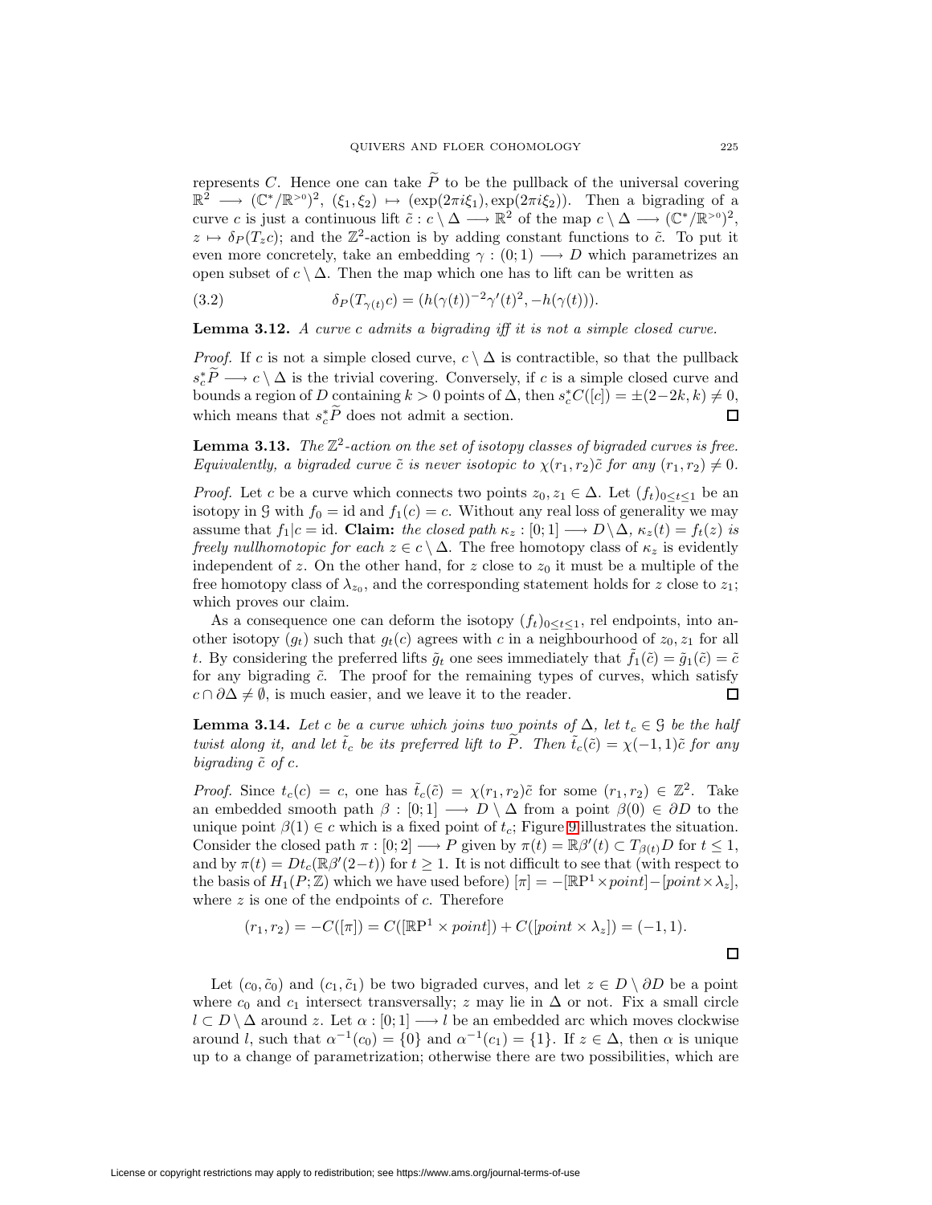represents $C$. Hence one can take $\widetilde{P}$ to be the pullback of the universal covering $\mathbb{R}^2 \longrightarrow (\mathbb{C}^*/\mathbb{R}^{>0})^2$, $(\xi_1, \xi_2) \mapsto (\exp(2\pi i\xi_1), \exp(2\pi i\xi_2))$. Then a bigrading of a curve $c$ is just a continuous lift $\tilde{c} : c \setminus \Delta \longrightarrow \mathbb{R}^2$ of the map $c \setminus \Delta \longrightarrow (\mathbb{C}^*/\mathbb{R}^{>0})^2$, $z \mapsto \delta_P(T_z c)$; and the $\mathbb{Z}^2$-action is by adding constant functions to $\tilde{c}$. To put it even more concretely, take an embedding $\gamma : (0;1) \longrightarrow D$ which parametrizes an open subset of $c \setminus \Delta$. Then the map which one has to lift can be written as

$$\delta_P(T_{\gamma(t)}c) = (h(\gamma(t))^{-2}\gamma'(t)^2, -h(\gamma(t))). \tag{3.2}$$

**Lemma 3.12.** *A curve $c$ admits a bigrading iff it is not a simple closed curve.*

*Proof.* If $c$ is not a simple closed curve, $c \setminus \Delta$ is contractible, so that the pullback $s_c^*\widetilde{P} \longrightarrow c \setminus \Delta$ is the trivial covering. Conversely, if $c$ is a simple closed curve and bounds a region of $D$ containing $k > 0$ points of $\Delta$, then $s_c^*C([c]) = \pm(2-2k, k) \neq 0$, which means that $s_c^*\widetilde{P}$ does not admit a section. □

**Lemma 3.13.** *The $\mathbb{Z}^2$-action on the set of isotopy classes of bigraded curves is free. Equivalently, a bigraded curve $\tilde{c}$ is never isotopic to $\chi(r_1, r_2)\tilde{c}$ for any $(r_1, r_2) \neq 0$.*

*Proof.* Let $c$ be a curve which connects two points $z_0, z_1 \in \Delta$. Let $(f_t)_{0 \leq t \leq 1}$ be an isotopy in $\mathcal{G}$ with $f_0 = \mathrm{id}$ and $f_1(c) = c$. Without any real loss of generality we may assume that $f_1|c = \mathrm{id}$. **Claim:** *the closed path $\kappa_z : [0;1] \longrightarrow D \setminus \Delta$, $\kappa_z(t) = f_t(z)$ is freely nullhomotopic for each $z \in c \setminus \Delta$.* The free homotopy class of $\kappa_z$ is evidently independent of $z$. On the other hand, for $z$ close to $z_0$ it must be a multiple of the free homotopy class of $\lambda_{z_0}$, and the corresponding statement holds for $z$ close to $z_1$; which proves our claim.

As a consequence one can deform the isotopy $(f_t)_{0 \leq t \leq 1}$, rel endpoints, into another isotopy $(g_t)$ such that $g_t(c)$ agrees with $c$ in a neighbourhood of $z_0, z_1$ for all $t$. By considering the preferred lifts $\tilde{g}_t$ one sees immediately that $\tilde{f}_1(\tilde{c}) = \tilde{g}_1(\tilde{c}) = \tilde{c}$ for any bigrading $\tilde{c}$. The proof for the remaining types of curves, which satisfy $c \cap \partial\Delta \neq \emptyset$, is much easier, and we leave it to the reader. □

**Lemma 3.14.** *Let $c$ be a curve which joins two points of $\Delta$, let $t_c \in \mathcal{G}$ be the half twist along it, and let $\tilde{t}_c$ be its preferred lift to $\widetilde{P}$. Then $\tilde{t}_c(\tilde{c}) = \chi(-1, 1)\tilde{c}$ for any bigrading $\tilde{c}$ of $c$.*

*Proof.* Since $t_c(c) = c$, one has $\tilde{t}_c(\tilde{c}) = \chi(r_1, r_2)\tilde{c}$ for some $(r_1, r_2) \in \mathbb{Z}^2$. Take an embedded smooth path $\beta : [0;1] \longrightarrow D \setminus \Delta$ from a point $\beta(0) \in \partial D$ to the unique point $\beta(1) \in c$ which is a fixed point of $t_c$; Figure 9 illustrates the situation. Consider the closed path $\pi : [0;2] \longrightarrow P$ given by $\pi(t) = \mathbb{R}\beta'(t) \subset T_{\beta(t)}D$ for $t \leq 1$, and by $\pi(t) = Dt_c(\mathbb{R}\beta'(2-t))$ for $t \geq 1$. It is not difficult to see that (with respect to the basis of $H_1(P;\mathbb{Z})$ which we have used before) $[\pi] = -[\mathbb{RP}^1 \times point] - [point \times \lambda_z]$, where $z$ is one of the endpoints of $c$. Therefore

$$(r_1, r_2) = -C([\pi]) = C([\mathbb{RP}^1 \times point]) + C([point \times \lambda_z]) = (-1, 1).$$

□

Let $(c_0, \tilde{c}_0)$ and $(c_1, \tilde{c}_1)$ be two bigraded curves, and let $z \in D \setminus \partial D$ be a point where $c_0$ and $c_1$ intersect transversally; $z$ may lie in $\Delta$ or not. Fix a small circle $l \subset D \setminus \Delta$ around $z$. Let $\alpha : [0;1] \longrightarrow l$ be an embedded arc which moves clockwise around $l$, such that $\alpha^{-1}(c_0) = \{0\}$ and $\alpha^{-1}(c_1) = \{1\}$. If $z \in \Delta$, then $\alpha$ is unique up to a change of parametrization; otherwise there are two possibilities, which are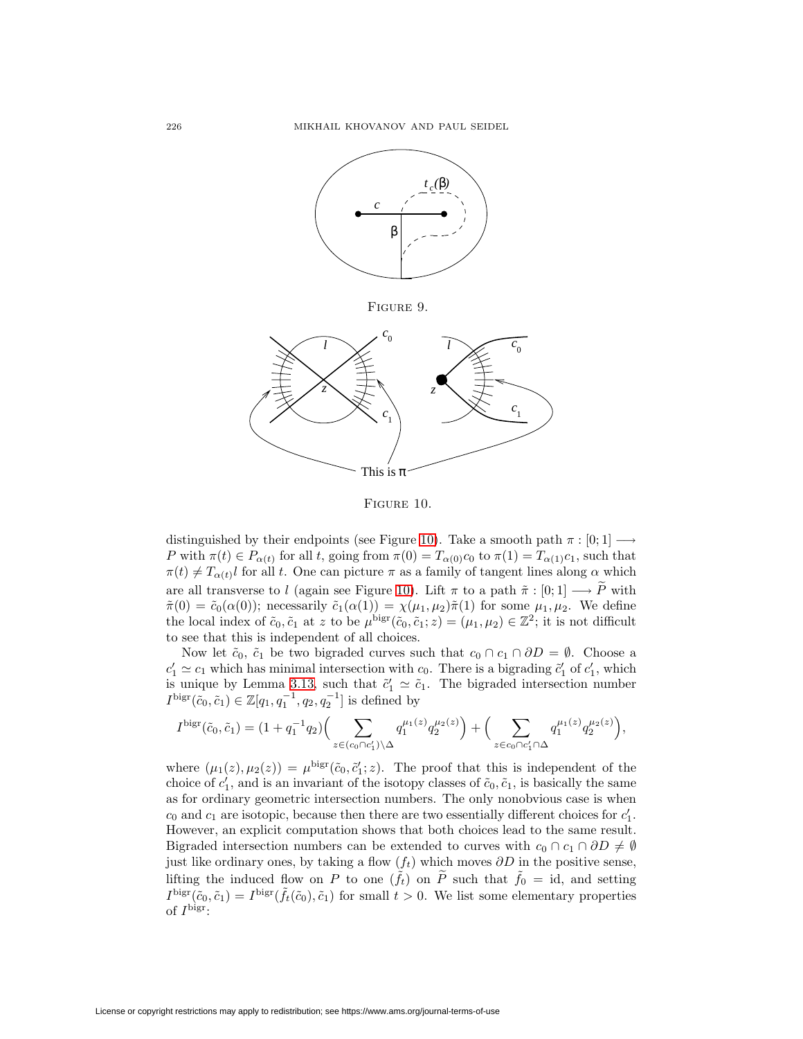Figure 9.

Figure 10.

distinguished by their endpoints (see Figure 10). Take a smooth path $\pi : [0;1] \longrightarrow P$ with $\pi(t) \in P_{\alpha(t)}$ for all $t$, going from $\pi(0) = T_{\alpha(0)}c_0$ to $\pi(1) = T_{\alpha(1)}c_1$, such that $\pi(t) \neq T_{\alpha(t)}l$ for all $t$. One can picture $\pi$ as a family of tangent lines along $\alpha$ which are all transverse to $l$ (again see Figure 10). Lift $\pi$ to a path $\tilde{\pi} : [0;1] \longrightarrow \widetilde{P}$ with $\tilde{\pi}(0) = \tilde{c}_0(\alpha(0))$; necessarily $\tilde{c}_1(\alpha(1)) = \chi(\mu_1, \mu_2)\tilde{\pi}(1)$ for some $\mu_1, \mu_2$. We define the local index of $\tilde{c}_0, \tilde{c}_1$ at $z$ to be $\mu^{\mathrm{bigr}}(\tilde{c}_0, \tilde{c}_1; z) = (\mu_1, \mu_2) \in \mathbb{Z}^2$; it is not difficult to see that this is independent of all choices.

Now let $\tilde{c}_0$, $\tilde{c}_1$ be two bigraded curves such that $c_0 \cap c_1 \cap \partial D = \emptyset$. Choose a $c_1' \simeq c_1$ which has minimal intersection with $c_0$. There is a bigrading $\tilde{c}_1'$ of $c_1'$, which is unique by Lemma 3.13, such that $\tilde{c}_1' \simeq \tilde{c}_1$. The bigraded intersection number $I^{\mathrm{bigr}}(\tilde{c}_0, \tilde{c}_1) \in \mathbb{Z}[q_1, q_1^{-1}, q_2, q_2^{-1}]$ is defined by

$$I^{\mathrm{bigr}}(\tilde{c}_0, \tilde{c}_1) = (1 + q_1^{-1}q_2)\Big(\sum_{z \in (c_0 \cap c_1') \setminus \Delta} q_1^{\mu_1(z)} q_2^{\mu_2(z)}\Big) + \Big(\sum_{z \in c_0 \cap c_1' \cap \Delta} q_1^{\mu_1(z)} q_2^{\mu_2(z)}\Big),$$

where $(\mu_1(z), \mu_2(z)) = \mu^{\mathrm{bigr}}(\tilde{c}_0, \tilde{c}_1'; z)$. The proof that this is independent of the choice of $c_1'$, and is an invariant of the isotopy classes of $\tilde{c}_0, \tilde{c}_1$, is basically the same as for ordinary geometric intersection numbers. The only nonobvious case is when $c_0$ and $c_1$ are isotopic, because then there are two essentially different choices for $c_1'$. However, an explicit computation shows that both choices lead to the same result. Bigraded intersection numbers can be extended to curves with $c_0 \cap c_1 \cap \partial D \neq \emptyset$ just like ordinary ones, by taking a flow $(f_t)$ which moves $\partial D$ in the positive sense, lifting the induced flow on $P$ to one $(\tilde{f}_t)$ on $\widetilde{P}$ such that $\tilde{f}_0 = \mathrm{id}$, and setting $I^{\mathrm{bigr}}(\tilde{c}_0, \tilde{c}_1) = I^{\mathrm{bigr}}(\tilde{f}_t(\tilde{c}_0), \tilde{c}_1)$ for small $t > 0$. We list some elementary properties of $I^{\mathrm{bigr}}$: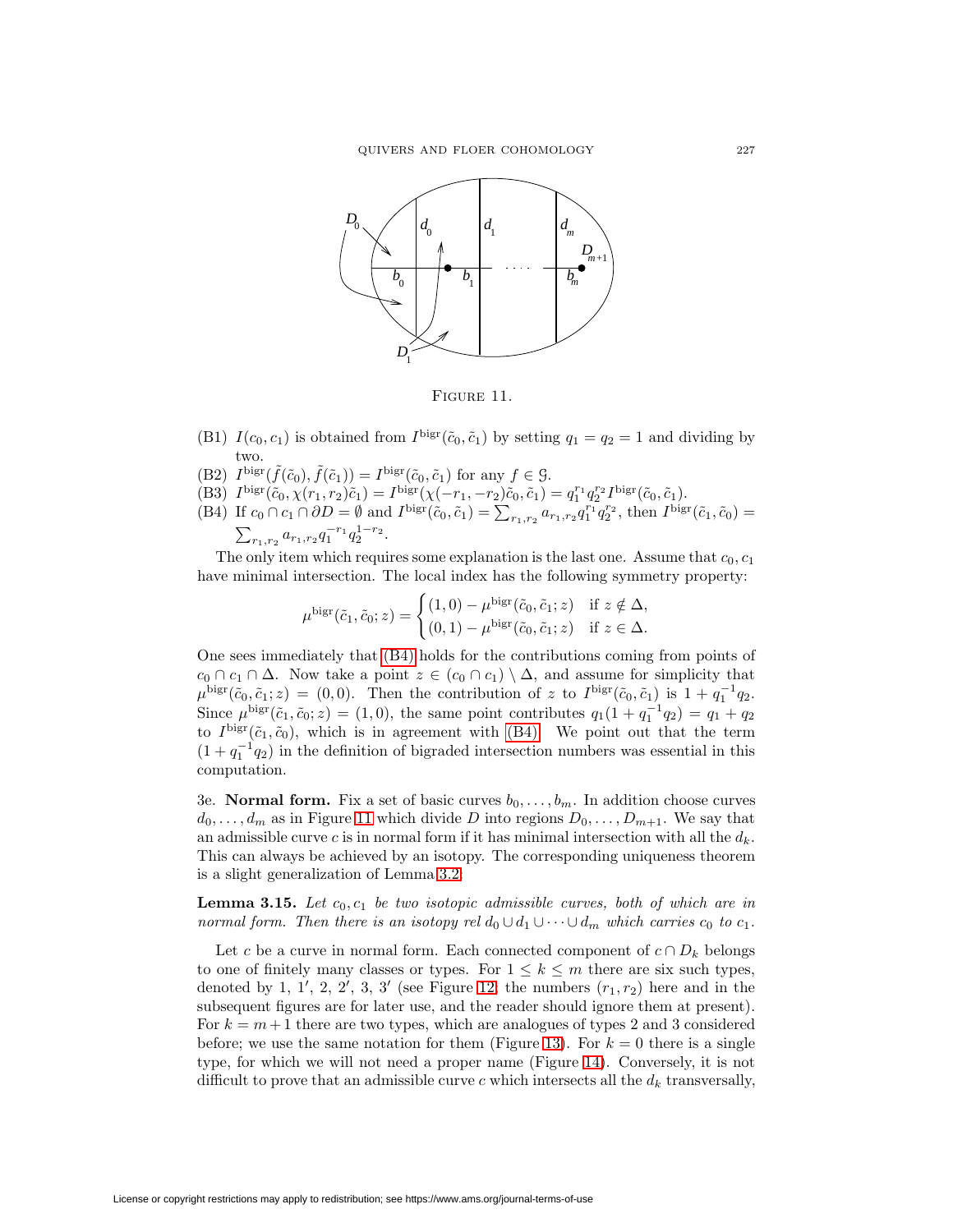FIGURE 11.

(B1) $I(c_0, c_1)$ is obtained from $I^{\mathrm{bigr}}(\tilde{c}_0, \tilde{c}_1)$ by setting $q_1 = q_2 = 1$ and dividing by two.

(B2) $I^{\mathrm{bigr}}(\tilde{f}(\tilde{c}_0), \tilde{f}(\tilde{c}_1)) = I^{\mathrm{bigr}}(\tilde{c}_0, \tilde{c}_1)$ for any $f \in \mathcal{G}$.

(B3) $I^{\mathrm{bigr}}(\tilde{c}_0, \chi(r_1, r_2)\tilde{c}_1) = I^{\mathrm{bigr}}(\chi(-r_1, -r_2)\tilde{c}_0, \tilde{c}_1) = q_1^{r_1} q_2^{r_2} I^{\mathrm{bigr}}(\tilde{c}_0, \tilde{c}_1)$.

(B4) If $c_0 \cap c_1 \cap \partial D = \emptyset$ and $I^{\mathrm{bigr}}(\tilde{c}_0, \tilde{c}_1) = \sum_{r_1, r_2} a_{r_1, r_2} q_1^{r_1} q_2^{r_2}$, then $I^{\mathrm{bigr}}(\tilde{c}_1, \tilde{c}_0) = \sum_{r_1, r_2} a_{r_1, r_2} q_1^{-r_1} q_2^{1-r_2}$.

The only item which requires some explanation is the last one. Assume that $c_0, c_1$ have minimal intersection. The local index has the following symmetry property:

$$\mu^{\mathrm{bigr}}(\tilde{c}_1, \tilde{c}_0; z) = \begin{cases} (1,0) - \mu^{\mathrm{bigr}}(\tilde{c}_0, \tilde{c}_1; z) & \text{if } z \notin \Delta, \\ (0,1) - \mu^{\mathrm{bigr}}(\tilde{c}_0, \tilde{c}_1; z) & \text{if } z \in \Delta. \end{cases}$$

One sees immediately that (B4) holds for the contributions coming from points of $c_0 \cap c_1 \cap \Delta$. Now take a point $z \in (c_0 \cap c_1) \setminus \Delta$, and assume for simplicity that $\mu^{\mathrm{bigr}}(\tilde{c}_0, \tilde{c}_1; z) = (0, 0)$. Then the contribution of $z$ to $I^{\mathrm{bigr}}(\tilde{c}_0, \tilde{c}_1)$ is $1 + q_1^{-1} q_2$. Since $\mu^{\mathrm{bigr}}(\tilde{c}_1, \tilde{c}_0; z) = (1, 0)$, the same point contributes $q_1(1 + q_1^{-1} q_2) = q_1 + q_2$ to $I^{\mathrm{bigr}}(\tilde{c}_1, \tilde{c}_0)$, which is in agreement with (B4). We point out that the term $(1 + q_1^{-1} q_2)$ in the definition of bigraded intersection numbers was essential in this computation.

3e. **Normal form.** Fix a set of basic curves $b_0, \ldots, b_m$. In addition choose curves $d_0, \ldots, d_m$ as in Figure 11 which divide $D$ into regions $D_0, \ldots, D_{m+1}$. We say that an admissible curve $c$ is in normal form if it has minimal intersection with all the $d_k$. This can always be achieved by an isotopy. The corresponding uniqueness theorem is a slight generalization of Lemma 3.2:

**Lemma 3.15.** *Let $c_0, c_1$ be two isotopic admissible curves, both of which are in normal form. Then there is an isotopy rel $d_0 \cup d_1 \cup \cdots \cup d_m$ which carries $c_0$ to $c_1$.*

Let $c$ be a curve in normal form. Each connected component of $c \cap D_k$ belongs to one of finitely many classes or types. For $1 \leq k \leq m$ there are six such types, denoted by 1, 1′, 2, 2′, 3, 3′ (see Figure 12; the numbers $(r_1, r_2)$ here and in the subsequent figures are for later use, and the reader should ignore them at present). For $k = m+1$ there are two types, which are analogues of types 2 and 3 considered before; we use the same notation for them (Figure 13). For $k = 0$ there is a single type, for which we will not need a proper name (Figure 14). Conversely, it is not difficult to prove that an admissible curve $c$ which intersects all the $d_k$ transversally,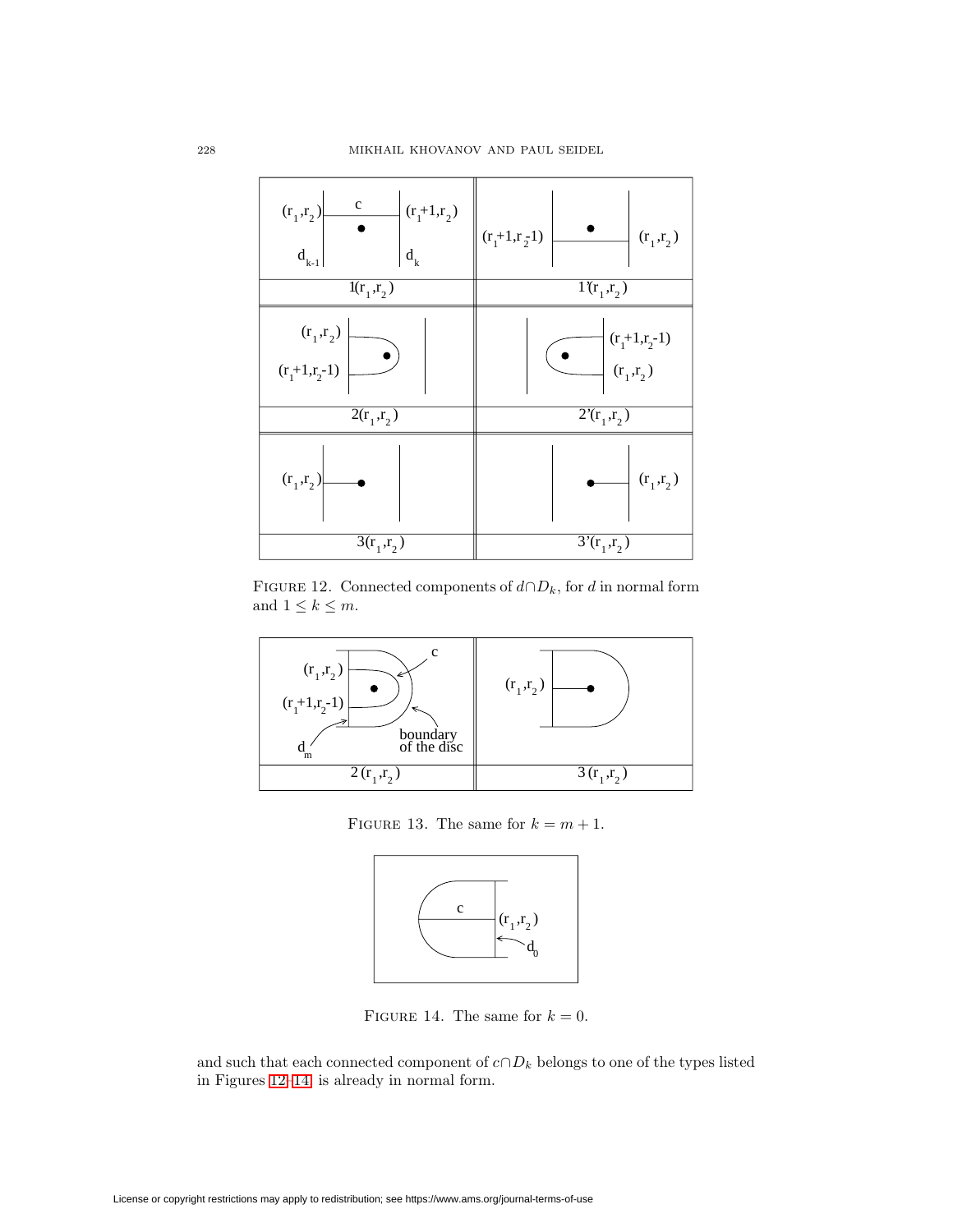FIGURE 12. Connected components of $d \cap D_k$, for $d$ in normal form and $1 \leq k \leq m$.

FIGURE 13. The same for $k = m+1$.

FIGURE 14. The same for $k = 0$.

and such that each connected component of $c \cap D_k$ belongs to one of the types listed in Figures 12–14 is already in normal form.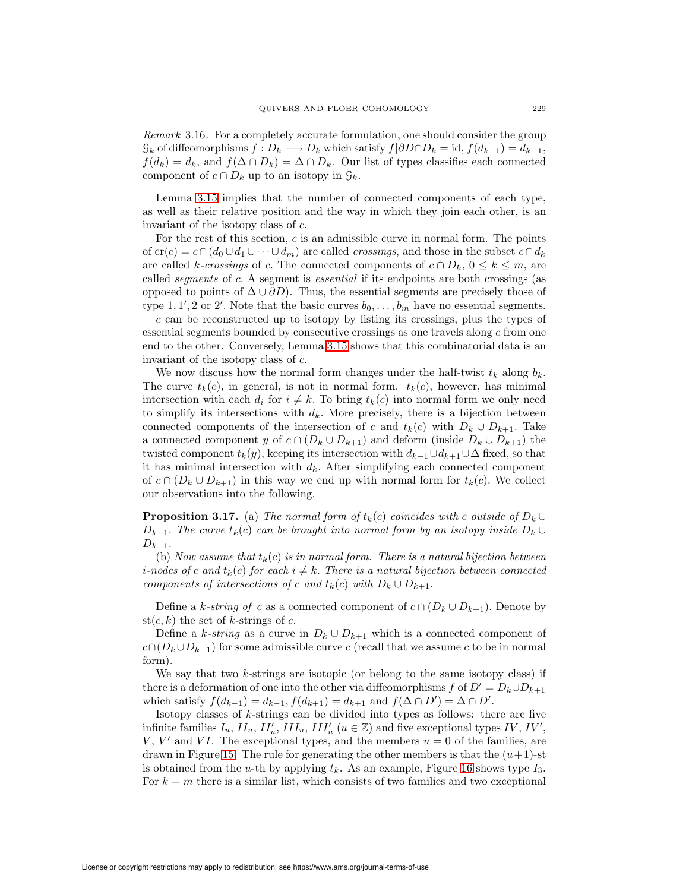*Remark* 3.16. For a completely accurate formulation, one should consider the group $\mathcal{G}_k$ of diffeomorphisms $f : D_k \longrightarrow D_k$ which satisfy $f|\partial D \cap D_k = \mathrm{id}$, $f(d_{k-1}) = d_{k-1}$, $f(d_k) = d_k$, and $f(\Delta \cap D_k) = \Delta \cap D_k$. Our list of types classifies each connected component of $c \cap D_k$ up to an isotopy in $\mathcal{G}_k$.

Lemma 3.15 implies that the number of connected components of each type, as well as their relative position and the way in which they join each other, is an invariant of the isotopy class of $c$.

For the rest of this section, $c$ is an admissible curve in normal form. The points of $\mathrm{cr}(c) = c \cap (d_0 \cup d_1 \cup \cdots \cup d_m)$ are called *crossings*, and those in the subset $c \cap d_k$ are called *$k$-crossings* of $c$. The connected components of $c \cap D_k$, $0 \le k \le m$, are called *segments* of $c$. A segment is *essential* if its endpoints are both crossings (as opposed to points of $\Delta \cup \partial D$). Thus, the essential segments are precisely those of type $1, 1', 2$ or $2'$. Note that the basic curves $b_0, \ldots, b_m$ have no essential segments.

$c$ can be reconstructed up to isotopy by listing its crossings, plus the types of essential segments bounded by consecutive crossings as one travels along $c$ from one end to the other. Conversely, Lemma 3.15 shows that this combinatorial data is an invariant of the isotopy class of $c$.

We now discuss how the normal form changes under the half-twist $t_k$ along $b_k$. The curve $t_k(c)$, in general, is not in normal form. $t_k(c)$, however, has minimal intersection with each $d_i$ for $i \neq k$. To bring $t_k(c)$ into normal form we only need to simplify its intersections with $d_k$. More precisely, there is a bijection between connected components of the intersection of $c$ and $t_k(c)$ with $D_k \cup D_{k+1}$. Take a connected component $y$ of $c \cap (D_k \cup D_{k+1})$ and deform (inside $D_k \cup D_{k+1}$) the twisted component $t_k(y)$, keeping its intersection with $d_{k-1} \cup d_{k+1} \cup \Delta$ fixed, so that it has minimal intersection with $d_k$. After simplifying each connected component of $c \cap (D_k \cup D_{k+1})$ in this way we end up with normal form for $t_k(c)$. We collect our observations into the following.

**Proposition 3.17.** (a) *The normal form of $t_k(c)$ coincides with $c$ outside of $D_k \cup D_{k+1}$. The curve $t_k(c)$ can be brought into normal form by an isotopy inside $D_k \cup D_{k+1}$.*

(b) *Now assume that $t_k(c)$ is in normal form. There is a natural bijection between $i$-nodes of $c$ and $t_k(c)$ for each $i \neq k$. There is a natural bijection between connected components of intersections of $c$ and $t_k(c)$ with $D_k \cup D_{k+1}$.*

Define a *$k$-string of $c$* as a connected component of $c \cap (D_k \cup D_{k+1})$. Denote by $\mathrm{st}(c, k)$ the set of $k$-strings of $c$.

Define a *$k$-string* as a curve in $D_k \cup D_{k+1}$ which is a connected component of $c \cap (D_k \cup D_{k+1})$ for some admissible curve $c$ (recall that we assume $c$ to be in normal form).

We say that two $k$-strings are isotopic (or belong to the same isotopy class) if there is a deformation of one into the other via diffeomorphisms $f$ of $D' = D_k \cup D_{k+1}$ which satisfy $f(d_{k-1}) = d_{k-1}, f(d_{k+1}) = d_{k+1}$ and $f(\Delta \cap D') = \Delta \cap D'$.

Isotopy classes of $k$-strings can be divided into types as follows: there are five infinite families $I_u$, $II_u$, $II'_u$, $III_u$, $III'_u$ ($u \in \mathbb{Z}$) and five exceptional types $IV$, $IV'$, $V$, $V'$ and $VI$. The exceptional types, and the members $u = 0$ of the families, are drawn in Figure 15. The rule for generating the other members is that the $(u+1)$-st is obtained from the $u$-th by applying $t_k$. As an example, Figure 16 shows type $I_3$. For $k = m$ there is a similar list, which consists of two families and two exceptional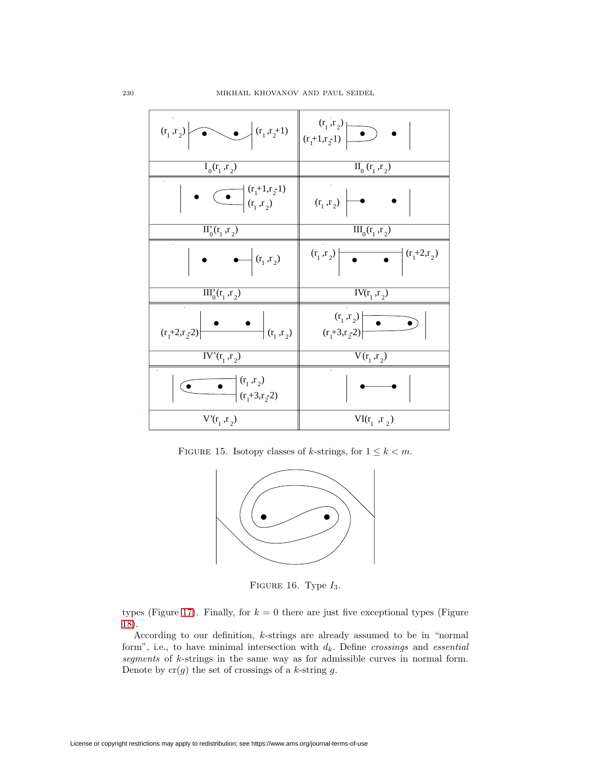| | |
|---|---|
| $(r_1,r_2)$ $(r_1,r_2+1)$ | $(r_1,r_2)$ $(r_1+1,r_2-1)$ |
| $I_0(r_1,r_2)$ | $II_0(r_1,r_2)$ |
| $(r_1+1,r_2-1)$ $(r_1,r_2)$ | $(r_1,r_2)$ |
| $II'_0(r_1,r_2)$ | $III_0(r_1,r_2)$ |
| $(r_1,r_2)$ | $(r_1,r_2)$ $(r_1+2,r_2)$ |
| $III'_0(r_1,r_2)$ | $IV(r_1,r_2)$ |
| $(r_1+2,r_2-2)$ $(r_1,r_2)$ | $(r_1,r_2)$ $(r_1+3,r_2-2)$ |
| $IV'(r_1,r_2)$ | $V(r_1,r_2)$ |
| $(r_1,r_2)$ $(r_1+3,r_2-2)$ | |
| $V'(r_1,r_2)$ | $VI(r_1,r_2)$ |

FIGURE 15. Isotopy classes of $k$-strings, for $1 \leq k < m$.

FIGURE 16. Type $I_3$.

types (Figure 17). Finally, for $k = 0$ there are just five exceptional types (Figure 18).

According to our definition, $k$-strings are already assumed to be in "normal form", i.e., to have minimal intersection with $d_k$. Define *crossings* and *essential segments* of $k$-strings in the same way as for admissible curves in normal form. Denote by $\mathrm{cr}(g)$ the set of crossings of a $k$-string $g$.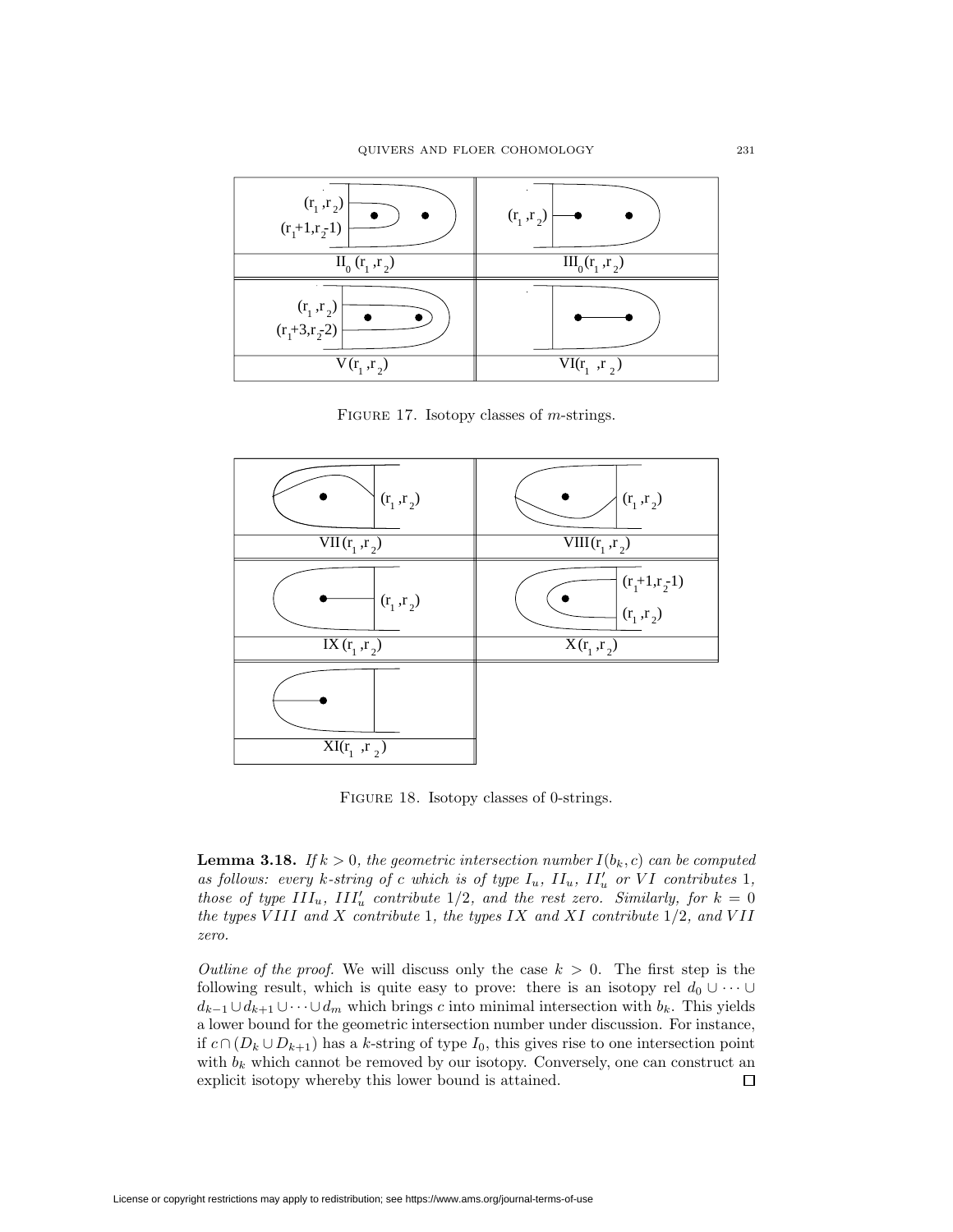FIGURE 17. Isotopy classes of $m$-strings.

FIGURE 18. Isotopy classes of 0-strings.

**Lemma 3.18.** *If $k > 0$, the geometric intersection number $I(b_k, c)$ can be computed as follows: every $k$-string of $c$ which is of type $I_u$, $II_u$, $II'_u$ or $VI$ contributes 1, those of type $III_u$, $III'_u$ contribute $1/2$, and the rest zero. Similarly, for $k = 0$ the types $VIII$ and $X$ contribute 1, the types $IX$ and $XI$ contribute $1/2$, and $VII$ zero.*

*Outline of the proof.* We will discuss only the case $k > 0$. The first step is the following result, which is quite easy to prove: there is an isotopy rel $d_0 \cup \cdots \cup d_{k-1} \cup d_{k+1} \cup \cdots \cup d_m$ which brings $c$ into minimal intersection with $b_k$. This yields a lower bound for the geometric intersection number under discussion. For instance, if $c \cap (D_k \cup D_{k+1})$ has a $k$-string of type $I_0$, this gives rise to one intersection point with $b_k$ which cannot be removed by our isotopy. Conversely, one can construct an explicit isotopy whereby this lower bound is attained. □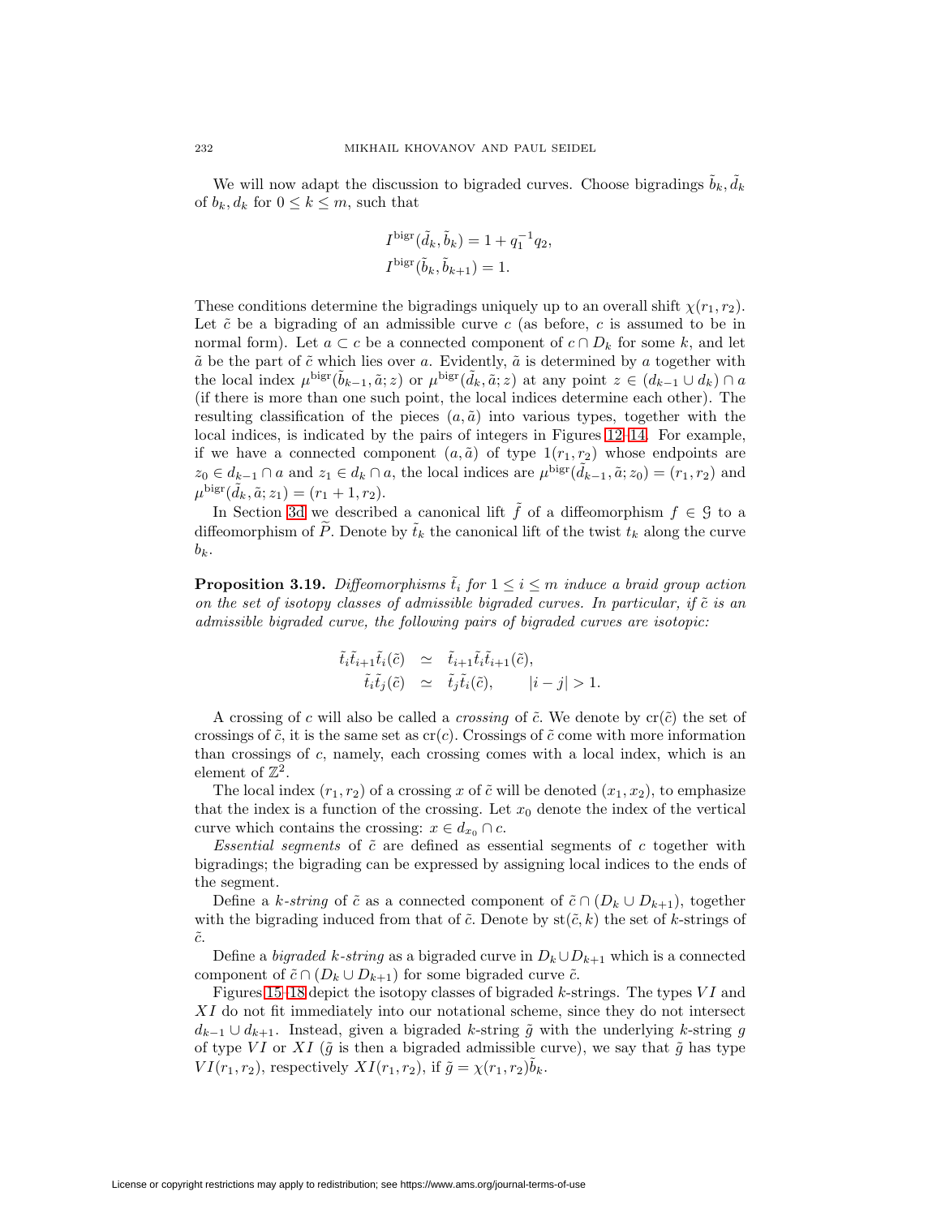We will now adapt the discussion to bigraded curves. Choose bigradings $\tilde{b}_k, \tilde{d}_k$ of $b_k, d_k$ for $0 \le k \le m$, such that

$$I^{\mathrm{bigr}}(\tilde{d}_k, \tilde{b}_k) = 1 + q_1^{-1} q_2,$$
$$I^{\mathrm{bigr}}(\tilde{b}_k, \tilde{b}_{k+1}) = 1.$$

These conditions determine the bigradings uniquely up to an overall shift $\chi(r_1, r_2)$. Let $\tilde{c}$ be a bigrading of an admissible curve $c$ (as before, $c$ is assumed to be in normal form). Let $a \subset c$ be a connected component of $c \cap D_k$ for some $k$, and let $\tilde{a}$ be the part of $\tilde{c}$ which lies over $a$. Evidently, $\tilde{a}$ is determined by $a$ together with the local index $\mu^{\mathrm{bigr}}(\tilde{b}_{k-1}, \tilde{a}; z)$ or $\mu^{\mathrm{bigr}}(\tilde{d}_k, \tilde{a}; z)$ at any point $z \in (d_{k-1} \cup d_k) \cap a$ (if there is more than one such point, the local indices determine each other). The resulting classification of the pieces $(a, \tilde{a})$ into various types, together with the local indices, is indicated by the pairs of integers in Figures 12–14. For example, if we have a connected component $(a, \tilde{a})$ of type $1(r_1, r_2)$ whose endpoints are $z_0 \in d_{k-1} \cap a$ and $z_1 \in d_k \cap a$, the local indices are $\mu^{\mathrm{bigr}}(\tilde{d}_{k-1}, \tilde{a}; z_0) = (r_1, r_2)$ and $\mu^{\mathrm{bigr}}(\tilde{d}_k, \tilde{a}; z_1) = (r_1 + 1, r_2)$.

In Section 3d we described a canonical lift $\tilde{f}$ of a diffeomorphism $f \in \mathcal{G}$ to a diffeomorphism of $\widetilde{P}$. Denote by $\tilde{t}_k$ the canonical lift of the twist $t_k$ along the curve $b_k$.

**Proposition 3.19.** *Diffeomorphisms $\tilde{t}_i$ for $1 \le i \le m$ induce a braid group action on the set of isotopy classes of admissible bigraded curves. In particular, if $\tilde{c}$ is an admissible bigraded curve, the following pairs of bigraded curves are isotopic:*

$$\begin{aligned} \tilde{t}_i \tilde{t}_{i+1} \tilde{t}_i(\tilde{c}) &\simeq \tilde{t}_{i+1} \tilde{t}_i \tilde{t}_{i+1}(\tilde{c}), \\ \tilde{t}_i \tilde{t}_j(\tilde{c}) &\simeq \tilde{t}_j \tilde{t}_i(\tilde{c}), \qquad |i - j| > 1. \end{aligned}$$

A crossing of $c$ will also be called a *crossing* of $\tilde{c}$. We denote by $\mathrm{cr}(\tilde{c})$ the set of crossings of $\tilde{c}$, it is the same set as $\mathrm{cr}(c)$. Crossings of $\tilde{c}$ come with more information than crossings of $c$, namely, each crossing comes with a local index, which is an element of $\mathbb{Z}^2$.

The local index $(r_1, r_2)$ of a crossing $x$ of $\tilde{c}$ will be denoted $(x_1, x_2)$, to emphasize that the index is a function of the crossing. Let $x_0$ denote the index of the vertical curve which contains the crossing: $x \in d_{x_0} \cap c$.

*Essential segments* of $\tilde{c}$ are defined as essential segments of $c$ together with bigradings; the bigrading can be expressed by assigning local indices to the ends of the segment.

Define a *$k$-string* of $\tilde{c}$ as a connected component of $\tilde{c} \cap (D_k \cup D_{k+1})$, together with the bigrading induced from that of $\tilde{c}$. Denote by $\mathrm{st}(\tilde{c}, k)$ the set of $k$-strings of $\tilde{c}$.

Define a *bigraded $k$-string* as a bigraded curve in $D_k \cup D_{k+1}$ which is a connected component of $\tilde{c} \cap (D_k \cup D_{k+1})$ for some bigraded curve $\tilde{c}$.

Figures 15–18 depict the isotopy classes of bigraded $k$-strings. The types $VI$ and $XI$ do not fit immediately into our notational scheme, since they do not intersect $d_{k-1} \cup d_{k+1}$. Instead, given a bigraded $k$-string $\tilde{g}$ with the underlying $k$-string $g$ of type $VI$ or $XI$ ($\tilde{g}$ is then a bigraded admissible curve), we say that $\tilde{g}$ has type $VI(r_1, r_2)$, respectively $XI(r_1, r_2)$, if $\tilde{g} = \chi(r_1, r_2)\tilde{b}_k$.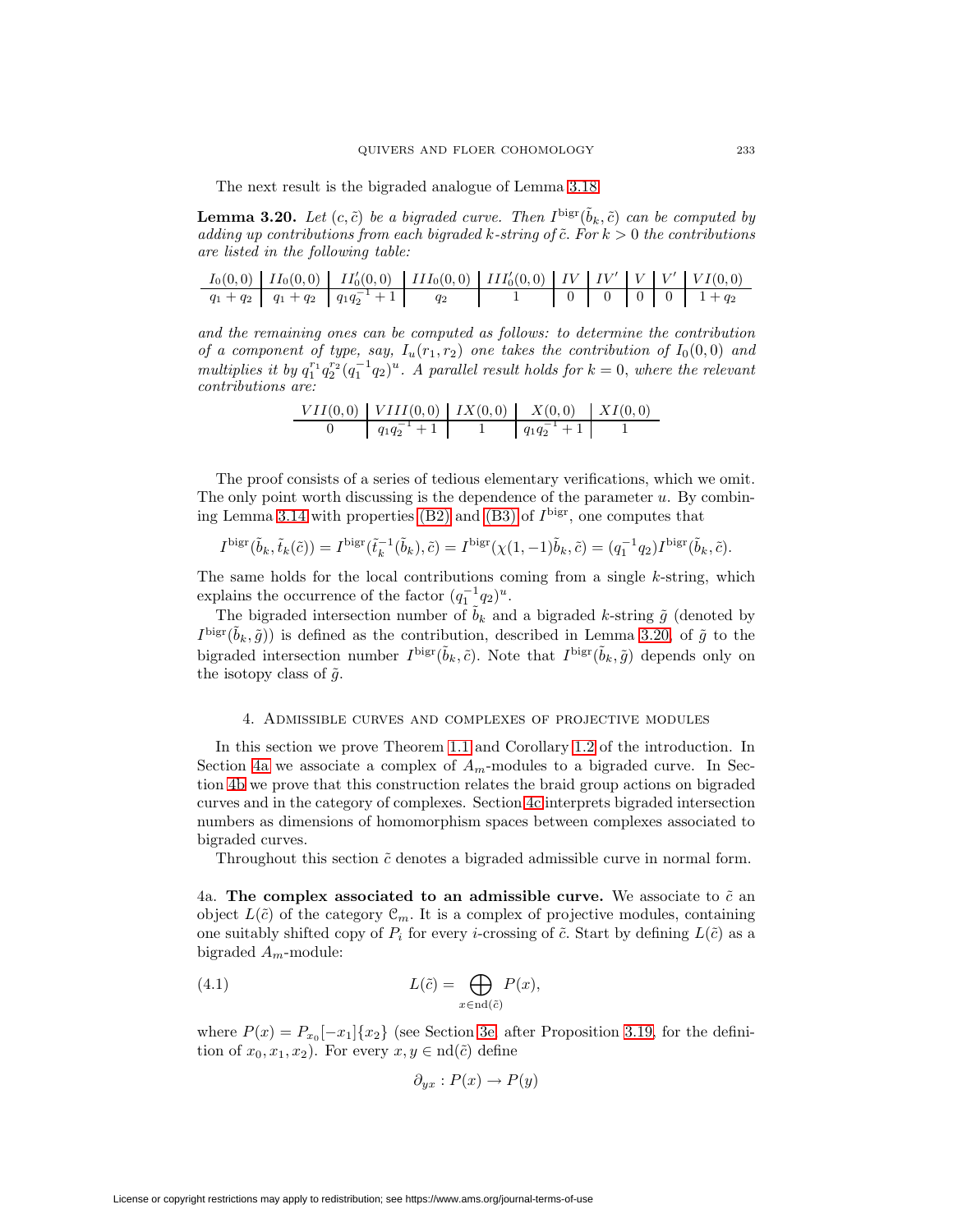The next result is the bigraded analogue of Lemma 3.18.

**Lemma 3.20.** *Let $(c, \tilde{c})$ be a bigraded curve. Then $I^{\mathrm{bigr}}(\tilde{b}_k, \tilde{c})$ can be computed by adding up contributions from each bigraded $k$-string of $\tilde{c}$. For $k > 0$ the contributions are listed in the following table:*

| $I_0(0,0)$ | $II_0(0,0)$ | $II'_0(0,0)$ | $III_0(0,0)$ | $III'_0(0,0)$ | $IV$ | $IV'$ | $V$ | $V'$ | $VI(0,0)$ |
|---|---|---|---|---|---|---|---|---|---|
| $q_1 + q_2$ | $q_1 + q_2$ | $q_1 q_2^{-1} + 1$ | $q_2$ | $1$ | $0$ | $0$ | $0$ | $0$ | $1 + q_2$ |

*and the remaining ones can be computed as follows: to determine the contribution of a component of type, say, $I_u(r_1, r_2)$ one takes the contribution of $I_0(0,0)$ and multiplies it by $q_1^{r_1} q_2^{r_2} (q_1^{-1} q_2)^u$. A parallel result holds for $k = 0$, where the relevant contributions are:*

| $VII(0,0)$ | $VIII(0,0)$ | $IX(0,0)$ | $X(0,0)$ | $XI(0,0)$ |
|---|---|---|---|---|
| $0$ | $q_1 q_2^{-1} + 1$ | $1$ | $q_1 q_2^{-1} + 1$ | $1$ |

The proof consists of a series of tedious elementary verifications, which we omit. The only point worth discussing is the dependence of the parameter $u$. By combining Lemma 3.14 with properties (B2) and (B3) of $I^{\mathrm{bigr}}$, one computes that

$$I^{\mathrm{bigr}}(\tilde{b}_k, \tilde{t}_k(\tilde{c})) = I^{\mathrm{bigr}}(\tilde{t}_k^{-1}(\tilde{b}_k), \tilde{c}) = I^{\mathrm{bigr}}(\chi(1,-1)\tilde{b}_k, \tilde{c}) = (q_1^{-1} q_2) I^{\mathrm{bigr}}(\tilde{b}_k, \tilde{c}).$$

The same holds for the local contributions coming from a single $k$-string, which explains the occurrence of the factor $(q_1^{-1} q_2)^u$.

The bigraded intersection number of $\tilde{b}_k$ and a bigraded $k$-string $\tilde{g}$ (denoted by $I^{\mathrm{bigr}}(\tilde{b}_k, \tilde{g})$) is defined as the contribution, described in Lemma 3.20, of $\tilde{g}$ to the bigraded intersection number $I^{\mathrm{bigr}}(\tilde{b}_k, \tilde{c})$. Note that $I^{\mathrm{bigr}}(\tilde{b}_k, \tilde{g})$ depends only on the isotopy class of $\tilde{g}$.

## 4. Admissible curves and complexes of projective modules

In this section we prove Theorem 1.1 and Corollary 1.2 of the introduction. In Section 4a we associate a complex of $A_m$-modules to a bigraded curve. In Section 4b we prove that this construction relates the braid group actions on bigraded curves and in the category of complexes. Section 4c interprets bigraded intersection numbers as dimensions of homomorphism spaces between complexes associated to bigraded curves.

Throughout this section $\tilde{c}$ denotes a bigraded admissible curve in normal form.

4a. **The complex associated to an admissible curve.** We associate to $\tilde{c}$ an object $L(\tilde{c})$ of the category $\mathcal{C}_m$. It is a complex of projective modules, containing one suitably shifted copy of $P_i$ for every $i$-crossing of $\tilde{c}$. Start by defining $L(\tilde{c})$ as a bigraded $A_m$-module:

$$L(\tilde{c}) = \bigoplus_{x \in \mathrm{nd}(\tilde{c})} P(x), \tag{4.1}$$

where $P(x) = P_{x_0}[-x_1]\{x_2\}$ (see Section 3e, after Proposition 3.19, for the definition of $x_0, x_1, x_2$). For every $x, y \in \mathrm{nd}(\tilde{c})$ define

$$\partial_{yx} : P(x) \to P(y)$$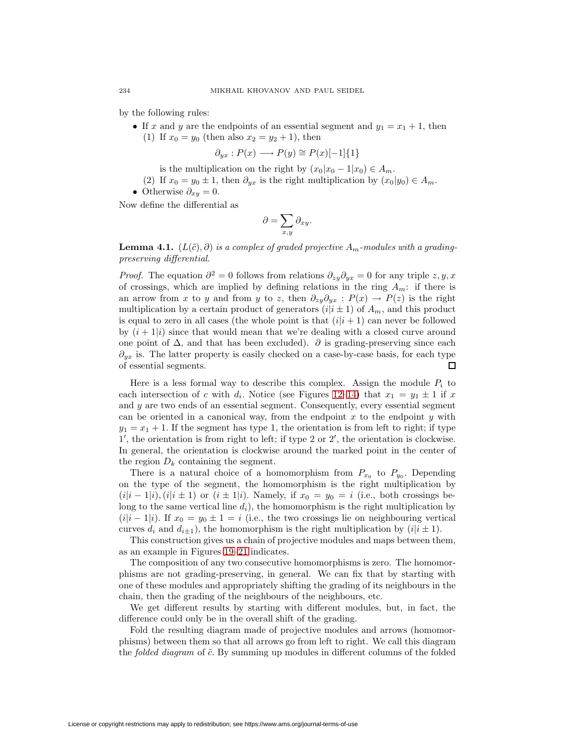by the following rules:

- If $x$ and $y$ are the endpoints of an essential segment and $y_1 = x_1 + 1$, then
  (1) If $x_0 = y_0$ (then also $x_2 = y_2 + 1$), then

$$\partial_{yx} : P(x) \longrightarrow P(y) \cong P(x)[-1]\{1\}$$

  is the multiplication on the right by $(x_0|x_0 - 1|x_0) \in A_m$.

  (2) If $x_0 = y_0 \pm 1$, then $\partial_{yx}$ is the right multiplication by $(x_0|y_0) \in A_m$.
- Otherwise $\partial_{xy} = 0$.

Now define the differential as

$$\partial = \sum_{x,y} \partial_{xy}.$$

**Lemma 4.1.** *$(L(\tilde{c}), \partial)$ is a complex of graded projective $A_m$-modules with a grading-preserving differential.*

*Proof.* The equation $\partial^2 = 0$ follows from relations $\partial_{zy}\partial_{yx} = 0$ for any triple $z, y, x$ of crossings, which are implied by defining relations in the ring $A_m$: if there is an arrow from $x$ to $y$ and from $y$ to $z$, then $\partial_{zy}\partial_{yx} : P(x) \to P(z)$ is the right multiplication by a certain product of generators $(i|i \pm 1)$ of $A_m$, and this product is equal to zero in all cases (the whole point is that $(i|i + 1)$ can never be followed by $(i + 1|i)$ since that would mean that we're dealing with a closed curve around one point of $\Delta$, and that has been excluded). $\partial$ is grading-preserving since each $\partial_{yx}$ is. The latter property is easily checked on a case-by-case basis, for each type of essential segments. □

Here is a less formal way to describe this complex. Assign the module $P_i$ to each intersection of $c$ with $d_i$. Notice (see Figures 12–14) that $x_1 = y_1 \pm 1$ if $x$ and $y$ are two ends of an essential segment. Consequently, every essential segment can be oriented in a canonical way, from the endpoint $x$ to the endpoint $y$ with $y_1 = x_1 + 1$. If the segment has type 1, the orientation is from left to right; if type $1'$, the orientation is from right to left; if type 2 or $2'$, the orientation is clockwise. In general, the orientation is clockwise around the marked point in the center of the region $D_k$ containing the segment.

There is a natural choice of a homomorphism from $P_{x_0}$ to $P_{y_0}$. Depending on the type of the segment, the homomorphism is the right multiplication by $(i|i - 1|i), (i|i \pm 1)$ or $(i \pm 1|i)$. Namely, if $x_0 = y_0 = i$ (i.e., both crossings belong to the same vertical line $d_i$), the homomorphism is the right multiplication by $(i|i - 1|i)$. If $x_0 = y_0 \pm 1 = i$ (i.e., the two crossings lie on neighbouring vertical curves $d_i$ and $d_{i\pm1}$), the homomorphism is the right multiplication by $(i|i \pm 1)$.

This construction gives us a chain of projective modules and maps between them, as an example in Figures 19–21 indicates.

The composition of any two consecutive homomorphisms is zero. The homomorphisms are not grading-preserving, in general. We can fix that by starting with one of these modules and appropriately shifting the grading of its neighbours in the chain, then the grading of the neighbours of the neighbours, etc.

We get different results by starting with different modules, but, in fact, the difference could only be in the overall shift of the grading.

Fold the resulting diagram made of projective modules and arrows (homomorphisms) between them so that all arrows go from left to right. We call this diagram the *folded diagram* of $\tilde{c}$. By summing up modules in different columns of the folded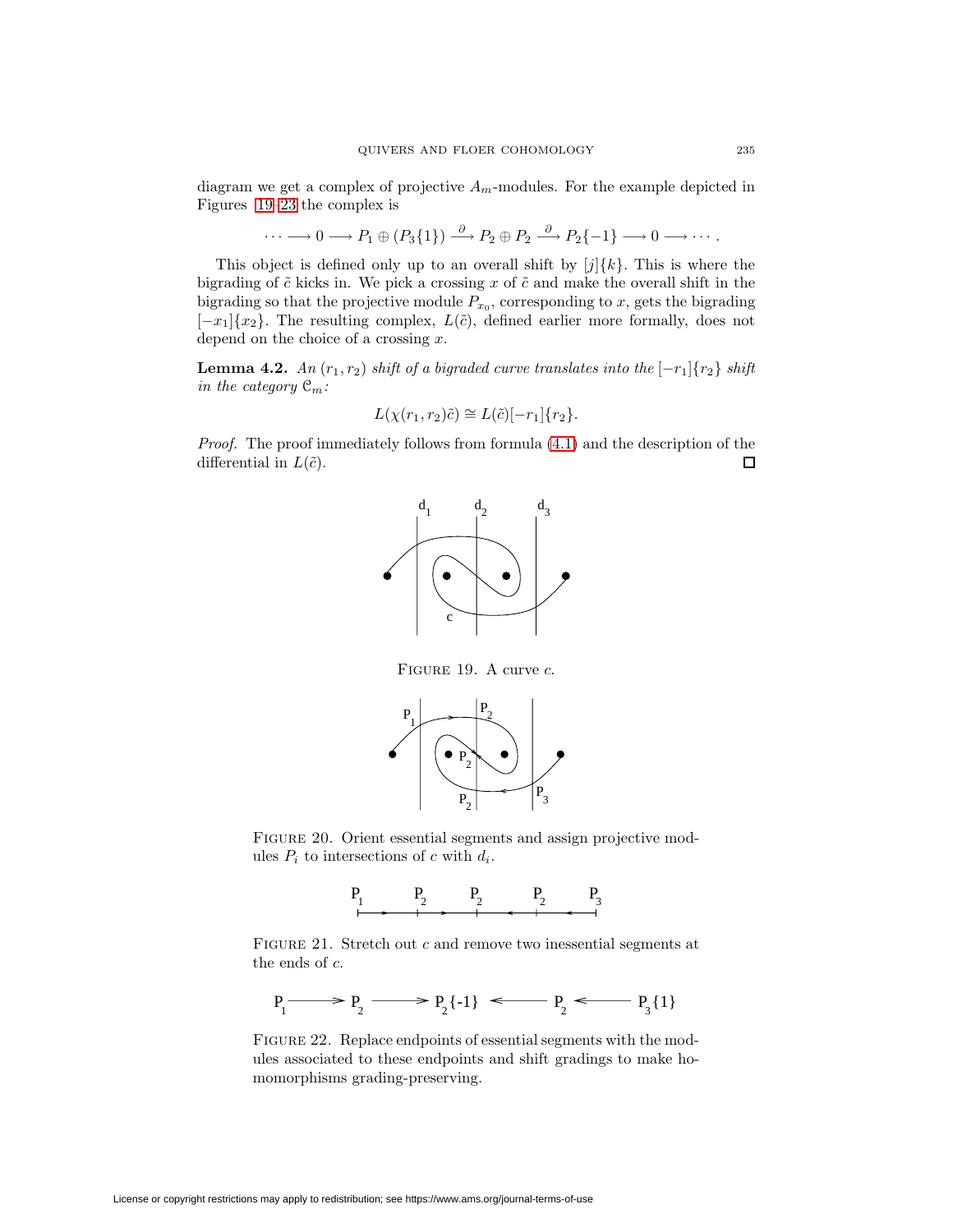diagram we get a complex of projective $A_m$-modules. For the example depicted in Figures 19–23 the complex is

$$\cdots \longrightarrow 0 \longrightarrow P_1 \oplus (P_3\{1\}) \xrightarrow{\partial} P_2 \oplus P_2 \xrightarrow{\partial} P_2\{-1\} \longrightarrow 0 \longrightarrow \cdots .$$

This object is defined only up to an overall shift by $[j]\{k\}$. This is where the bigrading of $\tilde{c}$ kicks in. We pick a crossing $x$ of $\tilde{c}$ and make the overall shift in the bigrading so that the projective module $P_{x_0}$, corresponding to $x$, gets the bigrading $[-x_1]\{x_2\}$. The resulting complex, $L(\tilde{c})$, defined earlier more formally, does not depend on the choice of a crossing $x$.

**Lemma 4.2.** *An $(r_1, r_2)$ shift of a bigraded curve translates into the $[-r_1]\{r_2\}$ shift in the category $\mathcal{C}_m$:*

$$L(\chi(r_1, r_2)\tilde{c}) \cong L(\tilde{c})[-r_1]\{r_2\}.$$

*Proof.* The proof immediately follows from formula (4.1) and the description of the differential in $L(\tilde{c})$. ◻

Figure 19. A curve $c$.

Figure 20. Orient essential segments and assign projective modules $P_i$ to intersections of $c$ with $d_i$.

Figure 21. Stretch out $c$ and remove two inessential segments at the ends of $c$.

Figure 22. Replace endpoints of essential segments with the modules associated to these endpoints and shift gradings to make homomorphisms grading-preserving.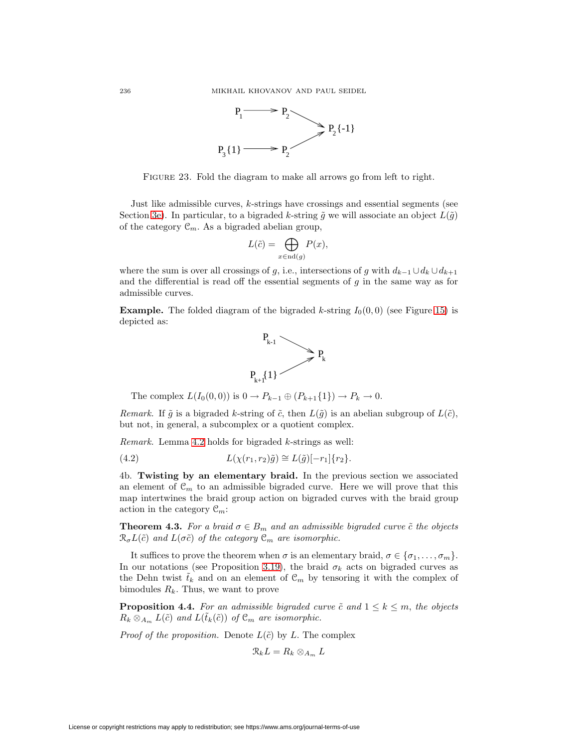FIGURE 23. Fold the diagram to make all arrows go from left to right.

Just like admissible curves, $k$-strings have crossings and essential segments (see Section 3e). In particular, to a bigraded $k$-string $\tilde{g}$ we will associate an object $L(\tilde{g})$ of the category $\mathcal{C}_m$. As a bigraded abelian group,

$$L(\tilde{c}) = \bigoplus_{x \in \mathrm{nd}(g)} P(x),$$

where the sum is over all crossings of $g$, i.e., intersections of $g$ with $d_{k-1} \cup d_k \cup d_{k+1}$ and the differential is read off the essential segments of $g$ in the same way as for admissible curves.

**Example.** The folded diagram of the bigraded $k$-string $I_0(0,0)$ (see Figure 15) is depicted as:

The complex $L(I_0(0,0))$ is $0 \to P_{k-1} \oplus (P_{k+1}\{1\}) \to P_k \to 0$.

*Remark.* If $\tilde{g}$ is a bigraded $k$-string of $\tilde{c}$, then $L(\tilde{g})$ is an abelian subgroup of $L(\tilde{c})$, but not, in general, a subcomplex or a quotient complex.

*Remark.* Lemma 4.2 holds for bigraded $k$-strings as well:

$$L(\chi(r_1, r_2)\tilde{g}) \cong L(\tilde{g})[-r_1]\{r_2\}. \tag{4.2}$$

4b. **Twisting by an elementary braid.** In the previous section we associated an element of $\mathcal{C}_m$ to an admissible bigraded curve. Here we will prove that this map intertwines the braid group action on bigraded curves with the braid group action in the category $\mathcal{C}_m$:

**Theorem 4.3.** *For a braid $\sigma \in B_m$ and an admissible bigraded curve $\tilde{c}$ the objects $\mathcal{R}_\sigma L(\tilde{c})$ and $L(\sigma\tilde{c})$ of the category $\mathcal{C}_m$ are isomorphic.*

It suffices to prove the theorem when $\sigma$ is an elementary braid, $\sigma \in \{\sigma_1, \ldots, \sigma_m\}$. In our notations (see Proposition 3.19), the braid $\sigma_k$ acts on bigraded curves as the Dehn twist $\tilde{t}_k$ and on an element of $\mathcal{C}_m$ by tensoring it with the complex of bimodules $R_k$. Thus, we want to prove

**Proposition 4.4.** *For an admissible bigraded curve $\tilde{c}$ and $1 \leq k \leq m$, the objects $R_k \otimes_{A_m} L(\tilde{c})$ and $L(\tilde{t}_k(\tilde{c}))$ of $\mathcal{C}_m$ are isomorphic.*

*Proof of the proposition.* Denote $L(\tilde{c})$ by $L$. The complex

$$\mathcal{R}_k L = R_k \otimes_{A_m} L$$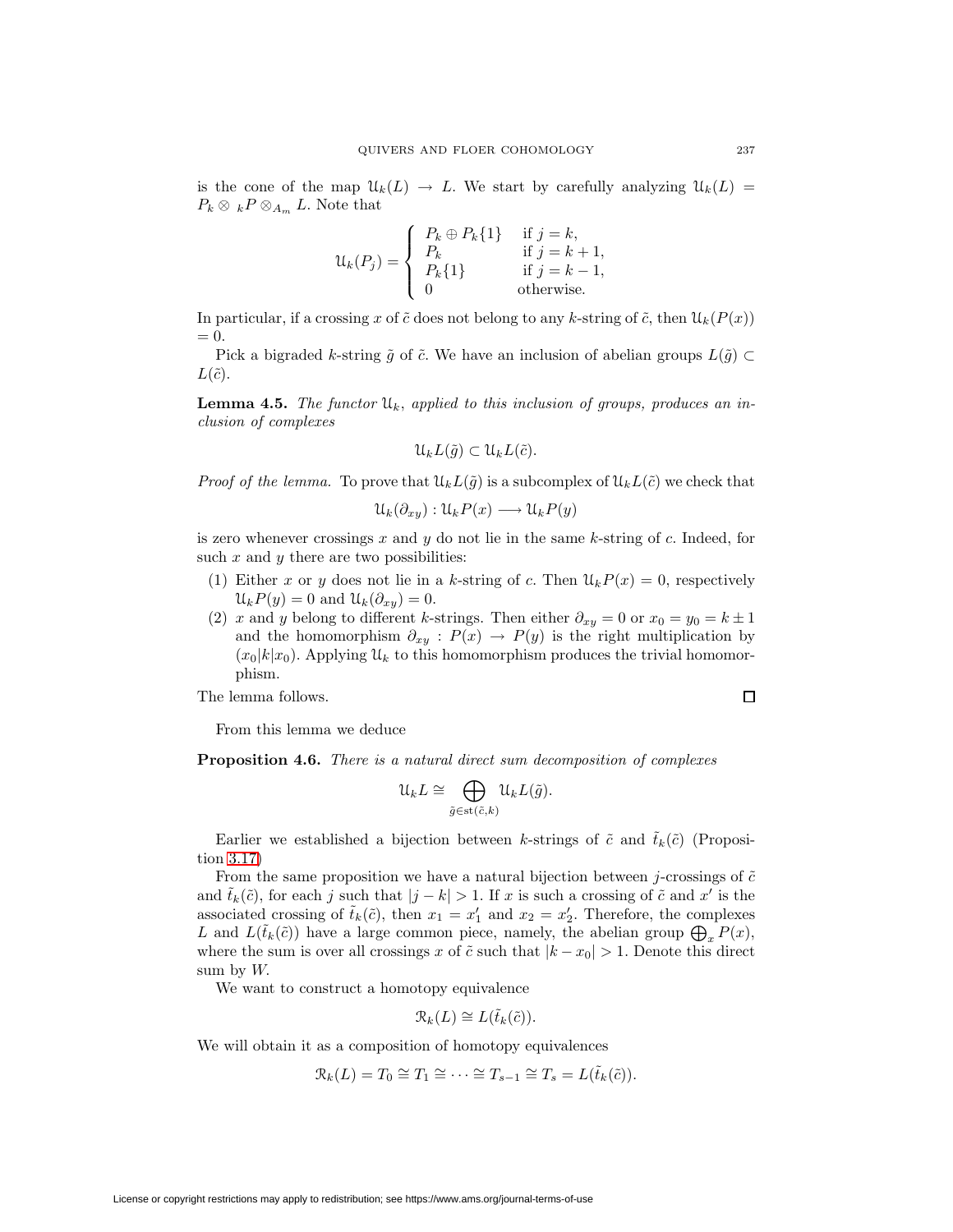is the cone of the map $\mathcal{U}_k(L) \to L$. We start by carefully analyzing $\mathcal{U}_k(L) = P_k \otimes {}_kP \otimes_{A_m} L$. Note that

$$\mathcal{U}_k(P_j) = \begin{cases} P_k \oplus P_k\{1\} & \text{if } j = k, \\ P_k & \text{if } j = k+1, \\ P_k\{1\} & \text{if } j = k-1, \\ 0 & \text{otherwise.} \end{cases}$$

In particular, if a crossing $x$ of $\tilde{c}$ does not belong to any $k$-string of $\tilde{c}$, then $\mathcal{U}_k(P(x)) = 0$.

Pick a bigraded $k$-string $\tilde{g}$ of $\tilde{c}$. We have an inclusion of abelian groups $L(\tilde{g}) \subset L(\tilde{c})$.

**Lemma 4.5.** *The functor $\mathcal{U}_k$, applied to this inclusion of groups, produces an inclusion of complexes*

$$\mathcal{U}_k L(\tilde{g}) \subset \mathcal{U}_k L(\tilde{c}).$$

*Proof of the lemma.* To prove that $\mathcal{U}_k L(\tilde{g})$ is a subcomplex of $\mathcal{U}_k L(\tilde{c})$ we check that

$$\mathcal{U}_k(\partial_{xy}) : \mathcal{U}_k P(x) \longrightarrow \mathcal{U}_k P(y)$$

is zero whenever crossings $x$ and $y$ do not lie in the same $k$-string of $c$. Indeed, for such $x$ and $y$ there are two possibilities:

(1) Either $x$ or $y$ does not lie in a $k$-string of $c$. Then $\mathcal{U}_k P(x) = 0$, respectively $\mathcal{U}_k P(y) = 0$ and $\mathcal{U}_k(\partial_{xy}) = 0$.
(2) $x$ and $y$ belong to different $k$-strings. Then either $\partial_{xy} = 0$ or $x_0 = y_0 = k \pm 1$ and the homomorphism $\partial_{xy} : P(x) \to P(y)$ is the right multiplication by $(x_0|k|x_0)$. Applying $\mathcal{U}_k$ to this homomorphism produces the trivial homomorphism.

The lemma follows. $\square$

From this lemma we deduce

**Proposition 4.6.** *There is a natural direct sum decomposition of complexes*

$$\mathcal{U}_k L \cong \bigoplus_{\tilde{g} \in \mathrm{st}(\tilde{c},k)} \mathcal{U}_k L(\tilde{g}).$$

Earlier we established a bijection between $k$-strings of $\tilde{c}$ and $\tilde{t}_k(\tilde{c})$ (Proposition 3.17)

From the same proposition we have a natural bijection between $j$-crossings of $\tilde{c}$ and $\tilde{t}_k(\tilde{c})$, for each $j$ such that $|j-k| > 1$. If $x$ is such a crossing of $\tilde{c}$ and $x'$ is the associated crossing of $\tilde{t}_k(\tilde{c})$, then $x_1 = x'_1$ and $x_2 = x'_2$. Therefore, the complexes $L$ and $L(\tilde{t}_k(\tilde{c}))$ have a large common piece, namely, the abelian group $\bigoplus_x P(x)$, where the sum is over all crossings $x$ of $\tilde{c}$ such that $|k - x_0| > 1$. Denote this direct sum by $W$.

We want to construct a homotopy equivalence

$$\mathcal{R}_k(L) \cong L(\tilde{t}_k(\tilde{c})).$$

We will obtain it as a composition of homotopy equivalences

$$\mathcal{R}_k(L) = T_0 \cong T_1 \cong \cdots \cong T_{s-1} \cong T_s = L(\tilde{t}_k(\tilde{c})).$$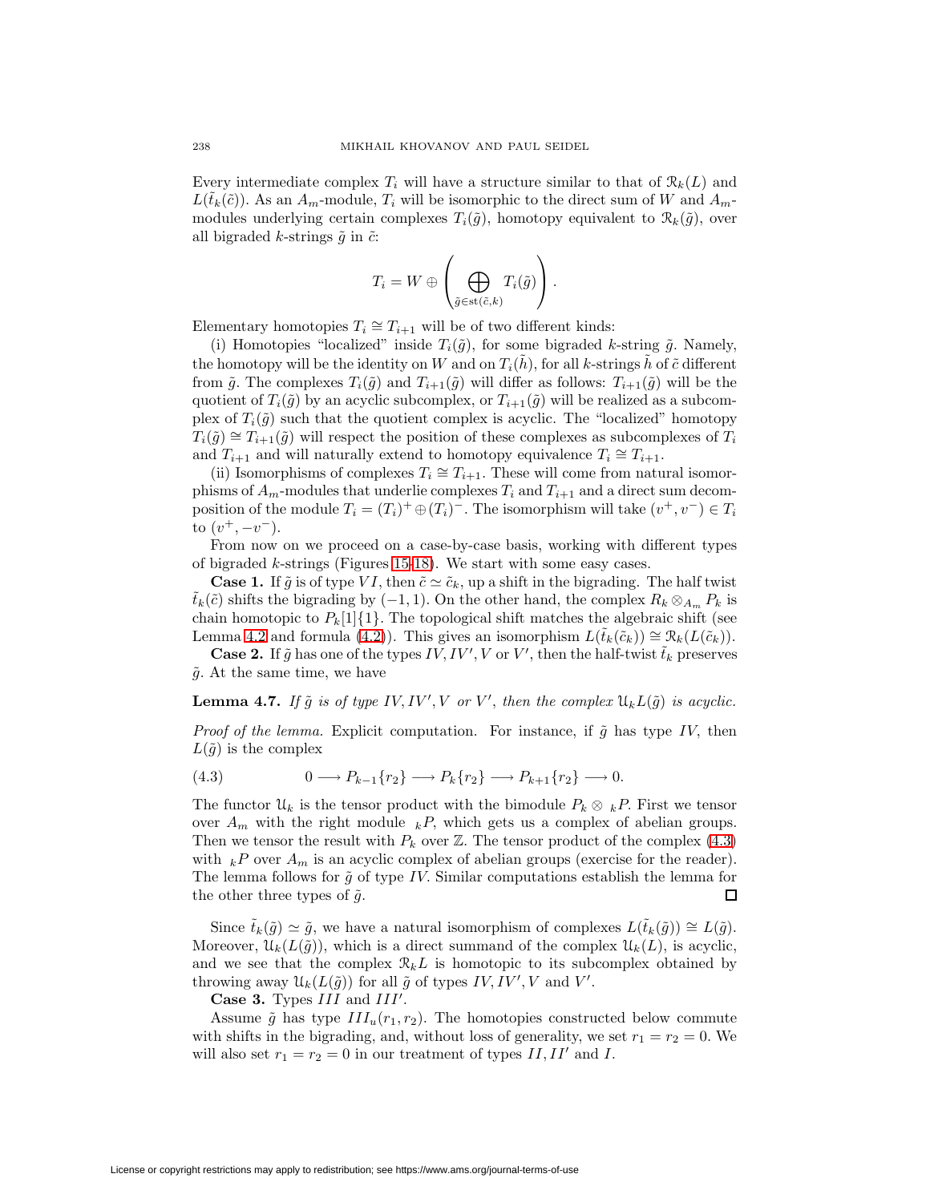Every intermediate complex $T_i$ will have a structure similar to that of $\mathcal{R}_k(L)$ and $L(\tilde{t}_k(\tilde{c}))$. As an $A_m$-module, $T_i$ will be isomorphic to the direct sum of $W$ and $A_m$-modules underlying certain complexes $T_i(\tilde{g})$, homotopy equivalent to $\mathcal{R}_k(\tilde{g})$, over all bigraded $k$-strings $\tilde{g}$ in $\tilde{c}$:

$$T_i = W \oplus \left( \bigoplus_{\tilde{g} \in \mathrm{st}(\tilde{c},k)} T_i(\tilde{g}) \right).$$

Elementary homotopies $T_i \cong T_{i+1}$ will be of two different kinds:

(i) Homotopies "localized" inside $T_i(\tilde{g})$, for some bigraded $k$-string $\tilde{g}$. Namely, the homotopy will be the identity on $W$ and on $T_i(\tilde{h})$, for all $k$-strings $\tilde{h}$ of $\tilde{c}$ different from $\tilde{g}$. The complexes $T_i(\tilde{g})$ and $T_{i+1}(\tilde{g})$ will differ as follows: $T_{i+1}(\tilde{g})$ will be the quotient of $T_i(\tilde{g})$ by an acyclic subcomplex, or $T_{i+1}(\tilde{g})$ will be realized as a subcomplex of $T_i(\tilde{g})$ such that the quotient complex is acyclic. The "localized" homotopy $T_i(\tilde{g}) \cong T_{i+1}(\tilde{g})$ will respect the position of these complexes as subcomplexes of $T_i$ and $T_{i+1}$ and will naturally extend to homotopy equivalence $T_i \cong T_{i+1}$.

(ii) Isomorphisms of complexes $T_i \cong T_{i+1}$. These will come from natural isomorphisms of $A_m$-modules that underlie complexes $T_i$ and $T_{i+1}$ and a direct sum decomposition of the module $T_i = (T_i)^+ \oplus (T_i)^-$. The isomorphism will take $(v^+, v^-) \in T_i$ to $(v^+, -v^-)$.

From now on we proceed on a case-by-case basis, working with different types of bigraded $k$-strings (Figures 15–18). We start with some easy cases.

**Case 1.** If $\tilde{g}$ is of type $VI$, then $\tilde{c} \simeq \tilde{c}_k$, up a shift in the bigrading. The half twist $\tilde{t}_k(\tilde{c})$ shifts the bigrading by $(-1, 1)$. On the other hand, the complex $R_k \otimes_{A_m} P_k$ is chain homotopic to $P_k[1]\{1\}$. The topological shift matches the algebraic shift (see Lemma 4.2 and formula (4.2)). This gives an isomorphism $L(\tilde{t}_k(\tilde{c}_k)) \cong \mathcal{R}_k(L(\tilde{c}_k))$.

**Case 2.** If $\tilde{g}$ has one of the types $IV, IV', V$ or $V'$, then the half-twist $\tilde{t}_k$ preserves $\tilde{g}$. At the same time, we have

**Lemma 4.7.** *If $\tilde{g}$ is of type $IV, IV', V$ or $V'$, then the complex $\mathcal{U}_k L(\tilde{g})$ is acyclic.*

*Proof of the lemma.* Explicit computation. For instance, if $\tilde{g}$ has type $IV$, then $L(\tilde{g})$ is the complex

$$0 \longrightarrow P_{k-1}\{r_2\} \longrightarrow P_k\{r_2\} \longrightarrow P_{k+1}\{r_2\} \longrightarrow 0. \tag{4.3}$$

The functor $\mathcal{U}_k$ is the tensor product with the bimodule $P_k \otimes {}_kP$. First we tensor over $A_m$ with the right module ${}_kP$, which gets us a complex of abelian groups. Then we tensor the result with $P_k$ over $\mathbb{Z}$. The tensor product of the complex (4.3) with ${}_kP$ over $A_m$ is an acyclic complex of abelian groups (exercise for the reader). The lemma follows for $\tilde{g}$ of type $IV$. Similar computations establish the lemma for the other three types of $\tilde{g}$. $\square$

Since $\tilde{t}_k(\tilde{g}) \simeq \tilde{g}$, we have a natural isomorphism of complexes $L(\tilde{t}_k(\tilde{g})) \cong L(\tilde{g})$. Moreover, $\mathcal{U}_k(L(\tilde{g}))$, which is a direct summand of the complex $\mathcal{U}_k(L)$, is acyclic, and we see that the complex $\mathcal{R}_k L$ is homotopic to its subcomplex obtained by throwing away $\mathcal{U}_k(L(\tilde{g}))$ for all $\tilde{g}$ of types $IV, IV', V$ and $V'$.

**Case 3.** Types $III$ and $III'$.

Assume $\tilde{g}$ has type $III_u(r_1, r_2)$. The homotopies constructed below commute with shifts in the bigrading, and, without loss of generality, we set $r_1 = r_2 = 0$. We will also set $r_1 = r_2 = 0$ in our treatment of types $II, II'$ and $I$.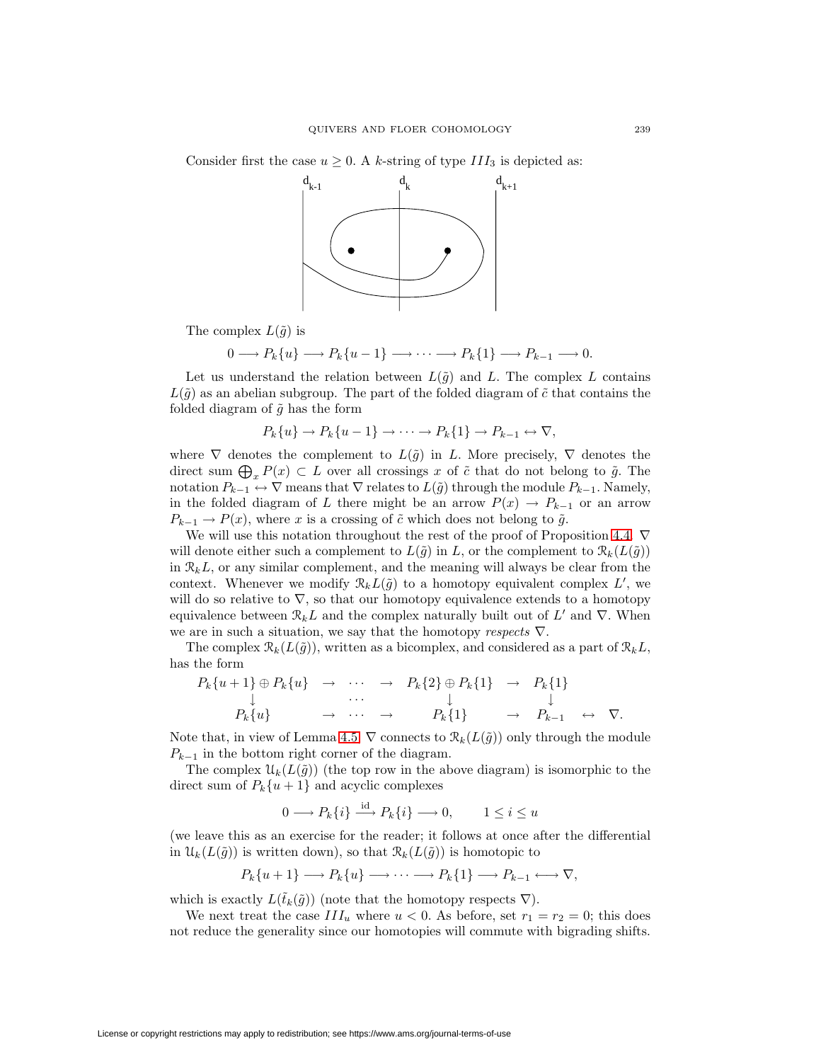Consider first the case $u \geq 0$. A $k$-string of type $III_3$ is depicted as:

The complex $L(\tilde{g})$ is

$$0 \longrightarrow P_k\{u\} \longrightarrow P_k\{u-1\} \longrightarrow \cdots \longrightarrow P_k\{1\} \longrightarrow P_{k-1} \longrightarrow 0.$$

Let us understand the relation between $L(\tilde{g})$ and $L$. The complex $L$ contains $L(\tilde{g})$ as an abelian subgroup. The part of the folded diagram of $\tilde{c}$ that contains the folded diagram of $\tilde{g}$ has the form

$$P_k\{u\} \to P_k\{u-1\} \to \cdots \to P_k\{1\} \to P_{k-1} \leftrightarrow \nabla,$$

where $\nabla$ denotes the complement to $L(\tilde{g})$ in $L$. More precisely, $\nabla$ denotes the direct sum $\bigoplus_x P(x) \subset L$ over all crossings $x$ of $\tilde{c}$ that do not belong to $\tilde{g}$. The notation $P_{k-1} \leftrightarrow \nabla$ means that $\nabla$ relates to $L(\tilde{g})$ through the module $P_{k-1}$. Namely, in the folded diagram of $L$ there might be an arrow $P(x) \to P_{k-1}$ or an arrow $P_{k-1} \to P(x)$, where $x$ is a crossing of $\tilde{c}$ which does not belong to $\tilde{g}$.

We will use this notation throughout the rest of the proof of Proposition 4.4. $\nabla$ will denote either such a complement to $L(\tilde{g})$ in $L$, or the complement to $\mathcal{R}_k(L(\tilde{g}))$ in $\mathcal{R}_k L$, or any similar complement, and the meaning will always be clear from the context. Whenever we modify $\mathcal{R}_k L(\tilde{g})$ to a homotopy equivalent complex $L'$, we will do so relative to $\nabla$, so that our homotopy equivalence extends to a homotopy equivalence between $\mathcal{R}_k L$ and the complex naturally built out of $L'$ and $\nabla$. When we are in such a situation, we say that the homotopy *respects* $\nabla$.

The complex $\mathcal{R}_k(L(\tilde{g}))$, written as a bicomplex, and considered as a part of $\mathcal{R}_k L$, has the form

$$\begin{array}{ccccccccc}
P_k\{u+1\} \oplus P_k\{u\} & \to & \cdots & \to & P_k\{2\} \oplus P_k\{1\} & \to & P_k\{1\} & & \\
\downarrow & & \cdots & & \downarrow & & \downarrow & & \\
P_k\{u\} & \to & \cdots & \to & P_k\{1\} & \to & P_{k-1} & \leftrightarrow & \nabla.
\end{array}$$

Note that, in view of Lemma 4.5, $\nabla$ connects to $\mathcal{R}_k(L(\tilde{g}))$ only through the module $P_{k-1}$ in the bottom right corner of the diagram.

The complex $\mathcal{U}_k(L(\tilde{g}))$ (the top row in the above diagram) is isomorphic to the direct sum of $P_k\{u+1\}$ and acyclic complexes

$$0 \longrightarrow P_k\{i\} \xrightarrow{\text{id}} P_k\{i\} \longrightarrow 0, \qquad 1 \leq i \leq u$$

(we leave this as an exercise for the reader; it follows at once after the differential in $\mathcal{U}_k(L(\tilde{g}))$ is written down), so that $\mathcal{R}_k(L(\tilde{g}))$ is homotopic to

$$P_k\{u+1\} \longrightarrow P_k\{u\} \longrightarrow \cdots \longrightarrow P_k\{1\} \longrightarrow P_{k-1} \longleftrightarrow \nabla,$$

which is exactly $L(\tilde{t}_k(\tilde{g}))$ (note that the homotopy respects $\nabla$).

We next treat the case $III_u$ where $u < 0$. As before, set $r_1 = r_2 = 0$; this does not reduce the generality since our homotopies will commute with bigrading shifts.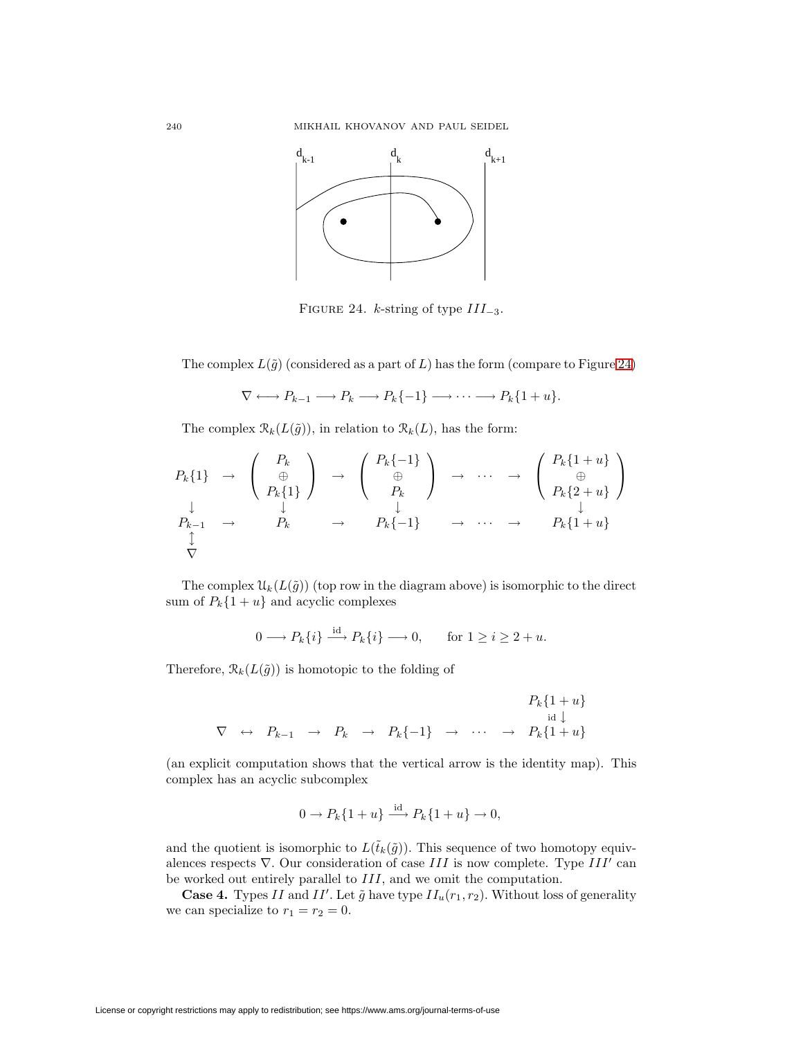FIGURE 24. $k$-string of type $III_{-3}$.

The complex $L(\tilde{g})$ (considered as a part of $L$) has the form (compare to Figure 24)

$$\nabla \longleftrightarrow P_{k-1} \longrightarrow P_k \longrightarrow P_k\{-1\} \longrightarrow \cdots \longrightarrow P_k\{1+u\}.$$

The complex $\mathcal{R}_k(L(\tilde{g}))$, in relation to $\mathcal{R}_k(L)$, has the form:

$$\begin{array}{ccccccccc}
P_k\{1\} & \to & \begin{pmatrix} P_k \\ \oplus \\ P_k\{1\} \end{pmatrix} & \to & \begin{pmatrix} P_k\{-1\} \\ \oplus \\ P_k \end{pmatrix} & \to & \cdots & \to & \begin{pmatrix} P_k\{1+u\} \\ \oplus \\ P_k\{2+u\} \end{pmatrix} \\
\downarrow & & \downarrow & & \downarrow & & & & \downarrow \\
P_{k-1} & \to & P_k & \to & P_k\{-1\} & \to & \cdots & \to & P_k\{1+u\} \\
\updownarrow & & & & & & & & \\
\nabla & & & & & & & &
\end{array}$$

The complex $\mathcal{U}_k(L(\tilde{g}))$ (top row in the diagram above) is isomorphic to the direct sum of $P_k\{1+u\}$ and acyclic complexes

$$0 \longrightarrow P_k\{i\} \xrightarrow{\text{id}} P_k\{i\} \longrightarrow 0, \qquad \text{for } 1 \geq i \geq 2+u.$$

Therefore, $\mathcal{R}_k(L(\tilde{g}))$ is homotopic to the folding of

$$\begin{array}{ccccccccccc}
 & & & & & & & & & & P_k\{1+u\} \\
 & & & & & & & & & & \text{id}\downarrow \\
\nabla & \leftrightarrow & P_{k-1} & \to & P_k & \to & P_k\{-1\} & \to & \cdots & \to & P_k\{1+u\}
\end{array}$$

(an explicit computation shows that the vertical arrow is the identity map). This complex has an acyclic subcomplex

$$0 \to P_k\{1+u\} \xrightarrow{\text{id}} P_k\{1+u\} \to 0,$$

and the quotient is isomorphic to $L(\tilde{t}_k(\tilde{g}))$. This sequence of two homotopy equivalences respects $\nabla$. Our consideration of case $III$ is now complete. Type $III'$ can be worked out entirely parallel to $III$, and we omit the computation.

**Case 4.** Types $II$ and $II'$. Let $\tilde{g}$ have type $II_u(r_1, r_2)$. Without loss of generality we can specialize to $r_1 = r_2 = 0$.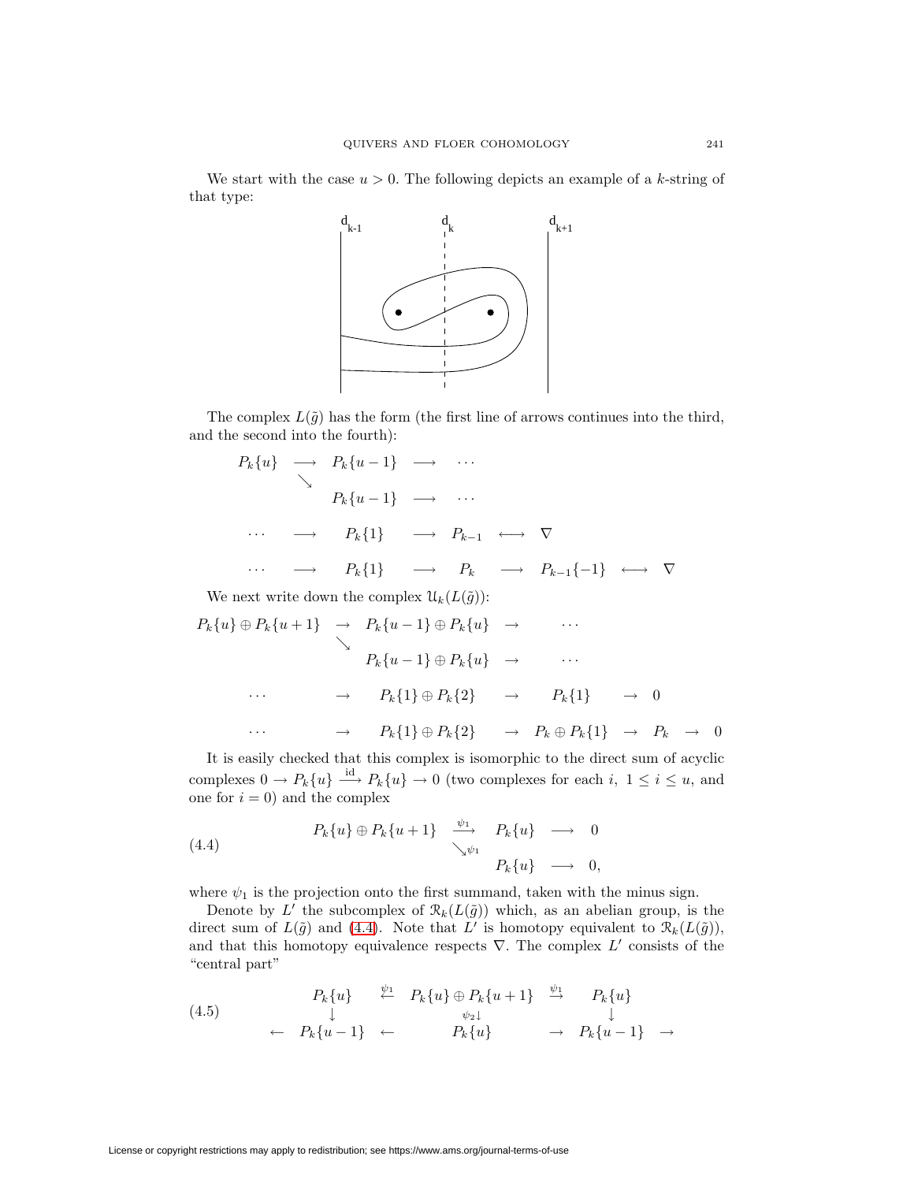We start with the case $u > 0$. The following depicts an example of a $k$-string of that type:

The complex $L(\tilde{g})$ has the form (the first line of arrows continues into the third, and the second into the fourth):

$$
\begin{array}{cccccccc}
P_k\{u\} & \longrightarrow & P_k\{u-1\} & \longrightarrow & \cdots & & & \\
& \searrow & & & & & & \\
& & P_k\{u-1\} & \longrightarrow & \cdots & & & \\
\cdots & \longrightarrow & P_k\{1\} & \longrightarrow & P_{k-1} & \longleftrightarrow & \nabla & \\
\cdots & \longrightarrow & P_k\{1\} & \longrightarrow & P_k & \longrightarrow & P_{k-1}\{-1\} & \longleftrightarrow \ \nabla
\end{array}
$$

We next write down the complex $\mathcal{U}_k(L(\tilde{g}))$:

$$
\begin{array}{cccccccc}
P_k\{u\} \oplus P_k\{u+1\} & \to & P_k\{u-1\} \oplus P_k\{u\} & \to & \cdots & & & \\
& \searrow & & & & & & \\
& & P_k\{u-1\} \oplus P_k\{u\} & \to & \cdots & & & \\
\cdots & \to & P_k\{1\} \oplus P_k\{2\} & \to & P_k\{1\} & \to & 0 & \\
\cdots & \to & P_k\{1\} \oplus P_k\{2\} & \to & P_k \oplus P_k\{1\} & \to & P_k & \to \ 0
\end{array}
$$

It is easily checked that this complex is isomorphic to the direct sum of acyclic complexes $0 \to P_k\{u\} \xrightarrow{\text{id}} P_k\{u\} \to 0$ (two complexes for each $i$, $1 \le i \le u$, and one for $i = 0$) and the complex

$$
\begin{array}{ccccc}
P_k\{u\} \oplus P_k\{u+1\} & \xrightarrow{\psi_1} & P_k\{u\} & \longrightarrow & 0 \\
& \searrow_{\psi_1} & & & \\
& & P_k\{u\} & \longrightarrow & 0,
\end{array}
\tag{4.4}
$$

where $\psi_1$ is the projection onto the first summand, taken with the minus sign.

Denote by $L'$ the subcomplex of $\mathcal{R}_k(L(\tilde{g}))$ which, as an abelian group, is the direct sum of $L(\tilde{g})$ and (4.4). Note that $L'$ is homotopy equivalent to $\mathcal{R}_k(L(\tilde{g}))$, and that this homotopy equivalence respects $\nabla$. The complex $L'$ consists of the "central part"

$$
\begin{array}{ccccccc}
& P_k\{u\} & \xleftarrow{\psi_1} & P_k\{u\} \oplus P_k\{u+1\} & \xrightarrow{\psi_1} & P_k\{u\} & \\
& \downarrow & & \psi_2\downarrow & & \downarrow & \\
\leftarrow & P_k\{u-1\} & \leftarrow & P_k\{u\} & \to & P_k\{u-1\} & \to
\end{array}
\tag{4.5}
$$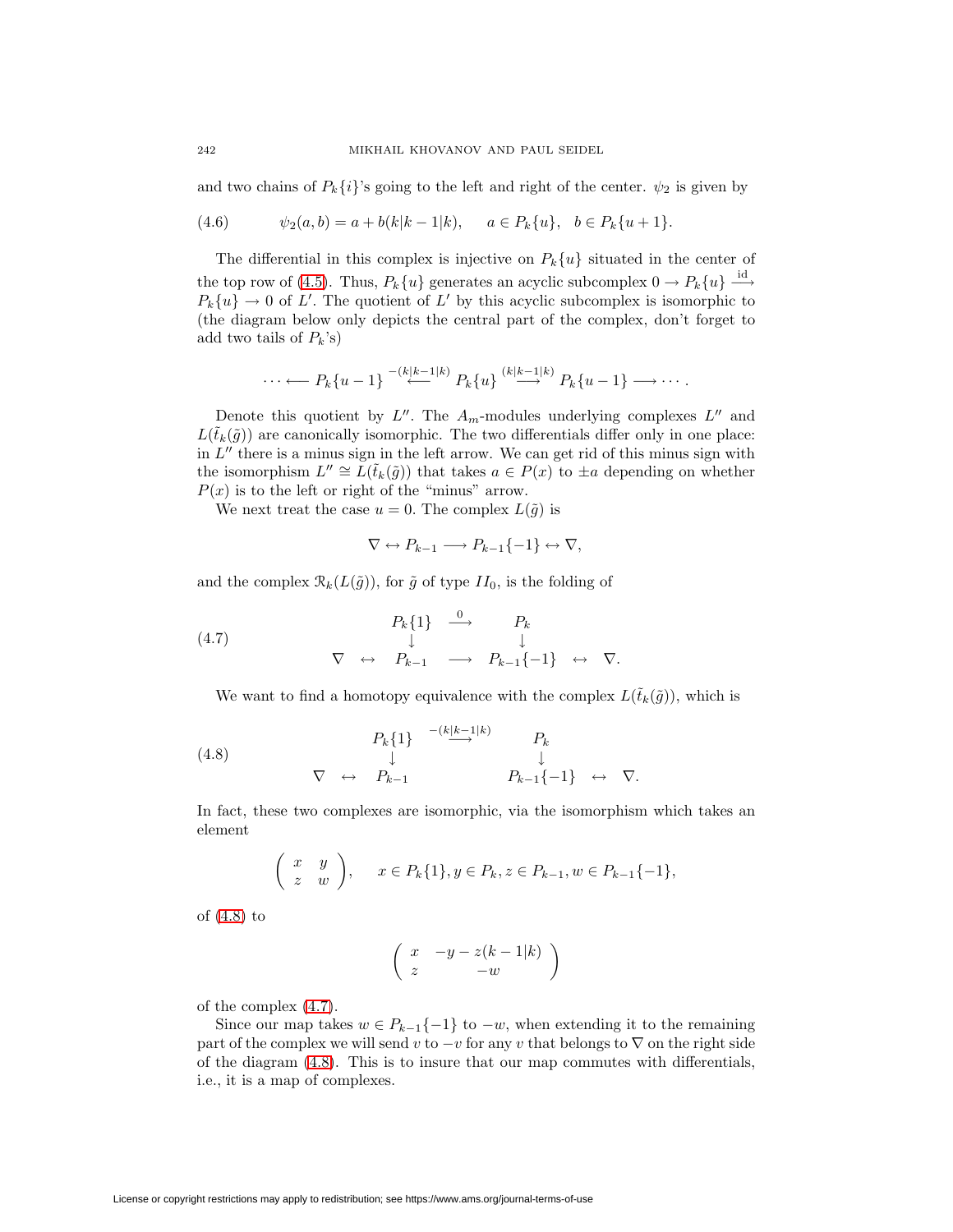and two chains of $P_k\{i\}$'s going to the left and right of the center. $\psi_2$ is given by

$$\psi_2(a,b) = a + b(k|k-1|k), \qquad a \in P_k\{u\}, \quad b \in P_k\{u+1\}. \tag{4.6}$$

The differential in this complex is injective on $P_k\{u\}$ situated in the center of the top row of (4.5). Thus, $P_k\{u\}$ generates an acyclic subcomplex $0 \to P_k\{u\} \xrightarrow{\mathrm{id}} P_k\{u\} \to 0$ of $L'$. The quotient of $L'$ by this acyclic subcomplex is isomorphic to (the diagram below only depicts the central part of the complex, don't forget to add two tails of $P_k$'s)

$$\cdots \longleftarrow P_k\{u-1\} \xleftarrow{-(k|k-1|k)} P_k\{u\} \xrightarrow{(k|k-1|k)} P_k\{u-1\} \longrightarrow \cdots.$$

Denote this quotient by $L''$. The $A_m$-modules underlying complexes $L''$ and $L(\tilde{t}_k(\tilde{g}))$ are canonically isomorphic. The two differentials differ only in one place: in $L''$ there is a minus sign in the left arrow. We can get rid of this minus sign with the isomorphism $L'' \cong L(\tilde{t}_k(\tilde{g}))$ that takes $a \in P(x)$ to $\pm a$ depending on whether $P(x)$ is to the left or right of the "minus" arrow.

We next treat the case $u = 0$. The complex $L(\tilde{g})$ is

$$\nabla \leftrightarrow P_{k-1} \longrightarrow P_{k-1}\{-1\} \leftrightarrow \nabla,$$

and the complex $\mathcal{R}_k(L(\tilde{g}))$, for $\tilde{g}$ of type $II_0$, is the folding of

$$\begin{array}{ccccccc} & & P_k\{1\} & \xrightarrow{0} & P_k & & \\ & & \downarrow & & \downarrow & & \\ \nabla & \leftrightarrow & P_{k-1} & \longrightarrow & P_{k-1}\{-1\} & \leftrightarrow & \nabla. \end{array} \tag{4.7}$$

We want to find a homotopy equivalence with the complex $L(\tilde{t}_k(\tilde{g}))$, which is

$$\begin{array}{ccccccc} & & P_k\{1\} & \xrightarrow{-(k|k-1|k)} & P_k & & \\ & & \downarrow & & \downarrow & & \\ \nabla & \leftrightarrow & P_{k-1} & & P_{k-1}\{-1\} & \leftrightarrow & \nabla. \end{array} \tag{4.8}$$

In fact, these two complexes are isomorphic, via the isomorphism which takes an element

$$\begin{pmatrix} x & y \\ z & w \end{pmatrix}, \qquad x \in P_k\{1\}, y \in P_k, z \in P_{k-1}, w \in P_{k-1}\{-1\},$$

of (4.8) to

$$\begin{pmatrix} x & -y - z(k-1|k) \\ z & -w \end{pmatrix}$$

of the complex (4.7).

Since our map takes $w \in P_{k-1}\{-1\}$ to $-w$, when extending it to the remaining part of the complex we will send $v$ to $-v$ for any $v$ that belongs to $\nabla$ on the right side of the diagram (4.8). This is to insure that our map commutes with differentials, i.e., it is a map of complexes.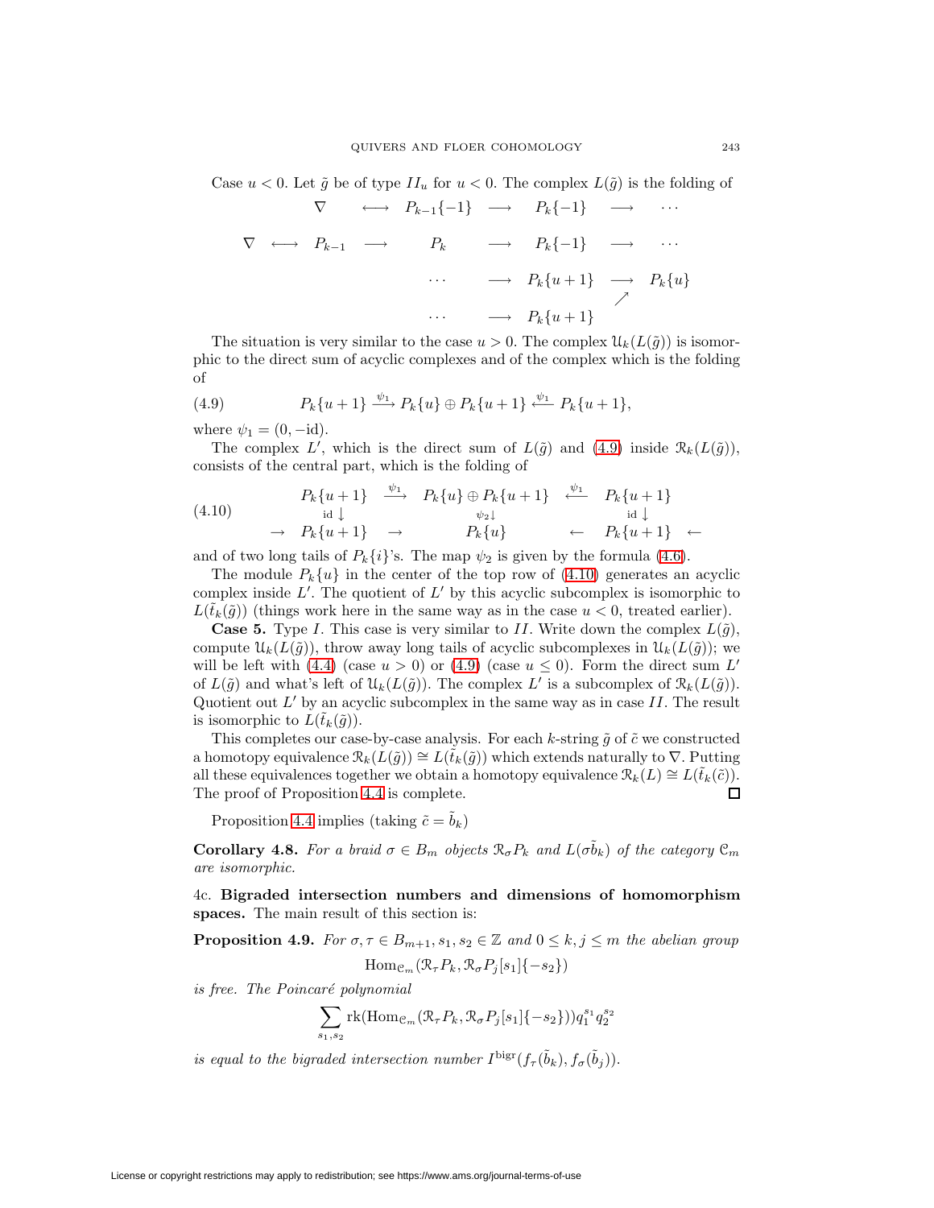Case $u < 0$. Let $\tilde{g}$ be of type $II_u$ for $u < 0$. The complex $L(\tilde{g})$ is the folding of

$$
\begin{array}{ccccccccc}
 & & \nabla & \longleftrightarrow & P_{k-1}\{-1\} & \longrightarrow & P_k\{-1\} & \longrightarrow & \cdots \\
\nabla & \longleftrightarrow & P_{k-1} & \longrightarrow & P_k & \longrightarrow & P_k\{-1\} & \longrightarrow & \cdots \\
 & & & & \cdots & \longrightarrow & P_k\{u+1\} & \longrightarrow & P_k\{u\} \\
 & & & & & & & \nearrow & \\
 & & & & \cdots & \longrightarrow & P_k\{u+1\} & &
\end{array}
$$

The situation is very similar to the case $u > 0$. The complex $\mathcal{U}_k(L(\tilde{g}))$ is isomorphic to the direct sum of acyclic complexes and of the complex which is the folding of

$$
P_k\{u+1\} \xrightarrow{\psi_1} P_k\{u\} \oplus P_k\{u+1\} \xleftarrow{\psi_1} P_k\{u+1\}, \tag{4.9}
$$

where $\psi_1 = (0, -\mathrm{id})$.

The complex $L'$, which is the direct sum of $L(\tilde{g})$ and (4.9) inside $\mathcal{R}_k(L(\tilde{g}))$, consists of the central part, which is the folding of

$$
\begin{array}{ccccccc}
 & P_k\{u+1\} & \xrightarrow{\psi_1} & P_k\{u\} \oplus P_k\{u+1\} & \xleftarrow{\psi_1} & P_k\{u+1\} & \\
 & {\scriptstyle \mathrm{id}}\downarrow & & {\scriptstyle \psi_2}\downarrow & & {\scriptstyle \mathrm{id}}\downarrow & \\
\rightarrow & P_k\{u+1\} & \rightarrow & P_k\{u\} & \leftarrow & P_k\{u+1\} & \leftarrow
\end{array} \tag{4.10}
$$

and of two long tails of $P_k\{i\}$'s. The map $\psi_2$ is given by the formula (4.6).

The module $P_k\{u\}$ in the center of the top row of (4.10) generates an acyclic complex inside $L'$. The quotient of $L'$ by this acyclic subcomplex is isomorphic to $L(\tilde{t}_k(\tilde{g}))$ (things work here in the same way as in the case $u < 0$, treated earlier).

**Case 5.** Type $I$. This case is very similar to $II$. Write down the complex $L(\tilde{g})$, compute $\mathcal{U}_k(L(\tilde{g}))$, throw away long tails of acyclic subcomplexes in $\mathcal{U}_k(L(\tilde{g}))$; we will be left with (4.4) (case $u > 0$) or (4.9) (case $u \leq 0$). Form the direct sum $L'$ of $L(\tilde{g})$ and what's left of $\mathcal{U}_k(L(\tilde{g}))$. The complex $L'$ is a subcomplex of $\mathcal{R}_k(L(\tilde{g}))$. Quotient out $L'$ by an acyclic subcomplex in the same way as in case $II$. The result is isomorphic to $L(\tilde{t}_k(\tilde{g}))$.

This completes our case-by-case analysis. For each $k$-string $\tilde{g}$ of $\tilde{c}$ we constructed a homotopy equivalence $\mathcal{R}_k(L(\tilde{g})) \cong L(\tilde{t}_k(\tilde{g}))$ which extends naturally to $\nabla$. Putting all these equivalences together we obtain a homotopy equivalence $\mathcal{R}_k(L) \cong L(\tilde{t}_k(\tilde{c}))$. The proof of Proposition 4.4 is complete. ◻

Proposition 4.4 implies (taking $\tilde{c} = \tilde{b}_k$)

**Corollary 4.8.** *For a braid $\sigma \in B_m$ objects $\mathcal{R}_\sigma P_k$ and $L(\sigma \tilde{b}_k)$ of the category $\mathcal{C}_m$ are isomorphic.*

4c. **Bigraded intersection numbers and dimensions of homomorphism spaces.** The main result of this section is:

**Proposition 4.9.** *For $\sigma, \tau \in B_{m+1}, s_1, s_2 \in \mathbb{Z}$ and $0 \leq k, j \leq m$ the abelian group*

$$
\mathrm{Hom}_{\mathcal{C}_m}(\mathcal{R}_\tau P_k, \mathcal{R}_\sigma P_j[s_1]\{-s_2\})
$$

*is free. The Poincaré polynomial*

$$
\sum_{s_1, s_2} \mathrm{rk}(\mathrm{Hom}_{\mathcal{C}_m}(\mathcal{R}_\tau P_k, \mathcal{R}_\sigma P_j[s_1]\{-s_2\})) q_1^{s_1} q_2^{s_2}
$$

*is equal to the bigraded intersection number $I^{\mathrm{bigr}}(f_\tau(\tilde{b}_k), f_\sigma(\tilde{b}_j))$.*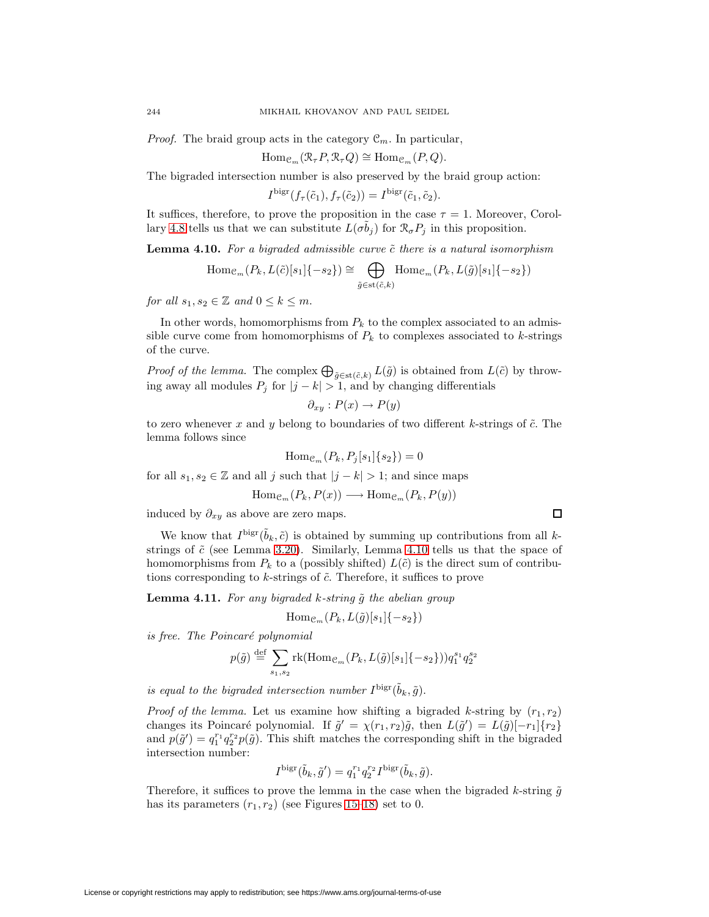*Proof.* The braid group acts in the category $\mathcal{C}_m$. In particular,

$$\mathrm{Hom}_{\mathcal{C}_m}(\mathcal{R}_\tau P, \mathcal{R}_\tau Q) \cong \mathrm{Hom}_{\mathcal{C}_m}(P, Q).$$

The bigraded intersection number is also preserved by the braid group action:

$$I^{\mathrm{bigr}}(f_\tau(\tilde{c}_1), f_\tau(\tilde{c}_2)) = I^{\mathrm{bigr}}(\tilde{c}_1, \tilde{c}_2).$$

It suffices, therefore, to prove the proposition in the case $\tau = 1$. Moreover, Corollary 4.8 tells us that we can substitute $L(\sigma \tilde{b}_j)$ for $\mathcal{R}_\sigma P_j$ in this proposition.

**Lemma 4.10.** *For a bigraded admissible curve $\tilde{c}$ there is a natural isomorphism*

$$\mathrm{Hom}_{\mathcal{C}_m}(P_k, L(\tilde{c})[s_1]\{-s_2\}) \cong \bigoplus_{\tilde{g} \in \mathrm{st}(\tilde{c}, k)} \mathrm{Hom}_{\mathcal{C}_m}(P_k, L(\tilde{g})[s_1]\{-s_2\})$$

*for all $s_1, s_2 \in \mathbb{Z}$ and $0 \leq k \leq m$.*

In other words, homomorphisms from $P_k$ to the complex associated to an admissible curve come from homomorphisms of $P_k$ to complexes associated to $k$-strings of the curve.

*Proof of the lemma.* The complex $\bigoplus_{\tilde{g} \in \mathrm{st}(\tilde{c}, k)} L(\tilde{g})$ is obtained from $L(\tilde{c})$ by throwing away all modules $P_j$ for $|j - k| > 1$, and by changing differentials

$$\partial_{xy} : P(x) \to P(y)$$

to zero whenever $x$ and $y$ belong to boundaries of two different $k$-strings of $\tilde{c}$. The lemma follows since

$$\mathrm{Hom}_{\mathcal{C}_m}(P_k, P_j[s_1]\{s_2\}) = 0$$

for all $s_1, s_2 \in \mathbb{Z}$ and all $j$ such that $|j - k| > 1$; and since maps

$$\mathrm{Hom}_{\mathcal{C}_m}(P_k, P(x)) \longrightarrow \mathrm{Hom}_{\mathcal{C}_m}(P_k, P(y))$$

induced by $\partial_{xy}$ as above are zero maps. □

We know that $I^{\mathrm{bigr}}(\tilde{b}_k, \tilde{c})$ is obtained by summing up contributions from all $k$-strings of $\tilde{c}$ (see Lemma 3.20). Similarly, Lemma 4.10 tells us that the space of homomorphisms from $P_k$ to a (possibly shifted) $L(\tilde{c})$ is the direct sum of contributions corresponding to $k$-strings of $\tilde{c}$. Therefore, it suffices to prove

**Lemma 4.11.** *For any bigraded $k$-string $\tilde{g}$ the abelian group*

$$\mathrm{Hom}_{\mathcal{C}_m}(P_k, L(\tilde{g})[s_1]\{-s_2\})$$

*is free. The Poincaré polynomial*

$$p(\tilde{g}) \stackrel{\mathrm{def}}{=} \sum_{s_1, s_2} \mathrm{rk}(\mathrm{Hom}_{\mathcal{C}_m}(P_k, L(\tilde{g})[s_1]\{-s_2\})) q_1^{s_1} q_2^{s_2}$$

*is equal to the bigraded intersection number $I^{\mathrm{bigr}}(\tilde{b}_k, \tilde{g})$.*

*Proof of the lemma.* Let us examine how shifting a bigraded $k$-string by $(r_1, r_2)$ changes its Poincaré polynomial. If $\tilde{g}' = \chi(r_1, r_2)\tilde{g}$, then $L(\tilde{g}') = L(\tilde{g})[-r_1]\{r_2\}$ and $p(\tilde{g}') = q_1^{r_1} q_2^{r_2} p(\tilde{g})$. This shift matches the corresponding shift in the bigraded intersection number:

$$I^{\mathrm{bigr}}(\tilde{b}_k, \tilde{g}') = q_1^{r_1} q_2^{r_2} I^{\mathrm{bigr}}(\tilde{b}_k, \tilde{g}).$$

Therefore, it suffices to prove the lemma in the case when the bigraded $k$-string $\tilde{g}$ has its parameters $(r_1, r_2)$ (see Figures 15–18) set to 0.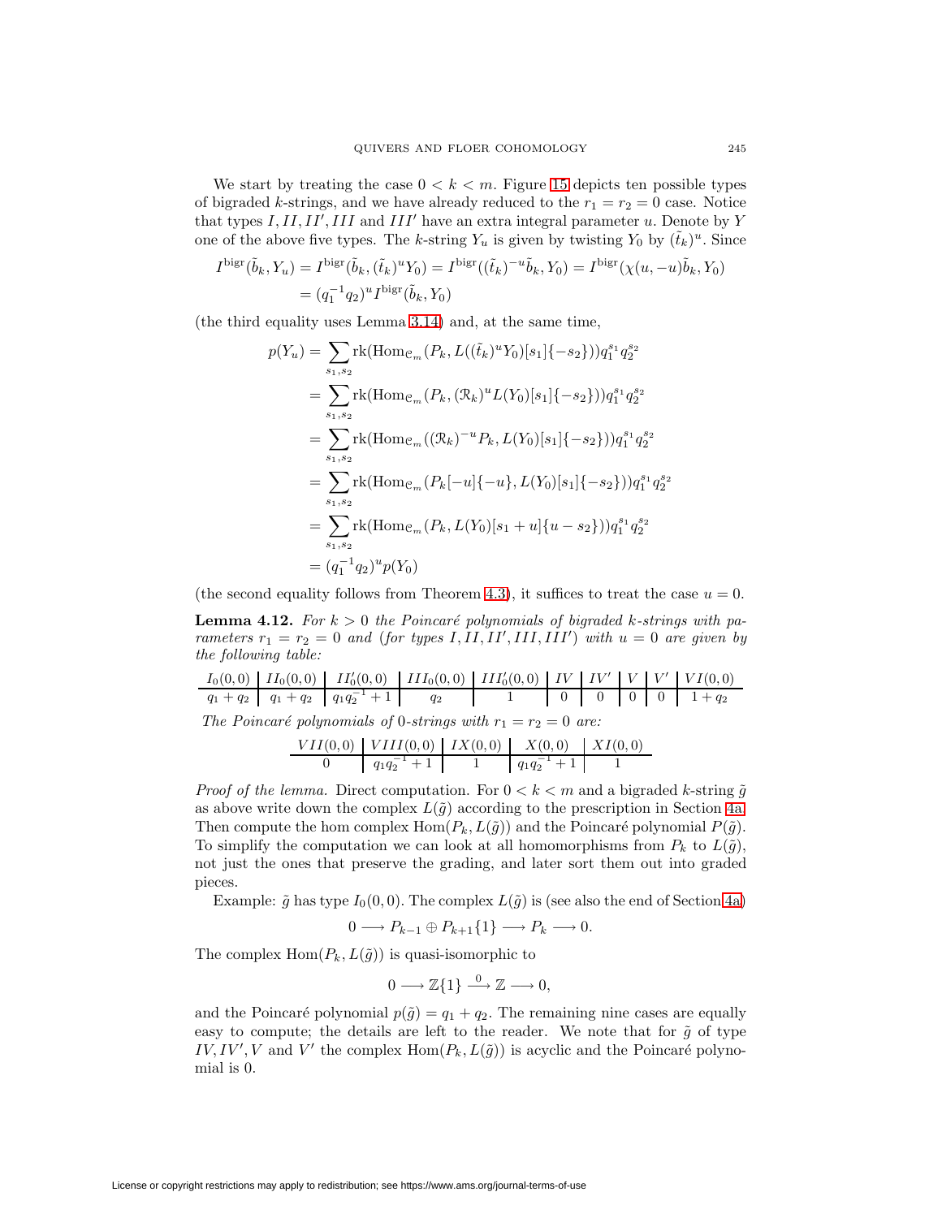We start by treating the case $0 < k < m$. Figure 15 depicts ten possible types of bigraded $k$-strings, and we have already reduced to the $r_1 = r_2 = 0$ case. Notice that types $I, II, II', III$ and $III'$ have an extra integral parameter $u$. Denote by $Y$ one of the above five types. The $k$-string $Y_u$ is given by twisting $Y_0$ by $(\tilde{t}_k)^u$. Since

$$\begin{aligned} I^{\mathrm{bigr}}(\tilde{b}_k, Y_u) &= I^{\mathrm{bigr}}(\tilde{b}_k, (\tilde{t}_k)^u Y_0) = I^{\mathrm{bigr}}((\tilde{t}_k)^{-u}\tilde{b}_k, Y_0) = I^{\mathrm{bigr}}(\chi(u,-u)\tilde{b}_k, Y_0) \\ &= (q_1^{-1}q_2)^u I^{\mathrm{bigr}}(\tilde{b}_k, Y_0) \end{aligned}$$

(the third equality uses Lemma 3.14) and, at the same time,

$$\begin{aligned} p(Y_u) &= \sum_{s_1,s_2} \mathrm{rk}(\mathrm{Hom}_{\mathcal{C}_m}(P_k, L((\tilde{t}_k)^u Y_0)[s_1]\{-s_2\}))q_1^{s_1}q_2^{s_2} \\ &= \sum_{s_1,s_2} \mathrm{rk}(\mathrm{Hom}_{\mathcal{C}_m}(P_k, (\mathcal{R}_k)^u L(Y_0)[s_1]\{-s_2\}))q_1^{s_1}q_2^{s_2} \\ &= \sum_{s_1,s_2} \mathrm{rk}(\mathrm{Hom}_{\mathcal{C}_m}((\mathcal{R}_k)^{-u} P_k, L(Y_0)[s_1]\{-s_2\}))q_1^{s_1}q_2^{s_2} \\ &= \sum_{s_1,s_2} \mathrm{rk}(\mathrm{Hom}_{\mathcal{C}_m}(P_k[-u]\{-u\}, L(Y_0)[s_1]\{-s_2\}))q_1^{s_1}q_2^{s_2} \\ &= \sum_{s_1,s_2} \mathrm{rk}(\mathrm{Hom}_{\mathcal{C}_m}(P_k, L(Y_0)[s_1+u]\{u-s_2\}))q_1^{s_1}q_2^{s_2} \\ &= (q_1^{-1}q_2)^u p(Y_0) \end{aligned}$$

(the second equality follows from Theorem 4.3), it suffices to treat the case $u = 0$.

**Lemma 4.12.** *For $k > 0$ the Poincaré polynomials of bigraded $k$-strings with parameters $r_1 = r_2 = 0$ and (for types $I, II, II', III, III'$) with $u = 0$ are given by the following table:*

| $I_0(0,0)$ | $II_0(0,0)$ | $II'_0(0,0)$ | $III_0(0,0)$ | $III'_0(0,0)$ | $IV$ | $IV'$ | $V$ | $V'$ | $VI(0,0)$ |
|---|---|---|---|---|---|---|---|---|---|
| $q_1+q_2$ | $q_1+q_2$ | $q_1q_2^{-1}+1$ | $q_2$ | $1$ | $0$ | $0$ | $0$ | $0$ | $1+q_2$ |

*The Poincaré polynomials of 0-strings with $r_1 = r_2 = 0$ are:*

| $VII(0,0)$ | $VIII(0,0)$ | $IX(0,0)$ | $X(0,0)$ | $XI(0,0)$ |
|---|---|---|---|---|
| $0$ | $q_1q_2^{-1}+1$ | $1$ | $q_1q_2^{-1}+1$ | $1$ |

*Proof of the lemma.* Direct computation. For $0 < k < m$ and a bigraded $k$-string $\tilde{g}$ as above write down the complex $L(\tilde{g})$ according to the prescription in Section 4a. Then compute the hom complex $\mathrm{Hom}(P_k, L(\tilde{g}))$ and the Poincaré polynomial $P(\tilde{g})$. To simplify the computation we can look at all homomorphisms from $P_k$ to $L(\tilde{g})$, not just the ones that preserve the grading, and later sort them out into graded pieces.

Example: $\tilde{g}$ has type $I_0(0,0)$. The complex $L(\tilde{g})$ is (see also the end of Section 4a)

$$0 \longrightarrow P_{k-1} \oplus P_{k+1}\{1\} \longrightarrow P_k \longrightarrow 0.$$

The complex $\mathrm{Hom}(P_k, L(\tilde{g}))$ is quasi-isomorphic to

$$0 \longrightarrow \mathbb{Z}\{1\} \xrightarrow{\ 0\ } \mathbb{Z} \longrightarrow 0,$$

and the Poincaré polynomial $p(\tilde{g}) = q_1 + q_2$. The remaining nine cases are equally easy to compute; the details are left to the reader. We note that for $\tilde{g}$ of type $IV, IV', V$ and $V'$ the complex $\mathrm{Hom}(P_k, L(\tilde{g}))$ is acyclic and the Poincaré polynomial is 0.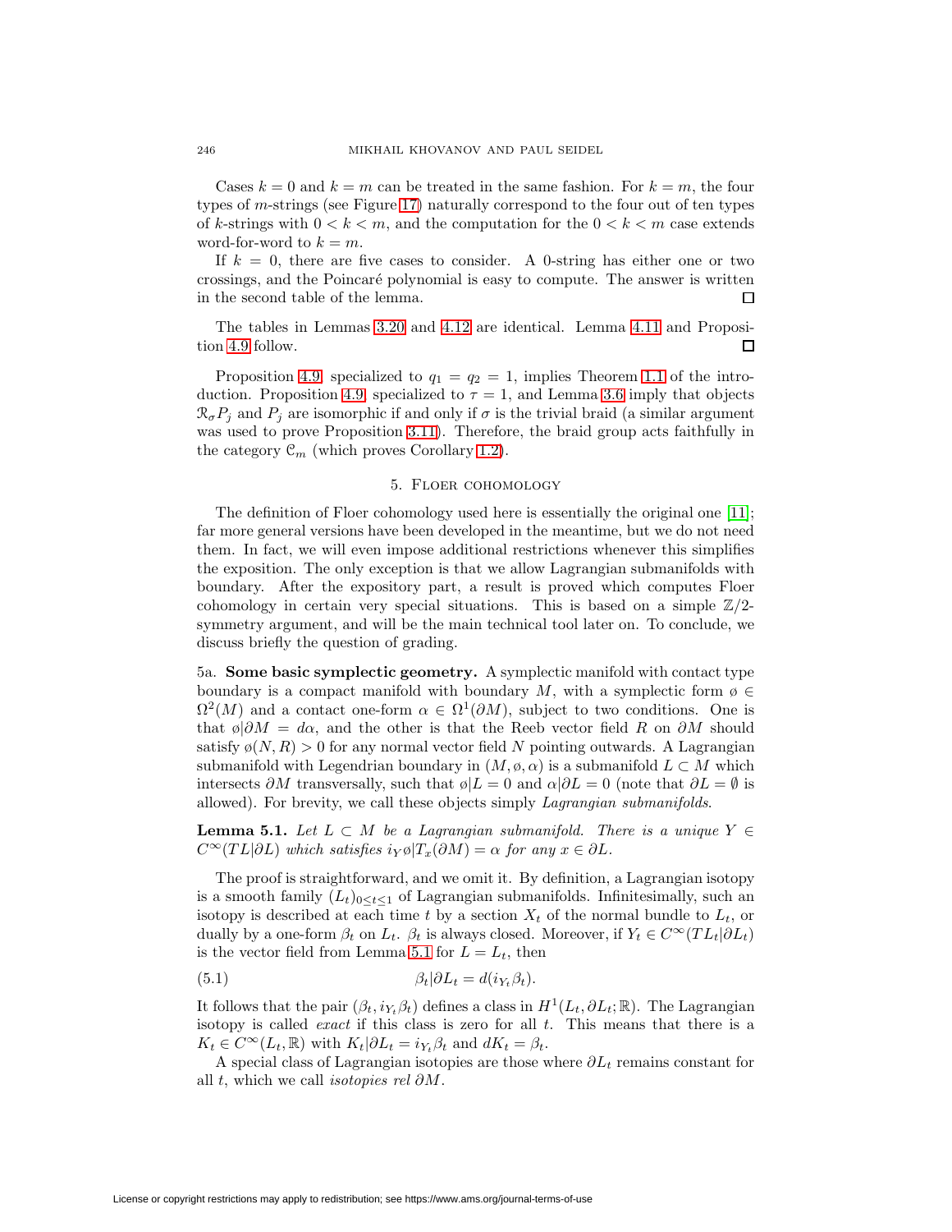Cases $k = 0$ and $k = m$ can be treated in the same fashion. For $k = m$, the four types of $m$-strings (see Figure 17) naturally correspond to the four out of ten types of $k$-strings with $0 < k < m$, and the computation for the $0 < k < m$ case extends word-for-word to $k = m$.

If $k = 0$, there are five cases to consider. A 0-string has either one or two crossings, and the Poincaré polynomial is easy to compute. The answer is written in the second table of the lemma. ◻

The tables in Lemmas 3.20 and 4.12 are identical. Lemma 4.11 and Proposition 4.9 follow. ◻

Proposition 4.9, specialized to $q_1 = q_2 = 1$, implies Theorem 1.1 of the introduction. Proposition 4.9, specialized to $\tau = 1$, and Lemma 3.6 imply that objects $\mathcal{R}_\sigma P_j$ and $P_j$ are isomorphic if and only if $\sigma$ is the trivial braid (a similar argument was used to prove Proposition 3.11). Therefore, the braid group acts faithfully in the category $\mathcal{C}_m$ (which proves Corollary 1.2).

## 5. Floer cohomology

The definition of Floer cohomology used here is essentially the original one [11]; far more general versions have been developed in the meantime, but we do not need them. In fact, we will even impose additional restrictions whenever this simplifies the exposition. The only exception is that we allow Lagrangian submanifolds with boundary. After the expository part, a result is proved which computes Floer cohomology in certain very special situations. This is based on a simple $\mathbb{Z}/2$-symmetry argument, and will be the main technical tool later on. To conclude, we discuss briefly the question of grading.

5a. **Some basic symplectic geometry.** A symplectic manifold with contact type boundary is a compact manifold with boundary $M$, with a symplectic form $\omega \in \Omega^2(M)$ and a contact one-form $\alpha \in \Omega^1(\partial M)$, subject to two conditions. One is that $\omega|\partial M = d\alpha$, and the other is that the Reeb vector field $R$ on $\partial M$ should satisfy $\omega(N, R) > 0$ for any normal vector field $N$ pointing outwards. A Lagrangian submanifold with Legendrian boundary in $(M, \omega, \alpha)$ is a submanifold $L \subset M$ which intersects $\partial M$ transversally, such that $\omega|L = 0$ and $\alpha|\partial L = 0$ (note that $\partial L = \emptyset$ is allowed). For brevity, we call these objects simply *Lagrangian submanifolds*.

**Lemma 5.1.** *Let $L \subset M$ be a Lagrangian submanifold. There is a unique $Y \in C^\infty(TL|\partial L)$ which satisfies $i_Y\omega|T_x(\partial M) = \alpha$ for any $x \in \partial L$.*

The proof is straightforward, and we omit it. By definition, a Lagrangian isotopy is a smooth family $(L_t)_{0 \le t \le 1}$ of Lagrangian submanifolds. Infinitesimally, such an isotopy is described at each time $t$ by a section $X_t$ of the normal bundle to $L_t$, or dually by a one-form $\beta_t$ on $L_t$. $\beta_t$ is always closed. Moreover, if $Y_t \in C^\infty(TL_t|\partial L_t)$ is the vector field from Lemma 5.1 for $L = L_t$, then

$$\beta_t|\partial L_t = d(i_{Y_t}\beta_t). \tag{5.1}$$

It follows that the pair $(\beta_t, i_{Y_t}\beta_t)$ defines a class in $H^1(L_t, \partial L_t; \mathbb{R})$. The Lagrangian isotopy is called *exact* if this class is zero for all $t$. This means that there is a $K_t \in C^\infty(L_t, \mathbb{R})$ with $K_t|\partial L_t = i_{Y_t}\beta_t$ and $dK_t = \beta_t$.

A special class of Lagrangian isotopies are those where $\partial L_t$ remains constant for all $t$, which we call *isotopies rel $\partial M$*.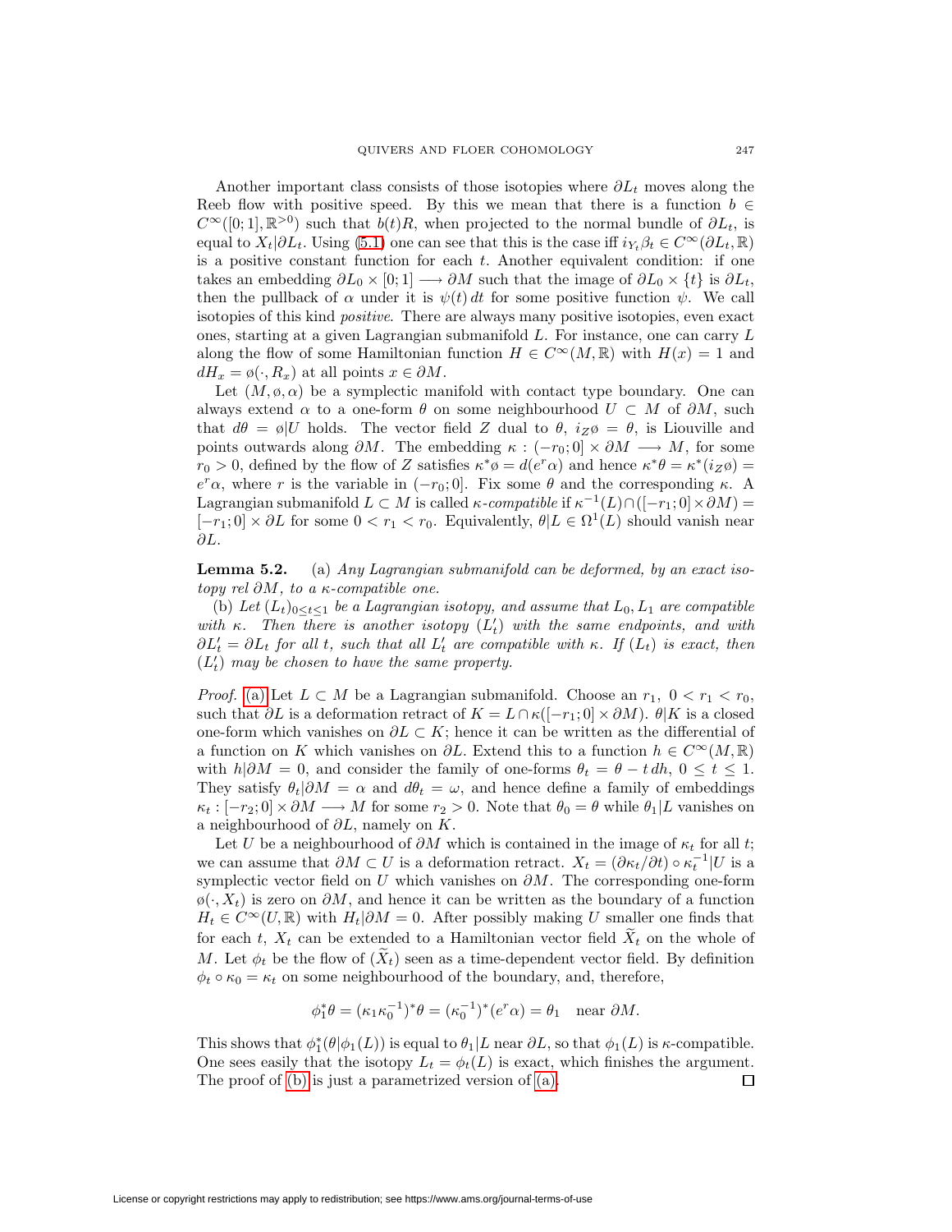Another important class consists of those isotopies where $\partial L_t$ moves along the Reeb flow with positive speed. By this we mean that there is a function $b \in C^\infty([0;1], \mathbb{R}^{>0})$ such that $b(t)R$, when projected to the normal bundle of $\partial L_t$, is equal to $X_t|\partial L_t$. Using (5.1) one can see that this is the case iff $i_{Y_t}\beta_t \in C^\infty(\partial L_t, \mathbb{R})$ is a positive constant function for each $t$. Another equivalent condition: if one takes an embedding $\partial L_0 \times [0;1] \longrightarrow \partial M$ such that the image of $\partial L_0 \times \{t\}$ is $\partial L_t$, then the pullback of $\alpha$ under it is $\psi(t)\,dt$ for some positive function $\psi$. We call isotopies of this kind *positive*. There are always many positive isotopies, even exact ones, starting at a given Lagrangian submanifold $L$. For instance, one can carry $L$ along the flow of some Hamiltonian function $H \in C^\infty(M, \mathbb{R})$ with $H(x) = 1$ and $dH_x = \omega(\cdot, R_x)$ at all points $x \in \partial M$.

Let $(M, \omega, \alpha)$ be a symplectic manifold with contact type boundary. One can always extend $\alpha$ to a one-form $\theta$ on some neighbourhood $U \subset M$ of $\partial M$, such that $d\theta = \omega|U$ holds. The vector field $Z$ dual to $\theta$, $i_Z\omega = \theta$, is Liouville and points outwards along $\partial M$. The embedding $\kappa : (-r_0; 0] \times \partial M \longrightarrow M$, for some $r_0 > 0$, defined by the flow of $Z$ satisfies $\kappa^*\omega = d(e^r\alpha)$ and hence $\kappa^*\theta = \kappa^*(i_Z\omega) = e^r\alpha$, where $r$ is the variable in $(-r_0; 0]$. Fix some $\theta$ and the corresponding $\kappa$. A Lagrangian submanifold $L \subset M$ is called *$\kappa$-compatible* if $\kappa^{-1}(L) \cap ([-r_1; 0] \times \partial M) = [-r_1; 0] \times \partial L$ for some $0 < r_1 < r_0$. Equivalently, $\theta|L \in \Omega^1(L)$ should vanish near $\partial L$.

**Lemma 5.2.** (a) *Any Lagrangian submanifold can be deformed, by an exact isotopy rel $\partial M$, to a $\kappa$-compatible one.*

(b) *Let $(L_t)_{0 \le t \le 1}$ be a Lagrangian isotopy, and assume that $L_0, L_1$ are compatible with $\kappa$. Then there is another isotopy $(L'_t)$ with the same endpoints, and with $\partial L'_t = \partial L_t$ for all $t$, such that all $L'_t$ are compatible with $\kappa$. If $(L_t)$ is exact, then $(L'_t)$ may be chosen to have the same property.*

*Proof.* (a) Let $L \subset M$ be a Lagrangian submanifold. Choose an $r_1$, $0 < r_1 < r_0$, such that $\partial L$ is a deformation retract of $K = L \cap \kappa([-r_1; 0] \times \partial M)$. $\theta|K$ is a closed one-form which vanishes on $\partial L \subset K$; hence it can be written as the differential of a function on $K$ which vanishes on $\partial L$. Extend this to a function $h \in C^\infty(M, \mathbb{R})$ with $h|\partial M = 0$, and consider the family of one-forms $\theta_t = \theta - t\,dh$, $0 \le t \le 1$. They satisfy $\theta_t|\partial M = \alpha$ and $d\theta_t = \omega$, and hence define a family of embeddings $\kappa_t : [-r_2; 0] \times \partial M \longrightarrow M$ for some $r_2 > 0$. Note that $\theta_0 = \theta$ while $\theta_1|L$ vanishes on a neighbourhood of $\partial L$, namely on $K$.

Let $U$ be a neighbourhood of $\partial M$ which is contained in the image of $\kappa_t$ for all $t$; we can assume that $\partial M \subset U$ is a deformation retract. $X_t = (\partial\kappa_t/\partial t) \circ \kappa_t^{-1}|U$ is a symplectic vector field on $U$ which vanishes on $\partial M$. The corresponding one-form $\omega(\cdot, X_t)$ is zero on $\partial M$, and hence it can be written as the boundary of a function $H_t \in C^\infty(U, \mathbb{R})$ with $H_t|\partial M = 0$. After possibly making $U$ smaller one finds that for each $t$, $X_t$ can be extended to a Hamiltonian vector field $\widetilde{X}_t$ on the whole of $M$. Let $\phi_t$ be the flow of $(\widetilde{X}_t)$ seen as a time-dependent vector field. By definition $\phi_t \circ \kappa_0 = \kappa_t$ on some neighbourhood of the boundary, and, therefore,

$$\phi_1^*\theta = (\kappa_1\kappa_0^{-1})^*\theta = (\kappa_0^{-1})^*(e^r\alpha) = \theta_1 \quad \text{near } \partial M.$$

This shows that $\phi_1^*(\theta|\phi_1(L))$ is equal to $\theta_1|L$ near $\partial L$, so that $\phi_1(L)$ is $\kappa$-compatible. One sees easily that the isotopy $L_t = \phi_t(L)$ is exact, which finishes the argument. The proof of (b) is just a parametrized version of (a). $\square$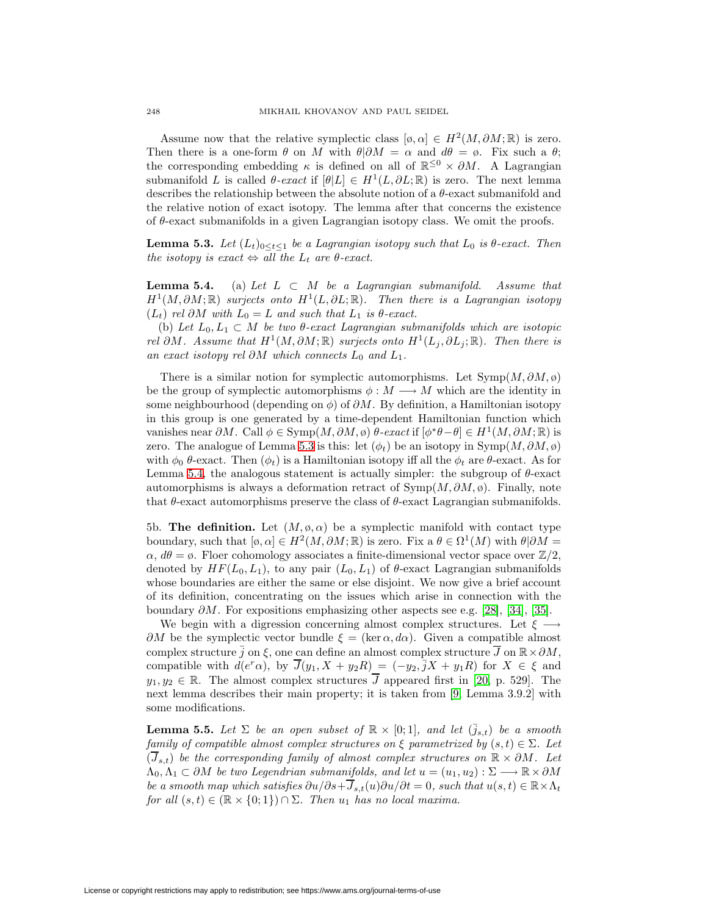Assume now that the relative symplectic class $[\o, \alpha] \in H^2(M, \partial M; \mathbb{R})$ is zero. Then there is a one-form $\theta$ on $M$ with $\theta|\partial M = \alpha$ and $d\theta = \o$. Fix such a $\theta$; the corresponding embedding $\kappa$ is defined on all of $\mathbb{R}^{\leq 0} \times \partial M$. A Lagrangian submanifold $L$ is called *$\theta$-exact* if $[\theta|L] \in H^1(L, \partial L; \mathbb{R})$ is zero. The next lemma describes the relationship between the absolute notion of a $\theta$-exact submanifold and the relative notion of exact isotopy. The lemma after that concerns the existence of $\theta$-exact submanifolds in a given Lagrangian isotopy class. We omit the proofs.

**Lemma 5.3.** *Let $(L_t)_{0 \leq t \leq 1}$ be a Lagrangian isotopy such that $L_0$ is $\theta$-exact. Then the isotopy is exact $\Leftrightarrow$ all the $L_t$ are $\theta$-exact.*

**Lemma 5.4.** (a) *Let $L \subset M$ be a Lagrangian submanifold. Assume that $H^1(M, \partial M; \mathbb{R})$ surjects onto $H^1(L, \partial L; \mathbb{R})$. Then there is a Lagrangian isotopy $(L_t)$ rel $\partial M$ with $L_0 = L$ and such that $L_1$ is $\theta$-exact.*

(b) *Let $L_0, L_1 \subset M$ be two $\theta$-exact Lagrangian submanifolds which are isotopic rel $\partial M$. Assume that $H^1(M, \partial M; \mathbb{R})$ surjects onto $H^1(L_j, \partial L_j; \mathbb{R})$. Then there is an exact isotopy rel $\partial M$ which connects $L_0$ and $L_1$.*

There is a similar notion for symplectic automorphisms. Let $\mathrm{Symp}(M, \partial M, \o)$ be the group of symplectic automorphisms $\phi : M \longrightarrow M$ which are the identity in some neighbourhood (depending on $\phi$) of $\partial M$. By definition, a Hamiltonian isotopy in this group is one generated by a time-dependent Hamiltonian function which vanishes near $\partial M$. Call $\phi \in \mathrm{Symp}(M, \partial M, \o)$ *$\theta$-exact* if $[\phi^*\theta - \theta] \in H^1(M, \partial M; \mathbb{R})$ is zero. The analogue of Lemma 5.3 is this: let $(\phi_t)$ be an isotopy in $\mathrm{Symp}(M, \partial M, \o)$ with $\phi_0$ $\theta$-exact. Then $(\phi_t)$ is a Hamiltonian isotopy iff all the $\phi_t$ are $\theta$-exact. As for Lemma 5.4, the analogous statement is actually simpler: the subgroup of $\theta$-exact automorphisms is always a deformation retract of $\mathrm{Symp}(M, \partial M, \o)$. Finally, note that $\theta$-exact automorphisms preserve the class of $\theta$-exact Lagrangian submanifolds.

5b. **The definition.** Let $(M, \o, \alpha)$ be a symplectic manifold with contact type boundary, such that $[\o, \alpha] \in H^2(M, \partial M; \mathbb{R})$ is zero. Fix a $\theta \in \Omega^1(M)$ with $\theta|\partial M = \alpha$, $d\theta = \o$. Floer cohomology associates a finite-dimensional vector space over $\mathbb{Z}/2$, denoted by $HF(L_0, L_1)$, to any pair $(L_0, L_1)$ of $\theta$-exact Lagrangian submanifolds whose boundaries are either the same or else disjoint. We now give a brief account of its definition, concentrating on the issues which arise in connection with the boundary $\partial M$. For expositions emphasizing other aspects see e.g. [28], [34], [35].

We begin with a digression concerning almost complex structures. Let $\xi \longrightarrow \partial M$ be the symplectic vector bundle $\xi = (\ker \alpha, d\alpha)$. Given a compatible almost complex structure $\bar{j}$ on $\xi$, one can define an almost complex structure $\overline{J}$ on $\mathbb{R} \times \partial M$, compatible with $d(e^r\alpha)$, by $\overline{J}(y_1, X + y_2 R) = (-y_2, \bar{j}X + y_1 R)$ for $X \in \xi$ and $y_1, y_2 \in \mathbb{R}$. The almost complex structures $\overline{J}$ appeared first in [20, p. 529]. The next lemma describes their main property; it is taken from [9, Lemma 3.9.2] with some modifications.

**Lemma 5.5.** *Let $\Sigma$ be an open subset of $\mathbb{R} \times [0; 1]$, and let $(\bar{j}_{s,t})$ be a smooth family of compatible almost complex structures on $\xi$ parametrized by $(s, t) \in \Sigma$. Let $(\overline{J}_{s,t})$ be the corresponding family of almost complex structures on $\mathbb{R} \times \partial M$. Let $\Lambda_0, \Lambda_1 \subset \partial M$ be two Legendrian submanifolds, and let $u = (u_1, u_2) : \Sigma \longrightarrow \mathbb{R} \times \partial M$ be a smooth map which satisfies $\partial u/\partial s + \overline{J}_{s,t}(u)\partial u/\partial t = 0$, such that $u(s, t) \in \mathbb{R} \times \Lambda_t$ for all $(s, t) \in (\mathbb{R} \times \{0; 1\}) \cap \Sigma$. Then $u_1$ has no local maxima.*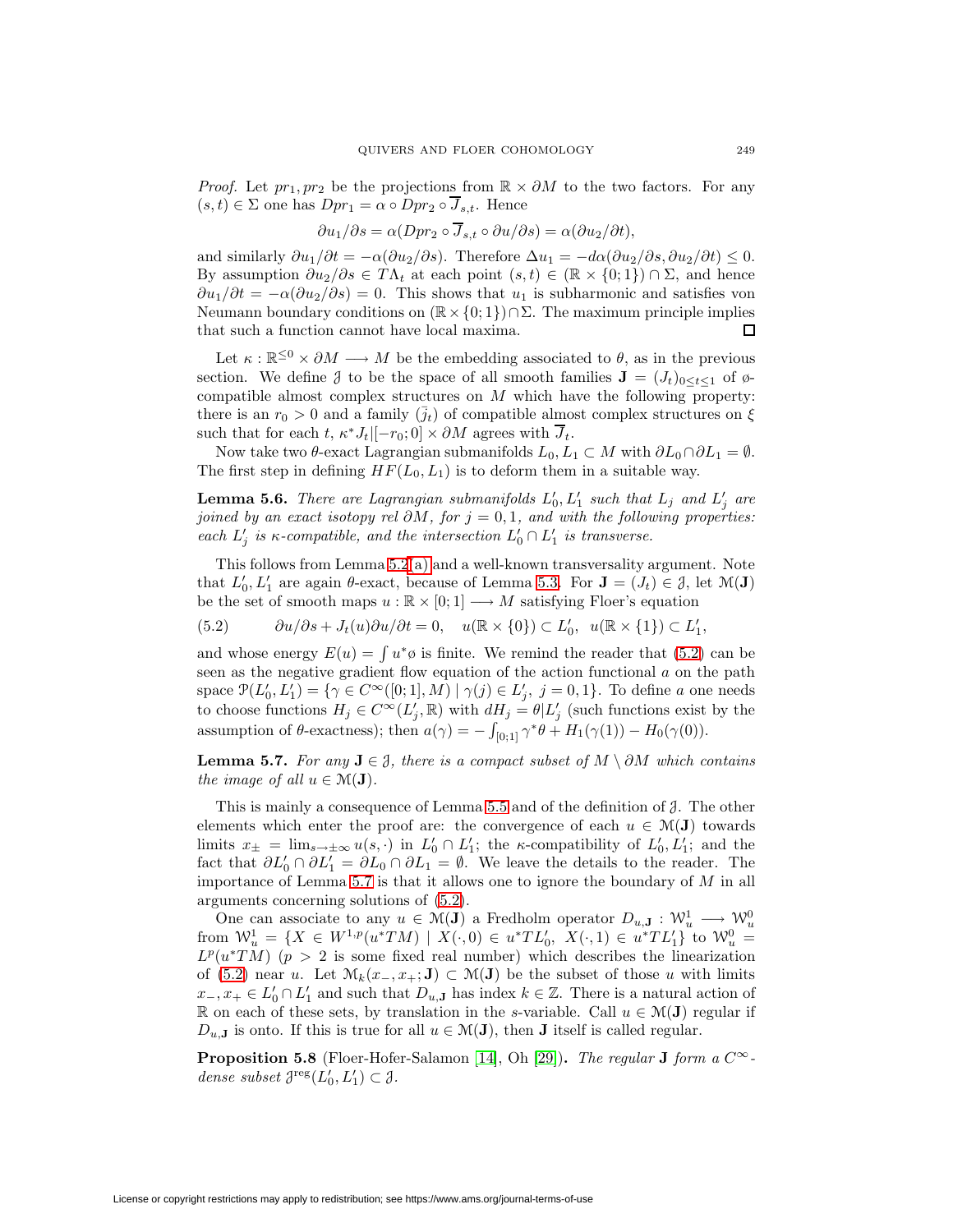*Proof.* Let $pr_1, pr_2$ be the projections from $\mathbb{R} \times \partial M$ to the two factors. For any $(s,t) \in \Sigma$ one has $Dpr_1 = \alpha \circ Dpr_2 \circ \overline{J}_{s,t}$. Hence

$$\partial u_1/\partial s = \alpha(Dpr_2 \circ \overline{J}_{s,t} \circ \partial u/\partial s) = \alpha(\partial u_2/\partial t),$$

and similarly $\partial u_1/\partial t = -\alpha(\partial u_2/\partial s)$. Therefore $\Delta u_1 = -d\alpha(\partial u_2/\partial s, \partial u_2/\partial t) \leq 0$. By assumption $\partial u_2/\partial s \in T\Lambda_t$ at each point $(s,t) \in (\mathbb{R} \times \{0;1\}) \cap \Sigma$, and hence $\partial u_1/\partial t = -\alpha(\partial u_2/\partial s) = 0$. This shows that $u_1$ is subharmonic and satisfies von Neumann boundary conditions on $(\mathbb{R} \times \{0;1\}) \cap \Sigma$. The maximum principle implies that such a function cannot have local maxima. ◻

Let $\kappa : \mathbb{R}^{\leq 0} \times \partial M \longrightarrow M$ be the embedding associated to $\theta$, as in the previous section. We define $\mathcal{J}$ to be the space of all smooth families $\mathbf{J} = (J_t)_{0 \leq t \leq 1}$ of $\omega$-compatible almost complex structures on $M$ which have the following property: there is an $r_0 > 0$ and a family $(\bar{j}_t)$ of compatible almost complex structures on $\xi$ such that for each $t$, $\kappa^* J_t | [-r_0; 0] \times \partial M$ agrees with $\overline{J}_t$.

Now take two $\theta$-exact Lagrangian submanifolds $L_0, L_1 \subset M$ with $\partial L_0 \cap \partial L_1 = \emptyset$. The first step in defining $HF(L_0, L_1)$ is to deform them in a suitable way.

**Lemma 5.6.** *There are Lagrangian submanifolds $L_0', L_1'$ such that $L_j$ and $L_j'$ are joined by an exact isotopy rel $\partial M$, for $j = 0, 1$, and with the following properties: each $L_j'$ is $\kappa$-compatible, and the intersection $L_0' \cap L_1'$ is transverse.*

This follows from Lemma 5.2(a) and a well-known transversality argument. Note that $L_0', L_1'$ are again $\theta$-exact, because of Lemma 5.3. For $\mathbf{J} = (J_t) \in \mathcal{J}$, let $\mathcal{M}(\mathbf{J})$ be the set of smooth maps $u : \mathbb{R} \times [0;1] \longrightarrow M$ satisfying Floer's equation

$$\partial u/\partial s + J_t(u)\partial u/\partial t = 0, \quad u(\mathbb{R} \times \{0\}) \subset L_0', \;\; u(\mathbb{R} \times \{1\}) \subset L_1', \tag{5.2}$$

and whose energy $E(u) = \int u^*\omega$ is finite. We remind the reader that (5.2) can be seen as the negative gradient flow equation of the action functional $a$ on the path space $\mathcal{P}(L_0', L_1') = \{\gamma \in C^\infty([0;1], M) \mid \gamma(j) \in L_j', \; j = 0, 1\}$. To define $a$ one needs to choose functions $H_j \in C^\infty(L_j', \mathbb{R})$ with $dH_j = \theta | L_j'$ (such functions exist by the assumption of $\theta$-exactness); then $a(\gamma) = -\int_{[0;1]} \gamma^*\theta + H_1(\gamma(1)) - H_0(\gamma(0))$.

**Lemma 5.7.** *For any $\mathbf{J} \in \mathcal{J}$, there is a compact subset of $M \setminus \partial M$ which contains the image of all $u \in \mathcal{M}(\mathbf{J})$.*

This is mainly a consequence of Lemma 5.5 and of the definition of $\mathcal{J}$. The other elements which enter the proof are: the convergence of each $u \in \mathcal{M}(\mathbf{J})$ towards limits $x_\pm = \lim_{s \to \pm\infty} u(s, \cdot)$ in $L_0' \cap L_1'$; the $\kappa$-compatibility of $L_0', L_1'$; and the fact that $\partial L_0' \cap \partial L_1' = \partial L_0 \cap \partial L_1 = \emptyset$. We leave the details to the reader. The importance of Lemma 5.7 is that it allows one to ignore the boundary of $M$ in all arguments concerning solutions of (5.2).

One can associate to any $u \in \mathcal{M}(\mathbf{J})$ a Fredholm operator $D_{u,\mathbf{J}} : \mathcal{W}_u^1 \longrightarrow \mathcal{W}_u^0$ from $\mathcal{W}_u^1 = \{X \in W^{1,p}(u^*TM) \mid X(\cdot, 0) \in u^*TL_0', \; X(\cdot, 1) \in u^*TL_1'\}$ to $\mathcal{W}_u^0 = L^p(u^*TM)$ ($p > 2$ is some fixed real number) which describes the linearization of (5.2) near $u$. Let $\mathcal{M}_k(x_-, x_+; \mathbf{J}) \subset \mathcal{M}(\mathbf{J})$ be the subset of those $u$ with limits $x_-, x_+ \in L_0' \cap L_1'$ and such that $D_{u,\mathbf{J}}$ has index $k \in \mathbb{Z}$. There is a natural action of $\mathbb{R}$ on each of these sets, by translation in the $s$-variable. Call $u \in \mathcal{M}(\mathbf{J})$ regular if $D_{u,\mathbf{J}}$ is onto. If this is true for all $u \in \mathcal{M}(\mathbf{J})$, then $\mathbf{J}$ itself is called regular.

**Proposition 5.8** (Floer-Hofer-Salamon [14], Oh [29])**.** *The regular $\mathbf{J}$ form a $C^\infty$-dense subset $\mathcal{J}^{\mathrm{reg}}(L_0', L_1') \subset \mathcal{J}$.*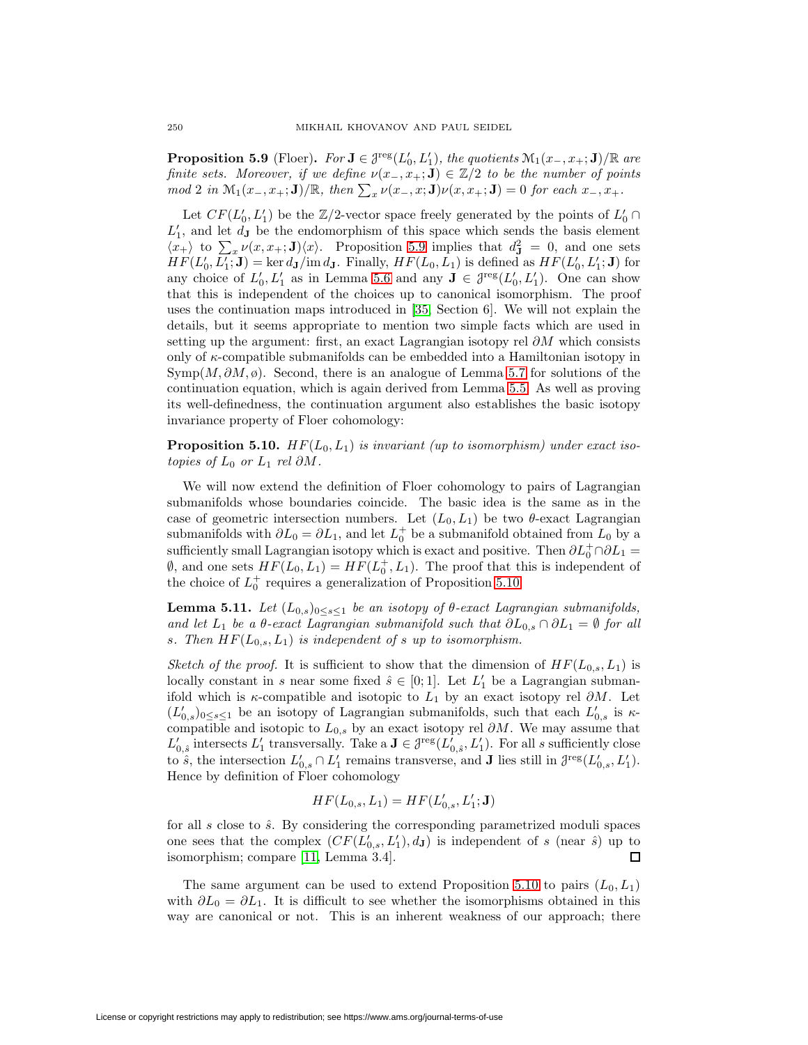**Proposition 5.9** (Floer)**.** *For $\mathbf{J} \in \mathcal{J}^{\mathrm{reg}}(L_0', L_1')$, the quotients $\mathcal{M}_1(x_-, x_+; \mathbf{J})/\mathbb{R}$ are finite sets. Moreover, if we define $\nu(x_-, x_+; \mathbf{J}) \in \mathbb{Z}/2$ to be the number of points mod 2 in $\mathcal{M}_1(x_-, x_+; \mathbf{J})/\mathbb{R}$, then $\sum_x \nu(x_-, x; \mathbf{J})\nu(x, x_+; \mathbf{J}) = 0$ for each $x_-, x_+$.*

Let $CF(L_0', L_1')$ be the $\mathbb{Z}/2$-vector space freely generated by the points of $L_0' \cap L_1'$, and let $d_\mathbf{J}$ be the endomorphism of this space which sends the basis element $\langle x_+ \rangle$ to $\sum_x \nu(x, x_+; \mathbf{J})\langle x \rangle$. Proposition 5.9 implies that $d_\mathbf{J}^2 = 0$, and one sets $HF(L_0', L_1'; \mathbf{J}) = \ker d_\mathbf{J} / \operatorname{im} d_\mathbf{J}$. Finally, $HF(L_0, L_1)$ is defined as $HF(L_0', L_1'; \mathbf{J})$ for any choice of $L_0', L_1'$ as in Lemma 5.6 and any $\mathbf{J} \in \mathcal{J}^{\mathrm{reg}}(L_0', L_1')$. One can show that this is independent of the choices up to canonical isomorphism. The proof uses the continuation maps introduced in [35, Section 6]. We will not explain the details, but it seems appropriate to mention two simple facts which are used in setting up the argument: first, an exact Lagrangian isotopy rel $\partial M$ which consists only of $\kappa$-compatible submanifolds can be embedded into a Hamiltonian isotopy in $\mathrm{Symp}(M, \partial M, \emptyset)$. Second, there is an analogue of Lemma 5.7 for solutions of the continuation equation, which is again derived from Lemma 5.5. As well as proving its well-definedness, the continuation argument also establishes the basic isotopy invariance property of Floer cohomology:

**Proposition 5.10.** *$HF(L_0, L_1)$ is invariant (up to isomorphism) under exact isotopies of $L_0$ or $L_1$ rel $\partial M$.*

We will now extend the definition of Floer cohomology to pairs of Lagrangian submanifolds whose boundaries coincide. The basic idea is the same as in the case of geometric intersection numbers. Let $(L_0, L_1)$ be two $\theta$-exact Lagrangian submanifolds with $\partial L_0 = \partial L_1$, and let $L_0^+$ be a submanifold obtained from $L_0$ by a sufficiently small Lagrangian isotopy which is exact and positive. Then $\partial L_0^+ \cap \partial L_1 = \emptyset$, and one sets $HF(L_0, L_1) = HF(L_0^+, L_1)$. The proof that this is independent of the choice of $L_0^+$ requires a generalization of Proposition 5.10.

**Lemma 5.11.** *Let $(L_{0,s})_{0 \leq s \leq 1}$ be an isotopy of $\theta$-exact Lagrangian submanifolds, and let $L_1$ be a $\theta$-exact Lagrangian submanifold such that $\partial L_{0,s} \cap \partial L_1 = \emptyset$ for all $s$. Then $HF(L_{0,s}, L_1)$ is independent of $s$ up to isomorphism.*

*Sketch of the proof.* It is sufficient to show that the dimension of $HF(L_{0,s}, L_1)$ is locally constant in $s$ near some fixed $\hat{s} \in [0; 1]$. Let $L_1'$ be a Lagrangian submanifold which is $\kappa$-compatible and isotopic to $L_1$ by an exact isotopy rel $\partial M$. Let $(L_{0,s}')_{0 \leq s \leq 1}$ be an isotopy of Lagrangian submanifolds, such that each $L_{0,s}'$ is $\kappa$-compatible and isotopic to $L_{0,s}$ by an exact isotopy rel $\partial M$. We may assume that $L_{0,\hat{s}}'$ intersects $L_1'$ transversally. Take a $\mathbf{J} \in \mathcal{J}^{\mathrm{reg}}(L_{0,\hat{s}}', L_1')$. For all $s$ sufficiently close to $\hat{s}$, the intersection $L_{0,s}' \cap L_1'$ remains transverse, and $\mathbf{J}$ lies still in $\mathcal{J}^{\mathrm{reg}}(L_{0,s}', L_1')$. Hence by definition of Floer cohomology

$$HF(L_{0,s}, L_1) = HF(L_{0,s}', L_1'; \mathbf{J})$$

for all $s$ close to $\hat{s}$. By considering the corresponding parametrized moduli spaces one sees that the complex $(CF(L_{0,s}', L_1'), d_\mathbf{J})$ is independent of $s$ (near $\hat{s}$) up to isomorphism; compare [11, Lemma 3.4]. □

The same argument can be used to extend Proposition 5.10 to pairs $(L_0, L_1)$ with $\partial L_0 = \partial L_1$. It is difficult to see whether the isomorphisms obtained in this way are canonical or not. This is an inherent weakness of our approach; there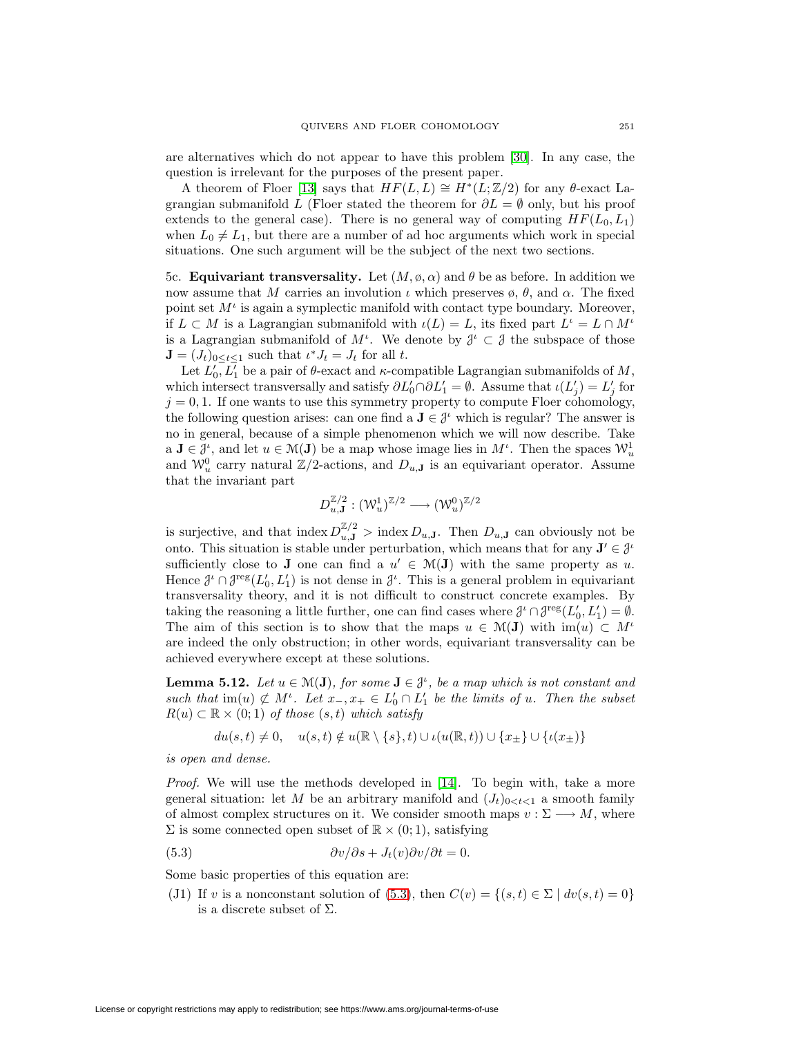are alternatives which do not appear to have this problem [30]. In any case, the question is irrelevant for the purposes of the present paper.

A theorem of Floer [13] says that $HF(L, L) \cong H^*(L; \mathbb{Z}/2)$ for any $\theta$-exact Lagrangian submanifold $L$ (Floer stated the theorem for $\partial L = \emptyset$ only, but his proof extends to the general case). There is no general way of computing $HF(L_0, L_1)$ when $L_0 \neq L_1$, but there are a number of ad hoc arguments which work in special situations. One such argument will be the subject of the next two sections.

5c. **Equivariant transversality.** Let $(M, \omega, \alpha)$ and $\theta$ be as before. In addition we now assume that $M$ carries an involution $\iota$ which preserves $\omega$, $\theta$, and $\alpha$. The fixed point set $M^\iota$ is again a symplectic manifold with contact type boundary. Moreover, if $L \subset M$ is a Lagrangian submanifold with $\iota(L) = L$, its fixed part $L^\iota = L \cap M^\iota$ is a Lagrangian submanifold of $M^\iota$. We denote by $\mathcal{J}^\iota \subset \mathcal{J}$ the subspace of those $\mathbf{J} = (J_t)_{0 \leq t \leq 1}$ such that $\iota^* J_t = J_t$ for all $t$.

Let $L_0', L_1'$ be a pair of $\theta$-exact and $\kappa$-compatible Lagrangian submanifolds of $M$, which intersect transversally and satisfy $\partial L_0' \cap \partial L_1' = \emptyset$. Assume that $\iota(L_j') = L_j'$ for $j = 0, 1$. If one wants to use this symmetry property to compute Floer cohomology, the following question arises: can one find a $\mathbf{J} \in \mathcal{J}^\iota$ which is regular? The answer is no in general, because of a simple phenomenon which we will now describe. Take a $\mathbf{J} \in \mathcal{J}^\iota$, and let $u \in \mathcal{M}(\mathbf{J})$ be a map whose image lies in $M^\iota$. Then the spaces $\mathcal{W}_u^1$ and $\mathcal{W}_u^0$ carry natural $\mathbb{Z}/2$-actions, and $D_{u,\mathbf{J}}$ is an equivariant operator. Assume that the invariant part

$$D_{u,\mathbf{J}}^{\mathbb{Z}/2} : (\mathcal{W}_u^1)^{\mathbb{Z}/2} \longrightarrow (\mathcal{W}_u^0)^{\mathbb{Z}/2}$$

is surjective, and that $\operatorname{index} D_{u,\mathbf{J}}^{\mathbb{Z}/2} > \operatorname{index} D_{u,\mathbf{J}}$. Then $D_{u,\mathbf{J}}$ can obviously not be onto. This situation is stable under perturbation, which means that for any $\mathbf{J}' \in \mathcal{J}^\iota$ sufficiently close to $\mathbf{J}$ one can find a $u' \in \mathcal{M}(\mathbf{J})$ with the same property as $u$. Hence $\mathcal{J}^\iota \cap \mathcal{J}^{\mathrm{reg}}(L_0', L_1')$ is not dense in $\mathcal{J}^\iota$. This is a general problem in equivariant transversality theory, and it is not difficult to construct concrete examples. By taking the reasoning a little further, one can find cases where $\mathcal{J}^\iota \cap \mathcal{J}^{\mathrm{reg}}(L_0', L_1') = \emptyset$. The aim of this section is to show that the maps $u \in \mathcal{M}(\mathbf{J})$ with $\operatorname{im}(u) \subset M^\iota$ are indeed the only obstruction; in other words, equivariant transversality can be achieved everywhere except at these solutions.

**Lemma 5.12.** *Let $u \in \mathcal{M}(\mathbf{J})$, for some $\mathbf{J} \in \mathcal{J}^\iota$, be a map which is not constant and such that $\operatorname{im}(u) \not\subset M^\iota$. Let $x_-, x_+ \in L_0' \cap L_1'$ be the limits of $u$. Then the subset $R(u) \subset \mathbb{R} \times (0; 1)$ of those $(s, t)$ which satisfy*

$$du(s, t) \neq 0, \quad u(s, t) \notin u(\mathbb{R} \setminus \{s\}, t) \cup \iota(u(\mathbb{R}, t)) \cup \{x_\pm\} \cup \{\iota(x_\pm)\}$$

*is open and dense.*

*Proof.* We will use the methods developed in [14]. To begin with, take a more general situation: let $M$ be an arbitrary manifold and $(J_t)_{0<t<1}$ a smooth family of almost complex structures on it. We consider smooth maps $v : \Sigma \longrightarrow M$, where $\Sigma$ is some connected open subset of $\mathbb{R} \times (0; 1)$, satisfying

$$\partial v / \partial s + J_t(v) \partial v / \partial t = 0. \tag{5.3}$$

Some basic properties of this equation are:

(J1) If $v$ is a nonconstant solution of (5.3), then $C(v) = \{(s, t) \in \Sigma \mid dv(s, t) = 0\}$ is a discrete subset of $\Sigma$.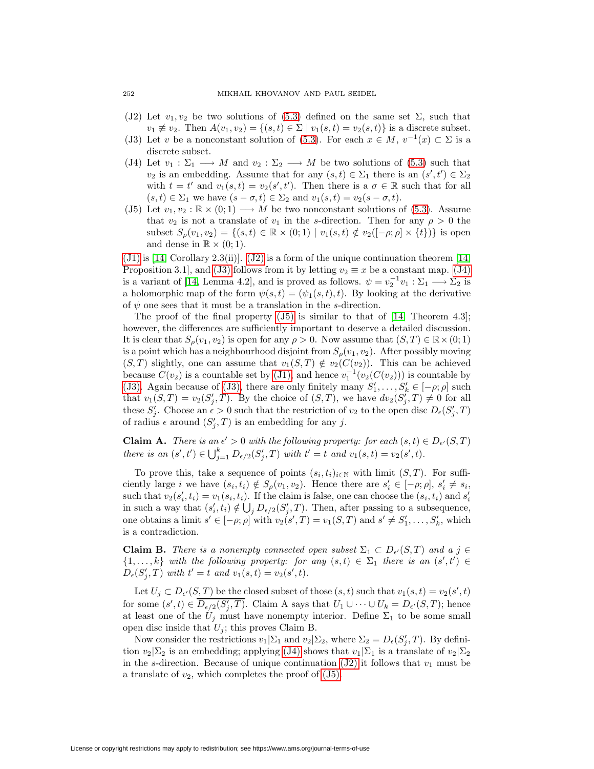(J2) Let $v_1, v_2$ be two solutions of (5.3) defined on the same set $\Sigma$, such that $v_1 \not\equiv v_2$. Then $A(v_1, v_2) = \{(s,t) \in \Sigma \mid v_1(s,t) = v_2(s,t)\}$ is a discrete subset.

(J3) Let $v$ be a nonconstant solution of (5.3). For each $x \in M$, $v^{-1}(x) \subset \Sigma$ is a discrete subset.

(J4) Let $v_1 : \Sigma_1 \longrightarrow M$ and $v_2 : \Sigma_2 \longrightarrow M$ be two solutions of (5.3) such that $v_2$ is an embedding. Assume that for any $(s,t) \in \Sigma_1$ there is an $(s',t') \in \Sigma_2$ with $t = t'$ and $v_1(s,t) = v_2(s',t')$. Then there is a $\sigma \in \mathbb{R}$ such that for all $(s,t) \in \Sigma_1$ we have $(s - \sigma, t) \in \Sigma_2$ and $v_1(s,t) = v_2(s - \sigma, t)$.

(J5) Let $v_1, v_2 : \mathbb{R} \times (0;1) \longrightarrow M$ be two nonconstant solutions of (5.3). Assume that $v_2$ is not a translate of $v_1$ in the $s$-direction. Then for any $\rho > 0$ the subset $S_\rho(v_1, v_2) = \{(s,t) \in \mathbb{R} \times (0;1) \mid v_1(s,t) \notin v_2([-\rho;\rho] \times \{t\})\}$ is open and dense in $\mathbb{R} \times (0;1)$.

(J1) is [14, Corollary 2.3(ii)]. (J2) is a form of the unique continuation theorem [14, Proposition 3.1], and (J3) follows from it by letting $v_2 \equiv x$ be a constant map. (J4) is a variant of [14, Lemma 4.2], and is proved as follows. $\psi = v_2^{-1} v_1 : \Sigma_1 \longrightarrow \Sigma_2$ is a holomorphic map of the form $\psi(s,t) = (\psi_1(s,t), t)$. By looking at the derivative of $\psi$ one sees that it must be a translation in the $s$-direction.

The proof of the final property (J5) is similar to that of [14, Theorem 4.3]; however, the differences are sufficiently important to deserve a detailed discussion. It is clear that $S_\rho(v_1, v_2)$ is open for any $\rho > 0$. Now assume that $(S,T) \in \mathbb{R} \times (0;1)$ is a point which has a neighbourhood disjoint from $S_\rho(v_1, v_2)$. After possibly moving $(S,T)$ slightly, one can assume that $v_1(S,T) \notin v_2(C(v_2))$. This can be achieved because $C(v_2)$ is a countable set by (J1), and hence $v_1^{-1}(v_2(C(v_2)))$ is countable by (J3). Again because of (J3), there are only finitely many $S'_1, \dots, S'_k \in [-\rho;\rho]$ such that $v_1(S,T) = v_2(S'_j, T)$. By the choice of $(S,T)$, we have $dv_2(S'_j, T) \neq 0$ for all these $S'_j$. Choose an $\epsilon > 0$ such that the restriction of $v_2$ to the open disc $D_\epsilon(S'_j, T)$ of radius $\epsilon$ around $(S'_j, T)$ is an embedding for any $j$.

**Claim A.** *There is an $\epsilon' > 0$ with the following property: for each $(s,t) \in D_{\epsilon'}(S,T)$ there is an $(s',t') \in \bigcup_{j=1}^k D_{\epsilon/2}(S'_j, T)$ with $t' = t$ and $v_1(s,t) = v_2(s',t)$.*

To prove this, take a sequence of points $(s_i, t_i)_{i \in \mathbb{N}}$ with limit $(S,T)$. For sufficiently large $i$ we have $(s_i, t_i) \notin S_\rho(v_1, v_2)$. Hence there are $s'_i \in [-\rho;\rho]$, $s'_i \neq s_i$, such that $v_2(s'_i, t_i) = v_1(s_i, t_i)$. If the claim is false, one can choose the $(s_i, t_i)$ and $s'_i$ in such a way that $(s'_i, t_i) \notin \bigcup_j D_{\epsilon/2}(S'_j, T)$. Then, after passing to a subsequence, one obtains a limit $s' \in [-\rho;\rho]$ with $v_2(s', T) = v_1(S,T)$ and $s' \neq S'_1, \dots, S'_k$, which is a contradiction.

**Claim B.** *There is a nonempty connected open subset $\Sigma_1 \subset D_{\epsilon'}(S,T)$ and a $j \in \{1, \dots, k\}$ with the following property: for any $(s,t) \in \Sigma_1$ there is an $(s',t') \in D_\epsilon(S'_j, T)$ with $t' = t$ and $v_1(s,t) = v_2(s',t)$.*

Let $U_j \subset D_{\epsilon'}(S,T)$ be the closed subset of those $(s,t)$ such that $v_1(s,t) = v_2(s',t)$ for some $(s',t) \in \overline{D_{\epsilon/2}(S'_j, T)}$. Claim A says that $U_1 \cup \dots \cup U_k = D_{\epsilon'}(S,T)$; hence at least one of the $U_j$ must have nonempty interior. Define $\Sigma_1$ to be some small open disc inside that $U_j$; this proves Claim B.

Now consider the restrictions $v_1|\Sigma_1$ and $v_2|\Sigma_2$, where $\Sigma_2 = D_\epsilon(S'_j, T)$. By definition $v_2|\Sigma_2$ is an embedding; applying (J4) shows that $v_1|\Sigma_1$ is a translate of $v_2|\Sigma_2$ in the $s$-direction. Because of unique continuation (J2) it follows that $v_1$ must be a translate of $v_2$, which completes the proof of (J5).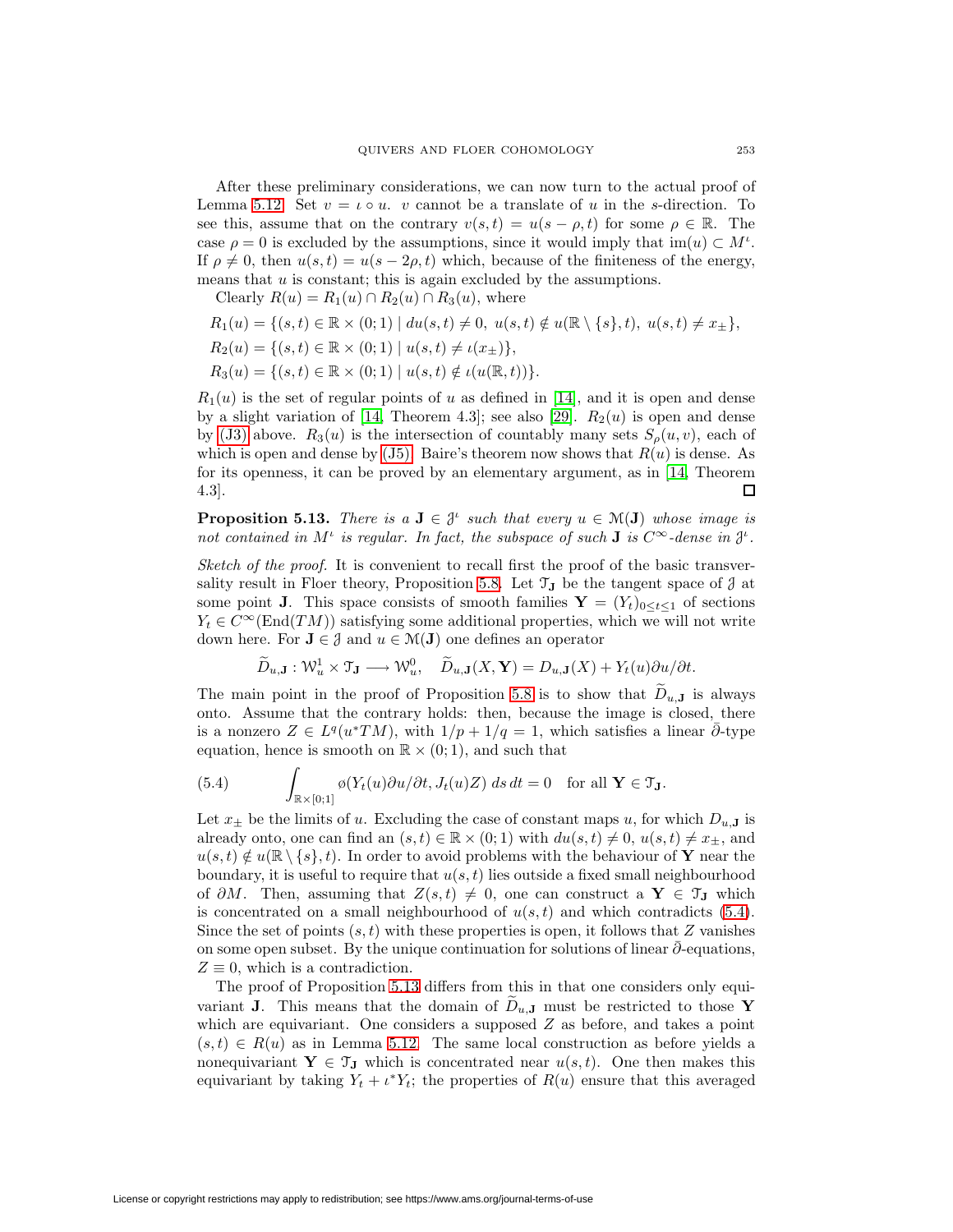After these preliminary considerations, we can now turn to the actual proof of Lemma 5.12. Set $v = \iota \circ u$. $v$ cannot be a translate of $u$ in the $s$-direction. To see this, assume that on the contrary $v(s,t) = u(s-\rho,t)$ for some $\rho \in \mathbb{R}$. The case $\rho = 0$ is excluded by the assumptions, since it would imply that $\mathrm{im}(u) \subset M^\iota$. If $\rho \neq 0$, then $u(s,t) = u(s-2\rho,t)$ which, because of the finiteness of the energy, means that $u$ is constant; this is again excluded by the assumptions.

Clearly $R(u) = R_1(u) \cap R_2(u) \cap R_3(u)$, where

$$R_1(u) = \{(s,t) \in \mathbb{R} \times (0;1) \mid du(s,t) \neq 0,\ u(s,t) \notin u(\mathbb{R} \setminus \{s\}, t),\ u(s,t) \neq x_\pm\},$$

$$R_2(u) = \{(s,t) \in \mathbb{R} \times (0;1) \mid u(s,t) \neq \iota(x_\pm)\},$$

$$R_3(u) = \{(s,t) \in \mathbb{R} \times (0;1) \mid u(s,t) \notin \iota(u(\mathbb{R},t))\}.$$

$R_1(u)$ is the set of regular points of $u$ as defined in [14], and it is open and dense by a slight variation of [14, Theorem 4.3]; see also [29]. $R_2(u)$ is open and dense by (J3) above. $R_3(u)$ is the intersection of countably many sets $S_\rho(u,v)$, each of which is open and dense by (J5). Baire's theorem now shows that $R(u)$ is dense. As for its openness, it can be proved by an elementary argument, as in [14, Theorem 4.3]. ∎

**Proposition 5.13.** *There is a $\mathbf{J} \in \mathcal{J}^\iota$ such that every $u \in \mathcal{M}(\mathbf{J})$ whose image is not contained in $M^\iota$ is regular. In fact, the subspace of such $\mathbf{J}$ is $C^\infty$-dense in $\mathcal{J}^\iota$.*

*Sketch of the proof.* It is convenient to recall first the proof of the basic transversality result in Floer theory, Proposition 5.8. Let $\mathcal{T}_\mathbf{J}$ be the tangent space of $\mathcal{J}$ at some point $\mathbf{J}$. This space consists of smooth families $\mathbf{Y} = (Y_t)_{0 \leq t \leq 1}$ of sections $Y_t \in C^\infty(\mathrm{End}(TM))$ satisfying some additional properties, which we will not write down here. For $\mathbf{J} \in \mathcal{J}$ and $u \in \mathcal{M}(\mathbf{J})$ one defines an operator

$$\widetilde{D}_{u,\mathbf{J}} : \mathcal{W}^1_u \times \mathcal{T}_\mathbf{J} \longrightarrow \mathcal{W}^0_u, \quad \widetilde{D}_{u,\mathbf{J}}(X, \mathbf{Y}) = D_{u,\mathbf{J}}(X) + Y_t(u)\partial u/\partial t.$$

The main point in the proof of Proposition 5.8 is to show that $\widetilde{D}_{u,\mathbf{J}}$ is always onto. Assume that the contrary holds: then, because the image is closed, there is a nonzero $Z \in L^q(u^*TM)$, with $1/p + 1/q = 1$, which satisfies a linear $\bar\partial$-type equation, hence is smooth on $\mathbb{R} \times (0;1)$, and such that

$$\int_{\mathbb{R} \times [0;1]} ø(Y_t(u)\partial u/\partial t, J_t(u)Z)\, ds\, dt = 0 \quad \text{for all } \mathbf{Y} \in \mathcal{T}_\mathbf{J}. \tag{5.4}$$

Let $x_\pm$ be the limits of $u$. Excluding the case of constant maps $u$, for which $D_{u,\mathbf{J}}$ is already onto, one can find an $(s,t) \in \mathbb{R} \times (0;1)$ with $du(s,t) \neq 0$, $u(s,t) \neq x_\pm$, and $u(s,t) \notin u(\mathbb{R} \setminus \{s\}, t)$. In order to avoid problems with the behaviour of $\mathbf{Y}$ near the boundary, it is useful to require that $u(s,t)$ lies outside a fixed small neighbourhood of $\partial M$. Then, assuming that $Z(s,t) \neq 0$, one can construct a $\mathbf{Y} \in \mathcal{T}_\mathbf{J}$ which is concentrated on a small neighbourhood of $u(s,t)$ and which contradicts (5.4). Since the set of points $(s,t)$ with these properties is open, it follows that $Z$ vanishes on some open subset. By the unique continuation for solutions of linear $\bar\partial$-equations, $Z \equiv 0$, which is a contradiction.

The proof of Proposition 5.13 differs from this in that one considers only equivariant $\mathbf{J}$. This means that the domain of $\widetilde{D}_{u,\mathbf{J}}$ must be restricted to those $\mathbf{Y}$ which are equivariant. One considers a supposed $Z$ as before, and takes a point $(s,t) \in R(u)$ as in Lemma 5.12. The same local construction as before yields a nonequivariant $\mathbf{Y} \in \mathcal{T}_\mathbf{J}$ which is concentrated near $u(s,t)$. One then makes this equivariant by taking $Y_t + \iota^* Y_t$; the properties of $R(u)$ ensure that this averaged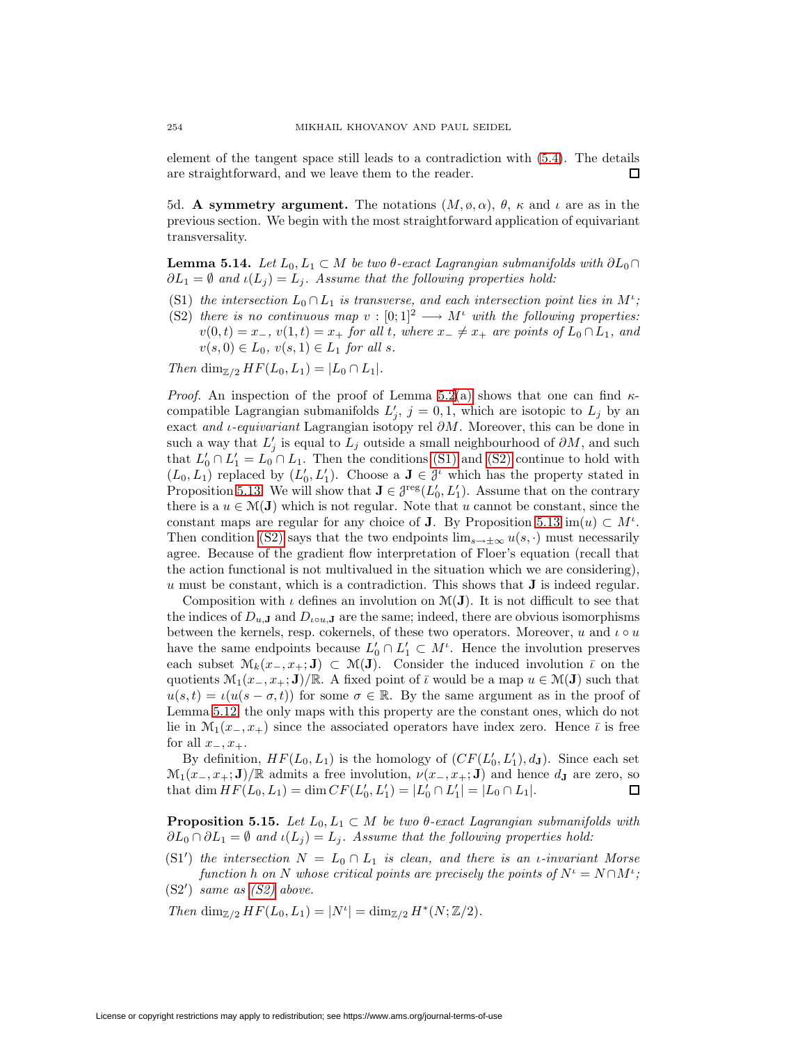element of the tangent space still leads to a contradiction with (5.4). The details are straightforward, and we leave them to the reader. □

5d. **A symmetry argument.** The notations $(M, \phi, \alpha)$, $\theta$, $\kappa$ and $\iota$ are as in the previous section. We begin with the most straightforward application of equivariant transversality.

**Lemma 5.14.** *Let $L_0, L_1 \subset M$ be two $\theta$-exact Lagrangian submanifolds with $\partial L_0 \cap \partial L_1 = \emptyset$ and $\iota(L_j) = L_j$. Assume that the following properties hold:*

- (S1) *the intersection $L_0 \cap L_1$ is transverse, and each intersection point lies in $M^\iota$;*
- (S2) *there is no continuous map $v : [0;1]^2 \longrightarrow M^\iota$ with the following properties: $v(0,t) = x_-$, $v(1,t) = x_+$ for all $t$, where $x_- \neq x_+$ are points of $L_0 \cap L_1$, and $v(s,0) \in L_0$, $v(s,1) \in L_1$ for all $s$.*

*Then $\dim_{\mathbb{Z}/2} HF(L_0, L_1) = |L_0 \cap L_1|$.*

*Proof.* An inspection of the proof of Lemma 5.2(a) shows that one can find $\kappa$-compatible Lagrangian submanifolds $L'_j$, $j = 0, 1$, which are isotopic to $L_j$ by an exact *and $\iota$-equivariant* Lagrangian isotopy rel $\partial M$. Moreover, this can be done in such a way that $L'_j$ is equal to $L_j$ outside a small neighbourhood of $\partial M$, and such that $L'_0 \cap L'_1 = L_0 \cap L_1$. Then the conditions (S1) and (S2) continue to hold with $(L_0, L_1)$ replaced by $(L'_0, L'_1)$. Choose a $\mathbf{J} \in \mathcal{J}^\iota$ which has the property stated in Proposition 5.13. We will show that $\mathbf{J} \in \mathcal{J}^{\mathrm{reg}}(L'_0, L'_1)$. Assume that on the contrary there is a $u \in \mathcal{M}(\mathbf{J})$ which is not regular. Note that $u$ cannot be constant, since the constant maps are regular for any choice of $\mathbf{J}$. By Proposition 5.13 $\mathrm{im}(u) \subset M^\iota$. Then condition (S2) says that the two endpoints $\lim_{s \to \pm\infty} u(s, \cdot)$ must necessarily agree. Because of the gradient flow interpretation of Floer's equation (recall that the action functional is not multivalued in the situation which we are considering), $u$ must be constant, which is a contradiction. This shows that $\mathbf{J}$ is indeed regular.

Composition with $\iota$ defines an involution on $\mathcal{M}(\mathbf{J})$. It is not difficult to see that the indices of $D_{u,\mathbf{J}}$ and $D_{\iota \circ u, \mathbf{J}}$ are the same; indeed, there are obvious isomorphisms between the kernels, resp. cokernels, of these two operators. Moreover, $u$ and $\iota \circ u$ have the same endpoints because $L'_0 \cap L'_1 \subset M^\iota$. Hence the involution preserves each subset $\mathcal{M}_k(x_-, x_+; \mathbf{J}) \subset \mathcal{M}(\mathbf{J})$. Consider the induced involution $\bar{\iota}$ on the quotients $\mathcal{M}_1(x_-, x_+; \mathbf{J})/\mathbb{R}$. A fixed point of $\bar{\iota}$ would be a map $u \in \mathcal{M}(\mathbf{J})$ such that $u(s,t) = \iota(u(s - \sigma, t))$ for some $\sigma \in \mathbb{R}$. By the same argument as in the proof of Lemma 5.12, the only maps with this property are the constant ones, which do not lie in $\mathcal{M}_1(x_-, x_+)$ since the associated operators have index zero. Hence $\bar{\iota}$ is free for all $x_-, x_+$.

By definition, $HF(L_0, L_1)$ is the homology of $(CF(L'_0, L'_1), d_{\mathbf{J}})$. Since each set $\mathcal{M}_1(x_-, x_+; \mathbf{J})/\mathbb{R}$ admits a free involution, $\nu(x_-, x_+; \mathbf{J})$ and hence $d_{\mathbf{J}}$ are zero, so that $\dim HF(L_0, L_1) = \dim CF(L'_0, L'_1) = |L'_0 \cap L'_1| = |L_0 \cap L_1|$. □

**Proposition 5.15.** *Let $L_0, L_1 \subset M$ be two $\theta$-exact Lagrangian submanifolds with $\partial L_0 \cap \partial L_1 = \emptyset$ and $\iota(L_j) = L_j$. Assume that the following properties hold:*

- (S1′) *the intersection $N = L_0 \cap L_1$ is clean, and there is an $\iota$-invariant Morse function $h$ on $N$ whose critical points are precisely the points of $N^\iota = N \cap M^\iota$;*
- (S2′) *same as (S2) above.*

*Then $\dim_{\mathbb{Z}/2} HF(L_0, L_1) = |N^\iota| = \dim_{\mathbb{Z}/2} H^*(N; \mathbb{Z}/2)$.*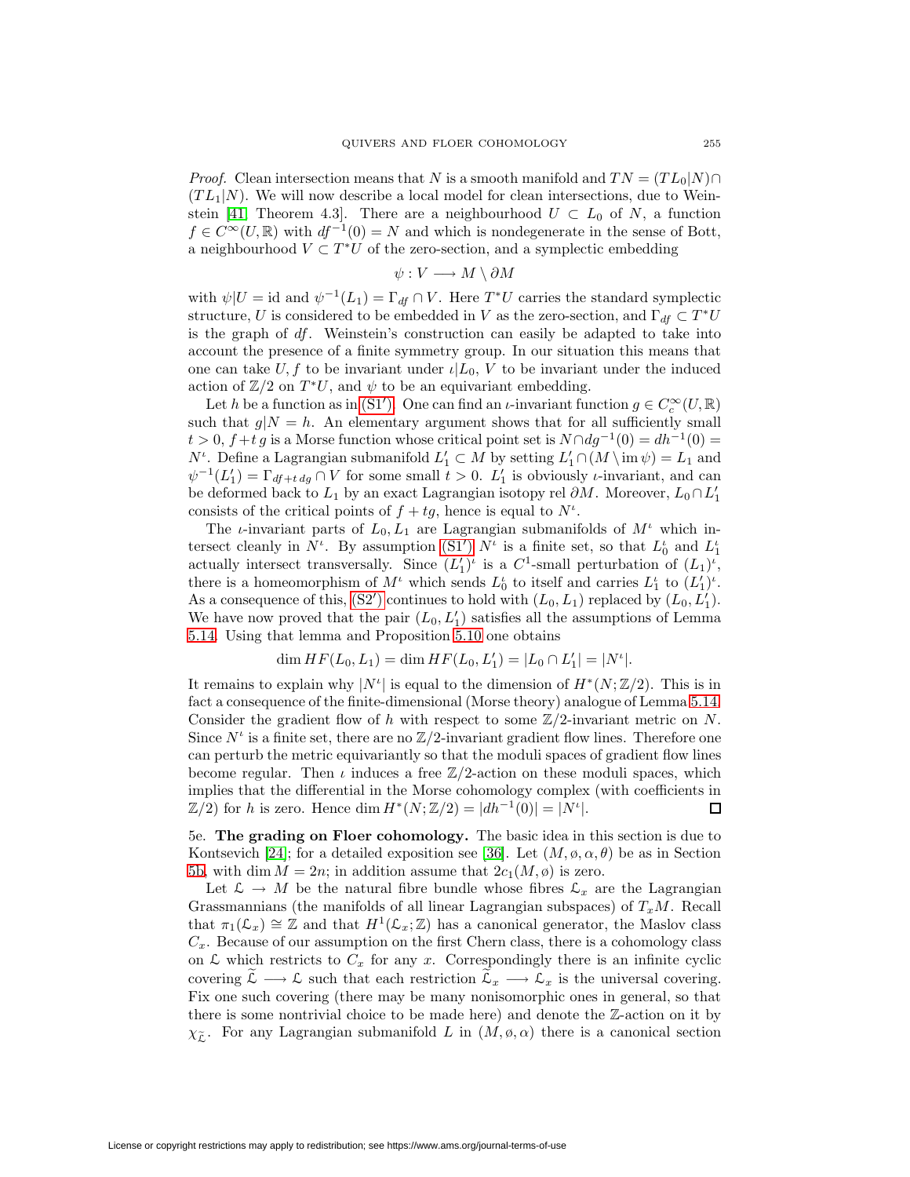*Proof.* Clean intersection means that $N$ is a smooth manifold and $TN = (TL_0|N) \cap (TL_1|N)$. We will now describe a local model for clean intersections, due to Weinstein [41, Theorem 4.3]. There are a neighbourhood $U \subset L_0$ of $N$, a function $f \in C^\infty(U, \mathbb{R})$ with $df^{-1}(0) = N$ and which is nondegenerate in the sense of Bott, a neighbourhood $V \subset T^*U$ of the zero-section, and a symplectic embedding

$$\psi : V \longrightarrow M \setminus \partial M$$

with $\psi|U = \mathrm{id}$ and $\psi^{-1}(L_1) = \Gamma_{df} \cap V$. Here $T^*U$ carries the standard symplectic structure, $U$ is considered to be embedded in $V$ as the zero-section, and $\Gamma_{df} \subset T^*U$ is the graph of $df$. Weinstein's construction can easily be adapted to take into account the presence of a finite symmetry group. In our situation this means that one can take $U, f$ to be invariant under $\iota|L_0$, $V$ to be invariant under the induced action of $\mathbb{Z}/2$ on $T^*U$, and $\psi$ to be an equivariant embedding.

Let $h$ be a function as in (S1′). One can find an $\iota$-invariant function $g \in C_c^\infty(U, \mathbb{R})$ such that $g|N = h$. An elementary argument shows that for all sufficiently small $t > 0$, $f + t\,g$ is a Morse function whose critical point set is $N \cap dg^{-1}(0) = dh^{-1}(0) = N^\iota$. Define a Lagrangian submanifold $L_1' \subset M$ by setting $L_1' \cap (M \setminus \mathrm{im}\,\psi) = L_1$ and $\psi^{-1}(L_1') = \Gamma_{df+t\,dg} \cap V$ for some small $t > 0$. $L_1'$ is obviously $\iota$-invariant, and can be deformed back to $L_1$ by an exact Lagrangian isotopy rel $\partial M$. Moreover, $L_0 \cap L_1'$ consists of the critical points of $f + tg$, hence is equal to $N^\iota$.

The $\iota$-invariant parts of $L_0, L_1$ are Lagrangian submanifolds of $M^\iota$ which intersect cleanly in $N^\iota$. By assumption (S1′) $N^\iota$ is a finite set, so that $L_0^\iota$ and $L_1^\iota$ actually intersect transversally. Since $(L_1')^\iota$ is a $C^1$-small perturbation of $(L_1)^\iota$, there is a homeomorphism of $M^\iota$ which sends $L_0^\iota$ to itself and carries $L_1^\iota$ to $(L_1')^\iota$. As a consequence of this, (S2′) continues to hold with $(L_0, L_1)$ replaced by $(L_0, L_1')$. We have now proved that the pair $(L_0, L_1')$ satisfies all the assumptions of Lemma 5.14. Using that lemma and Proposition 5.10 one obtains

$$\dim HF(L_0, L_1) = \dim HF(L_0, L_1') = |L_0 \cap L_1'| = |N^\iota|.$$

It remains to explain why $|N^\iota|$ is equal to the dimension of $H^*(N; \mathbb{Z}/2)$. This is in fact a consequence of the finite-dimensional (Morse theory) analogue of Lemma 5.14. Consider the gradient flow of $h$ with respect to some $\mathbb{Z}/2$-invariant metric on $N$. Since $N^\iota$ is a finite set, there are no $\mathbb{Z}/2$-invariant gradient flow lines. Therefore one can perturb the metric equivariantly so that the moduli spaces of gradient flow lines become regular. Then $\iota$ induces a free $\mathbb{Z}/2$-action on these moduli spaces, which implies that the differential in the Morse cohomology complex (with coefficients in $\mathbb{Z}/2$) for $h$ is zero. Hence $\dim H^*(N; \mathbb{Z}/2) = |dh^{-1}(0)| = |N^\iota|$. ◻

5e. **The grading on Floer cohomology.** The basic idea in this section is due to Kontsevich [24]; for a detailed exposition see [36]. Let $(M, \omega, \alpha, \theta)$ be as in Section 5b, with $\dim M = 2n$; in addition assume that $2c_1(M, \omega)$ is zero.

Let $\mathcal{L} \to M$ be the natural fibre bundle whose fibres $\mathcal{L}_x$ are the Lagrangian Grassmannians (the manifolds of all linear Lagrangian subspaces) of $T_xM$. Recall that $\pi_1(\mathcal{L}_x) \cong \mathbb{Z}$ and that $H^1(\mathcal{L}_x; \mathbb{Z})$ has a canonical generator, the Maslov class $C_x$. Because of our assumption on the first Chern class, there is a cohomology class on $\mathcal{L}$ which restricts to $C_x$ for any $x$. Correspondingly there is an infinite cyclic covering $\widetilde{\mathcal{L}} \longrightarrow \mathcal{L}$ such that each restriction $\widetilde{\mathcal{L}}_x \longrightarrow \mathcal{L}_x$ is the universal covering. Fix one such covering (there may be many nonisomorphic ones in general, so that there is some nontrivial choice to be made here) and denote the $\mathbb{Z}$-action on it by $\chi_{\widetilde{\mathcal{L}}}$. For any Lagrangian submanifold $L$ in $(M, \omega, \alpha)$ there is a canonical section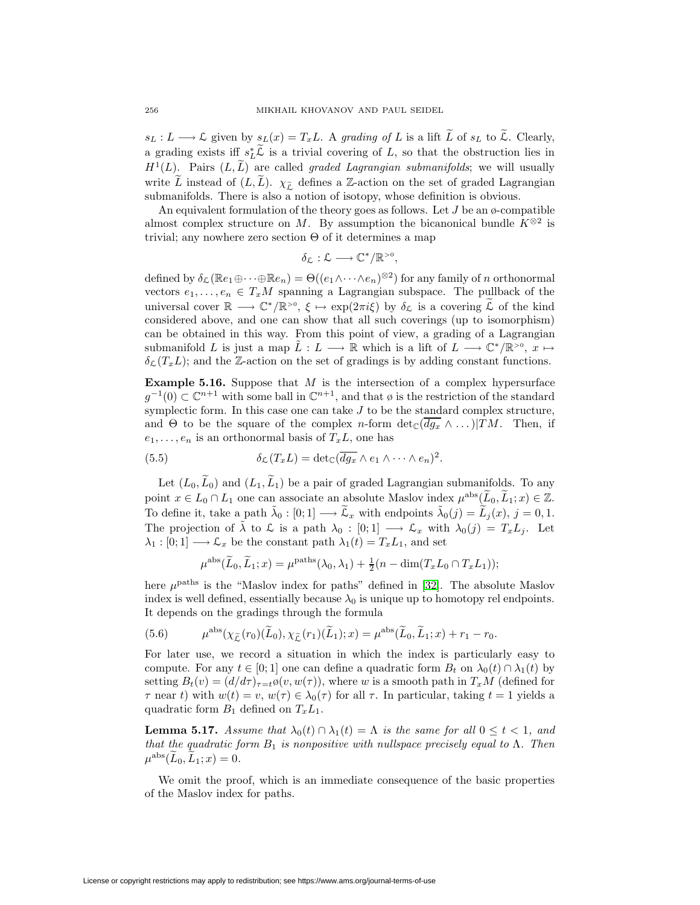$s_L : L \longrightarrow \mathcal{L}$ given by $s_L(x) = T_xL$. A *grading of* $L$ is a lift $\widetilde{L}$ of $s_L$ to $\widetilde{\mathcal{L}}$. Clearly, a grading exists iff $s_L^*\widetilde{\mathcal{L}}$ is a trivial covering of $L$, so that the obstruction lies in $H^1(L)$. Pairs $(L, \widetilde{L})$ are called *graded Lagrangian submanifolds*; we will usually write $\widetilde{L}$ instead of $(L, \widetilde{L})$. $\chi_{\widetilde{\mathcal{L}}}$ defines a $\mathbb{Z}$-action on the set of graded Lagrangian submanifolds. There is also a notion of isotopy, whose definition is obvious.

An equivalent formulation of the theory goes as follows. Let $J$ be an $\omega$-compatible almost complex structure on $M$. By assumption the bicanonical bundle $K^{\otimes 2}$ is trivial; any nowhere zero section $\Theta$ of it determines a map

$$\delta_{\mathcal{L}} : \mathcal{L} \longrightarrow \mathbb{C}^*/\mathbb{R}^{>0},$$

defined by $\delta_{\mathcal{L}}(\mathbb{R}e_1 \oplus \cdots \oplus \mathbb{R}e_n) = \Theta((e_1 \wedge \cdots \wedge e_n)^{\otimes 2})$ for any family of $n$ orthonormal vectors $e_1, \dots, e_n \in T_xM$ spanning a Lagrangian subspace. The pullback of the universal cover $\mathbb{R} \longrightarrow \mathbb{C}^*/\mathbb{R}^{>0}$, $\xi \mapsto \exp(2\pi i \xi)$ by $\delta_{\mathcal{L}}$ is a covering $\widetilde{\mathcal{L}}$ of the kind considered above, and one can show that all such coverings (up to isomorphism) can be obtained in this way. From this point of view, a grading of a Lagrangian submanifold $L$ is just a map $\tilde{L} : L \longrightarrow \mathbb{R}$ which is a lift of $L \longrightarrow \mathbb{C}^*/\mathbb{R}^{>0}$, $x \mapsto \delta_{\mathcal{L}}(T_xL)$; and the $\mathbb{Z}$-action on the set of gradings is by adding constant functions.

**Example 5.16.** Suppose that $M$ is the intersection of a complex hypersurface $g^{-1}(0) \subset \mathbb{C}^{n+1}$ with some ball in $\mathbb{C}^{n+1}$, and that $\omega$ is the restriction of the standard symplectic form. In this case one can take $J$ to be the standard complex structure, and $\Theta$ to be the square of the complex $n$-form $\det_{\mathbb{C}}(\overline{dg_x} \wedge \dots)|TM$. Then, if $e_1, \dots, e_n$ is an orthonormal basis of $T_xL$, one has

$$\delta_{\mathcal{L}}(T_xL) = \det{}_{\mathbb{C}}(\overline{dg_x} \wedge e_1 \wedge \cdots \wedge e_n)^2. \tag{5.5}$$

Let $(L_0, \widetilde{L}_0)$ and $(L_1, \widetilde{L}_1)$ be a pair of graded Lagrangian submanifolds. To any point $x \in L_0 \cap L_1$ one can associate an absolute Maslov index $\mu^{\mathrm{abs}}(\widetilde{L}_0, \widetilde{L}_1; x) \in \mathbb{Z}$. To define it, take a path $\tilde{\lambda}_0 : [0;1] \longrightarrow \widetilde{\mathcal{L}}_x$ with endpoints $\tilde{\lambda}_0(j) = \widetilde{L}_j(x)$, $j = 0, 1$. The projection of $\tilde{\lambda}$ to $\mathcal{L}$ is a path $\lambda_0 : [0;1] \longrightarrow \mathcal{L}_x$ with $\lambda_0(j) = T_xL_j$. Let $\lambda_1 : [0;1] \longrightarrow \mathcal{L}_x$ be the constant path $\lambda_1(t) = T_xL_1$, and set

$$\mu^{\mathrm{abs}}(\widetilde{L}_0, \widetilde{L}_1; x) = \mu^{\mathrm{paths}}(\lambda_0, \lambda_1) + \tfrac{1}{2}(n - \dim(T_xL_0 \cap T_xL_1));$$

here $\mu^{\mathrm{paths}}$ is the "Maslov index for paths" defined in [32]. The absolute Maslov index is well defined, essentially because $\lambda_0$ is unique up to homotopy rel endpoints. It depends on the gradings through the formula

$$\mu^{\mathrm{abs}}(\chi_{\widetilde{\mathcal{L}}}(r_0)(\widetilde{L}_0), \chi_{\widetilde{\mathcal{L}}}(r_1)(\widetilde{L}_1); x) = \mu^{\mathrm{abs}}(\widetilde{L}_0, \widetilde{L}_1; x) + r_1 - r_0. \tag{5.6}$$

For later use, we record a situation in which the index is particularly easy to compute. For any $t \in [0;1]$ one can define a quadratic form $B_t$ on $\lambda_0(t) \cap \lambda_1(t)$ by setting $B_t(v) = (d/d\tau)_{\tau=t}\omega(v, w(\tau))$, where $w$ is a smooth path in $T_xM$ (defined for $\tau$ near $t$) with $w(t) = v$, $w(\tau) \in \lambda_0(\tau)$ for all $\tau$. In particular, taking $t = 1$ yields a quadratic form $B_1$ defined on $T_xL_1$.

**Lemma 5.17.** *Assume that $\lambda_0(t) \cap \lambda_1(t) = \Lambda$ is the same for all $0 \le t < 1$, and that the quadratic form $B_1$ is nonpositive with nullspace precisely equal to $\Lambda$. Then $\mu^{\mathrm{abs}}(\widetilde{L}_0, \widetilde{L}_1; x) = 0$.*

We omit the proof, which is an immediate consequence of the basic properties of the Maslov index for paths.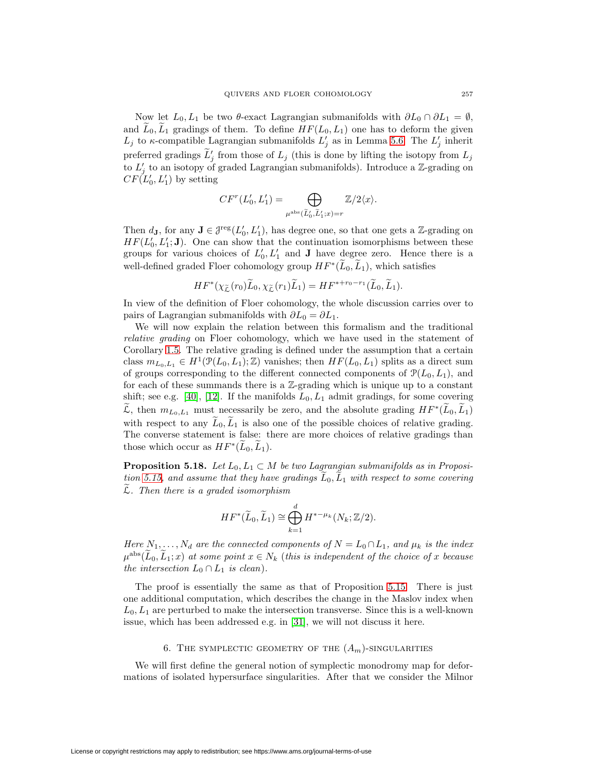Now let $L_0, L_1$ be two $\theta$-exact Lagrangian submanifolds with $\partial L_0 \cap \partial L_1 = \emptyset$, and $\widetilde{L}_0, \widetilde{L}_1$ gradings of them. To define $HF(L_0, L_1)$ one has to deform the given $L_j$ to $\kappa$-compatible Lagrangian submanifolds $L_j'$ as in Lemma 5.6. The $L_j'$ inherit preferred gradings $\widetilde{L}_j'$ from those of $L_j$ (this is done by lifting the isotopy from $L_j$ to $L_j'$ to an isotopy of graded Lagrangian submanifolds). Introduce a $\mathbb{Z}$-grading on $CF(L_0', L_1')$ by setting

$$CF^r(L_0', L_1') = \bigoplus_{\mu^{\mathrm{abs}}(\widetilde{L}_0', \widetilde{L}_1'; x) = r} \mathbb{Z}/2\langle x \rangle.$$

Then $d_{\mathbf{J}}$, for any $\mathbf{J} \in \mathcal{J}^{\mathrm{reg}}(L_0', L_1')$, has degree one, so that one gets a $\mathbb{Z}$-grading on $HF(L_0', L_1'; \mathbf{J})$. One can show that the continuation isomorphisms between these groups for various choices of $L_0', L_1'$ and $\mathbf{J}$ have degree zero. Hence there is a well-defined graded Floer cohomology group $HF^*(\widetilde{L}_0, \widetilde{L}_1)$, which satisfies

$$HF^*(\chi_{\widetilde{\mathcal{L}}}(r_0)\widetilde{L}_0, \chi_{\widetilde{\mathcal{L}}}(r_1)\widetilde{L}_1) = HF^{*+r_0-r_1}(\widetilde{L}_0, \widetilde{L}_1).$$

In view of the definition of Floer cohomology, the whole discussion carries over to pairs of Lagrangian submanifolds with $\partial L_0 = \partial L_1$.

We will now explain the relation between this formalism and the traditional *relative grading* on Floer cohomology, which we have used in the statement of Corollary 1.5. The relative grading is defined under the assumption that a certain class $m_{L_0,L_1} \in H^1(\mathcal{P}(L_0, L_1); \mathbb{Z})$ vanishes; then $HF(L_0, L_1)$ splits as a direct sum of groups corresponding to the different connected components of $\mathcal{P}(L_0, L_1)$, and for each of these summands there is a $\mathbb{Z}$-grading which is unique up to a constant shift; see e.g. [40], [12]. If the manifolds $L_0, L_1$ admit gradings, for some covering $\widetilde{\mathcal{L}}$, then $m_{L_0,L_1}$ must necessarily be zero, and the absolute grading $HF^*(\widetilde{L}_0, \widetilde{L}_1)$ with respect to any $\widetilde{L}_0, \widetilde{L}_1$ is also one of the possible choices of relative grading. The converse statement is false: there are more choices of relative gradings than those which occur as $HF^*(\widetilde{L}_0, \widetilde{L}_1)$.

**Proposition 5.18.** *Let $L_0, L_1 \subset M$ be two Lagrangian submanifolds as in Proposition 5.15, and assume that they have gradings $\widetilde{L}_0, \widetilde{L}_1$ with respect to some covering $\widetilde{\mathcal{L}}$. Then there is a graded isomorphism*

$$HF^*(\widetilde{L}_0, \widetilde{L}_1) \cong \bigoplus_{k=1}^{d} H^{*-\mu_k}(N_k; \mathbb{Z}/2).$$

*Here $N_1, \dots, N_d$ are the connected components of $N = L_0 \cap L_1$, and $\mu_k$ is the index $\mu^{\mathrm{abs}}(\widetilde{L}_0, \widetilde{L}_1; x)$ at some point $x \in N_k$ (this is independent of the choice of $x$ because the intersection $L_0 \cap L_1$ is clean).*

The proof is essentially the same as that of Proposition 5.15. There is just one additional computation, which describes the change in the Maslov index when $L_0, L_1$ are perturbed to make the intersection transverse. Since this is a well-known issue, which has been addressed e.g. in [31], we will not discuss it here.

## 6. The symplectic geometry of the $(A_m)$-singularities

We will first define the general notion of symplectic monodromy map for deformations of isolated hypersurface singularities. After that we consider the Milnor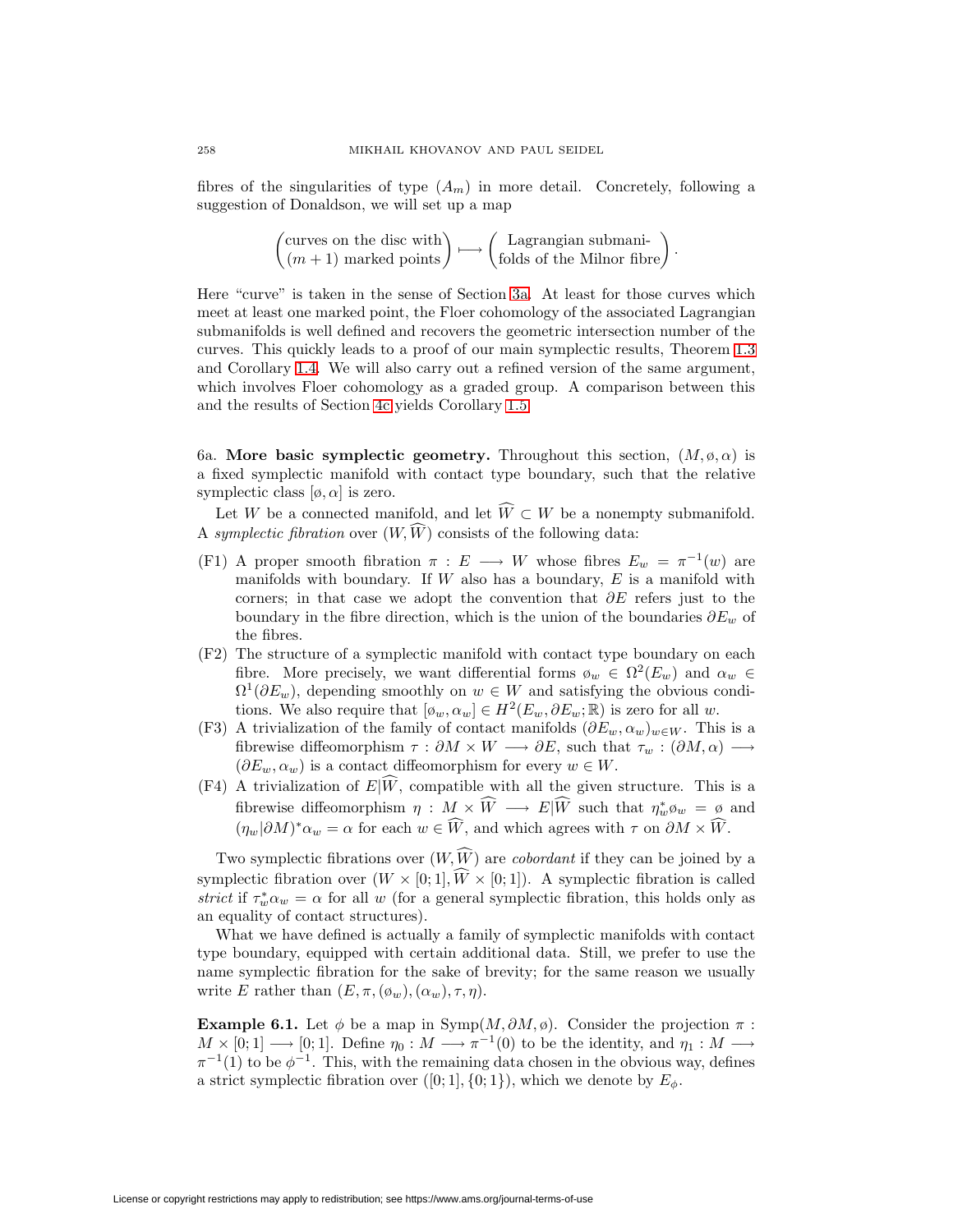fibres of the singularities of type $(A_m)$ in more detail. Concretely, following a suggestion of Donaldson, we will set up a map

$$\begin{pmatrix}\text{curves on the disc with}\\ (m+1)\text{ marked points}\end{pmatrix} \longmapsto \begin{pmatrix}\text{Lagrangian submani-}\\ \text{folds of the Milnor fibre}\end{pmatrix}.$$

Here "curve" is taken in the sense of Section 3a. At least for those curves which meet at least one marked point, the Floer cohomology of the associated Lagrangian submanifolds is well defined and recovers the geometric intersection number of the curves. This quickly leads to a proof of our main symplectic results, Theorem 1.3 and Corollary 1.4. We will also carry out a refined version of the same argument, which involves Floer cohomology as a graded group. A comparison between this and the results of Section 4c yields Corollary 1.5.

6a. **More basic symplectic geometry.** Throughout this section, $(M, \omega, \alpha)$ is a fixed symplectic manifold with contact type boundary, such that the relative symplectic class $[\omega, \alpha]$ is zero.

Let $W$ be a connected manifold, and let $\widehat{W} \subset W$ be a nonempty submanifold. A *symplectic fibration* over $(W, \widehat{W})$ consists of the following data:

- (F1) A proper smooth fibration $\pi : E \longrightarrow W$ whose fibres $E_w = \pi^{-1}(w)$ are manifolds with boundary. If $W$ also has a boundary, $E$ is a manifold with corners; in that case we adopt the convention that $\partial E$ refers just to the boundary in the fibre direction, which is the union of the boundaries $\partial E_w$ of the fibres.
- (F2) The structure of a symplectic manifold with contact type boundary on each fibre. More precisely, we want differential forms $\omega_w \in \Omega^2(E_w)$ and $\alpha_w \in \Omega^1(\partial E_w)$, depending smoothly on $w \in W$ and satisfying the obvious conditions. We also require that $[\omega_w, \alpha_w] \in H^2(E_w, \partial E_w; \mathbb{R})$ is zero for all $w$.
- (F3) A trivialization of the family of contact manifolds $(\partial E_w, \alpha_w)_{w \in W}$. This is a fibrewise diffeomorphism $\tau : \partial M \times W \longrightarrow \partial E$, such that $\tau_w : (\partial M, \alpha) \longrightarrow (\partial E_w, \alpha_w)$ is a contact diffeomorphism for every $w \in W$.
- (F4) A trivialization of $E|\widehat{W}$, compatible with all the given structure. This is a fibrewise diffeomorphism $\eta : M \times \widehat{W} \longrightarrow E|\widehat{W}$ such that $\eta_w^* \omega_w = \omega$ and $(\eta_w|\partial M)^* \alpha_w = \alpha$ for each $w \in \widehat{W}$, and which agrees with $\tau$ on $\partial M \times \widehat{W}$.

Two symplectic fibrations over $(W, \widehat{W})$ are *cobordant* if they can be joined by a symplectic fibration over $(W \times [0;1], \widehat{W} \times [0;1])$. A symplectic fibration is called *strict* if $\tau_w^* \alpha_w = \alpha$ for all $w$ (for a general symplectic fibration, this holds only as an equality of contact structures).

What we have defined is actually a family of symplectic manifolds with contact type boundary, equipped with certain additional data. Still, we prefer to use the name symplectic fibration for the sake of brevity; for the same reason we usually write $E$ rather than $(E, \pi, (\omega_w), (\alpha_w), \tau, \eta)$.

**Example 6.1.** Let $\phi$ be a map in $\mathrm{Symp}(M, \partial M, \omega)$. Consider the projection $\pi : M \times [0;1] \longrightarrow [0;1]$. Define $\eta_0 : M \longrightarrow \pi^{-1}(0)$ to be the identity, and $\eta_1 : M \longrightarrow \pi^{-1}(1)$ to be $\phi^{-1}$. This, with the remaining data chosen in the obvious way, defines a strict symplectic fibration over $([0;1], \{0;1\})$, which we denote by $E_\phi$.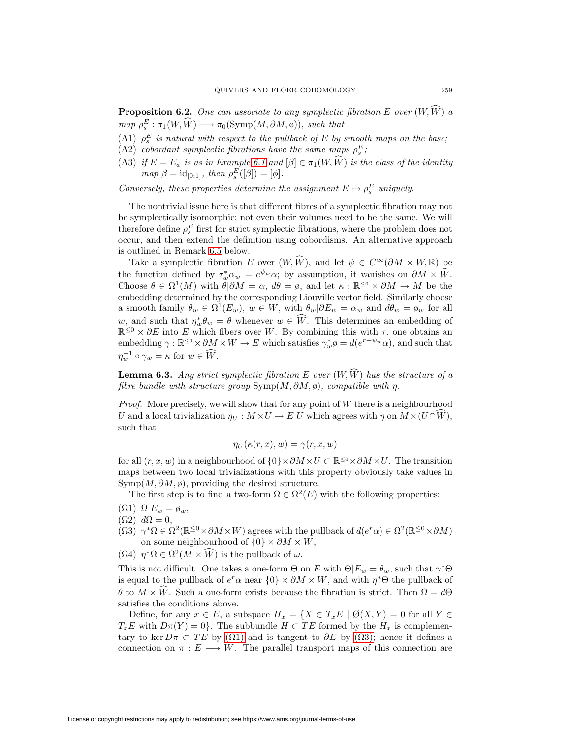**Proposition 6.2.** *One can associate to any symplectic fibration $E$ over $(W, \widehat{W})$ a map $\rho_s^E : \pi_1(W, \widehat{W}) \longrightarrow \pi_0(\mathrm{Symp}(M, \partial M, \o))$, such that*

(A1) *$\rho_s^E$ is natural with respect to the pullback of $E$ by smooth maps on the base;*
(A2) *cobordant symplectic fibrations have the same maps $\rho_s^E$;*
(A3) *if $E = E_\phi$ is as in Example 6.1 and $[\beta] \in \pi_1(W, \widehat{W})$ is the class of the identity map $\beta = \mathrm{id}_{[0;1]}$, then $\rho_s^E([\beta]) = [\phi]$.*

*Conversely, these properties determine the assignment $E \mapsto \rho_s^E$ uniquely.*

The nontrivial issue here is that different fibres of a symplectic fibration may not be symplectically isomorphic; not even their volumes need to be the same. We will therefore define $\rho_s^E$ first for strict symplectic fibrations, where the problem does not occur, and then extend the definition using cobordisms. An alternative approach is outlined in Remark 6.5 below.

Take a symplectic fibration $E$ over $(W, \widehat{W})$, and let $\psi \in C^\infty(\partial M \times W, \mathbb{R})$ be the function defined by $\tau_w^* \alpha_w = e^{\psi_w} \alpha$; by assumption, it vanishes on $\partial M \times \widehat{W}$. Choose $\theta \in \Omega^1(M)$ with $\theta | \partial M = \alpha$, $d\theta = \o$, and let $\kappa : \mathbb{R}^{\leq 0} \times \partial M \to M$ be the embedding determined by the corresponding Liouville vector field. Similarly choose a smooth family $\theta_w \in \Omega^1(E_w)$, $w \in W$, with $\theta_w | \partial E_w = \alpha_w$ and $d\theta_w = \o_w$ for all $w$, and such that $\eta_w^* \theta_w = \theta$ whenever $w \in \widehat{W}$. This determines an embedding of $\mathbb{R}^{\leq 0} \times \partial E$ into $E$ which fibers over $W$. By combining this with $\tau$, one obtains an embedding $\gamma : \mathbb{R}^{\leq 0} \times \partial M \times W \to E$ which satisfies $\gamma_w^* \o = d(e^{r + \psi_w} \alpha)$, and such that $\eta_w^{-1} \circ \gamma_w = \kappa$ for $w \in \widehat{W}$.

**Lemma 6.3.** *Any strict symplectic fibration $E$ over $(W, \widehat{W})$ has the structure of a fibre bundle with structure group $\mathrm{Symp}(M, \partial M, \o)$, compatible with $\eta$.*

*Proof.* More precisely, we will show that for any point of $W$ there is a neighbourhood $U$ and a local trivialization $\eta_U : M \times U \to E|U$ which agrees with $\eta$ on $M \times (U \cap \widehat{W})$, such that

$$\eta_U(\kappa(r, x), w) = \gamma(r, x, w)$$

for all $(r, x, w)$ in a neighbourhood of $\{0\} \times \partial M \times U \subset \mathbb{R}^{\leq 0} \times \partial M \times U$. The transition maps between two local trivializations with this property obviously take values in $\mathrm{Symp}(M, \partial M, \o)$, providing the desired structure.

The first step is to find a two-form $\Omega \in \Omega^2(E)$ with the following properties:

($\Omega$1) $\Omega | E_w = \o_w$,
($\Omega$2) $d\Omega = 0$,
($\Omega$3) $\gamma^* \Omega \in \Omega^2(\mathbb{R}^{\leq 0} \times \partial M \times W)$ agrees with the pullback of $d(e^r \alpha) \in \Omega^2(\mathbb{R}^{\leq 0} \times \partial M)$ on some neighbourhood of $\{0\} \times \partial M \times W$,
($\Omega$4) $\eta^* \Omega \in \Omega^2(M \times \widehat{W})$ is the pullback of $\omega$.

This is not difficult. One takes a one-form $\Theta$ on $E$ with $\Theta | E_w = \theta_w$, such that $\gamma^* \Theta$ is equal to the pullback of $e^r \alpha$ near $\{0\} \times \partial M \times W$, and with $\eta^* \Theta$ the pullback of $\theta$ to $M \times \widehat{W}$. Such a one-form exists because the fibration is strict. Then $\Omega = d\Theta$ satisfies the conditions above.

Define, for any $x \in E$, a subspace $H_x = \{X \in T_x E \mid \O(X, Y) = 0 \text{ for all } Y \in T_x E \text{ with } D\pi(Y) = 0\}$. The subbundle $H \subset TE$ formed by the $H_x$ is complementary to $\ker D\pi \subset TE$ by ($\Omega$1) and is tangent to $\partial E$ by ($\Omega$3); hence it defines a connection on $\pi : E \longrightarrow W$. The parallel transport maps of this connection are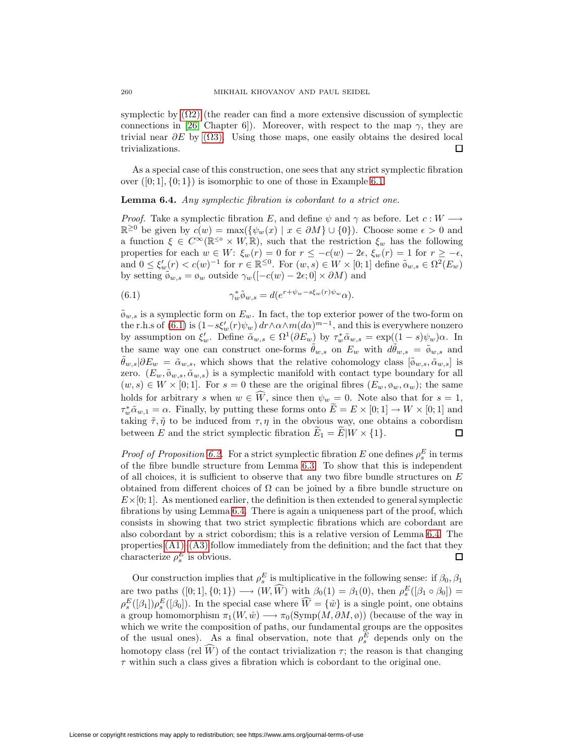symplectic by (Ω2) (the reader can find a more extensive discussion of symplectic connections in [26, Chapter 6]). Moreover, with respect to the map $\gamma$, they are trivial near $\partial E$ by (Ω3). Using those maps, one easily obtains the desired local trivializations. □

As a special case of this construction, one sees that any strict symplectic fibration over $([0;1],\{0;1\})$ is isomorphic to one of those in Example 6.1.

**Lemma 6.4.** *Any symplectic fibration is cobordant to a strict one.*

*Proof.* Take a symplectic fibration $E$, and define $\psi$ and $\gamma$ as before. Let $c : W \longrightarrow \mathbb{R}^{\geq 0}$ be given by $c(w) = \max(\{\psi_w(x) \mid x \in \partial M\} \cup \{0\})$. Choose some $\epsilon > 0$ and a function $\xi \in C^\infty(\mathbb{R}^{\leq 0} \times W, \mathbb{R})$, such that the restriction $\xi_w$ has the following properties for each $w \in W$: $\xi_w(r) = 0$ for $r \leq -c(w) - 2\epsilon$, $\xi_w(r) = 1$ for $r \geq -\epsilon$, and $0 \leq \xi'_w(r) < c(w)^{-1}$ for $r \in \mathbb{R}^{\leq 0}$. For $(w, s) \in W \times [0;1]$ define $\tilde{\omega}_{w,s} \in \Omega^2(E_w)$ by setting $\tilde{\omega}_{w,s} = \omega_w$ outside $\gamma_w([-c(w) - 2\epsilon; 0] \times \partial M)$ and

$$\gamma_w^* \tilde{\omega}_{w,s} = d(e^{r + \psi_w - s\xi_w(r)\psi_w} \alpha). \tag{6.1}$$

$\tilde{\omega}_{w,s}$ is a symplectic form on $E_w$. In fact, the top exterior power of the two-form on the r.h.s of (6.1) is $(1 - s\xi'_w(r)\psi_w)\, dr \wedge \alpha \wedge m(d\alpha)^{m-1}$, and this is everywhere nonzero by assumption on $\xi'_w$. Define $\tilde{\alpha}_{w,s} \in \Omega^1(\partial E_w)$ by $\tau_w^* \tilde{\alpha}_{w,s} = \exp((1-s)\psi_w)\alpha$. In the same way one can construct one-forms $\tilde{\theta}_{w,s}$ on $E_w$ with $d\tilde{\theta}_{w,s} = \tilde{\omega}_{w,s}$ and $\tilde{\theta}_{w,s}|\partial E_w = \tilde{\alpha}_{w,s}$, which shows that the relative cohomology class $[\tilde{\omega}_{w,s}, \tilde{\alpha}_{w,s}]$ is zero. $(E_w, \tilde{\omega}_{w,s}, \tilde{\alpha}_{w,s})$ is a symplectic manifold with contact type boundary for all $(w, s) \in W \times [0;1]$. For $s = 0$ these are the original fibres $(E_w, \omega_w, \alpha_w)$; the same holds for arbitrary $s$ when $w \in \widehat{W}$, since then $\psi_w = 0$. Note also that for $s = 1$, $\tau_w^* \tilde{\alpha}_{w,1} = \alpha$. Finally, by putting these forms onto $\widetilde{E} = E \times [0;1] \to W \times [0;1]$ and taking $\tilde{\tau}, \tilde{\eta}$ to be induced from $\tau, \eta$ in the obvious way, one obtains a cobordism between $E$ and the strict symplectic fibration $\widetilde{E}_1 = \widetilde{E}|W \times \{1\}$. □

*Proof of Proposition 6.2.* For a strict symplectic fibration $E$ one defines $\rho_s^E$ in terms of the fibre bundle structure from Lemma 6.3. To show that this is independent of all choices, it is sufficient to observe that any two fibre bundle structures on $E$ obtained from different choices of $\Omega$ can be joined by a fibre bundle structure on $E \times [0;1]$. As mentioned earlier, the definition is then extended to general symplectic fibrations by using Lemma 6.4. There is again a uniqueness part of the proof, which consists in showing that two strict symplectic fibrations which are cobordant are also cobordant by a strict cobordism; this is a relative version of Lemma 6.4. The properties (A1)–(A3) follow immediately from the definition; and the fact that they characterize $\rho_s^E$ is obvious. □

Our construction implies that $\rho_s^E$ is multiplicative in the following sense: if $\beta_0, \beta_1$ are two paths $([0;1],\{0;1\}) \longrightarrow (W, \widehat{W})$ with $\beta_0(1) = \beta_1(0)$, then $\rho_s^E([\beta_1 \circ \beta_0]) = \rho_s^E([\beta_1])\rho_s^E([\beta_0])$. In the special case where $\widehat{W} = \{\hat{w}\}$ is a single point, one obtains a group homomorphism $\pi_1(W, \hat{w}) \longrightarrow \pi_0(\mathrm{Symp}(M, \partial M, \omega))$ (because of the way in which we write the composition of paths, our fundamental groups are the opposites of the usual ones). As a final observation, note that $\rho_s^E$ depends only on the homotopy class (rel $\widehat{W}$) of the contact trivialization $\tau$; the reason is that changing $\tau$ within such a class gives a fibration which is cobordant to the original one.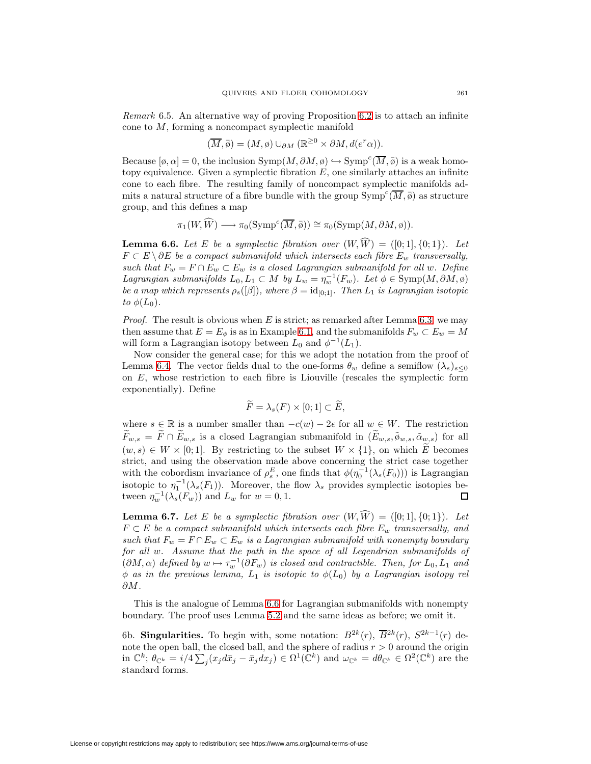*Remark* 6.5. An alternative way of proving Proposition 6.2 is to attach an infinite cone to $M$, forming a noncompact symplectic manifold

$$(\overline{M}, \bar{\o}) = (M, \o) \cup_{\partial M} (\mathbb{R}^{\geq 0} \times \partial M, d(e^r\alpha)).$$

Because $[\o, \alpha] = 0$, the inclusion $\mathrm{Symp}(M, \partial M, \o) \hookrightarrow \mathrm{Symp}^c(\overline{M}, \bar{\o})$ is a weak homotopy equivalence. Given a symplectic fibration $E$, one similarly attaches an infinite cone to each fibre. The resulting family of noncompact symplectic manifolds admits a natural structure of a fibre bundle with the group $\mathrm{Symp}^c(\overline{M}, \bar{\o})$ as structure group, and this defines a map

$$\pi_1(W, \widehat{W}) \longrightarrow \pi_0(\mathrm{Symp}^c(\overline{M}, \bar{\o})) \cong \pi_0(\mathrm{Symp}(M, \partial M, \o)).$$

**Lemma 6.6.** *Let $E$ be a symplectic fibration over $(W, \widehat{W}) = ([0;1], \{0;1\})$. Let $F \subset E \setminus \partial E$ be a compact submanifold which intersects each fibre $E_w$ transversally, such that $F_w = F \cap E_w \subset E_w$ is a closed Lagrangian submanifold for all $w$. Define Lagrangian submanifolds $L_0, L_1 \subset M$ by $L_w = \eta_w^{-1}(F_w)$. Let $\phi \in \mathrm{Symp}(M, \partial M, \o)$ be a map which represents $\rho_s([\beta])$, where $\beta = \mathrm{id}_{[0;1]}$. Then $L_1$ is Lagrangian isotopic to $\phi(L_0)$.*

*Proof.* The result is obvious when $E$ is strict; as remarked after Lemma 6.3, we may then assume that $E = E_\phi$ is as in Example 6.1, and the submanifolds $F_w \subset E_w = M$ will form a Lagrangian isotopy between $L_0$ and $\phi^{-1}(L_1)$.

Now consider the general case; for this we adopt the notation from the proof of Lemma 6.4. The vector fields dual to the one-forms $\theta_w$ define a semiflow $(\lambda_s)_{s\leq 0}$ on $E$, whose restriction to each fibre is Liouville (rescales the symplectic form exponentially). Define

$$\widetilde{F} = \lambda_s(F) \times [0;1] \subset \widetilde{E},$$

where $s \in \mathbb{R}$ is a number smaller than $-c(w) - 2\epsilon$ for all $w \in W$. The restriction $\widetilde{F}_{w,s} = \widetilde{F} \cap \widetilde{E}_{w,s}$ is a closed Lagrangian submanifold in $(\widetilde{E}_{w,s}, \tilde{\o}_{w,s}, \tilde{\alpha}_{w,s})$ for all $(w,s) \in W \times [0;1]$. By restricting to the subset $W \times \{1\}$, on which $\widetilde{E}$ becomes strict, and using the observation made above concerning the strict case together with the cobordism invariance of $\rho_s^E$, one finds that $\phi(\eta_0^{-1}(\lambda_s(F_0)))$ is Lagrangian isotopic to $\eta_1^{-1}(\lambda_s(F_1))$. Moreover, the flow $\lambda_s$ provides symplectic isotopies between $\eta_w^{-1}(\lambda_s(F_w))$ and $L_w$ for $w = 0, 1$. ∎

**Lemma 6.7.** *Let $E$ be a symplectic fibration over $(W, \widehat{W}) = ([0;1], \{0;1\})$. Let $F \subset E$ be a compact submanifold which intersects each fibre $E_w$ transversally, and such that $F_w = F \cap E_w \subset E_w$ is a Lagrangian submanifold with nonempty boundary for all $w$. Assume that the path in the space of all Legendrian submanifolds of $(\partial M, \alpha)$ defined by $w \mapsto \tau_w^{-1}(\partial F_w)$ is closed and contractible. Then, for $L_0, L_1$ and $\phi$ as in the previous lemma, $L_1$ is isotopic to $\phi(L_0)$ by a Lagrangian isotopy rel $\partial M$.*

This is the analogue of Lemma 6.6 for Lagrangian submanifolds with nonempty boundary. The proof uses Lemma 5.2 and the same ideas as before; we omit it.

6b. **Singularities.** To begin with, some notation: $B^{2k}(r)$, $\overline{B}^{2k}(r)$, $S^{2k-1}(r)$ denote the open ball, the closed ball, and the sphere of radius $r > 0$ around the origin in $\mathbb{C}^k$; $\theta_{\mathbb{C}^k} = i/4 \sum_j (x_j d\bar{x}_j - \bar{x}_j dx_j) \in \Omega^1(\mathbb{C}^k)$ and $\omega_{\mathbb{C}^k} = d\theta_{\mathbb{C}^k} \in \Omega^2(\mathbb{C}^k)$ are the standard forms.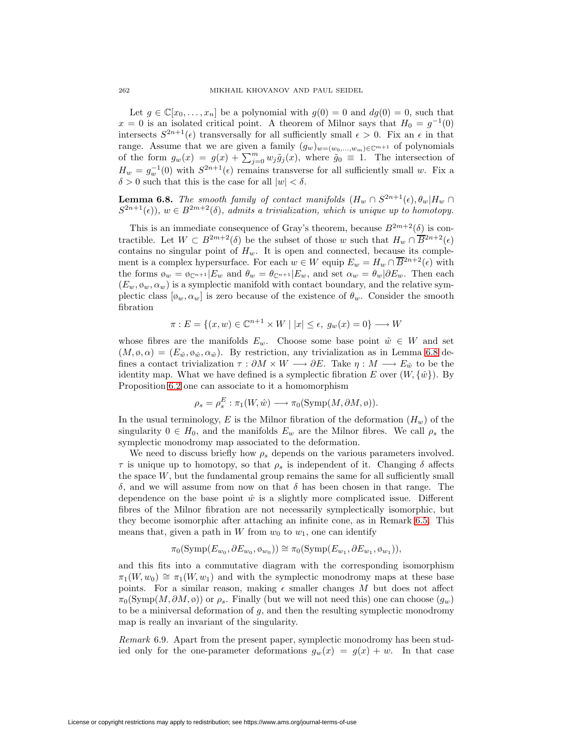Let $g \in \mathbb{C}[x_0, \ldots, x_n]$ be a polynomial with $g(0) = 0$ and $dg(0) = 0$, such that $x = 0$ is an isolated critical point. A theorem of Milnor says that $H_0 = g^{-1}(0)$ intersects $S^{2n+1}(\epsilon)$ transversally for all sufficiently small $\epsilon > 0$. Fix an $\epsilon$ in that range. Assume that we are given a family $(g_w)_{w=(w_0,\ldots,w_m)\in\mathbb{C}^{m+1}}$ of polynomials of the form $g_w(x) = g(x) + \sum_{j=0}^{m} w_j \tilde{g}_j(x)$, where $\tilde{g}_0 \equiv 1$. The intersection of $H_w = g_w^{-1}(0)$ with $S^{2n+1}(\epsilon)$ remains transverse for all sufficiently small $w$. Fix a $\delta > 0$ such that this is the case for all $|w| < \delta$.

**Lemma 6.8.** *The smooth family of contact manifolds $(H_w \cap S^{2n+1}(\epsilon), \theta_w | H_w \cap S^{2n+1}(\epsilon))$, $w \in B^{2m+2}(\delta)$, admits a trivialization, which is unique up to homotopy.*

This is an immediate consequence of Gray's theorem, because $B^{2m+2}(\delta)$ is contractible. Let $W \subset B^{2m+2}(\delta)$ be the subset of those $w$ such that $H_w \cap \overline{B}^{2n+2}(\epsilon)$ contains no singular point of $H_w$. It is open and connected, because its complement is a complex hypersurface. For each $w \in W$ equip $E_w = H_w \cap \overline{B}^{2n+2}(\epsilon)$ with the forms $\o_w = \o_{\mathbb{C}^{n+1}} | E_w$ and $\theta_w = \theta_{\mathbb{C}^{n+1}} | E_w$, and set $\alpha_w = \theta_w | \partial E_w$. Then each $(E_w, \o_w, \alpha_w)$ is a symplectic manifold with contact boundary, and the relative symplectic class $[\o_w, \alpha_w]$ is zero because of the existence of $\theta_w$. Consider the smooth fibration

$$\pi : E = \{(x, w) \in \mathbb{C}^{n+1} \times W \mid |x| \leq \epsilon,\ g_w(x) = 0\} \longrightarrow W$$

whose fibres are the manifolds $E_w$. Choose some base point $\hat{w} \in W$ and set $(M, \o, \alpha) = (E_{\hat{w}}, \o_{\hat{w}}, \alpha_{\hat{w}})$. By restriction, any trivialization as in Lemma 6.8 defines a contact trivialization $\tau : \partial M \times W \longrightarrow \partial E$. Take $\eta : M \longrightarrow E_{\hat{w}}$ to be the identity map. What we have defined is a symplectic fibration $E$ over $(W, \{\hat{w}\})$. By Proposition 6.2 one can associate to it a homomorphism

$$\rho_s = \rho_s^E : \pi_1(W, \hat{w}) \longrightarrow \pi_0(\mathrm{Symp}(M, \partial M, \o)).$$

In the usual terminology, $E$ is the Milnor fibration of the deformation $(H_w)$ of the singularity $0 \in H_0$, and the manifolds $E_w$ are the Milnor fibres. We call $\rho_s$ the symplectic monodromy map associated to the deformation.

We need to discuss briefly how $\rho_s$ depends on the various parameters involved. $\tau$ is unique up to homotopy, so that $\rho_s$ is independent of it. Changing $\delta$ affects the space $W$, but the fundamental group remains the same for all sufficiently small $\delta$, and we will assume from now on that $\delta$ has been chosen in that range. The dependence on the base point $\hat{w}$ is a slightly more complicated issue. Different fibres of the Milnor fibration are not necessarily symplectically isomorphic, but they become isomorphic after attaching an infinite cone, as in Remark 6.5. This means that, given a path in $W$ from $w_0$ to $w_1$, one can identify

$$\pi_0(\mathrm{Symp}(E_{w_0}, \partial E_{w_0}, \o_{w_0})) \cong \pi_0(\mathrm{Symp}(E_{w_1}, \partial E_{w_1}, \o_{w_1})),$$

and this fits into a commutative diagram with the corresponding isomorphism $\pi_1(W, w_0) \cong \pi_1(W, w_1)$ and with the symplectic monodromy maps at these base points. For a similar reason, making $\epsilon$ smaller changes $M$ but does not affect $\pi_0(\mathrm{Symp}(M, \partial M, \o))$ or $\rho_s$. Finally (but we will not need this) one can choose $(g_w)$ to be a miniversal deformation of $g$, and then the resulting symplectic monodromy map is really an invariant of the singularity.

*Remark* 6.9. Apart from the present paper, symplectic monodromy has been studied only for the one-parameter deformations $g_w(x) = g(x) + w$. In that case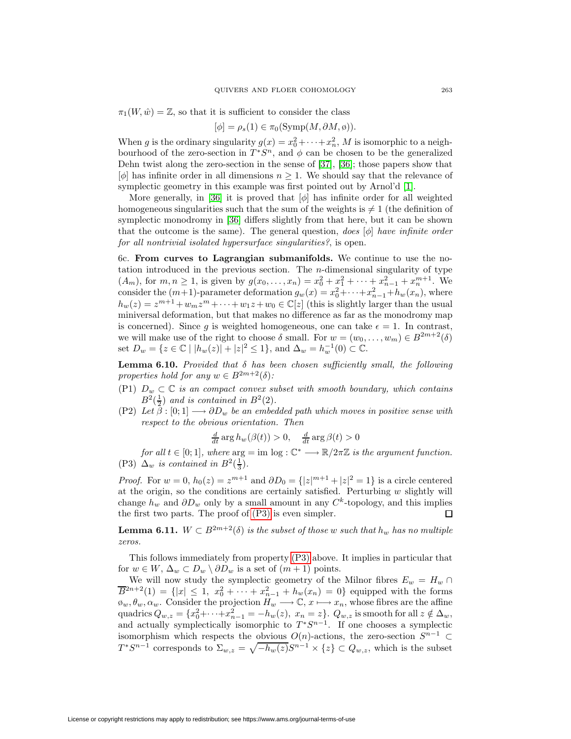$\pi_1(W, \hat{w}) = \mathbb{Z}$, so that it is sufficient to consider the class

$$[\phi] = \rho_s(1) \in \pi_0(\mathrm{Symp}(M, \partial M, \emptyset)).$$

When $g$ is the ordinary singularity $g(x) = x_0^2 + \cdots + x_n^2$, $M$ is isomorphic to a neighbourhood of the zero-section in $T^*S^n$, and $\phi$ can be chosen to be the generalized Dehn twist along the zero-section in the sense of [37], [36]; those papers show that $[\phi]$ has infinite order in all dimensions $n \geq 1$. We should say that the relevance of symplectic geometry in this example was first pointed out by Arnol'd [1].

More generally, in [36] it is proved that $[\phi]$ has infinite order for all weighted homogeneous singularities such that the sum of the weights is $\neq 1$ (the definition of symplectic monodromy in [36] differs slightly from that here, but it can be shown that the outcome is the same). The general question, *does $[\phi]$ have infinite order for all nontrivial isolated hypersurface singularities?*, is open.

6c. **From curves to Lagrangian submanifolds.** We continue to use the notation introduced in the previous section. The $n$-dimensional singularity of type $(A_m)$, for $m, n \geq 1$, is given by $g(x_0, \dots, x_n) = x_0^2 + x_1^2 + \cdots + x_{n-1}^2 + x_n^{m+1}$. We consider the $(m+1)$-parameter deformation $g_w(x) = x_0^2 + \cdots + x_{n-1}^2 + h_w(x_n)$, where $h_w(z) = z^{m+1} + w_m z^m + \cdots + w_1 z + w_0 \in \mathbb{C}[z]$ (this is slightly larger than the usual miniversal deformation, but that makes no difference as far as the monodromy map is concerned). Since $g$ is weighted homogeneous, one can take $\epsilon = 1$. In contrast, we will make use of the right to choose $\delta$ small. For $w = (w_0, \dots, w_m) \in B^{2m+2}(\delta)$ set $D_w = \{z \in \mathbb{C} \mid |h_w(z)| + |z|^2 \leq 1\}$, and $\Delta_w = h_w^{-1}(0) \subset \mathbb{C}$.

**Lemma 6.10.** *Provided that $\delta$ has been chosen sufficiently small, the following properties hold for any $w \in B^{2m+2}(\delta)$:*

(P1) *$D_w \subset \mathbb{C}$ is an compact convex subset with smooth boundary, which contains $B^2(\frac{1}{2})$ and is contained in $B^2(2)$.*

(P2) *Let $\beta : [0;1] \longrightarrow \partial D_w$ be an embedded path which moves in positive sense with respect to the obvious orientation. Then*

$$\tfrac{d}{dt} \arg h_w(\beta(t)) > 0, \quad \tfrac{d}{dt} \arg \beta(t) > 0$$

*for all $t \in [0;1]$, where $\arg = \mathrm{im}\, \log : \mathbb{C}^* \longrightarrow \mathbb{R}/2\pi\mathbb{Z}$ is the argument function.*

(P3) *$\Delta_w$ is contained in $B^2(\frac{1}{3})$.*

*Proof.* For $w = 0$, $h_0(z) = z^{m+1}$ and $\partial D_0 = \{|z|^{m+1} + |z|^2 = 1\}$ is a circle centered at the origin, so the conditions are certainly satisfied. Perturbing $w$ slightly will change $h_w$ and $\partial D_w$ only by a small amount in any $C^k$-topology, and this implies the first two parts. The proof of (P3) is even simpler. □

**Lemma 6.11.** *$W \subset B^{2m+2}(\delta)$ is the subset of those $w$ such that $h_w$ has no multiple zeros.*

This follows immediately from property (P3) above. It implies in particular that for $w \in W$, $\Delta_w \subset D_w \setminus \partial D_w$ is a set of $(m+1)$ points.

We will now study the symplectic geometry of the Milnor fibres $E_w = H_w \cap \overline{B}^{2n+2}(1) = \{|x| \leq 1,\ x_0^2 + \cdots + x_{n-1}^2 + h_w(x_n) = 0\}$ equipped with the forms $\emptyset_w, \theta_w, \alpha_w$. Consider the projection $H_w \longrightarrow \mathbb{C}$, $x \longmapsto x_n$, whose fibres are the affine quadrics $Q_{w,z} = \{x_0^2 + \cdots + x_{n-1}^2 = -h_w(z),\ x_n = z\}$. $Q_{w,z}$ is smooth for all $z \notin \Delta_w$, and actually symplectically isomorphic to $T^*S^{n-1}$. If one chooses a symplectic isomorphism which respects the obvious $O(n)$-actions, the zero-section $S^{n-1} \subset T^*S^{n-1}$ corresponds to $\Sigma_{w,z} = \sqrt{-h_w(z)}S^{n-1} \times \{z\} \subset Q_{w,z}$, which is the subset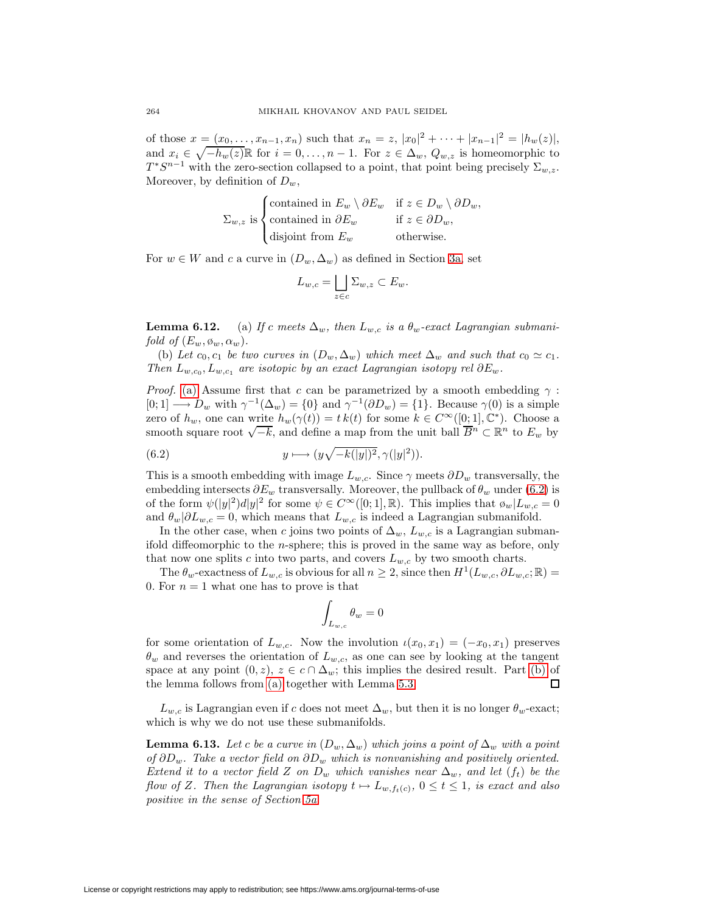of those $x = (x_0, \dots, x_{n-1}, x_n)$ such that $x_n = z$, $|x_0|^2 + \dots + |x_{n-1}|^2 = |h_w(z)|$, and $x_i \in \sqrt{-h_w(z)}\mathbb{R}$ for $i = 0, \dots, n-1$. For $z \in \Delta_w$, $Q_{w,z}$ is homeomorphic to $T^*S^{n-1}$ with the zero-section collapsed to a point, that point being precisely $\Sigma_{w,z}$. Moreover, by definition of $D_w$,

$$\Sigma_{w,z} \text{ is } \begin{cases} \text{contained in } E_w \setminus \partial E_w & \text{if } z \in D_w \setminus \partial D_w, \\ \text{contained in } \partial E_w & \text{if } z \in \partial D_w, \\ \text{disjoint from } E_w & \text{otherwise.} \end{cases}$$

For $w \in W$ and $c$ a curve in $(D_w, \Delta_w)$ as defined in Section 3a, set

$$L_{w,c} = \bigsqcup_{z \in c} \Sigma_{w,z} \subset E_w.$$

**Lemma 6.12.** (a) *If $c$ meets $\Delta_w$, then $L_{w,c}$ is a $\theta_w$-exact Lagrangian submanifold of $(E_w, \omega_w, \alpha_w)$.*

(b) *Let $c_0, c_1$ be two curves in $(D_w, \Delta_w)$ which meet $\Delta_w$ and such that $c_0 \simeq c_1$. Then $L_{w,c_0}, L_{w,c_1}$ are isotopic by an exact Lagrangian isotopy rel $\partial E_w$.*

*Proof.* (a) Assume first that $c$ can be parametrized by a smooth embedding $\gamma : [0;1] \longrightarrow D_w$ with $\gamma^{-1}(\Delta_w) = \{0\}$ and $\gamma^{-1}(\partial D_w) = \{1\}$. Because $\gamma(0)$ is a simple zero of $h_w$, one can write $h_w(\gamma(t)) = t\,k(t)$ for some $k \in C^\infty([0;1], \mathbb{C}^*)$. Choose a smooth square root $\sqrt{-k}$, and define a map from the unit ball $\overline{B}^n \subset \mathbb{R}^n$ to $E_w$ by

$$y \longmapsto (y\sqrt{-k(|y|)^2}, \gamma(|y|^2)). \tag{6.2}$$

This is a smooth embedding with image $L_{w,c}$. Since $\gamma$ meets $\partial D_w$ transversally, the embedding intersects $\partial E_w$ transversally. Moreover, the pullback of $\theta_w$ under (6.2) is of the form $\psi(|y|^2)d|y|^2$ for some $\psi \in C^\infty([0;1], \mathbb{R})$. This implies that $\omega_w|L_{w,c} = 0$ and $\theta_w|\partial L_{w,c} = 0$, which means that $L_{w,c}$ is indeed a Lagrangian submanifold.

In the other case, when $c$ joins two points of $\Delta_w$, $L_{w,c}$ is a Lagrangian submanifold diffeomorphic to the $n$-sphere; this is proved in the same way as before, only that now one splits $c$ into two parts, and covers $L_{w,c}$ by two smooth charts.

The $\theta_w$-exactness of $L_{w,c}$ is obvious for all $n \geq 2$, since then $H^1(L_{w,c}, \partial L_{w,c}; \mathbb{R}) = 0$. For $n = 1$ what one has to prove is that

$$\int_{L_{w,c}} \theta_w = 0$$

for some orientation of $L_{w,c}$. Now the involution $\iota(x_0, x_1) = (-x_0, x_1)$ preserves $\theta_w$ and reverses the orientation of $L_{w,c}$, as one can see by looking at the tangent space at any point $(0, z)$, $z \in c \cap \Delta_w$; this implies the desired result. Part (b) of the lemma follows from (a) together with Lemma 5.3. $\square$

$L_{w,c}$ is Lagrangian even if $c$ does not meet $\Delta_w$, but then it is no longer $\theta_w$-exact; which is why we do not use these submanifolds.

**Lemma 6.13.** *Let $c$ be a curve in $(D_w, \Delta_w)$ which joins a point of $\Delta_w$ with a point of $\partial D_w$. Take a vector field on $\partial D_w$ which is nonvanishing and positively oriented. Extend it to a vector field $Z$ on $D_w$ which vanishes near $\Delta_w$, and let $(f_t)$ be the flow of $Z$. Then the Lagrangian isotopy $t \mapsto L_{w,f_t(c)}$, $0 \leq t \leq 1$, is exact and also positive in the sense of Section 5a.*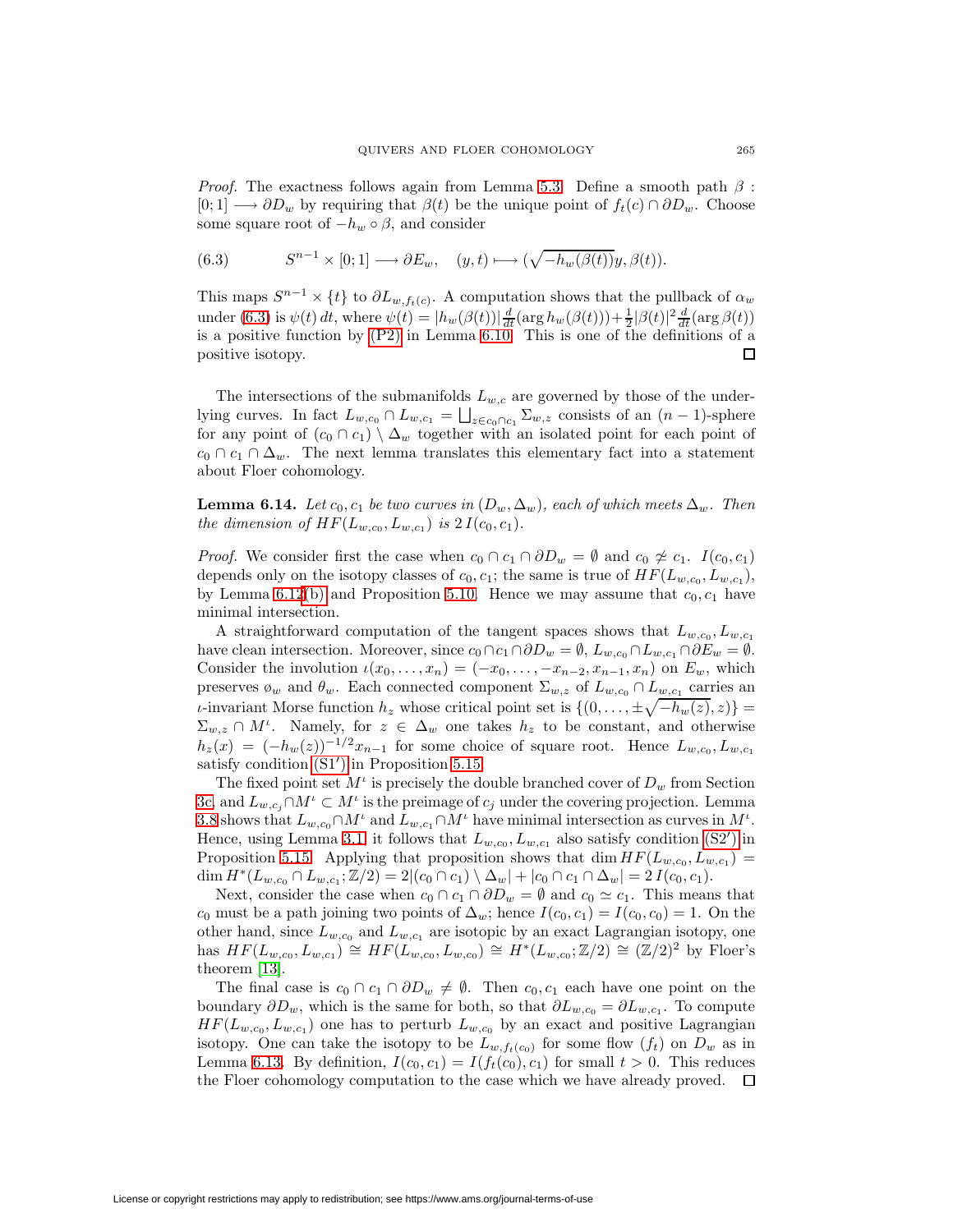*Proof.* The exactness follows again from Lemma 5.3. Define a smooth path $\beta : [0;1] \longrightarrow \partial D_w$ by requiring that $\beta(t)$ be the unique point of $f_t(c) \cap \partial D_w$. Choose some square root of $-h_w \circ \beta$, and consider

$$S^{n-1} \times [0;1] \longrightarrow \partial E_w, \quad (y,t) \longmapsto (\sqrt{-h_w(\beta(t))}y, \beta(t)). \tag{6.3}$$

This maps $S^{n-1} \times \{t\}$ to $\partial L_{w,f_t(c)}$. A computation shows that the pullback of $\alpha_w$ under (6.3) is $\psi(t)\,dt$, where $\psi(t) = |h_w(\beta(t))|\frac{d}{dt}(\arg h_w(\beta(t))) + \frac{1}{2}|\beta(t)|^2 \frac{d}{dt}(\arg \beta(t))$ is a positive function by (P2) in Lemma 6.10. This is one of the definitions of a positive isotopy. □

The intersections of the submanifolds $L_{w,c}$ are governed by those of the underlying curves. In fact $L_{w,c_0} \cap L_{w,c_1} = \bigsqcup_{z \in c_0 \cap c_1} \Sigma_{w,z}$ consists of an $(n-1)$-sphere for any point of $(c_0 \cap c_1) \setminus \Delta_w$ together with an isolated point for each point of $c_0 \cap c_1 \cap \Delta_w$. The next lemma translates this elementary fact into a statement about Floer cohomology.

**Lemma 6.14.** *Let $c_0, c_1$ be two curves in $(D_w, \Delta_w)$, each of which meets $\Delta_w$. Then the dimension of $HF(L_{w,c_0}, L_{w,c_1})$ is $2\,I(c_0, c_1)$.*

*Proof.* We consider first the case when $c_0 \cap c_1 \cap \partial D_w = \emptyset$ and $c_0 \not\simeq c_1$. $I(c_0, c_1)$ depends only on the isotopy classes of $c_0, c_1$; the same is true of $HF(L_{w,c_0}, L_{w,c_1})$, by Lemma 6.12(b) and Proposition 5.10. Hence we may assume that $c_0, c_1$ have minimal intersection.

A straightforward computation of the tangent spaces shows that $L_{w,c_0}, L_{w,c_1}$ have clean intersection. Moreover, since $c_0 \cap c_1 \cap \partial D_w = \emptyset$, $L_{w,c_0} \cap L_{w,c_1} \cap \partial E_w = \emptyset$. Consider the involution $\iota(x_0, \dots, x_n) = (-x_0, \dots, -x_{n-2}, x_{n-1}, x_n)$ on $E_w$, which preserves $\o_w$ and $\theta_w$. Each connected component $\Sigma_{w,z}$ of $L_{w,c_0} \cap L_{w,c_1}$ carries an $\iota$-invariant Morse function $h_z$ whose critical point set is $\{(0, \dots, \pm\sqrt{-h_w(z)}, z)\} = \Sigma_{w,z} \cap M^\iota$. Namely, for $z \in \Delta_w$ one takes $h_z$ to be constant, and otherwise $h_z(x) = (-h_w(z))^{-1/2} x_{n-1}$ for some choice of square root. Hence $L_{w,c_0}, L_{w,c_1}$ satisfy condition (S1′) in Proposition 5.15.

The fixed point set $M^\iota$ is precisely the double branched cover of $D_w$ from Section 3c, and $L_{w,c_j} \cap M^\iota \subset M^\iota$ is the preimage of $c_j$ under the covering projection. Lemma 3.8 shows that $L_{w,c_0} \cap M^\iota$ and $L_{w,c_1} \cap M^\iota$ have minimal intersection as curves in $M^\iota$. Hence, using Lemma 3.1, it follows that $L_{w,c_0}, L_{w,c_1}$ also satisfy condition (S2′) in Proposition 5.15. Applying that proposition shows that $\dim HF(L_{w,c_0}, L_{w,c_1}) = \dim H^*(L_{w,c_0} \cap L_{w,c_1}; \mathbb{Z}/2) = 2|(c_0 \cap c_1) \setminus \Delta_w| + |c_0 \cap c_1 \cap \Delta_w| = 2\,I(c_0, c_1)$.

Next, consider the case when $c_0 \cap c_1 \cap \partial D_w = \emptyset$ and $c_0 \simeq c_1$. This means that $c_0$ must be a path joining two points of $\Delta_w$; hence $I(c_0, c_1) = I(c_0, c_0) = 1$. On the other hand, since $L_{w,c_0}$ and $L_{w,c_1}$ are isotopic by an exact Lagrangian isotopy, one has $HF(L_{w,c_0}, L_{w,c_1}) \cong HF(L_{w,c_0}, L_{w,c_0}) \cong H^*(L_{w,c_0}; \mathbb{Z}/2) \cong (\mathbb{Z}/2)^2$ by Floer's theorem [13].

The final case is $c_0 \cap c_1 \cap \partial D_w \neq \emptyset$. Then $c_0, c_1$ each have one point on the boundary $\partial D_w$, which is the same for both, so that $\partial L_{w,c_0} = \partial L_{w,c_1}$. To compute $HF(L_{w,c_0}, L_{w,c_1})$ one has to perturb $L_{w,c_0}$ by an exact and positive Lagrangian isotopy. One can take the isotopy to be $L_{w,f_t(c_0)}$ for some flow $(f_t)$ on $D_w$ as in Lemma 6.13. By definition, $I(c_0, c_1) = I(f_t(c_0), c_1)$ for small $t > 0$. This reduces the Floer cohomology computation to the case which we have already proved. □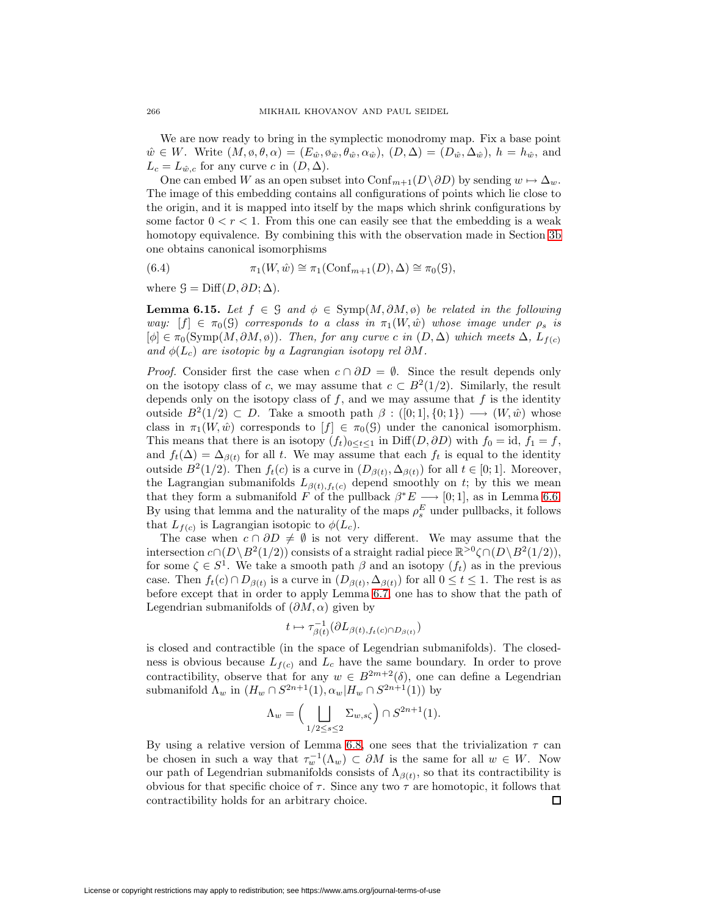We are now ready to bring in the symplectic monodromy map. Fix a base point $\hat{w} \in W$. Write $(M, \phi, \theta, \alpha) = (E_{\hat{w}}, \phi_{\hat{w}}, \theta_{\hat{w}}, \alpha_{\hat{w}})$, $(D, \Delta) = (D_{\hat{w}}, \Delta_{\hat{w}})$, $h = h_{\hat{w}}$, and $L_c = L_{\hat{w},c}$ for any curve $c$ in $(D, \Delta)$.

One can embed $W$ as an open subset into $\mathrm{Conf}_{m+1}(D \setminus \partial D)$ by sending $w \mapsto \Delta_w$. The image of this embedding contains all configurations of points which lie close to the origin, and it is mapped into itself by the maps which shrink configurations by some factor $0 < r < 1$. From this one can easily see that the embedding is a weak homotopy equivalence. By combining this with the observation made in Section 3b one obtains canonical isomorphisms

$$\pi_1(W, \hat{w}) \cong \pi_1(\mathrm{Conf}_{m+1}(D), \Delta) \cong \pi_0(\mathcal{G}), \tag{6.4}$$

where $\mathcal{G} = \mathrm{Diff}(D, \partial D; \Delta)$.

**Lemma 6.15.** *Let $f \in \mathcal{G}$ and $\phi \in \mathrm{Symp}(M, \partial M, \phi)$ be related in the following way: $[f] \in \pi_0(\mathcal{G})$ corresponds to a class in $\pi_1(W, \hat{w})$ whose image under $\rho_s$ is $[\phi] \in \pi_0(\mathrm{Symp}(M, \partial M, \phi))$. Then, for any curve $c$ in $(D, \Delta)$ which meets $\Delta$, $L_{f(c)}$ and $\phi(L_c)$ are isotopic by a Lagrangian isotopy rel $\partial M$.*

*Proof.* Consider first the case when $c \cap \partial D = \emptyset$. Since the result depends only on the isotopy class of $c$, we may assume that $c \subset B^2(1/2)$. Similarly, the result depends only on the isotopy class of $f$, and we may assume that $f$ is the identity outside $B^2(1/2) \subset D$. Take a smooth path $\beta : ([0;1], \{0;1\}) \longrightarrow (W, \hat{w})$ whose class in $\pi_1(W, \hat{w})$ corresponds to $[f] \in \pi_0(\mathcal{G})$ under the canonical isomorphism. This means that there is an isotopy $(f_t)_{0 \le t \le 1}$ in $\mathrm{Diff}(D, \partial D)$ with $f_0 = \mathrm{id}$, $f_1 = f$, and $f_t(\Delta) = \Delta_{\beta(t)}$ for all $t$. We may assume that each $f_t$ is equal to the identity outside $B^2(1/2)$. Then $f_t(c)$ is a curve in $(D_{\beta(t)}, \Delta_{\beta(t)})$ for all $t \in [0;1]$. Moreover, the Lagrangian submanifolds $L_{\beta(t), f_t(c)}$ depend smoothly on $t$; by this we mean that they form a submanifold $F$ of the pullback $\beta^* E \longrightarrow [0;1]$, as in Lemma 6.6. By using that lemma and the naturality of the maps $\rho_s^E$ under pullbacks, it follows that $L_{f(c)}$ is Lagrangian isotopic to $\phi(L_c)$.

The case when $c \cap \partial D \neq \emptyset$ is not very different. We may assume that the intersection $c \cap (D \setminus B^2(1/2))$ consists of a straight radial piece $\mathbb{R}^{>0}\zeta \cap (D \setminus B^2(1/2))$, for some $\zeta \in S^1$. We take a smooth path $\beta$ and an isotopy $(f_t)$ as in the previous case. Then $f_t(c) \cap D_{\beta(t)}$ is a curve in $(D_{\beta(t)}, \Delta_{\beta(t)})$ for all $0 \le t \le 1$. The rest is as before except that in order to apply Lemma 6.7, one has to show that the path of Legendrian submanifolds of $(\partial M, \alpha)$ given by

$$t \mapsto \tau_{\beta(t)}^{-1}(\partial L_{\beta(t), f_t(c) \cap D_{\beta(t)}})$$

is closed and contractible (in the space of Legendrian submanifolds). The closedness is obvious because $L_{f(c)}$ and $L_c$ have the same boundary. In order to prove contractibility, observe that for any $w \in B^{2m+2}(\delta)$, one can define a Legendrian submanifold $\Lambda_w$ in $(H_w \cap S^{2n+1}(1), \alpha_w | H_w \cap S^{2n+1}(1))$ by

$$\Lambda_w = \Big( \bigsqcup_{1/2 \le s \le 2} \Sigma_{w, s\zeta} \Big) \cap S^{2n+1}(1).$$

By using a relative version of Lemma 6.8, one sees that the trivialization $\tau$ can be chosen in such a way that $\tau_w^{-1}(\Lambda_w) \subset \partial M$ is the same for all $w \in W$. Now our path of Legendrian submanifolds consists of $\Lambda_{\beta(t)}$, so that its contractibility is obvious for that specific choice of $\tau$. Since any two $\tau$ are homotopic, it follows that contractibility holds for an arbitrary choice. ∎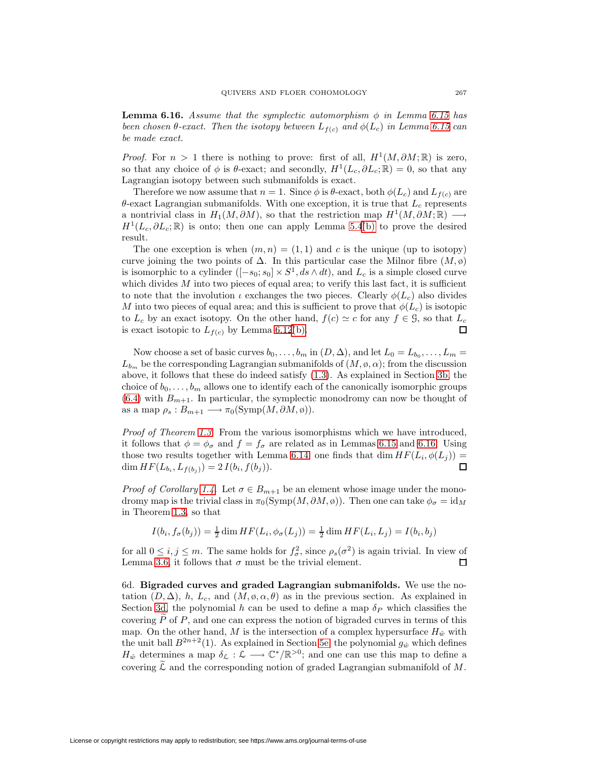**Lemma 6.16.** *Assume that the symplectic automorphism $\phi$ in Lemma 6.15 has been chosen $\theta$-exact. Then the isotopy between $L_{f(c)}$ and $\phi(L_c)$ in Lemma 6.15 can be made exact.*

*Proof.* For $n > 1$ there is nothing to prove: first of all, $H^1(M, \partial M; \mathbb{R})$ is zero, so that any choice of $\phi$ is $\theta$-exact; and secondly, $H^1(L_c, \partial L_c; \mathbb{R}) = 0$, so that any Lagrangian isotopy between such submanifolds is exact.

Therefore we now assume that $n = 1$. Since $\phi$ is $\theta$-exact, both $\phi(L_c)$ and $L_{f(c)}$ are $\theta$-exact Lagrangian submanifolds. With one exception, it is true that $L_c$ represents a nontrivial class in $H_1(M, \partial M)$, so that the restriction map $H^1(M, \partial M; \mathbb{R}) \longrightarrow H^1(L_c, \partial L_c; \mathbb{R})$ is onto; then one can apply Lemma 5.4(b) to prove the desired result.

The one exception is when $(m, n) = (1, 1)$ and $c$ is the unique (up to isotopy) curve joining the two points of $\Delta$. In this particular case the Milnor fibre $(M, \emptyset)$ is isomorphic to a cylinder $([-s_0; s_0] \times S^1, ds \wedge dt)$, and $L_c$ is a simple closed curve which divides $M$ into two pieces of equal area; to verify this last fact, it is sufficient to note that the involution $\iota$ exchanges the two pieces. Clearly $\phi(L_c)$ also divides $M$ into two pieces of equal area; and this is sufficient to prove that $\phi(L_c)$ is isotopic to $L_c$ by an exact isotopy. On the other hand, $f(c) \simeq c$ for any $f \in \mathcal{G}$, so that $L_c$ is exact isotopic to $L_{f(c)}$ by Lemma 6.12(b). $\square$

Now choose a set of basic curves $b_0, \dots, b_m$ in $(D, \Delta)$, and let $L_0 = L_{b_0}, \dots, L_m = L_{b_m}$ be the corresponding Lagrangian submanifolds of $(M, \emptyset, \alpha)$; from the discussion above, it follows that these do indeed satisfy (1.3). As explained in Section 3b, the choice of $b_0, \dots, b_m$ allows one to identify each of the canonically isomorphic groups (6.4) with $B_{m+1}$. In particular, the symplectic monodromy can now be thought of as a map $\rho_s : B_{m+1} \longrightarrow \pi_0(\mathrm{Symp}(M, \partial M, \emptyset))$.

*Proof of Theorem 1.3.* From the various isomorphisms which we have introduced, it follows that $\phi = \phi_\sigma$ and $f = f_\sigma$ are related as in Lemmas 6.15 and 6.16. Using those two results together with Lemma 6.14, one finds that $\dim HF(L_i, \phi(L_j)) = \dim HF(L_{b_i}, L_{f(b_j)}) = 2\, I(b_i, f(b_j))$. $\square$

*Proof of Corollary 1.4.* Let $\sigma \in B_{m+1}$ be an element whose image under the monodromy map is the trivial class in $\pi_0(\mathrm{Symp}(M, \partial M, \emptyset))$. Then one can take $\phi_\sigma = \mathrm{id}_M$ in Theorem 1.3, so that

$$I(b_i, f_\sigma(b_j)) = \tfrac{1}{2} \dim HF(L_i, \phi_\sigma(L_j)) = \tfrac{1}{2} \dim HF(L_i, L_j) = I(b_i, b_j)$$

for all $0 \le i, j \le m$. The same holds for $f_\sigma^2$, since $\rho_s(\sigma^2)$ is again trivial. In view of Lemma 3.6, it follows that $\sigma$ must be the trivial element. $\square$

6d. **Bigraded curves and graded Lagrangian submanifolds.** We use the notation $(D, \Delta)$, $h$, $L_c$, and $(M, \emptyset, \alpha, \theta)$ as in the previous section. As explained in Section 3d, the polynomial $h$ can be used to define a map $\delta_P$ which classifies the covering $\widetilde{P}$ of $P$, and one can express the notion of bigraded curves in terms of this map. On the other hand, $M$ is the intersection of a complex hypersurface $H_{\hat{w}}$ with the unit ball $B^{2n+2}(1)$. As explained in Section 5e, the polynomial $g_{\hat{w}}$ which defines $H_{\hat{w}}$ determines a map $\delta_{\mathcal{L}} : \mathcal{L} \longrightarrow \mathbb{C}^*/\mathbb{R}^{>0}$; and one can use this map to define a covering $\widetilde{\mathcal{L}}$ and the corresponding notion of graded Lagrangian submanifold of $M$.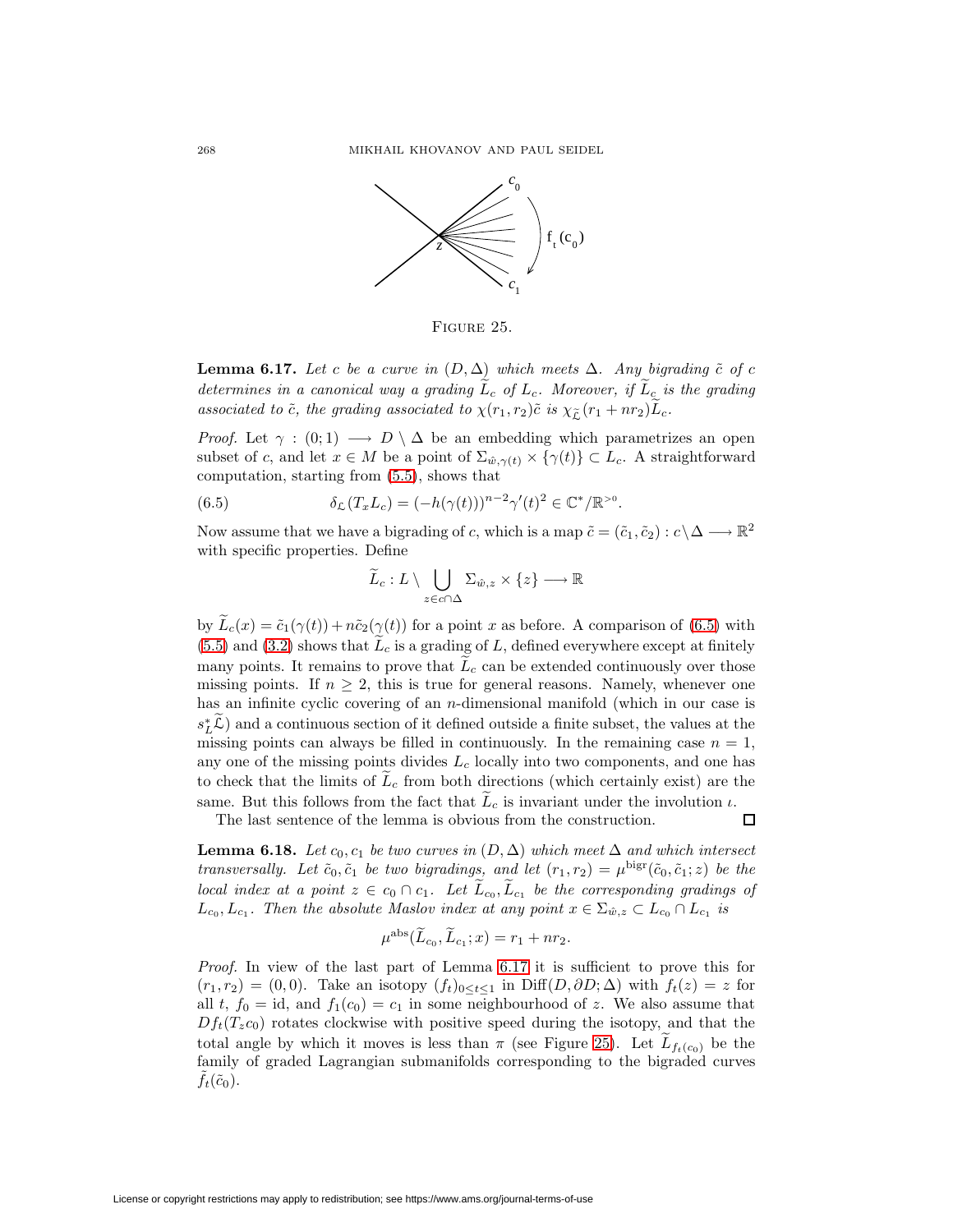Figure 25.

**Lemma 6.17.** *Let $c$ be a curve in $(D, \Delta)$ which meets $\Delta$. Any bigrading $\tilde{c}$ of $c$ determines in a canonical way a grading $\widetilde{L}_c$ of $L_c$. Moreover, if $\widetilde{L}_c$ is the grading associated to $\tilde{c}$, the grading associated to $\chi(r_1, r_2)\tilde{c}$ is $\chi_{\widetilde{\mathcal{L}}}(r_1 + nr_2)\widetilde{L}_c$.*

*Proof.* Let $\gamma : (0; 1) \longrightarrow D \setminus \Delta$ be an embedding which parametrizes an open subset of $c$, and let $x \in M$ be a point of $\Sigma_{\hat{w},\gamma(t)} \times \{\gamma(t)\} \subset L_c$. A straightforward computation, starting from (5.5), shows that

$$\delta_{\mathcal{L}}(T_x L_c) = (-h(\gamma(t)))^{n-2}\gamma'(t)^2 \in \mathbb{C}^*/\mathbb{R}^{>0}. \tag{6.5}$$

Now assume that we have a bigrading of $c$, which is a map $\tilde{c} = (\tilde{c}_1, \tilde{c}_2) : c \setminus \Delta \longrightarrow \mathbb{R}^2$ with specific properties. Define

$$\widetilde{L}_c : L \setminus \bigcup_{z \in c \cap \Delta} \Sigma_{\hat{w},z} \times \{z\} \longrightarrow \mathbb{R}$$

by $\widetilde{L}_c(x) = \tilde{c}_1(\gamma(t)) + n\tilde{c}_2(\gamma(t))$ for a point $x$ as before. A comparison of (6.5) with (5.5) and (3.2) shows that $\widetilde{L}_c$ is a grading of $L$, defined everywhere except at finitely many points. It remains to prove that $\widetilde{L}_c$ can be extended continuously over those missing points. If $n \geq 2$, this is true for general reasons. Namely, whenever one has an infinite cyclic covering of an $n$-dimensional manifold (which in our case is $s_L^*\widetilde{\mathcal{L}}$) and a continuous section of it defined outside a finite subset, the values at the missing points can always be filled in continuously. In the remaining case $n = 1$, any one of the missing points divides $L_c$ locally into two components, and one has to check that the limits of $\widetilde{L}_c$ from both directions (which certainly exist) are the same. But this follows from the fact that $\widetilde{L}_c$ is invariant under the involution $\iota$.

The last sentence of the lemma is obvious from the construction. □

**Lemma 6.18.** *Let $c_0, c_1$ be two curves in $(D, \Delta)$ which meet $\Delta$ and which intersect transversally. Let $\tilde{c}_0, \tilde{c}_1$ be two bigradings, and let $(r_1, r_2) = \mu^{\text{bigr}}(\tilde{c}_0, \tilde{c}_1; z)$ be the local index at a point $z \in c_0 \cap c_1$. Let $\widetilde{L}_{c_0}, \widetilde{L}_{c_1}$ be the corresponding gradings of $L_{c_0}, L_{c_1}$. Then the absolute Maslov index at any point $x \in \Sigma_{\hat{w},z} \subset L_{c_0} \cap L_{c_1}$ is*

$$\mu^{\text{abs}}(\widetilde{L}_{c_0}, \widetilde{L}_{c_1}; x) = r_1 + nr_2.$$

*Proof.* In view of the last part of Lemma 6.17 it is sufficient to prove this for $(r_1, r_2) = (0, 0)$. Take an isotopy $(f_t)_{0 \leq t \leq 1}$ in $\text{Diff}(D, \partial D; \Delta)$ with $f_t(z) = z$ for all $t$, $f_0 = \text{id}$, and $f_1(c_0) = c_1$ in some neighbourhood of $z$. We also assume that $Df_t(T_z c_0)$ rotates clockwise with positive speed during the isotopy, and that the total angle by which it moves is less than $\pi$ (see Figure 25). Let $\widetilde{L}_{f_t(c_0)}$ be the family of graded Lagrangian submanifolds corresponding to the bigraded curves $\tilde{f}_t(\tilde{c}_0)$.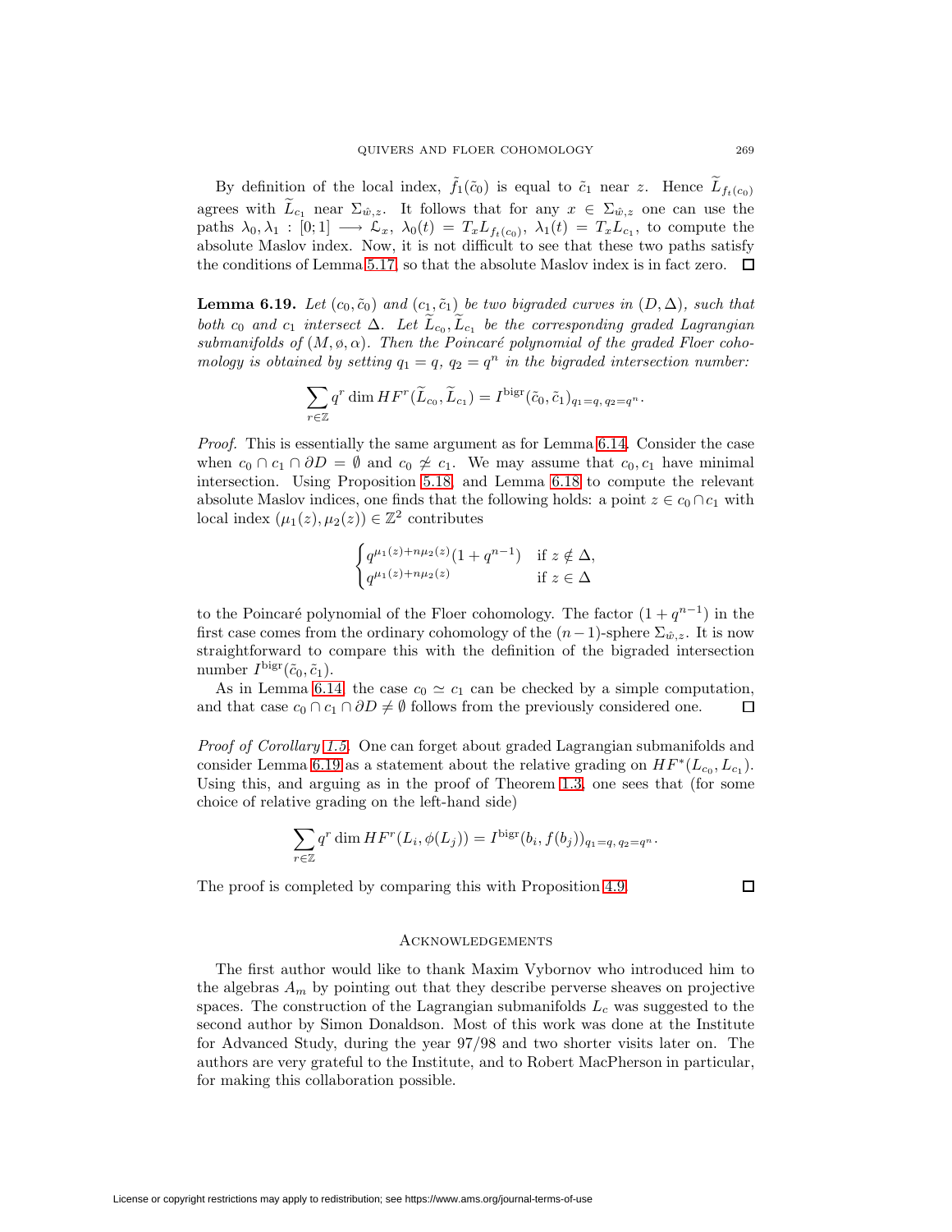By definition of the local index, $\tilde{f}_1(\tilde{c}_0)$ is equal to $\tilde{c}_1$ near $z$. Hence $\widetilde{L}_{f_t(c_0)}$ agrees with $\widetilde{L}_{c_1}$ near $\Sigma_{\hat{w},z}$. It follows that for any $x \in \Sigma_{\hat{w},z}$ one can use the paths $\lambda_0, \lambda_1 : [0;1] \longrightarrow \mathcal{L}_x$, $\lambda_0(t) = T_x L_{f_t(c_0)}$, $\lambda_1(t) = T_x L_{c_1}$, to compute the absolute Maslov index. Now, it is not difficult to see that these two paths satisfy the conditions of Lemma 5.17, so that the absolute Maslov index is in fact zero. $\square$

**Lemma 6.19.** *Let $(c_0, \tilde{c}_0)$ and $(c_1, \tilde{c}_1)$ be two bigraded curves in $(D, \Delta)$, such that both $c_0$ and $c_1$ intersect $\Delta$. Let $\widetilde{L}_{c_0}, \widetilde{L}_{c_1}$ be the corresponding graded Lagrangian submanifolds of $(M, \phi, \alpha)$. Then the Poincaré polynomial of the graded Floer cohomology is obtained by setting $q_1 = q$, $q_2 = q^n$ in the bigraded intersection number:*

$$\sum_{r \in \mathbb{Z}} q^r \dim HF^r(\widetilde{L}_{c_0}, \widetilde{L}_{c_1}) = I^{\mathrm{bigr}}(\tilde{c}_0, \tilde{c}_1)_{q_1 = q,\, q_2 = q^n}.$$

*Proof.* This is essentially the same argument as for Lemma 6.14. Consider the case when $c_0 \cap c_1 \cap \partial D = \emptyset$ and $c_0 \not\simeq c_1$. We may assume that $c_0, c_1$ have minimal intersection. Using Proposition 5.18, and Lemma 6.18 to compute the relevant absolute Maslov indices, one finds that the following holds: a point $z \in c_0 \cap c_1$ with local index $(\mu_1(z), \mu_2(z)) \in \mathbb{Z}^2$ contributes

$$\begin{cases} q^{\mu_1(z)+n\mu_2(z)}(1+q^{n-1}) & \text{if } z \notin \Delta, \\ q^{\mu_1(z)+n\mu_2(z)} & \text{if } z \in \Delta \end{cases}$$

to the Poincaré polynomial of the Floer cohomology. The factor $(1+q^{n-1})$ in the first case comes from the ordinary cohomology of the $(n-1)$-sphere $\Sigma_{\hat{w},z}$. It is now straightforward to compare this with the definition of the bigraded intersection number $I^{\mathrm{bigr}}(\tilde{c}_0, \tilde{c}_1)$.

As in Lemma 6.14, the case $c_0 \simeq c_1$ can be checked by a simple computation, and that case $c_0 \cap c_1 \cap \partial D \neq \emptyset$ follows from the previously considered one. $\square$

*Proof of Corollary 1.5.* One can forget about graded Lagrangian submanifolds and consider Lemma 6.19 as a statement about the relative grading on $HF^*(L_{c_0}, L_{c_1})$. Using this, and arguing as in the proof of Theorem 1.3, one sees that (for some choice of relative grading on the left-hand side)

$$\sum_{r \in \mathbb{Z}} q^r \dim HF^r(L_i, \phi(L_j)) = I^{\mathrm{bigr}}(b_i, f(b_j))_{q_1 = q,\, q_2 = q^n}.$$

The proof is completed by comparing this with Proposition 4.9. $\square$

## Acknowledgements

The first author would like to thank Maxim Vybornov who introduced him to the algebras $A_m$ by pointing out that they describe perverse sheaves on projective spaces. The construction of the Lagrangian submanifolds $L_c$ was suggested to the second author by Simon Donaldson. Most of this work was done at the Institute for Advanced Study, during the year 97/98 and two shorter visits later on. The authors are very grateful to the Institute, and to Robert MacPherson in particular, for making this collaboration possible.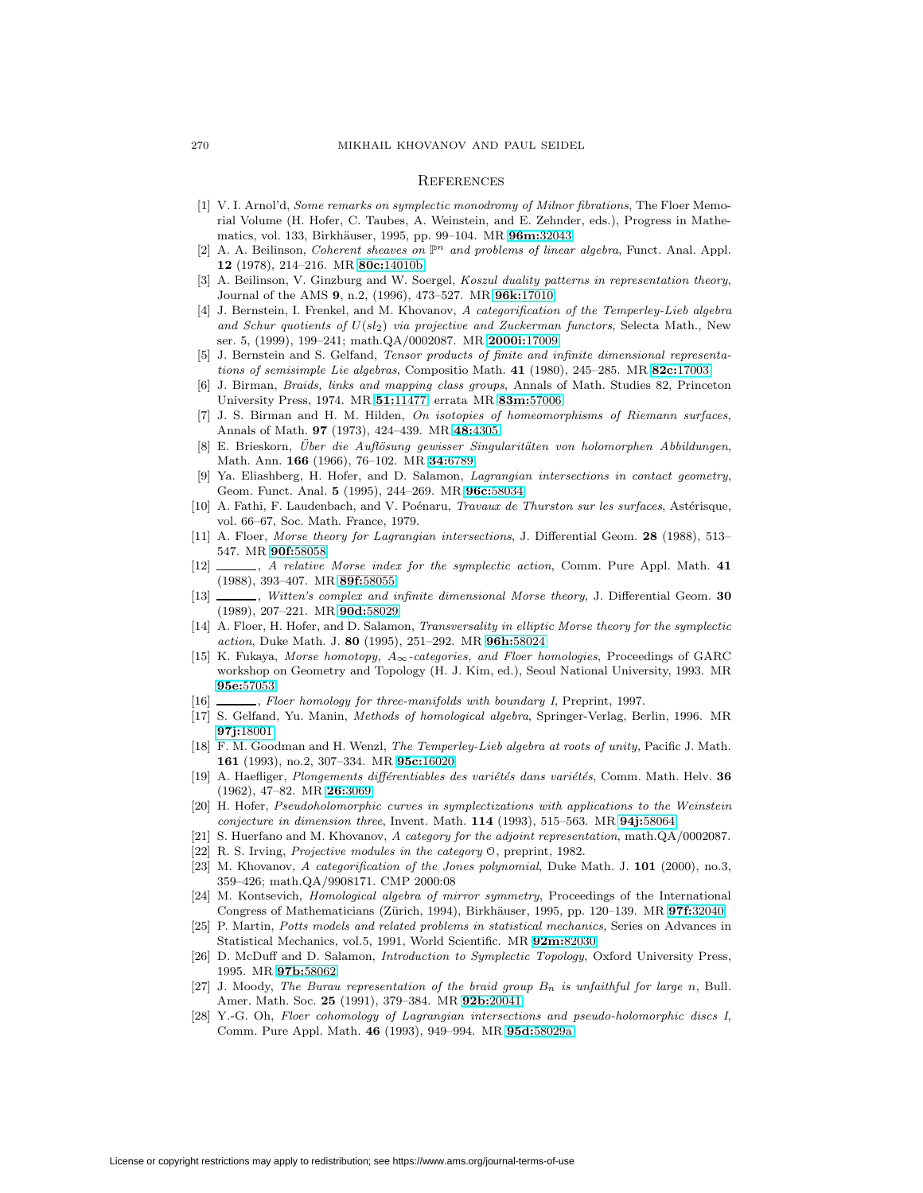## References

[1] V. I. Arnol'd, *Some remarks on symplectic monodromy of Milnor fibrations*, The Floer Memorial Volume (H. Hofer, C. Taubes, A. Weinstein, and E. Zehnder, eds.), Progress in Mathematics, vol. 133, Birkhäuser, 1995, pp. 99–104. MR **96m:**32043

[2] A. A. Beilinson, *Coherent sheaves on* $\mathbb{P}^n$ *and problems of linear algebra*, Funct. Anal. Appl. **12** (1978), 214–216. MR **80c:**14010b

[3] A. Beilinson, V. Ginzburg and W. Soergel, *Koszul duality patterns in representation theory*, Journal of the AMS **9**, n.2, (1996), 473–527. MR **96k:**17010

[4] J. Bernstein, I. Frenkel, and M. Khovanov, *A categorification of the Temperley-Lieb algebra and Schur quotients of* $U(sl_2)$ *via projective and Zuckerman functors*, Selecta Math., New ser. 5, (1999), 199–241; math.QA/0002087. MR **2000i:**17009

[5] J. Bernstein and S. Gelfand, *Tensor products of finite and infinite dimensional representations of semisimple Lie algebras*, Compositio Math. **41** (1980), 245–285. MR **82c:**17003

[6] J. Birman, *Braids, links and mapping class groups*, Annals of Math. Studies 82, Princeton University Press, 1974. MR **51:**11477; errata MR **83m:**57006

[7] J. S. Birman and H. M. Hilden, *On isotopies of homeomorphisms of Riemann surfaces*, Annals of Math. **97** (1973), 424–439. MR **48:**4305

[8] E. Brieskorn, *Über die Auflösung gewisser Singularitäten von holomorphen Abbildungen*, Math. Ann. **166** (1966), 76–102. MR **34:**6789

[9] Ya. Eliashberg, H. Hofer, and D. Salamon, *Lagrangian intersections in contact geometry*, Geom. Funct. Anal. **5** (1995), 244–269. MR **96c:**58034

[10] A. Fathi, F. Laudenbach, and V. Poénaru, *Travaux de Thurston sur les surfaces*, Astérisque, vol. 66–67, Soc. Math. France, 1979.

[11] A. Floer, *Morse theory for Lagrangian intersections*, J. Differential Geom. **28** (1988), 513–547. MR **90f:**58058

[12] ______, *A relative Morse index for the symplectic action*, Comm. Pure Appl. Math. **41** (1988), 393–407. MR **89f:**58055

[13] ______, *Witten's complex and infinite dimensional Morse theory*, J. Differential Geom. **30** (1989), 207–221. MR **90d:**58029

[14] A. Floer, H. Hofer, and D. Salamon, *Transversality in elliptic Morse theory for the symplectic action*, Duke Math. J. **80** (1995), 251–292. MR **96h:**58024

[15] K. Fukaya, *Morse homotopy,* $A_\infty$*-categories, and Floer homologies*, Proceedings of GARC workshop on Geometry and Topology (H. J. Kim, ed.), Seoul National University, 1993. MR **95e:**57053

[16] ______, *Floer homology for three-manifolds with boundary I*, Preprint, 1997.

[17] S. Gelfand, Yu. Manin, *Methods of homological algebra*, Springer-Verlag, Berlin, 1996. MR **97j:**18001

[18] F. M. Goodman and H. Wenzl, *The Temperley-Lieb algebra at roots of unity,* Pacific J. Math. **161** (1993), no.2, 307–334. MR **95c:**16020

[19] A. Haefliger, *Plongements différentiables des variétés dans variétés*, Comm. Math. Helv. **36** (1962), 47–82. MR **26:**3069

[20] H. Hofer, *Pseudoholomorphic curves in symplectizations with applications to the Weinstein conjecture in dimension three*, Invent. Math. **114** (1993), 515–563. MR **94j:**58064

[21] S. Huerfano and M. Khovanov, *A category for the adjoint representation*, math.QA/0002087.

[22] R. S. Irving, *Projective modules in the category* $\mathcal{O}$, preprint, 1982.

[23] M. Khovanov, *A categorification of the Jones polynomial*, Duke Math. J. **101** (2000), no.3, 359–426; math.QA/9908171. CMP 2000:08

[24] M. Kontsevich, *Homological algebra of mirror symmetry*, Proceedings of the International Congress of Mathematicians (Zürich, 1994), Birkhäuser, 1995, pp. 120–139. MR **97f:**32040

[25] P. Martin, *Potts models and related problems in statistical mechanics,* Series on Advances in Statistical Mechanics, vol.5, 1991, World Scientific. MR **92m:**82030

[26] D. McDuff and D. Salamon, *Introduction to Symplectic Topology*, Oxford University Press, 1995. MR **97b:**58062

[27] J. Moody, *The Burau representation of the braid group* $B_n$ *is unfaithful for large n*, Bull. Amer. Math. Soc. **25** (1991), 379–384. MR **92b:**20041

[28] Y.-G. Oh, *Floer cohomology of Lagrangian intersections and pseudo-holomorphic discs I*, Comm. Pure Appl. Math. **46** (1993), 949–994. MR **95d:**58029a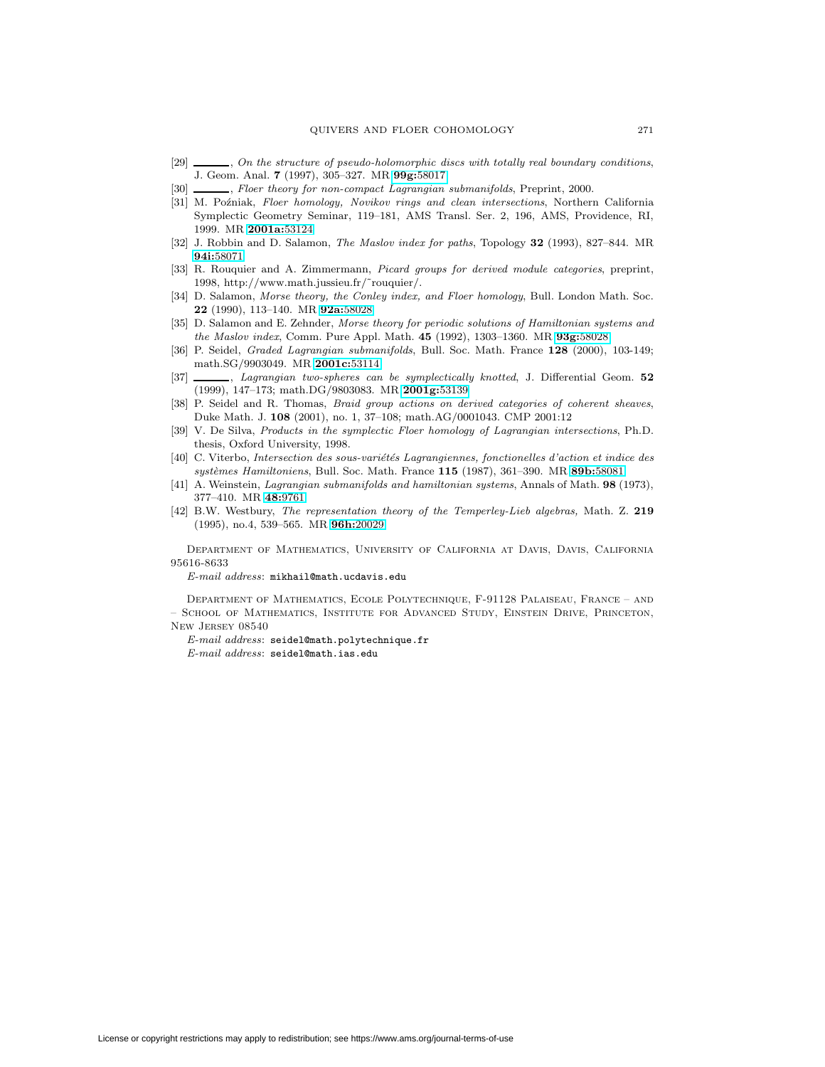[29] ———, *On the structure of pseudo-holomorphic discs with totally real boundary conditions*, J. Geom. Anal. **7** (1997), 305–327. MR **99g:**58017

[30] ———, *Floer theory for non-compact Lagrangian submanifolds*, Preprint, 2000.

[31] M. Poźniak, *Floer homology, Novikov rings and clean intersections*, Northern California Symplectic Geometry Seminar, 119–181, AMS Transl. Ser. 2, 196, AMS, Providence, RI, 1999. MR **2001a:**53124

[32] J. Robbin and D. Salamon, *The Maslov index for paths*, Topology **32** (1993), 827–844. MR **94i:**58071

[33] R. Rouquier and A. Zimmermann, *Picard groups for derived module categories*, preprint, 1998, http://www.math.jussieu.fr/~rouquier/.

[34] D. Salamon, *Morse theory, the Conley index, and Floer homology*, Bull. London Math. Soc. **22** (1990), 113–140. MR **92a:**58028

[35] D. Salamon and E. Zehnder, *Morse theory for periodic solutions of Hamiltonian systems and the Maslov index*, Comm. Pure Appl. Math. **45** (1992), 1303–1360. MR **93g:**58028

[36] P. Seidel, *Graded Lagrangian submanifolds*, Bull. Soc. Math. France **128** (2000), 103-149; math.SG/9903049. MR **2001c:**53114

[37] ———, *Lagrangian two-spheres can be symplectically knotted*, J. Differential Geom. **52** (1999), 147–173; math.DG/9803083. MR **2001g:**53139

[38] P. Seidel and R. Thomas, *Braid group actions on derived categories of coherent sheaves*, Duke Math. J. **108** (2001), no. 1, 37–108; math.AG/0001043. CMP 2001:12

[39] V. De Silva, *Products in the symplectic Floer homology of Lagrangian intersections*, Ph.D. thesis, Oxford University, 1998.

[40] C. Viterbo, *Intersection des sous-variétés Lagrangiennes, fonctionelles d'action et indice des systèmes Hamiltoniens*, Bull. Soc. Math. France **115** (1987), 361–390. MR **89b:**58081

[41] A. Weinstein, *Lagrangian submanifolds and hamiltonian systems*, Annals of Math. **98** (1973), 377–410. MR **48:**9761

[42] B.W. Westbury, *The representation theory of the Temperley-Lieb algebras,* Math. Z. **219** (1995), no.4, 539–565. MR **96h:**20029

Department of Mathematics, University of California at Davis, Davis, California 95616-8633

*E-mail address*: `mikhail@math.ucdavis.edu`

Department of Mathematics, Ecole Polytechnique, F-91128 Palaiseau, France – and – School of Mathematics, Institute for Advanced Study, Einstein Drive, Princeton, New Jersey 08540

*E-mail address*: `seidel@math.polytechnique.fr`

*E-mail address*: `seidel@math.ias.edu`